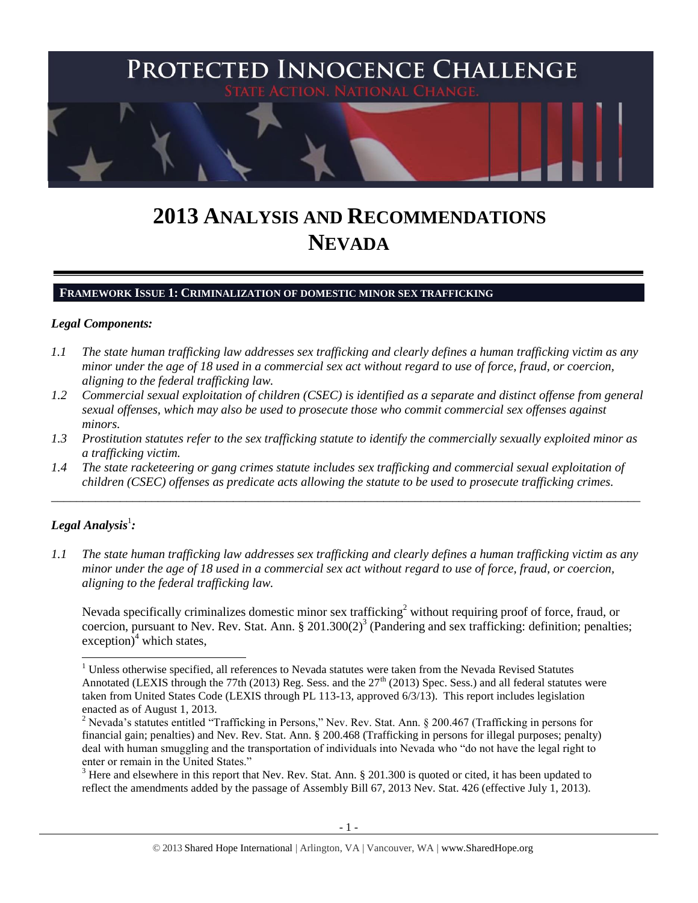# PROTECTED INNOCENCE CHALLENGE

STATE ACTION. NATIONAL CHANGE.

# 2013 ANALYSIS AND RECOMMENDATIONS NEVADA

## FRAMEWORK ISSUE 1: CRIMINALIZATION OF DOMESTIC MINOR SEX TRAFFICKING

### *Legal Components:*

*1.1 The state human trafficking law addresses sex trafficking and clearly defines a human trafficking victim as any minor under the age of 18 used in a commercial sex act without regard to use of force, fraud, or coercion, aligning to the federal trafficking law.*

*1.2 Commercial sexual exploitation of children (CSEC) is identified as a separate and distinct offense from general sexual offenses, which may also be used to prosecute those who commit commercial sex offenses against minors.*

*1.3 Prostitution statutes refer to the sex trafficking statute to identify the commercially sexually exploited minor as a trafficking victim.*

*1.4 The state racketeering or gang crimes statute includes sex trafficking and commercial sexual exploitation of children (CSEC) offenses as predicate acts allowing the statute to be used to prosecute trafficking crimes.*

---

### *Legal Analysis*[1]*:*

*1.1 The state human trafficking law addresses sex trafficking and clearly defines a human trafficking victim as any minor under the age of 18 used in a commercial sex act without regard to use of force, fraud, or coercion, aligning to the federal trafficking law.*

Nevada specifically criminalizes domestic minor sex trafficking[2] without requiring proof of force, fraud, or coercion, pursuant to Nev. Rev. Stat. Ann. § 201.300(2)[3] (Pandering and sex trafficking: definition; penalties; exception)[4] which states,

---

[1] Unless otherwise specified, all references to Nevada statutes were taken from the Nevada Revised Statutes Annotated (LEXIS through the 77th (2013) Reg. Sess. and the 27th (2013) Spec. Sess.) and all federal statutes were taken from United States Code (LEXIS through PL 113-13, approved 6/3/13). This report includes legislation enacted as of August 1, 2013.

[2] Nevada's statutes entitled "Trafficking in Persons," Nev. Rev. Stat. Ann. § 200.467 (Trafficking in persons for financial gain; penalties) and Nev. Rev. Stat. Ann. § 200.468 (Trafficking in persons for illegal purposes; penalty) deal with human smuggling and the transportation of individuals into Nevada who "do not have the legal right to enter or remain in the United States."

[3] Here and elsewhere in this report that Nev. Rev. Stat. Ann. § 201.300 is quoted or cited, it has been updated to reflect the amendments added by the passage of Assembly Bill 67, 2013 Nev. Stat. 426 (effective July 1, 2013).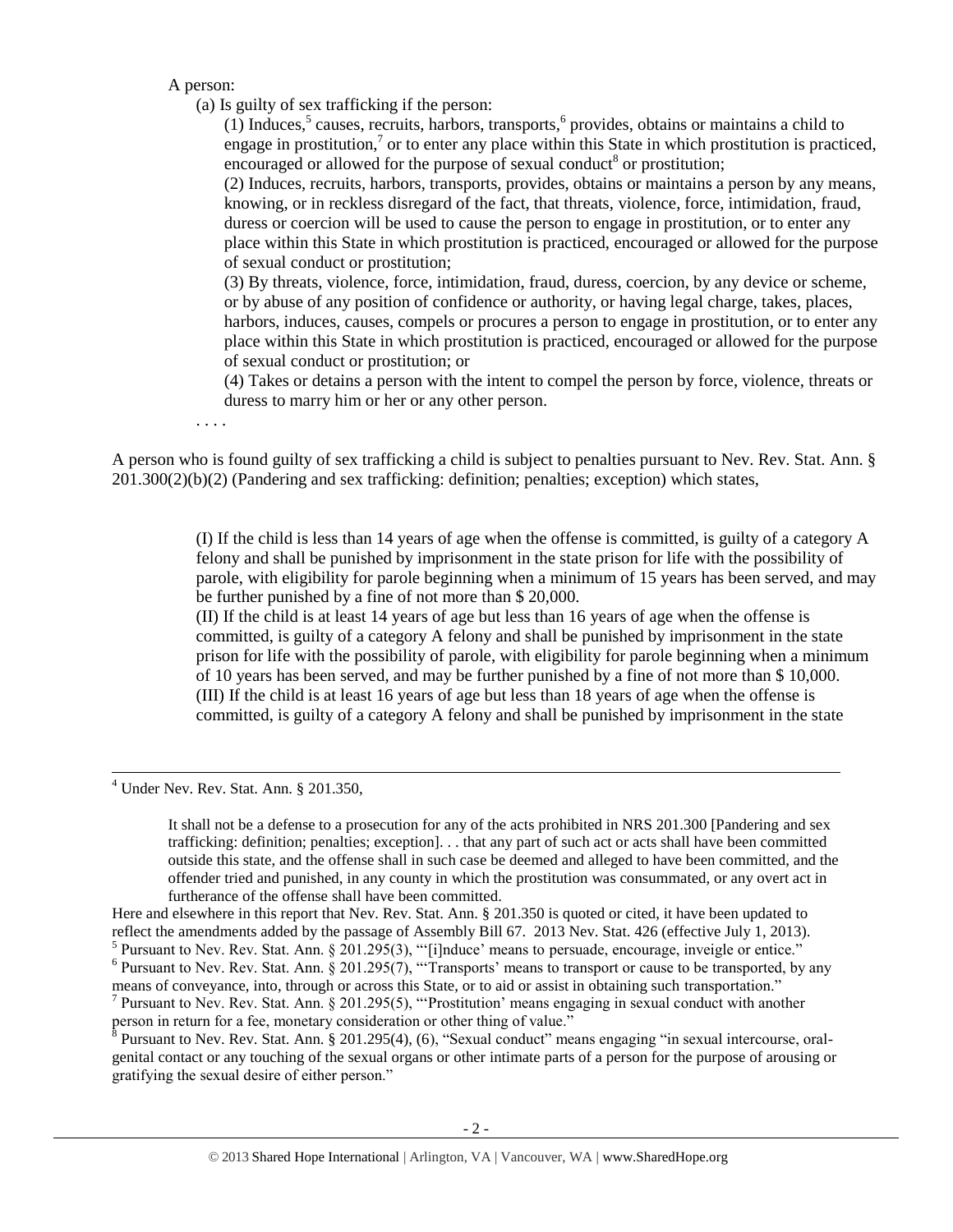A person:

(a) Is guilty of sex trafficking if the person:

(1) Induces,[5] causes, recruits, harbors, transports,[6] provides, obtains or maintains a child to engage in prostitution,[7] or to enter any place within this State in which prostitution is practiced, encouraged or allowed for the purpose of sexual conduct[8] or prostitution;

(2) Induces, recruits, harbors, transports, provides, obtains or maintains a person by any means, knowing, or in reckless disregard of the fact, that threats, violence, force, intimidation, fraud, duress or coercion will be used to cause the person to engage in prostitution, or to enter any place within this State in which prostitution is practiced, encouraged or allowed for the purpose of sexual conduct or prostitution;

(3) By threats, violence, force, intimidation, fraud, duress, coercion, by any device or scheme, or by abuse of any position of confidence or authority, or having legal charge, takes, places, harbors, induces, causes, compels or procures a person to engage in prostitution, or to enter any place within this State in which prostitution is practiced, encouraged or allowed for the purpose of sexual conduct or prostitution; or

(4) Takes or detains a person with the intent to compel the person by force, violence, threats or duress to marry him or her or any other person.

. . . .

A person who is found guilty of sex trafficking a child is subject to penalties pursuant to Nev. Rev. Stat. Ann. § 201.300(2)(b)(2) (Pandering and sex trafficking: definition; penalties; exception) which states,

> (I) If the child is less than 14 years of age when the offense is committed, is guilty of a category A felony and shall be punished by imprisonment in the state prison for life with the possibility of parole, with eligibility for parole beginning when a minimum of 15 years has been served, and may be further punished by a fine of not more than $ 20,000.
>
> (II) If the child is at least 14 years of age but less than 16 years of age when the offense is committed, is guilty of a category A felony and shall be punished by imprisonment in the state prison for life with the possibility of parole, with eligibility for parole beginning when a minimum of 10 years has been served, and may be further punished by a fine of not more than $ 10,000.
>
> (III) If the child is at least 16 years of age but less than 18 years of age when the offense is committed, is guilty of a category A felony and shall be punished by imprisonment in the state

---

[4] Under Nev. Rev. Stat. Ann. § 201.350,

> It shall not be a defense to a prosecution for any of the acts prohibited in NRS 201.300 [Pandering and sex trafficking: definition; penalties; exception]. . . that any part of such act or acts shall have been committed outside this state, and the offense shall in such case be deemed and alleged to have been committed, and the offender tried and punished, in any county in which the prostitution was consummated, or any overt act in furtherance of the offense shall have been committed.

Here and elsewhere in this report that Nev. Rev. Stat. Ann. § 201.350 is quoted or cited, it have been updated to reflect the amendments added by the passage of Assembly Bill 67. 2013 Nev. Stat. 426 (effective July 1, 2013).

[5] Pursuant to Nev. Rev. Stat. Ann. § 201.295(3), "'[i]nduce' means to persuade, encourage, inveigle or entice."

[6] Pursuant to Nev. Rev. Stat. Ann. § 201.295(7), "'Transports' means to transport or cause to be transported, by any means of conveyance, into, through or across this State, or to aid or assist in obtaining such transportation."

[7] Pursuant to Nev. Rev. Stat. Ann. § 201.295(5), "'Prostitution' means engaging in sexual conduct with another person in return for a fee, monetary consideration or other thing of value."

[8] Pursuant to Nev. Rev. Stat. Ann. § 201.295(4), (6), "Sexual conduct" means engaging "in sexual intercourse, oral-genital contact or any touching of the sexual organs or other intimate parts of a person for the purpose of arousing or gratifying the sexual desire of either person."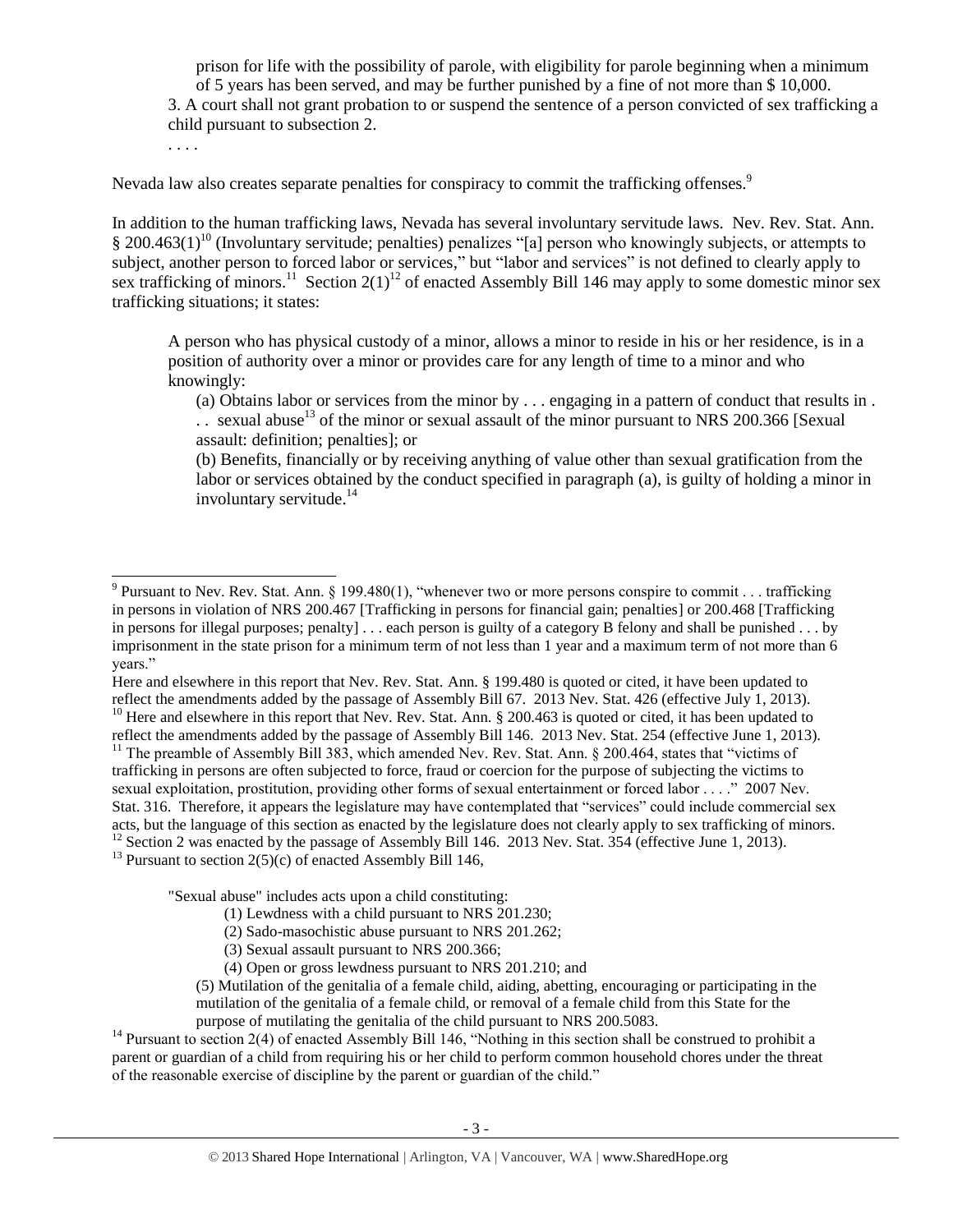> prison for life with the possibility of parole, with eligibility for parole beginning when a minimum of 5 years has been served, and may be further punished by a fine of not more than $ 10,000.
>
> 3. A court shall not grant probation to or suspend the sentence of a person convicted of sex trafficking a child pursuant to subsection 2.
>
> . . . .

Nevada law also creates separate penalties for conspiracy to commit the trafficking offenses.[9]

In addition to the human trafficking laws, Nevada has several involuntary servitude laws. Nev. Rev. Stat. Ann. § 200.463(1)[10] (Involuntary servitude; penalties) penalizes "[a] person who knowingly subjects, or attempts to subject, another person to forced labor or services," but "labor and services" is not defined to clearly apply to sex trafficking of minors.[11] Section 2(1)[12] of enacted Assembly Bill 146 may apply to some domestic minor sex trafficking situations; it states:

> A person who has physical custody of a minor, allows a minor to reside in his or her residence, is in a position of authority over a minor or provides care for any length of time to a minor and who knowingly:
>
> (a) Obtains labor or services from the minor by . . . engaging in a pattern of conduct that results in . . . sexual abuse[13] of the minor or sexual assault of the minor pursuant to NRS 200.366 [Sexual assault: definition; penalties]; or
>
> (b) Benefits, financially or by receiving anything of value other than sexual gratification from the labor or services obtained by the conduct specified in paragraph (a), is guilty of holding a minor in involuntary servitude.[14]

---

[9] Pursuant to Nev. Rev. Stat. Ann. § 199.480(1), "whenever two or more persons conspire to commit . . . trafficking in persons in violation of NRS 200.467 [Trafficking in persons for financial gain; penalties] or 200.468 [Trafficking in persons for illegal purposes; penalty] . . . each person is guilty of a category B felony and shall be punished . . . by imprisonment in the state prison for a minimum term of not less than 1 year and a maximum term of not more than 6 years."

Here and elsewhere in this report that Nev. Rev. Stat. Ann. § 199.480 is quoted or cited, it have been updated to reflect the amendments added by the passage of Assembly Bill 67. 2013 Nev. Stat. 426 (effective July 1, 2013).

[10] Here and elsewhere in this report that Nev. Rev. Stat. Ann. § 200.463 is quoted or cited, it has been updated to reflect the amendments added by the passage of Assembly Bill 146. 2013 Nev. Stat. 254 (effective June 1, 2013).

[11] The preamble of Assembly Bill 383, which amended Nev. Rev. Stat. Ann. § 200.464, states that "victims of trafficking in persons are often subjected to force, fraud or coercion for the purpose of subjecting the victims to sexual exploitation, prostitution, providing other forms of sexual entertainment or forced labor . . . ." 2007 Nev. Stat. 316. Therefore, it appears the legislature may have contemplated that "services" could include commercial sex acts, but the language of this section as enacted by the legislature does not clearly apply to sex trafficking of minors.

[12] Section 2 was enacted by the passage of Assembly Bill 146. 2013 Nev. Stat. 354 (effective June 1, 2013).

[13] Pursuant to section 2(5)(c) of enacted Assembly Bill 146,

> "Sexual abuse" includes acts upon a child constituting:
>
> (1) Lewdness with a child pursuant to NRS 201.230;
>
> (2) Sado-masochistic abuse pursuant to NRS 201.262;
>
> (3) Sexual assault pursuant to NRS 200.366;
>
> (4) Open or gross lewdness pursuant to NRS 201.210; and
>
> (5) Mutilation of the genitalia of a female child, aiding, abetting, encouraging or participating in the mutilation of the genitalia of a female child, or removal of a female child from this State for the purpose of mutilating the genitalia of the child pursuant to NRS 200.5083.

[14] Pursuant to section 2(4) of enacted Assembly Bill 146, "Nothing in this section shall be construed to prohibit a parent or guardian of a child from requiring his or her child to perform common household chores under the threat of the reasonable exercise of discipline by the parent or guardian of the child."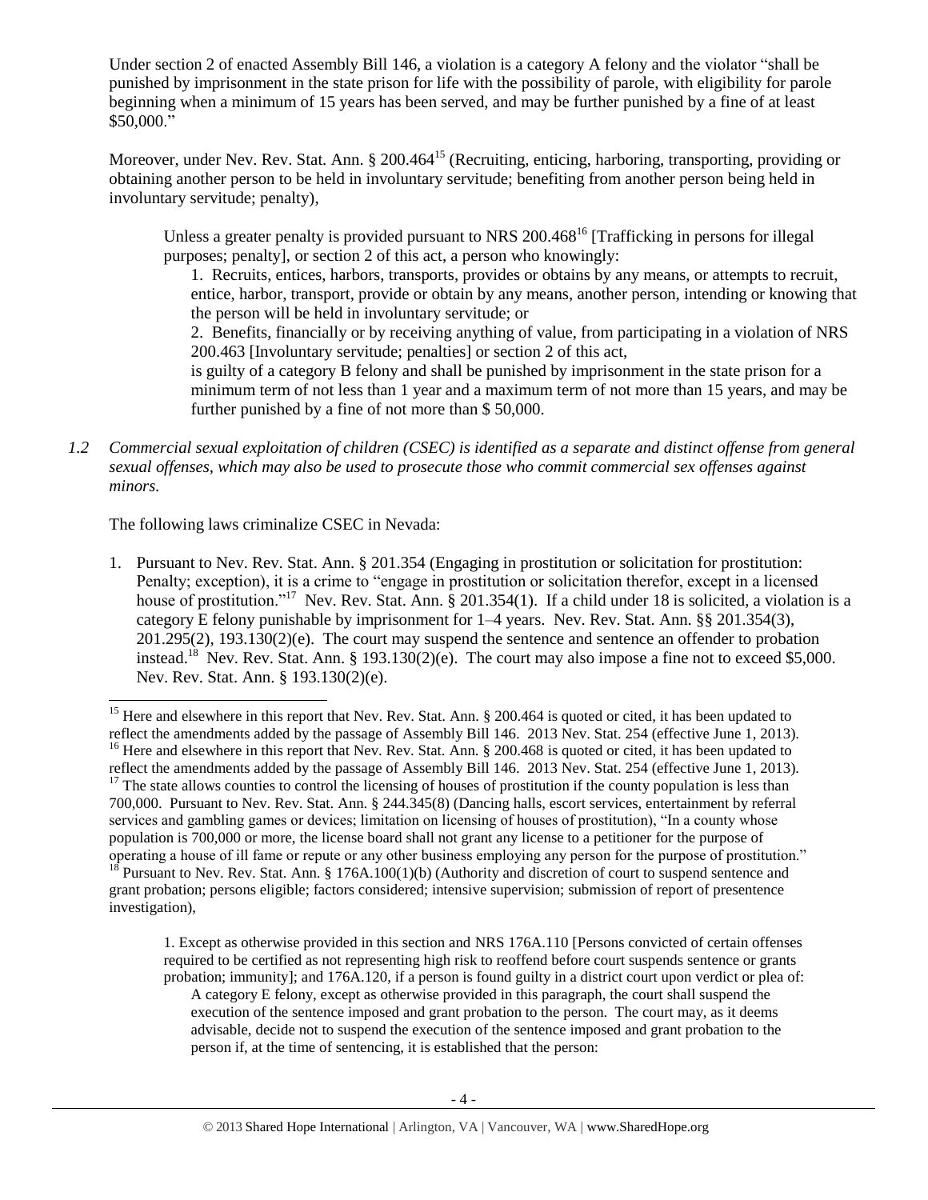Under section 2 of enacted Assembly Bill 146, a violation is a category A felony and the violator "shall be punished by imprisonment in the state prison for life with the possibility of parole, with eligibility for parole beginning when a minimum of 15 years has been served, and may be further punished by a fine of at least $50,000."

Moreover, under Nev. Rev. Stat. Ann. § 200.464[15] (Recruiting, enticing, harboring, transporting, providing or obtaining another person to be held in involuntary servitude; benefiting from another person being held in involuntary servitude; penalty),

> Unless a greater penalty is provided pursuant to NRS 200.468[16] [Trafficking in persons for illegal purposes; penalty], or section 2 of this act, a person who knowingly:
>
> 1. Recruits, entices, harbors, transports, provides or obtains by any means, or attempts to recruit, entice, harbor, transport, provide or obtain by any means, another person, intending or knowing that the person will be held in involuntary servitude; or
> 2. Benefits, financially or by receiving anything of value, from participating in a violation of NRS 200.463 [Involuntary servitude; penalties] or section 2 of this act,
>
> is guilty of a category B felony and shall be punished by imprisonment in the state prison for a minimum term of not less than 1 year and a maximum term of not more than 15 years, and may be further punished by a fine of not more than $ 50,000.

*1.2 Commercial sexual exploitation of children (CSEC) is identified as a separate and distinct offense from general sexual offenses, which may also be used to prosecute those who commit commercial sex offenses against minors.*

The following laws criminalize CSEC in Nevada:

1. Pursuant to Nev. Rev. Stat. Ann. § 201.354 (Engaging in prostitution or solicitation for prostitution: Penalty; exception), it is a crime to "engage in prostitution or solicitation therefor, except in a licensed house of prostitution."[17] Nev. Rev. Stat. Ann. § 201.354(1). If a child under 18 is solicited, a violation is a category E felony punishable by imprisonment for 1–4 years. Nev. Rev. Stat. Ann. §§ 201.354(3), 201.295(2), 193.130(2)(e). The court may suspend the sentence and sentence an offender to probation instead.[18] Nev. Rev. Stat. Ann. § 193.130(2)(e). The court may also impose a fine not to exceed $5,000. Nev. Rev. Stat. Ann. § 193.130(2)(e).

---

[15] Here and elsewhere in this report that Nev. Rev. Stat. Ann. § 200.464 is quoted or cited, it has been updated to reflect the amendments added by the passage of Assembly Bill 146. 2013 Nev. Stat. 254 (effective June 1, 2013).

[16] Here and elsewhere in this report that Nev. Rev. Stat. Ann. § 200.468 is quoted or cited, it has been updated to reflect the amendments added by the passage of Assembly Bill 146. 2013 Nev. Stat. 254 (effective June 1, 2013).

[17] The state allows counties to control the licensing of houses of prostitution if the county population is less than 700,000. Pursuant to Nev. Rev. Stat. Ann. § 244.345(8) (Dancing halls, escort services, entertainment by referral services and gambling games or devices; limitation on licensing of houses of prostitution), "In a county whose population is 700,000 or more, the license board shall not grant any license to a petitioner for the purpose of operating a house of ill fame or repute or any other business employing any person for the purpose of prostitution."

[18] Pursuant to Nev. Rev. Stat. Ann. § 176A.100(1)(b) (Authority and discretion of court to suspend sentence and grant probation; persons eligible; factors considered; intensive supervision; submission of report of presentence investigation),

> 1. Except as otherwise provided in this section and NRS 176A.110 [Persons convicted of certain offenses required to be certified as not representing high risk to reoffend before court suspends sentence or grants probation; immunity]; and 176A.120, if a person is found guilty in a district court upon verdict or plea of:
>
> A category E felony, except as otherwise provided in this paragraph, the court shall suspend the execution of the sentence imposed and grant probation to the person. The court may, as it deems advisable, decide not to suspend the execution of the sentence imposed and grant probation to the person if, at the time of sentencing, it is established that the person: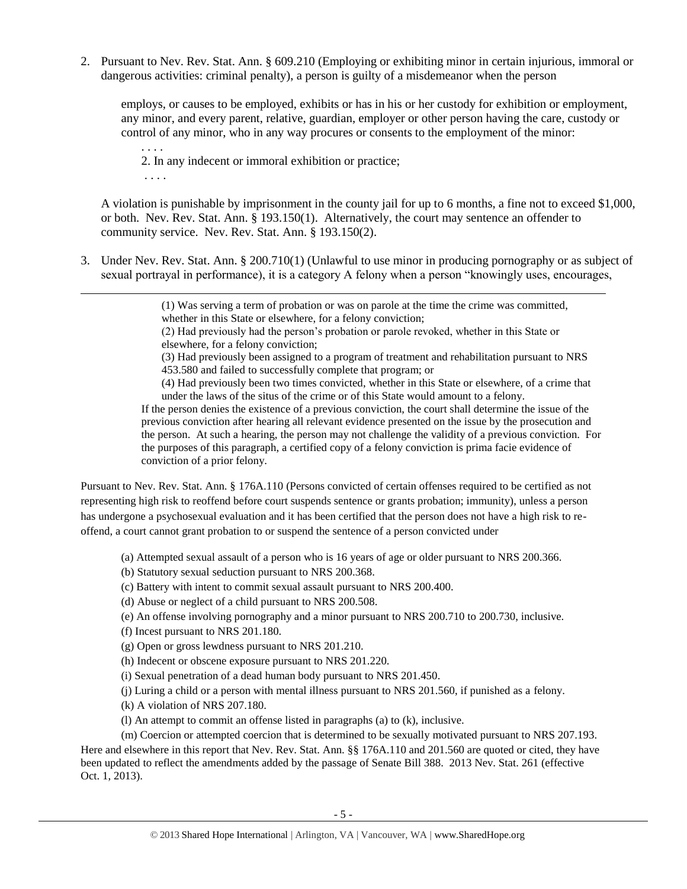2. Pursuant to Nev. Rev. Stat. Ann. § 609.210 (Employing or exhibiting minor in certain injurious, immoral or dangerous activities: criminal penalty), a person is guilty of a misdemeanor when the person

   employs, or causes to be employed, exhibits or has in his or her custody for exhibition or employment, any minor, and every parent, relative, guardian, employer or other person having the care, custody or control of any minor, who in any way procures or consents to the employment of the minor:

   . . . .

   2. In any indecent or immoral exhibition or practice;

   . . . .

   A violation is punishable by imprisonment in the county jail for up to 6 months, a fine not to exceed $1,000, or both. Nev. Rev. Stat. Ann. § 193.150(1). Alternatively, the court may sentence an offender to community service. Nev. Rev. Stat. Ann. § 193.150(2).

3. Under Nev. Rev. Stat. Ann. § 200.710(1) (Unlawful to use minor in producing pornography or as subject of sexual portrayal in performance), it is a category A felony when a person "knowingly uses, encourages,

---

> (1) Was serving a term of probation or was on parole at the time the crime was committed, whether in this State or elsewhere, for a felony conviction;
>
> (2) Had previously had the person's probation or parole revoked, whether in this State or elsewhere, for a felony conviction;
>
> (3) Had previously been assigned to a program of treatment and rehabilitation pursuant to NRS 453.580 and failed to successfully complete that program; or
>
> (4) Had previously been two times convicted, whether in this State or elsewhere, of a crime that under the laws of the situs of the crime or of this State would amount to a felony.
>
> If the person denies the existence of a previous conviction, the court shall determine the issue of the previous conviction after hearing all relevant evidence presented on the issue by the prosecution and the person. At such a hearing, the person may not challenge the validity of a previous conviction. For the purposes of this paragraph, a certified copy of a felony conviction is prima facie evidence of conviction of a prior felony.

Pursuant to Nev. Rev. Stat. Ann. § 176A.110 (Persons convicted of certain offenses required to be certified as not representing high risk to reoffend before court suspends sentence or grants probation; immunity), unless a person has undergone a psychosexual evaluation and it has been certified that the person does not have a high risk to re-offend, a court cannot grant probation to or suspend the sentence of a person convicted under

> (a) Attempted sexual assault of a person who is 16 years of age or older pursuant to NRS 200.366.
>
> (b) Statutory sexual seduction pursuant to NRS 200.368.
>
> (c) Battery with intent to commit sexual assault pursuant to NRS 200.400.
>
> (d) Abuse or neglect of a child pursuant to NRS 200.508.
>
> (e) An offense involving pornography and a minor pursuant to NRS 200.710 to 200.730, inclusive.
>
> (f) Incest pursuant to NRS 201.180.
>
> (g) Open or gross lewdness pursuant to NRS 201.210.
>
> (h) Indecent or obscene exposure pursuant to NRS 201.220.
>
> (i) Sexual penetration of a dead human body pursuant to NRS 201.450.
>
> (j) Luring a child or a person with mental illness pursuant to NRS 201.560, if punished as a felony.
>
> (k) A violation of NRS 207.180.
>
> (l) An attempt to commit an offense listed in paragraphs (a) to (k), inclusive.
>
> (m) Coercion or attempted coercion that is determined to be sexually motivated pursuant to NRS 207.193.

Here and elsewhere in this report that Nev. Rev. Stat. Ann. §§ 176A.110 and 201.560 are quoted or cited, they have been updated to reflect the amendments added by the passage of Senate Bill 388. 2013 Nev. Stat. 261 (effective Oct. 1, 2013).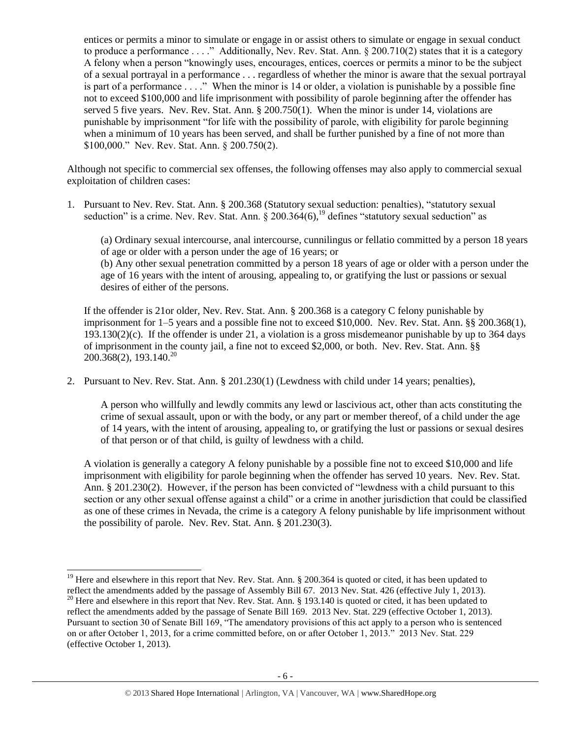entices or permits a minor to simulate or engage in or assist others to simulate or engage in sexual conduct to produce a performance . . . ." Additionally, Nev. Rev. Stat. Ann. § 200.710(2) states that it is a category A felony when a person "knowingly uses, encourages, entices, coerces or permits a minor to be the subject of a sexual portrayal in a performance . . . regardless of whether the minor is aware that the sexual portrayal is part of a performance . . . ." When the minor is 14 or older, a violation is punishable by a possible fine not to exceed $100,000 and life imprisonment with possibility of parole beginning after the offender has served 5 five years. Nev. Rev. Stat. Ann. § 200.750(1). When the minor is under 14, violations are punishable by imprisonment "for life with the possibility of parole, with eligibility for parole beginning when a minimum of 10 years has been served, and shall be further punished by a fine of not more than $100,000." Nev. Rev. Stat. Ann. § 200.750(2).

Although not specific to commercial sex offenses, the following offenses may also apply to commercial sexual exploitation of children cases:

1. Pursuant to Nev. Rev. Stat. Ann. § 200.368 (Statutory sexual seduction: penalties), "statutory sexual seduction" is a crime. Nev. Rev. Stat. Ann. § 200.364(6),[19] defines "statutory sexual seduction" as

   (a) Ordinary sexual intercourse, anal intercourse, cunnilingus or fellatio committed by a person 18 years of age or older with a person under the age of 16 years; or
   (b) Any other sexual penetration committed by a person 18 years of age or older with a person under the age of 16 years with the intent of arousing, appealing to, or gratifying the lust or passions or sexual desires of either of the persons.

   If the offender is 21or older, Nev. Rev. Stat. Ann. § 200.368 is a category C felony punishable by imprisonment for 1–5 years and a possible fine not to exceed $10,000. Nev. Rev. Stat. Ann. §§ 200.368(1), 193.130(2)(c). If the offender is under 21, a violation is a gross misdemeanor punishable by up to 364 days of imprisonment in the county jail, a fine not to exceed $2,000, or both. Nev. Rev. Stat. Ann. §§ 200.368(2), 193.140.[20]

2. Pursuant to Nev. Rev. Stat. Ann. § 201.230(1) (Lewdness with child under 14 years; penalties),

   A person who willfully and lewdly commits any lewd or lascivious act, other than acts constituting the crime of sexual assault, upon or with the body, or any part or member thereof, of a child under the age of 14 years, with the intent of arousing, appealing to, or gratifying the lust or passions or sexual desires of that person or of that child, is guilty of lewdness with a child.

   A violation is generally a category A felony punishable by a possible fine not to exceed $10,000 and life imprisonment with eligibility for parole beginning when the offender has served 10 years. Nev. Rev. Stat. Ann. § 201.230(2). However, if the person has been convicted of "lewdness with a child pursuant to this section or any other sexual offense against a child" or a crime in another jurisdiction that could be classified as one of these crimes in Nevada, the crime is a category A felony punishable by life imprisonment without the possibility of parole. Nev. Rev. Stat. Ann. § 201.230(3).

---

[19] Here and elsewhere in this report that Nev. Rev. Stat. Ann. § 200.364 is quoted or cited, it has been updated to reflect the amendments added by the passage of Assembly Bill 67. 2013 Nev. Stat. 426 (effective July 1, 2013).

[20] Here and elsewhere in this report that Nev. Rev. Stat. Ann. § 193.140 is quoted or cited, it has been updated to reflect the amendments added by the passage of Senate Bill 169. 2013 Nev. Stat. 229 (effective October 1, 2013). Pursuant to section 30 of Senate Bill 169, "The amendatory provisions of this act apply to a person who is sentenced on or after October 1, 2013, for a crime committed before, on or after October 1, 2013." 2013 Nev. Stat. 229 (effective October 1, 2013).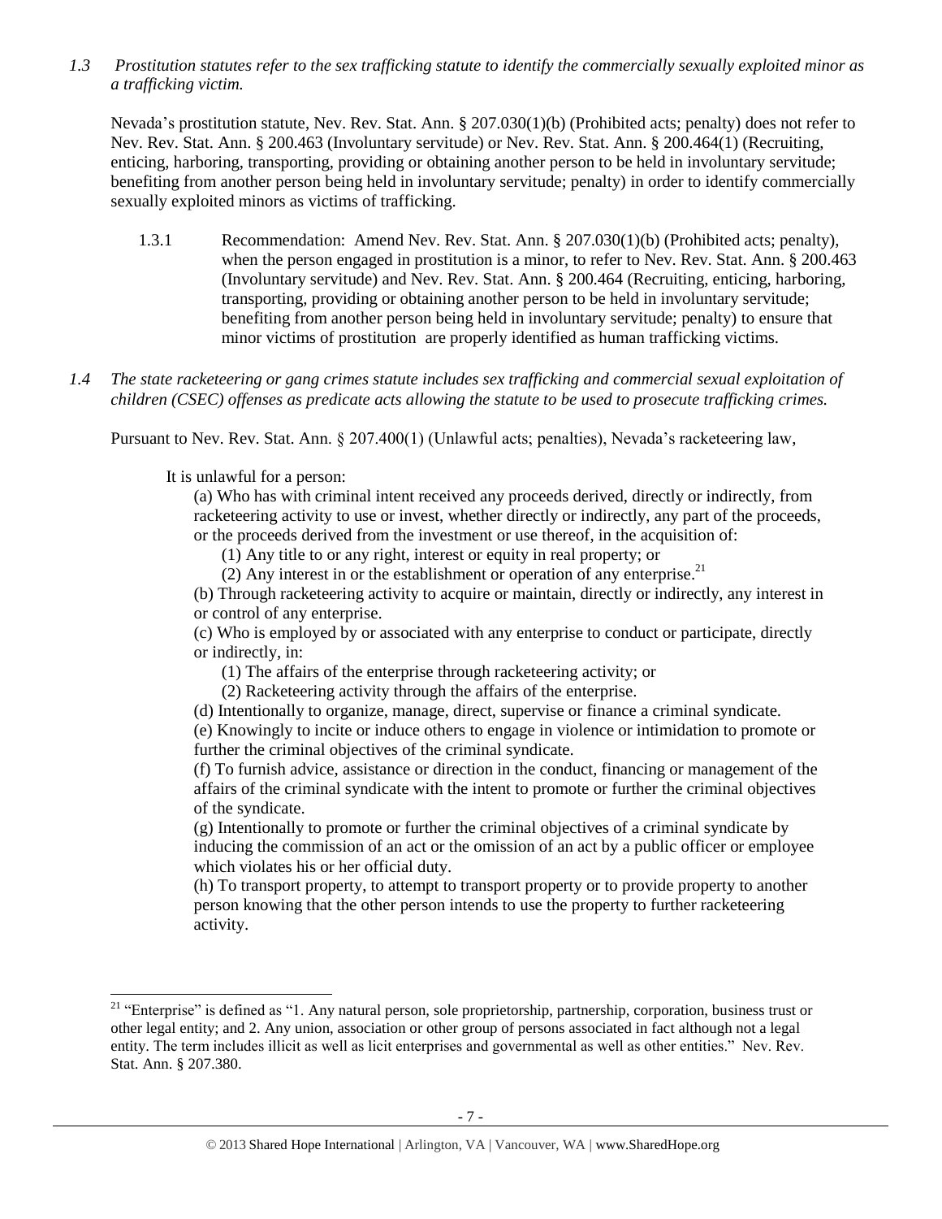*1.3 Prostitution statutes refer to the sex trafficking statute to identify the commercially sexually exploited minor as a trafficking victim.*

Nevada's prostitution statute, Nev. Rev. Stat. Ann. § 207.030(1)(b) (Prohibited acts; penalty) does not refer to Nev. Rev. Stat. Ann. § 200.463 (Involuntary servitude) or Nev. Rev. Stat. Ann. § 200.464(1) (Recruiting, enticing, harboring, transporting, providing or obtaining another person to be held in involuntary servitude; benefiting from another person being held in involuntary servitude; penalty) in order to identify commercially sexually exploited minors as victims of trafficking.

1.3.1 Recommendation: Amend Nev. Rev. Stat. Ann. § 207.030(1)(b) (Prohibited acts; penalty), when the person engaged in prostitution is a minor, to refer to Nev. Rev. Stat. Ann. § 200.463 (Involuntary servitude) and Nev. Rev. Stat. Ann. § 200.464 (Recruiting, enticing, harboring, transporting, providing or obtaining another person to be held in involuntary servitude; benefiting from another person being held in involuntary servitude; penalty) to ensure that minor victims of prostitution are properly identified as human trafficking victims.

*1.4 The state racketeering or gang crimes statute includes sex trafficking and commercial sexual exploitation of children (CSEC) offenses as predicate acts allowing the statute to be used to prosecute trafficking crimes.*

Pursuant to Nev. Rev. Stat. Ann. § 207.400(1) (Unlawful acts; penalties), Nevada's racketeering law,

> It is unlawful for a person:
>
> (a) Who has with criminal intent received any proceeds derived, directly or indirectly, from racketeering activity to use or invest, whether directly or indirectly, any part of the proceeds, or the proceeds derived from the investment or use thereof, in the acquisition of:
>
> (1) Any title to or any right, interest or equity in real property; or
>
> (2) Any interest in or the establishment or operation of any enterprise.[21]
>
> (b) Through racketeering activity to acquire or maintain, directly or indirectly, any interest in or control of any enterprise.
>
> (c) Who is employed by or associated with any enterprise to conduct or participate, directly or indirectly, in:
>
> (1) The affairs of the enterprise through racketeering activity; or
>
> (2) Racketeering activity through the affairs of the enterprise.
>
> (d) Intentionally to organize, manage, direct, supervise or finance a criminal syndicate.
>
> (e) Knowingly to incite or induce others to engage in violence or intimidation to promote or further the criminal objectives of the criminal syndicate.
>
> (f) To furnish advice, assistance or direction in the conduct, financing or management of the affairs of the criminal syndicate with the intent to promote or further the criminal objectives of the syndicate.
>
> (g) Intentionally to promote or further the criminal objectives of a criminal syndicate by inducing the commission of an act or the omission of an act by a public officer or employee which violates his or her official duty.
>
> (h) To transport property, to attempt to transport property or to provide property to another person knowing that the other person intends to use the property to further racketeering activity.

---

[21] "Enterprise" is defined as "1. Any natural person, sole proprietorship, partnership, corporation, business trust or other legal entity; and 2. Any union, association or other group of persons associated in fact although not a legal entity. The term includes illicit as well as licit enterprises and governmental as well as other entities." Nev. Rev. Stat. Ann. § 207.380.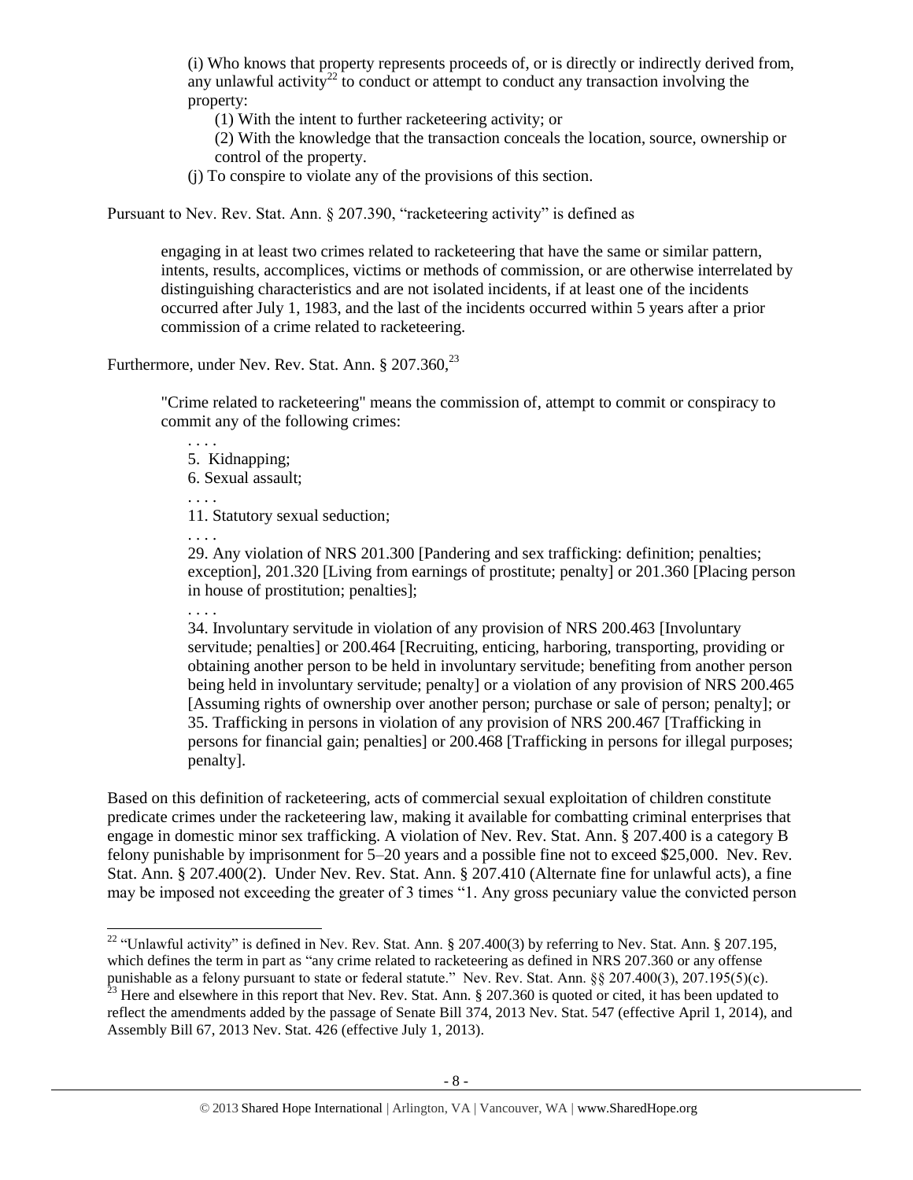(i) Who knows that property represents proceeds of, or is directly or indirectly derived from, any unlawful activity[22] to conduct or attempt to conduct any transaction involving the property:

(1) With the intent to further racketeering activity; or

(2) With the knowledge that the transaction conceals the location, source, ownership or control of the property.

(j) To conspire to violate any of the provisions of this section.

Pursuant to Nev. Rev. Stat. Ann. § 207.390, "racketeering activity" is defined as

> engaging in at least two crimes related to racketeering that have the same or similar pattern, intents, results, accomplices, victims or methods of commission, or are otherwise interrelated by distinguishing characteristics and are not isolated incidents, if at least one of the incidents occurred after July 1, 1983, and the last of the incidents occurred within 5 years after a prior commission of a crime related to racketeering.

Furthermore, under Nev. Rev. Stat. Ann. § 207.360,[23]

> "Crime related to racketeering" means the commission of, attempt to commit or conspiracy to commit any of the following crimes:
>
> . . . .
>
> 5. Kidnapping;
>
> 6. Sexual assault;
>
> . . . .
>
> 11. Statutory sexual seduction;
>
> . . . .
>
> 29. Any violation of NRS 201.300 [Pandering and sex trafficking: definition; penalties; exception], 201.320 [Living from earnings of prostitute; penalty] or 201.360 [Placing person in house of prostitution; penalties];
>
> . . . .
>
> 34. Involuntary servitude in violation of any provision of NRS 200.463 [Involuntary servitude; penalties] or 200.464 [Recruiting, enticing, harboring, transporting, providing or obtaining another person to be held in involuntary servitude; benefiting from another person being held in involuntary servitude; penalty] or a violation of any provision of NRS 200.465 [Assuming rights of ownership over another person; purchase or sale of person; penalty]; or
>
> 35. Trafficking in persons in violation of any provision of NRS 200.467 [Trafficking in persons for financial gain; penalties] or 200.468 [Trafficking in persons for illegal purposes; penalty].

Based on this definition of racketeering, acts of commercial sexual exploitation of children constitute predicate crimes under the racketeering law, making it available for combatting criminal enterprises that engage in domestic minor sex trafficking. A violation of Nev. Rev. Stat. Ann. § 207.400 is a category B felony punishable by imprisonment for 5–20 years and a possible fine not to exceed $25,000. Nev. Rev. Stat. Ann. § 207.400(2). Under Nev. Rev. Stat. Ann. § 207.410 (Alternate fine for unlawful acts), a fine may be imposed not exceeding the greater of 3 times "1. Any gross pecuniary value the convicted person

---

[22] "Unlawful activity" is defined in Nev. Rev. Stat. Ann. § 207.400(3) by referring to Nev. Stat. Ann. § 207.195, which defines the term in part as "any crime related to racketeering as defined in NRS 207.360 or any offense punishable as a felony pursuant to state or federal statute." Nev. Rev. Stat. Ann. §§ 207.400(3), 207.195(5)(c).

[23] Here and elsewhere in this report that Nev. Rev. Stat. Ann. § 207.360 is quoted or cited, it has been updated to reflect the amendments added by the passage of Senate Bill 374, 2013 Nev. Stat. 547 (effective April 1, 2014), and Assembly Bill 67, 2013 Nev. Stat. 426 (effective July 1, 2013).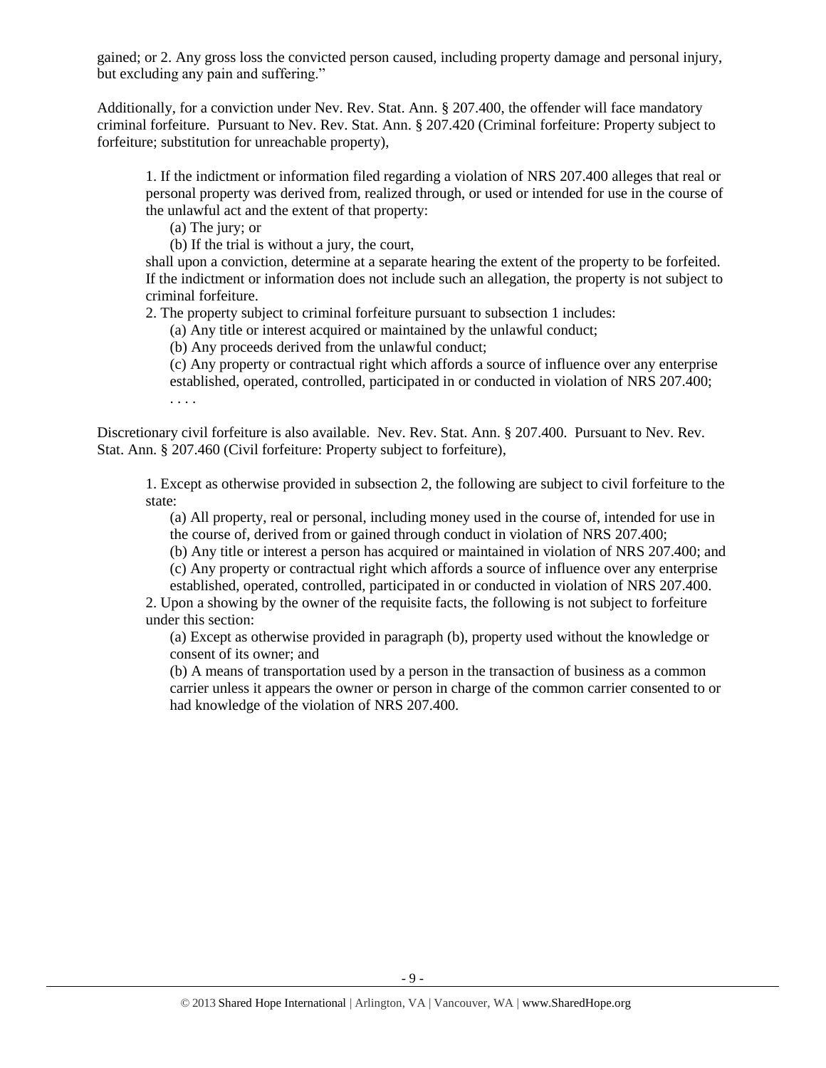gained; or 2. Any gross loss the convicted person caused, including property damage and personal injury, but excluding any pain and suffering."

Additionally, for a conviction under Nev. Rev. Stat. Ann. § 207.400, the offender will face mandatory criminal forfeiture. Pursuant to Nev. Rev. Stat. Ann. § 207.420 (Criminal forfeiture: Property subject to forfeiture; substitution for unreachable property),

> 1. If the indictment or information filed regarding a violation of NRS 207.400 alleges that real or personal property was derived from, realized through, or used or intended for use in the course of the unlawful act and the extent of that property:
>
> (a) The jury; or
>
> (b) If the trial is without a jury, the court,
>
> shall upon a conviction, determine at a separate hearing the extent of the property to be forfeited. If the indictment or information does not include such an allegation, the property is not subject to criminal forfeiture.
>
> 2. The property subject to criminal forfeiture pursuant to subsection 1 includes:
>
> (a) Any title or interest acquired or maintained by the unlawful conduct;
>
> (b) Any proceeds derived from the unlawful conduct;
>
> (c) Any property or contractual right which affords a source of influence over any enterprise established, operated, controlled, participated in or conducted in violation of NRS 207.400;
>
> . . . .

Discretionary civil forfeiture is also available. Nev. Rev. Stat. Ann. § 207.400. Pursuant to Nev. Rev. Stat. Ann. § 207.460 (Civil forfeiture: Property subject to forfeiture),

> 1. Except as otherwise provided in subsection 2, the following are subject to civil forfeiture to the state:
>
> (a) All property, real or personal, including money used in the course of, intended for use in the course of, derived from or gained through conduct in violation of NRS 207.400;
>
> (b) Any title or interest a person has acquired or maintained in violation of NRS 207.400; and
>
> (c) Any property or contractual right which affords a source of influence over any enterprise established, operated, controlled, participated in or conducted in violation of NRS 207.400.
>
> 2. Upon a showing by the owner of the requisite facts, the following is not subject to forfeiture under this section:
>
> (a) Except as otherwise provided in paragraph (b), property used without the knowledge or consent of its owner; and
>
> (b) A means of transportation used by a person in the transaction of business as a common carrier unless it appears the owner or person in charge of the common carrier consented to or had knowledge of the violation of NRS 207.400.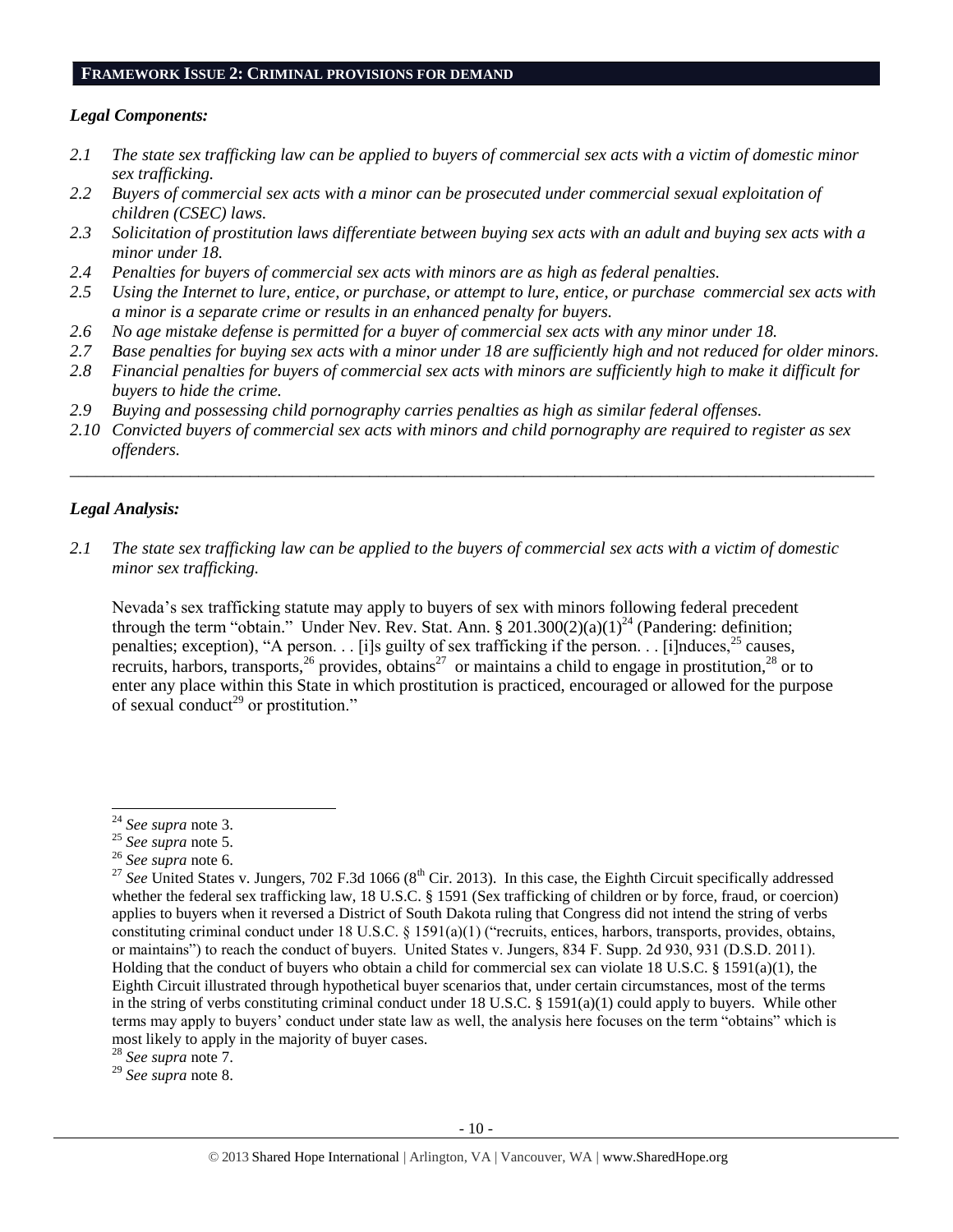## FRAMEWORK ISSUE 2: CRIMINAL PROVISIONS FOR DEMAND

### *Legal Components:*

*2.1 The state sex trafficking law can be applied to buyers of commercial sex acts with a victim of domestic minor sex trafficking.*

*2.2 Buyers of commercial sex acts with a minor can be prosecuted under commercial sexual exploitation of children (CSEC) laws.*

*2.3 Solicitation of prostitution laws differentiate between buying sex acts with an adult and buying sex acts with a minor under 18.*

*2.4 Penalties for buyers of commercial sex acts with minors are as high as federal penalties.*

*2.5 Using the Internet to lure, entice, or purchase, or attempt to lure, entice, or purchase commercial sex acts with a minor is a separate crime or results in an enhanced penalty for buyers.*

*2.6 No age mistake defense is permitted for a buyer of commercial sex acts with any minor under 18.*

*2.7 Base penalties for buying sex acts with a minor under 18 are sufficiently high and not reduced for older minors.*

*2.8 Financial penalties for buyers of commercial sex acts with minors are sufficiently high to make it difficult for buyers to hide the crime.*

*2.9 Buying and possessing child pornography carries penalties as high as similar federal offenses.*

*2.10 Convicted buyers of commercial sex acts with minors and child pornography are required to register as sex offenders.*

---

### *Legal Analysis:*

*2.1 The state sex trafficking law can be applied to the buyers of commercial sex acts with a victim of domestic minor sex trafficking.*

Nevada's sex trafficking statute may apply to buyers of sex with minors following federal precedent through the term "obtain." Under Nev. Rev. Stat. Ann. § 201.300(2)(a)(1)[24] (Pandering: definition; penalties; exception), "A person. . . [i]s guilty of sex trafficking if the person. . . [i]nduces,[25] causes, recruits, harbors, transports,[26] provides, obtains[27] or maintains a child to engage in prostitution,[28] or to enter any place within this State in which prostitution is practiced, encouraged or allowed for the purpose of sexual conduct[29] or prostitution."

---

[24] *See supra* note 3.

[25] *See supra* note 5.

[26] *See supra* note 6.

[27] *See* United States v. Jungers, 702 F.3d 1066 (8th Cir. 2013). In this case, the Eighth Circuit specifically addressed whether the federal sex trafficking law, 18 U.S.C. § 1591 (Sex trafficking of children or by force, fraud, or coercion) applies to buyers when it reversed a District of South Dakota ruling that Congress did not intend the string of verbs constituting criminal conduct under 18 U.S.C. § 1591(a)(1) ("recruits, entices, harbors, transports, provides, obtains, or maintains") to reach the conduct of buyers. United States v. Jungers, 834 F. Supp. 2d 930, 931 (D.S.D. 2011). Holding that the conduct of buyers who obtain a child for commercial sex can violate 18 U.S.C. § 1591(a)(1), the Eighth Circuit illustrated through hypothetical buyer scenarios that, under certain circumstances, most of the terms in the string of verbs constituting criminal conduct under 18 U.S.C. § 1591(a)(1) could apply to buyers. While other terms may apply to buyers' conduct under state law as well, the analysis here focuses on the term "obtains" which is most likely to apply in the majority of buyer cases.

[28] *See supra* note 7.

[29] *See supra* note 8.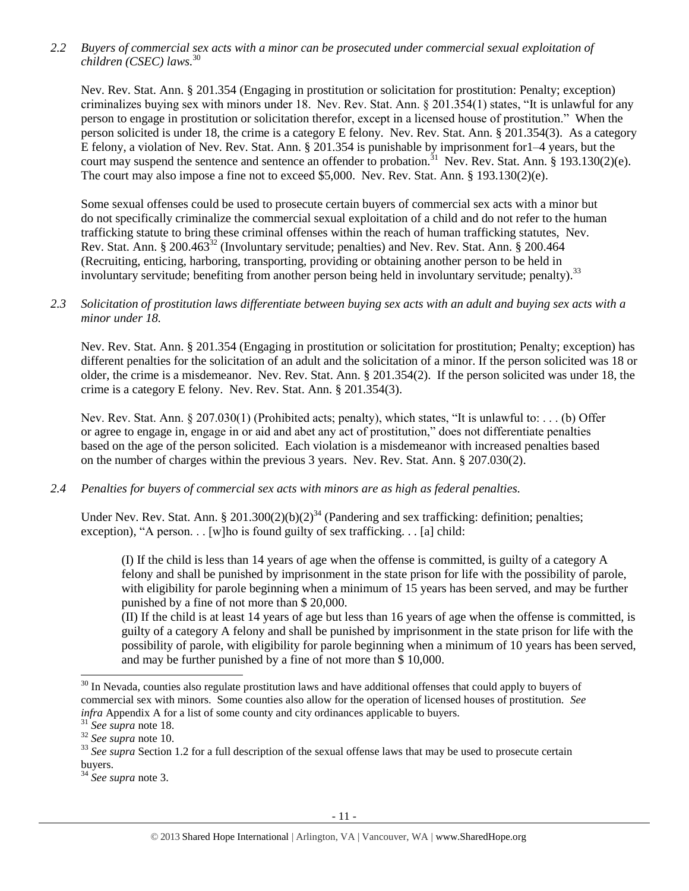*2.2 Buyers of commercial sex acts with a minor can be prosecuted under commercial sexual exploitation of children (CSEC) laws.*[30]

Nev. Rev. Stat. Ann. § 201.354 (Engaging in prostitution or solicitation for prostitution: Penalty; exception) criminalizes buying sex with minors under 18. Nev. Rev. Stat. Ann. § 201.354(1) states, "It is unlawful for any person to engage in prostitution or solicitation therefor, except in a licensed house of prostitution." When the person solicited is under 18, the crime is a category E felony. Nev. Rev. Stat. Ann. § 201.354(3). As a category E felony, a violation of Nev. Rev. Stat. Ann. § 201.354 is punishable by imprisonment for1–4 years, but the court may suspend the sentence and sentence an offender to probation.[31] Nev. Rev. Stat. Ann. § 193.130(2)(e). The court may also impose a fine not to exceed $5,000. Nev. Rev. Stat. Ann. § 193.130(2)(e).

Some sexual offenses could be used to prosecute certain buyers of commercial sex acts with a minor but do not specifically criminalize the commercial sexual exploitation of a child and do not refer to the human trafficking statute to bring these criminal offenses within the reach of human trafficking statutes, Nev. Rev. Stat. Ann. § 200.463[32] (Involuntary servitude; penalties) and Nev. Rev. Stat. Ann. § 200.464 (Recruiting, enticing, harboring, transporting, providing or obtaining another person to be held in involuntary servitude; benefiting from another person being held in involuntary servitude; penalty).[33]

*2.3 Solicitation of prostitution laws differentiate between buying sex acts with an adult and buying sex acts with a minor under 18.*

Nev. Rev. Stat. Ann. § 201.354 (Engaging in prostitution or solicitation for prostitution; Penalty; exception) has different penalties for the solicitation of an adult and the solicitation of a minor. If the person solicited was 18 or older, the crime is a misdemeanor. Nev. Rev. Stat. Ann. § 201.354(2). If the person solicited was under 18, the crime is a category E felony. Nev. Rev. Stat. Ann. § 201.354(3).

Nev. Rev. Stat. Ann. § 207.030(1) (Prohibited acts; penalty), which states, "It is unlawful to: . . . (b) Offer or agree to engage in, engage in or aid and abet any act of prostitution," does not differentiate penalties based on the age of the person solicited. Each violation is a misdemeanor with increased penalties based on the number of charges within the previous 3 years. Nev. Rev. Stat. Ann. § 207.030(2).

*2.4 Penalties for buyers of commercial sex acts with minors are as high as federal penalties.*

Under Nev. Rev. Stat. Ann. § 201.300(2)(b)(2)[34] (Pandering and sex trafficking: definition; penalties; exception), "A person. . . [w]ho is found guilty of sex trafficking. . . [a] child:

> (I) If the child is less than 14 years of age when the offense is committed, is guilty of a category A felony and shall be punished by imprisonment in the state prison for life with the possibility of parole, with eligibility for parole beginning when a minimum of 15 years has been served, and may be further punished by a fine of not more than $ 20,000.
>
> (II) If the child is at least 14 years of age but less than 16 years of age when the offense is committed, is guilty of a category A felony and shall be punished by imprisonment in the state prison for life with the possibility of parole, with eligibility for parole beginning when a minimum of 10 years has been served, and may be further punished by a fine of not more than $ 10,000.

---

[30] In Nevada, counties also regulate prostitution laws and have additional offenses that could apply to buyers of commercial sex with minors. Some counties also allow for the operation of licensed houses of prostitution. *See infra* Appendix A for a list of some county and city ordinances applicable to buyers.

[31] *See supra* note 18.

[32] *See supra* note 10.

[33] *See supra* Section 1.2 for a full description of the sexual offense laws that may be used to prosecute certain buyers.

[34] *See supra* note 3.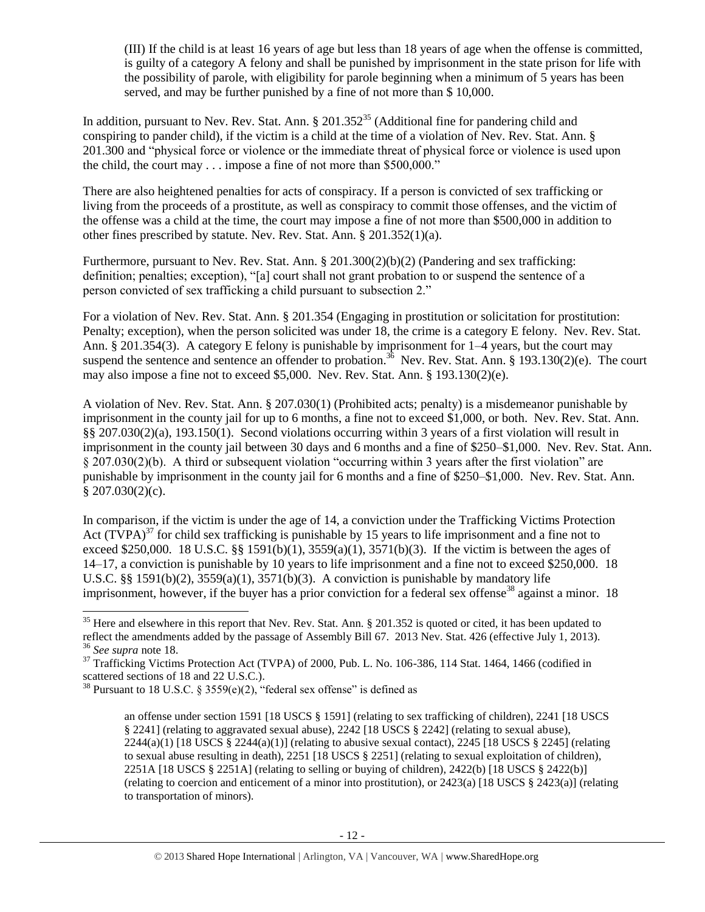> (III) If the child is at least 16 years of age but less than 18 years of age when the offense is committed, is guilty of a category A felony and shall be punished by imprisonment in the state prison for life with the possibility of parole, with eligibility for parole beginning when a minimum of 5 years has been served, and may be further punished by a fine of not more than $ 10,000.

In addition, pursuant to Nev. Rev. Stat. Ann. § 201.352[35] (Additional fine for pandering child and conspiring to pander child), if the victim is a child at the time of a violation of Nev. Rev. Stat. Ann. § 201.300 and "physical force or violence or the immediate threat of physical force or violence is used upon the child, the court may . . . impose a fine of not more than $500,000."

There are also heightened penalties for acts of conspiracy. If a person is convicted of sex trafficking or living from the proceeds of a prostitute, as well as conspiracy to commit those offenses, and the victim of the offense was a child at the time, the court may impose a fine of not more than $500,000 in addition to other fines prescribed by statute. Nev. Rev. Stat. Ann. § 201.352(1)(a).

Furthermore, pursuant to Nev. Rev. Stat. Ann. § 201.300(2)(b)(2) (Pandering and sex trafficking: definition; penalties; exception), "[a] court shall not grant probation to or suspend the sentence of a person convicted of sex trafficking a child pursuant to subsection 2."

For a violation of Nev. Rev. Stat. Ann. § 201.354 (Engaging in prostitution or solicitation for prostitution: Penalty; exception), when the person solicited was under 18, the crime is a category E felony. Nev. Rev. Stat. Ann. § 201.354(3). A category E felony is punishable by imprisonment for 1–4 years, but the court may suspend the sentence and sentence an offender to probation.[36] Nev. Rev. Stat. Ann. § 193.130(2)(e). The court may also impose a fine not to exceed $5,000. Nev. Rev. Stat. Ann. § 193.130(2)(e).

A violation of Nev. Rev. Stat. Ann. § 207.030(1) (Prohibited acts; penalty) is a misdemeanor punishable by imprisonment in the county jail for up to 6 months, a fine not to exceed $1,000, or both. Nev. Rev. Stat. Ann. §§ 207.030(2)(a), 193.150(1). Second violations occurring within 3 years of a first violation will result in imprisonment in the county jail between 30 days and 6 months and a fine of $250–$1,000. Nev. Rev. Stat. Ann. § 207.030(2)(b). A third or subsequent violation "occurring within 3 years after the first violation" are punishable by imprisonment in the county jail for 6 months and a fine of $250–$1,000. Nev. Rev. Stat. Ann. § 207.030(2)(c).

In comparison, if the victim is under the age of 14, a conviction under the Trafficking Victims Protection Act (TVPA)[37] for child sex trafficking is punishable by 15 years to life imprisonment and a fine not to exceed $250,000. 18 U.S.C. §§ 1591(b)(1), 3559(a)(1), 3571(b)(3). If the victim is between the ages of 14–17, a conviction is punishable by 10 years to life imprisonment and a fine not to exceed $250,000. 18 U.S.C. §§ 1591(b)(2), 3559(a)(1), 3571(b)(3). A conviction is punishable by mandatory life imprisonment, however, if the buyer has a prior conviction for a federal sex offense[38] against a minor. 18

---

[35] Here and elsewhere in this report that Nev. Rev. Stat. Ann. § 201.352 is quoted or cited, it has been updated to reflect the amendments added by the passage of Assembly Bill 67. 2013 Nev. Stat. 426 (effective July 1, 2013).

[36] *See supra* note 18.

[37] Trafficking Victims Protection Act (TVPA) of 2000, Pub. L. No. 106-386, 114 Stat. 1464, 1466 (codified in scattered sections of 18 and 22 U.S.C.).

[38] Pursuant to 18 U.S.C. § 3559(e)(2), "federal sex offense" is defined as

> an offense under section 1591 [18 USCS § 1591] (relating to sex trafficking of children), 2241 [18 USCS § 2241] (relating to aggravated sexual abuse), 2242 [18 USCS § 2242] (relating to sexual abuse), 2244(a)(1) [18 USCS § 2244(a)(1)] (relating to abusive sexual contact), 2245 [18 USCS § 2245] (relating to sexual abuse resulting in death), 2251 [18 USCS § 2251] (relating to sexual exploitation of children), 2251A [18 USCS § 2251A] (relating to selling or buying of children), 2422(b) [18 USCS § 2422(b)] (relating to coercion and enticement of a minor into prostitution), or 2423(a) [18 USCS § 2423(a)] (relating to transportation of minors).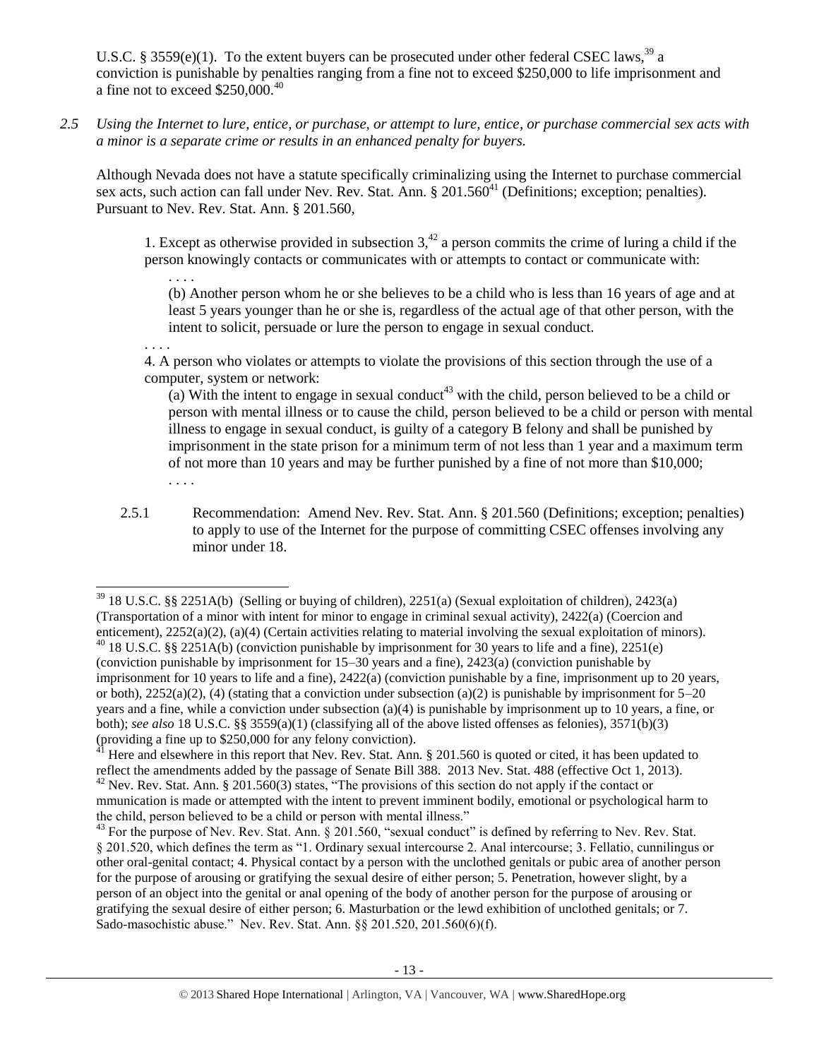U.S.C. § 3559(e)(1). To the extent buyers can be prosecuted under other federal CSEC laws,[39] a conviction is punishable by penalties ranging from a fine not to exceed $250,000 to life imprisonment and a fine not to exceed $250,000.[40]

*2.5 Using the Internet to lure, entice, or purchase, or attempt to lure, entice, or purchase commercial sex acts with a minor is a separate crime or results in an enhanced penalty for buyers.*

Although Nevada does not have a statute specifically criminalizing using the Internet to purchase commercial sex acts, such action can fall under Nev. Rev. Stat. Ann. § 201.560[41] (Definitions; exception; penalties). Pursuant to Nev. Rev. Stat. Ann. § 201.560,

> 1. Except as otherwise provided in subsection 3,[42] a person commits the crime of luring a child if the person knowingly contacts or communicates with or attempts to contact or communicate with:
>
> . . . .
>
> (b) Another person whom he or she believes to be a child who is less than 16 years of age and at least 5 years younger than he or she is, regardless of the actual age of that other person, with the intent to solicit, persuade or lure the person to engage in sexual conduct.
>
> . . . .
>
> 4. A person who violates or attempts to violate the provisions of this section through the use of a computer, system or network:
>
> (a) With the intent to engage in sexual conduct[43] with the child, person believed to be a child or person with mental illness or to cause the child, person believed to be a child or person with mental illness to engage in sexual conduct, is guilty of a category B felony and shall be punished by imprisonment in the state prison for a minimum term of not less than 1 year and a maximum term of not more than 10 years and may be further punished by a fine of not more than $10,000;
>
> . . . .

2.5.1 Recommendation: Amend Nev. Rev. Stat. Ann. § 201.560 (Definitions; exception; penalties) to apply to use of the Internet for the purpose of committing CSEC offenses involving any minor under 18.

---

[39] 18 U.S.C. §§ 2251A(b) (Selling or buying of children), 2251(a) (Sexual exploitation of children), 2423(a) (Transportation of a minor with intent for minor to engage in criminal sexual activity), 2422(a) (Coercion and enticement), 2252(a)(2), (a)(4) (Certain activities relating to material involving the sexual exploitation of minors).

[40] 18 U.S.C. §§ 2251A(b) (conviction punishable by imprisonment for 30 years to life and a fine), 2251(e) (conviction punishable by imprisonment for 15–30 years and a fine), 2423(a) (conviction punishable by imprisonment for 10 years to life and a fine), 2422(a) (conviction punishable by a fine, imprisonment up to 20 years, or both), 2252(a)(2), (4) (stating that a conviction under subsection (a)(2) is punishable by imprisonment for 5–20 years and a fine, while a conviction under subsection (a)(4) is punishable by imprisonment up to 10 years, a fine, or both); *see also* 18 U.S.C. §§ 3559(a)(1) (classifying all of the above listed offenses as felonies), 3571(b)(3) (providing a fine up to $250,000 for any felony conviction).

[41] Here and elsewhere in this report that Nev. Rev. Stat. Ann. § 201.560 is quoted or cited, it has been updated to reflect the amendments added by the passage of Senate Bill 388. 2013 Nev. Stat. 488 (effective Oct 1, 2013).

[42] Nev. Rev. Stat. Ann. § 201.560(3) states, "The provisions of this section do not apply if the contact or mmunication is made or attempted with the intent to prevent imminent bodily, emotional or psychological harm to the child, person believed to be a child or person with mental illness."

[43] For the purpose of Nev. Rev. Stat. Ann. § 201.560, "sexual conduct" is defined by referring to Nev. Rev. Stat. § 201.520, which defines the term as "1. Ordinary sexual intercourse 2. Anal intercourse; 3. Fellatio, cunnilingus or other oral-genital contact; 4. Physical contact by a person with the unclothed genitals or pubic area of another person for the purpose of arousing or gratifying the sexual desire of either person; 5. Penetration, however slight, by a person of an object into the genital or anal opening of the body of another person for the purpose of arousing or gratifying the sexual desire of either person; 6. Masturbation or the lewd exhibition of unclothed genitals; or 7. Sado-masochistic abuse." Nev. Rev. Stat. Ann. §§ 201.520, 201.560(6)(f).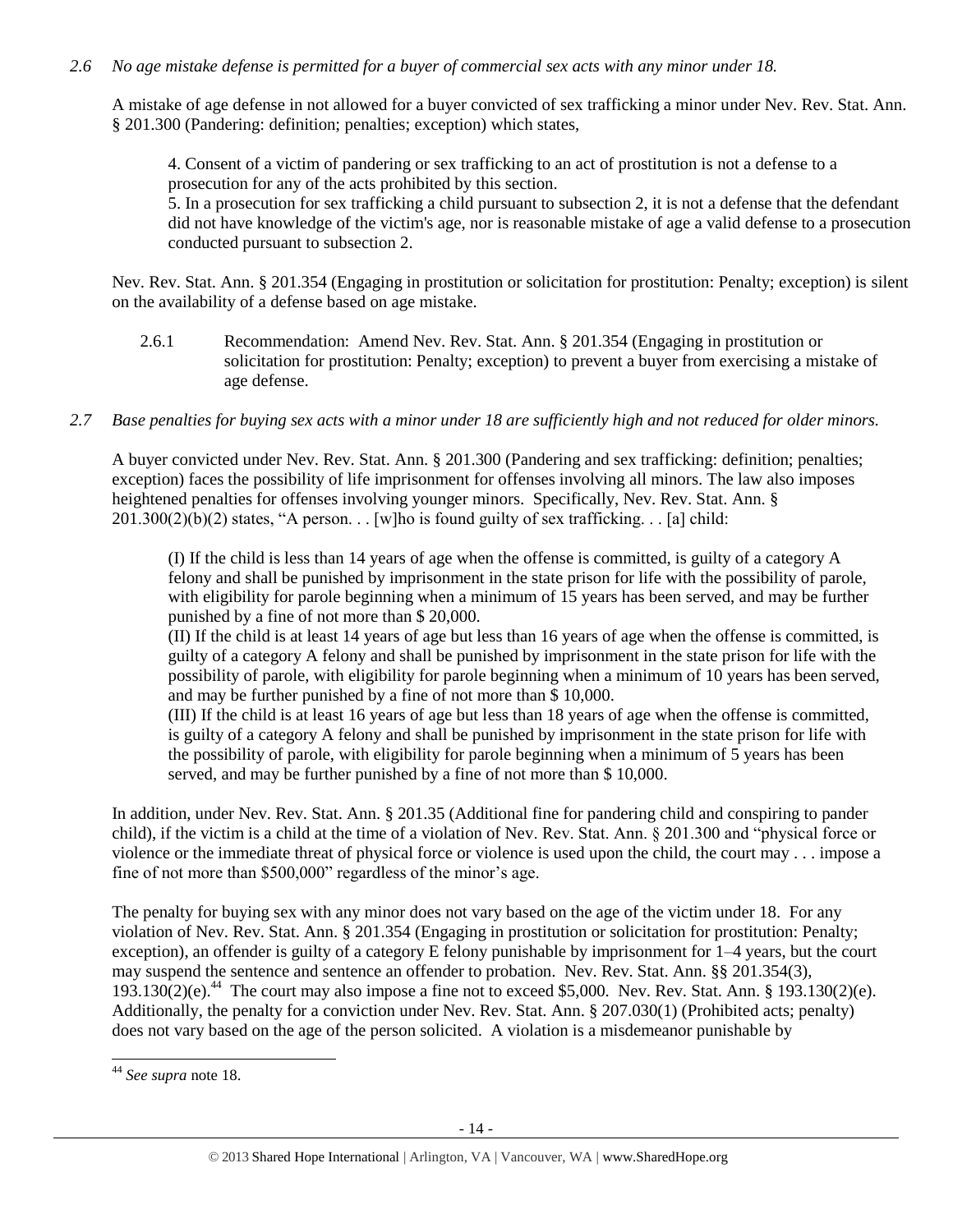*2.6 No age mistake defense is permitted for a buyer of commercial sex acts with any minor under 18.*

A mistake of age defense in not allowed for a buyer convicted of sex trafficking a minor under Nev. Rev. Stat. Ann. § 201.300 (Pandering: definition; penalties; exception) which states,

> 4. Consent of a victim of pandering or sex trafficking to an act of prostitution is not a defense to a prosecution for any of the acts prohibited by this section.
> 5. In a prosecution for sex trafficking a child pursuant to subsection 2, it is not a defense that the defendant did not have knowledge of the victim's age, nor is reasonable mistake of age a valid defense to a prosecution conducted pursuant to subsection 2.

Nev. Rev. Stat. Ann. § 201.354 (Engaging in prostitution or solicitation for prostitution: Penalty; exception) is silent on the availability of a defense based on age mistake.

> 2.6.1 Recommendation: Amend Nev. Rev. Stat. Ann. § 201.354 (Engaging in prostitution or solicitation for prostitution: Penalty; exception) to prevent a buyer from exercising a mistake of age defense.

*2.7 Base penalties for buying sex acts with a minor under 18 are sufficiently high and not reduced for older minors.*

A buyer convicted under Nev. Rev. Stat. Ann. § 201.300 (Pandering and sex trafficking: definition; penalties; exception) faces the possibility of life imprisonment for offenses involving all minors. The law also imposes heightened penalties for offenses involving younger minors. Specifically, Nev. Rev. Stat. Ann. § 201.300(2)(b)(2) states, "A person. . . [w]ho is found guilty of sex trafficking. . . [a] child:

> (I) If the child is less than 14 years of age when the offense is committed, is guilty of a category A felony and shall be punished by imprisonment in the state prison for life with the possibility of parole, with eligibility for parole beginning when a minimum of 15 years has been served, and may be further punished by a fine of not more than $ 20,000.
> (II) If the child is at least 14 years of age but less than 16 years of age when the offense is committed, is guilty of a category A felony and shall be punished by imprisonment in the state prison for life with the possibility of parole, with eligibility for parole beginning when a minimum of 10 years has been served, and may be further punished by a fine of not more than $ 10,000.
> (III) If the child is at least 16 years of age but less than 18 years of age when the offense is committed, is guilty of a category A felony and shall be punished by imprisonment in the state prison for life with the possibility of parole, with eligibility for parole beginning when a minimum of 5 years has been served, and may be further punished by a fine of not more than $ 10,000.

In addition, under Nev. Rev. Stat. Ann. § 201.35 (Additional fine for pandering child and conspiring to pander child), if the victim is a child at the time of a violation of Nev. Rev. Stat. Ann. § 201.300 and "physical force or violence or the immediate threat of physical force or violence is used upon the child, the court may . . . impose a fine of not more than $500,000" regardless of the minor's age.

The penalty for buying sex with any minor does not vary based on the age of the victim under 18. For any violation of Nev. Rev. Stat. Ann. § 201.354 (Engaging in prostitution or solicitation for prostitution: Penalty; exception), an offender is guilty of a category E felony punishable by imprisonment for 1–4 years, but the court may suspend the sentence and sentence an offender to probation. Nev. Rev. Stat. Ann. §§ 201.354(3), 193.130(2)(e).[44] The court may also impose a fine not to exceed $5,000. Nev. Rev. Stat. Ann. § 193.130(2)(e). Additionally, the penalty for a conviction under Nev. Rev. Stat. Ann. § 207.030(1) (Prohibited acts; penalty) does not vary based on the age of the person solicited. A violation is a misdemeanor punishable by

[44] *See supra* note 18.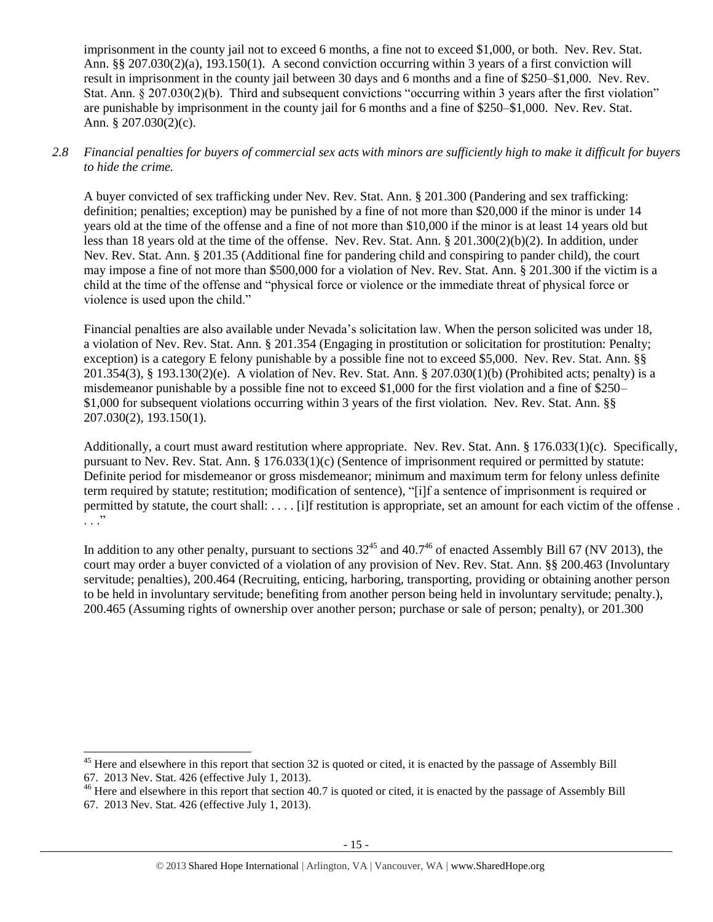imprisonment in the county jail not to exceed 6 months, a fine not to exceed $1,000, or both. Nev. Rev. Stat. Ann. §§ 207.030(2)(a), 193.150(1). A second conviction occurring within 3 years of a first conviction will result in imprisonment in the county jail between 30 days and 6 months and a fine of $250–$1,000. Nev. Rev. Stat. Ann. § 207.030(2)(b). Third and subsequent convictions "occurring within 3 years after the first violation" are punishable by imprisonment in the county jail for 6 months and a fine of $250–$1,000. Nev. Rev. Stat. Ann. § 207.030(2)(c).

*2.8 Financial penalties for buyers of commercial sex acts with minors are sufficiently high to make it difficult for buyers to hide the crime.*

A buyer convicted of sex trafficking under Nev. Rev. Stat. Ann. § 201.300 (Pandering and sex trafficking: definition; penalties; exception) may be punished by a fine of not more than $20,000 if the minor is under 14 years old at the time of the offense and a fine of not more than $10,000 if the minor is at least 14 years old but less than 18 years old at the time of the offense. Nev. Rev. Stat. Ann. § 201.300(2)(b)(2). In addition, under Nev. Rev. Stat. Ann. § 201.35 (Additional fine for pandering child and conspiring to pander child), the court may impose a fine of not more than $500,000 for a violation of Nev. Rev. Stat. Ann. § 201.300 if the victim is a child at the time of the offense and "physical force or violence or the immediate threat of physical force or violence is used upon the child."

Financial penalties are also available under Nevada's solicitation law. When the person solicited was under 18, a violation of Nev. Rev. Stat. Ann. § 201.354 (Engaging in prostitution or solicitation for prostitution: Penalty; exception) is a category E felony punishable by a possible fine not to exceed $5,000. Nev. Rev. Stat. Ann. §§ 201.354(3), § 193.130(2)(e). A violation of Nev. Rev. Stat. Ann. § 207.030(1)(b) (Prohibited acts; penalty) is a misdemeanor punishable by a possible fine not to exceed $1,000 for the first violation and a fine of $250–$1,000 for subsequent violations occurring within 3 years of the first violation. Nev. Rev. Stat. Ann. §§ 207.030(2), 193.150(1).

Additionally, a court must award restitution where appropriate. Nev. Rev. Stat. Ann. § 176.033(1)(c). Specifically, pursuant to Nev. Rev. Stat. Ann. § 176.033(1)(c) (Sentence of imprisonment required or permitted by statute: Definite period for misdemeanor or gross misdemeanor; minimum and maximum term for felony unless definite term required by statute; restitution; modification of sentence), "[i]f a sentence of imprisonment is required or permitted by statute, the court shall: . . . . [i]f restitution is appropriate, set an amount for each victim of the offense . . . ."

In addition to any other penalty, pursuant to sections 32[45] and 40.7[46] of enacted Assembly Bill 67 (NV 2013), the court may order a buyer convicted of a violation of any provision of Nev. Rev. Stat. Ann. §§ 200.463 (Involuntary servitude; penalties), 200.464 (Recruiting, enticing, harboring, transporting, providing or obtaining another person to be held in involuntary servitude; benefiting from another person being held in involuntary servitude; penalty.), 200.465 (Assuming rights of ownership over another person; purchase or sale of person; penalty), or 201.300

[45] Here and elsewhere in this report that section 32 is quoted or cited, it is enacted by the passage of Assembly Bill 67. 2013 Nev. Stat. 426 (effective July 1, 2013).

[46] Here and elsewhere in this report that section 40.7 is quoted or cited, it is enacted by the passage of Assembly Bill 67. 2013 Nev. Stat. 426 (effective July 1, 2013).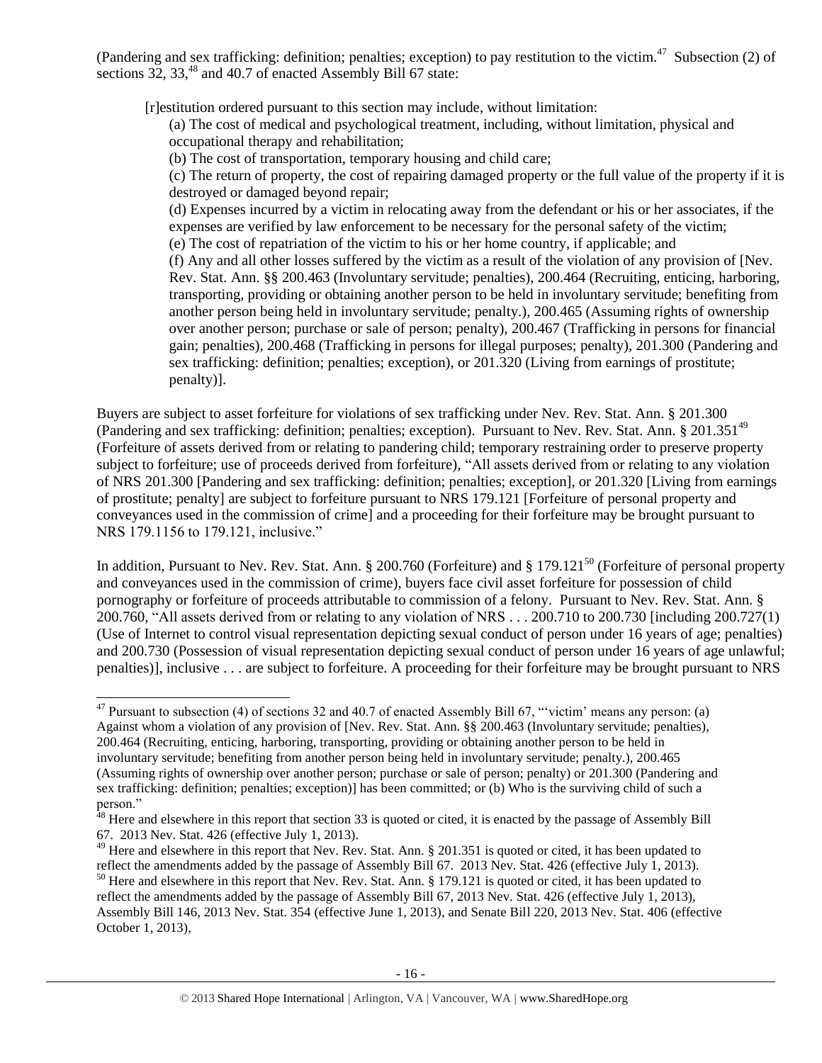(Pandering and sex trafficking: definition; penalties; exception) to pay restitution to the victim.[47] Subsection (2) of sections 32, 33,[48] and 40.7 of enacted Assembly Bill 67 state:

> [r]estitution ordered pursuant to this section may include, without limitation:
>
> (a) The cost of medical and psychological treatment, including, without limitation, physical and occupational therapy and rehabilitation;
>
> (b) The cost of transportation, temporary housing and child care;
>
> (c) The return of property, the cost of repairing damaged property or the full value of the property if it is destroyed or damaged beyond repair;
>
> (d) Expenses incurred by a victim in relocating away from the defendant or his or her associates, if the expenses are verified by law enforcement to be necessary for the personal safety of the victim;
>
> (e) The cost of repatriation of the victim to his or her home country, if applicable; and
>
> (f) Any and all other losses suffered by the victim as a result of the violation of any provision of [Nev. Rev. Stat. Ann. §§ 200.463 (Involuntary servitude; penalties), 200.464 (Recruiting, enticing, harboring, transporting, providing or obtaining another person to be held in involuntary servitude; benefiting from another person being held in involuntary servitude; penalty.), 200.465 (Assuming rights of ownership over another person; purchase or sale of person; penalty), 200.467 (Trafficking in persons for financial gain; penalties), 200.468 (Trafficking in persons for illegal purposes; penalty), 201.300 (Pandering and sex trafficking: definition; penalties; exception), or 201.320 (Living from earnings of prostitute; penalty)].

Buyers are subject to asset forfeiture for violations of sex trafficking under Nev. Rev. Stat. Ann. § 201.300 (Pandering and sex trafficking: definition; penalties; exception). Pursuant to Nev. Rev. Stat. Ann. § 201.351[49] (Forfeiture of assets derived from or relating to pandering child; temporary restraining order to preserve property subject to forfeiture; use of proceeds derived from forfeiture), "All assets derived from or relating to any violation of NRS 201.300 [Pandering and sex trafficking: definition; penalties; exception], or 201.320 [Living from earnings of prostitute; penalty] are subject to forfeiture pursuant to NRS 179.121 [Forfeiture of personal property and conveyances used in the commission of crime] and a proceeding for their forfeiture may be brought pursuant to NRS 179.1156 to 179.121, inclusive."

In addition, Pursuant to Nev. Rev. Stat. Ann. § 200.760 (Forfeiture) and § 179.121[50] (Forfeiture of personal property and conveyances used in the commission of crime), buyers face civil asset forfeiture for possession of child pornography or forfeiture of proceeds attributable to commission of a felony. Pursuant to Nev. Rev. Stat. Ann. § 200.760, "All assets derived from or relating to any violation of NRS . . . 200.710 to 200.730 [including 200.727(1) (Use of Internet to control visual representation depicting sexual conduct of person under 16 years of age; penalties) and 200.730 (Possession of visual representation depicting sexual conduct of person under 16 years of age unlawful; penalties)], inclusive . . . are subject to forfeiture. A proceeding for their forfeiture may be brought pursuant to NRS

---

[47] Pursuant to subsection (4) of sections 32 and 40.7 of enacted Assembly Bill 67, "'victim' means any person: (a) Against whom a violation of any provision of [Nev. Rev. Stat. Ann. §§ 200.463 (Involuntary servitude; penalties), 200.464 (Recruiting, enticing, harboring, transporting, providing or obtaining another person to be held in involuntary servitude; benefiting from another person being held in involuntary servitude; penalty.), 200.465 (Assuming rights of ownership over another person; purchase or sale of person; penalty) or 201.300 (Pandering and sex trafficking: definition; penalties; exception)] has been committed; or (b) Who is the surviving child of such a person."

[48] Here and elsewhere in this report that section 33 is quoted or cited, it is enacted by the passage of Assembly Bill 67. 2013 Nev. Stat. 426 (effective July 1, 2013).

[49] Here and elsewhere in this report that Nev. Rev. Stat. Ann. § 201.351 is quoted or cited, it has been updated to reflect the amendments added by the passage of Assembly Bill 67. 2013 Nev. Stat. 426 (effective July 1, 2013).

[50] Here and elsewhere in this report that Nev. Rev. Stat. Ann. § 179.121 is quoted or cited, it has been updated to reflect the amendments added by the passage of Assembly Bill 67, 2013 Nev. Stat. 426 (effective July 1, 2013), Assembly Bill 146, 2013 Nev. Stat. 354 (effective June 1, 2013), and Senate Bill 220, 2013 Nev. Stat. 406 (effective October 1, 2013),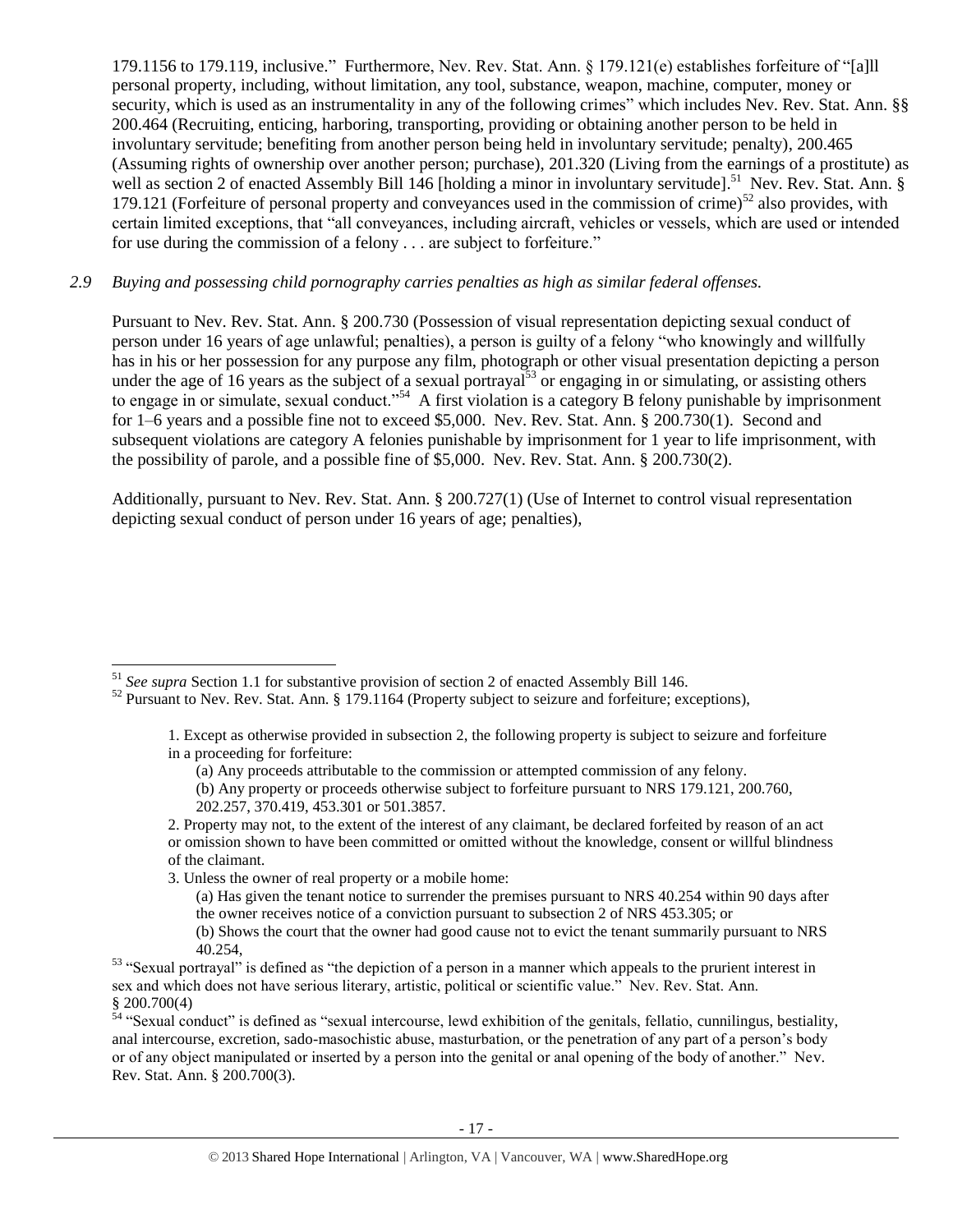179.1156 to 179.119, inclusive." Furthermore, Nev. Rev. Stat. Ann. § 179.121(e) establishes forfeiture of "[a]ll personal property, including, without limitation, any tool, substance, weapon, machine, computer, money or security, which is used as an instrumentality in any of the following crimes" which includes Nev. Rev. Stat. Ann. §§ 200.464 (Recruiting, enticing, harboring, transporting, providing or obtaining another person to be held in involuntary servitude; benefiting from another person being held in involuntary servitude; penalty), 200.465 (Assuming rights of ownership over another person; purchase), 201.320 (Living from the earnings of a prostitute) as well as section 2 of enacted Assembly Bill 146 [holding a minor in involuntary servitude].[51] Nev. Rev. Stat. Ann. § 179.121 (Forfeiture of personal property and conveyances used in the commission of crime)[52] also provides, with certain limited exceptions, that "all conveyances, including aircraft, vehicles or vessels, which are used or intended for use during the commission of a felony . . . are subject to forfeiture."

*2.9 Buying and possessing child pornography carries penalties as high as similar federal offenses.*

Pursuant to Nev. Rev. Stat. Ann. § 200.730 (Possession of visual representation depicting sexual conduct of person under 16 years of age unlawful; penalties), a person is guilty of a felony "who knowingly and willfully has in his or her possession for any purpose any film, photograph or other visual presentation depicting a person under the age of 16 years as the subject of a sexual portrayal[53] or engaging in or simulating, or assisting others to engage in or simulate, sexual conduct."[54] A first violation is a category B felony punishable by imprisonment for 1–6 years and a possible fine not to exceed $5,000. Nev. Rev. Stat. Ann. § 200.730(1). Second and subsequent violations are category A felonies punishable by imprisonment for 1 year to life imprisonment, with the possibility of parole, and a possible fine of $5,000. Nev. Rev. Stat. Ann. § 200.730(2).

Additionally, pursuant to Nev. Rev. Stat. Ann. § 200.727(1) (Use of Internet to control visual representation depicting sexual conduct of person under 16 years of age; penalties),

---

[51] *See supra* Section 1.1 for substantive provision of section 2 of enacted Assembly Bill 146.

[52] Pursuant to Nev. Rev. Stat. Ann. § 179.1164 (Property subject to seizure and forfeiture; exceptions),

> 1. Except as otherwise provided in subsection 2, the following property is subject to seizure and forfeiture in a proceeding for forfeiture:
>
> (a) Any proceeds attributable to the commission or attempted commission of any felony.
>
> (b) Any property or proceeds otherwise subject to forfeiture pursuant to NRS 179.121, 200.760, 202.257, 370.419, 453.301 or 501.3857.
>
> 2. Property may not, to the extent of the interest of any claimant, be declared forfeited by reason of an act or omission shown to have been committed or omitted without the knowledge, consent or willful blindness of the claimant.
>
> 3. Unless the owner of real property or a mobile home:
>
> (a) Has given the tenant notice to surrender the premises pursuant to NRS 40.254 within 90 days after the owner receives notice of a conviction pursuant to subsection 2 of NRS 453.305; or
>
> (b) Shows the court that the owner had good cause not to evict the tenant summarily pursuant to NRS 40.254,

[53] "Sexual portrayal" is defined as "the depiction of a person in a manner which appeals to the prurient interest in sex and which does not have serious literary, artistic, political or scientific value." Nev. Rev. Stat. Ann. § 200.700(4)

[54] "Sexual conduct" is defined as "sexual intercourse, lewd exhibition of the genitals, fellatio, cunnilingus, bestiality, anal intercourse, excretion, sado-masochistic abuse, masturbation, or the penetration of any part of a person's body or of any object manipulated or inserted by a person into the genital or anal opening of the body of another." Nev. Rev. Stat. Ann. § 200.700(3).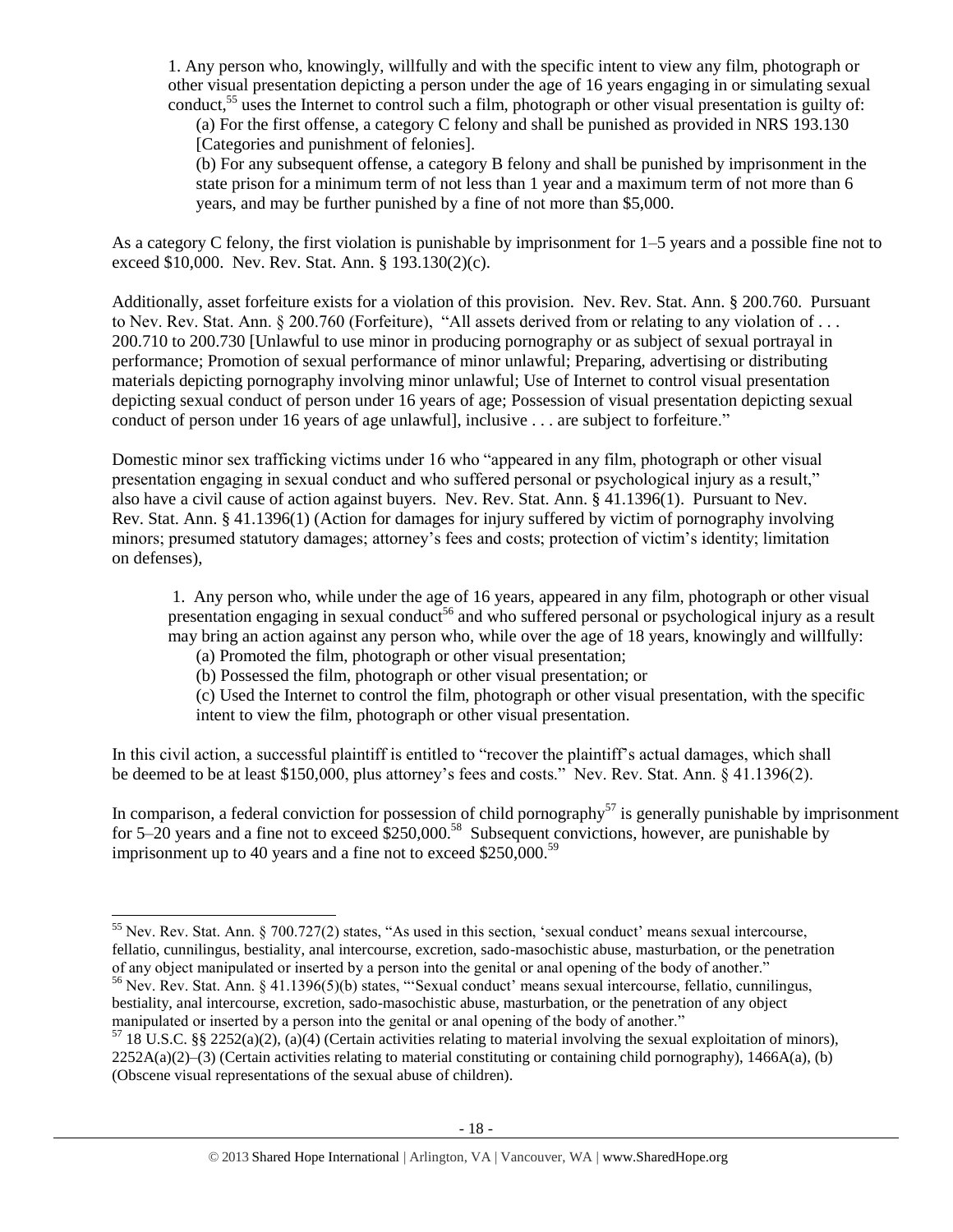1. Any person who, knowingly, willfully and with the specific intent to view any film, photograph or other visual presentation depicting a person under the age of 16 years engaging in or simulating sexual conduct,[55] uses the Internet to control such a film, photograph or other visual presentation is guilty of:

(a) For the first offense, a category C felony and shall be punished as provided in NRS 193.130 [Categories and punishment of felonies].

(b) For any subsequent offense, a category B felony and shall be punished by imprisonment in the state prison for a minimum term of not less than 1 year and a maximum term of not more than 6 years, and may be further punished by a fine of not more than $5,000.

As a category C felony, the first violation is punishable by imprisonment for 1–5 years and a possible fine not to exceed $10,000. Nev. Rev. Stat. Ann. § 193.130(2)(c).

Additionally, asset forfeiture exists for a violation of this provision. Nev. Rev. Stat. Ann. § 200.760. Pursuant to Nev. Rev. Stat. Ann. § 200.760 (Forfeiture), "All assets derived from or relating to any violation of . . . 200.710 to 200.730 [Unlawful to use minor in producing pornography or as subject of sexual portrayal in performance; Promotion of sexual performance of minor unlawful; Preparing, advertising or distributing materials depicting pornography involving minor unlawful; Use of Internet to control visual presentation depicting sexual conduct of person under 16 years of age; Possession of visual presentation depicting sexual conduct of person under 16 years of age unlawful], inclusive . . . are subject to forfeiture."

Domestic minor sex trafficking victims under 16 who "appeared in any film, photograph or other visual presentation engaging in sexual conduct and who suffered personal or psychological injury as a result," also have a civil cause of action against buyers. Nev. Rev. Stat. Ann. § 41.1396(1). Pursuant to Nev. Rev. Stat. Ann. § 41.1396(1) (Action for damages for injury suffered by victim of pornography involving minors; presumed statutory damages; attorney's fees and costs; protection of victim's identity; limitation on defenses),

1. Any person who, while under the age of 16 years, appeared in any film, photograph or other visual presentation engaging in sexual conduct[56] and who suffered personal or psychological injury as a result may bring an action against any person who, while over the age of 18 years, knowingly and willfully:

(a) Promoted the film, photograph or other visual presentation;

(b) Possessed the film, photograph or other visual presentation; or

(c) Used the Internet to control the film, photograph or other visual presentation, with the specific intent to view the film, photograph or other visual presentation.

In this civil action, a successful plaintiff is entitled to "recover the plaintiff's actual damages, which shall be deemed to be at least $150,000, plus attorney's fees and costs." Nev. Rev. Stat. Ann. § 41.1396(2).

In comparison, a federal conviction for possession of child pornography[57] is generally punishable by imprisonment for 5–20 years and a fine not to exceed $250,000.[58] Subsequent convictions, however, are punishable by imprisonment up to 40 years and a fine not to exceed $250,000.[59]

---

[55] Nev. Rev. Stat. Ann. § 700.727(2) states, "As used in this section, 'sexual conduct' means sexual intercourse, fellatio, cunnilingus, bestiality, anal intercourse, excretion, sado-masochistic abuse, masturbation, or the penetration of any object manipulated or inserted by a person into the genital or anal opening of the body of another."

[56] Nev. Rev. Stat. Ann. § 41.1396(5)(b) states, "'Sexual conduct' means sexual intercourse, fellatio, cunnilingus, bestiality, anal intercourse, excretion, sado-masochistic abuse, masturbation, or the penetration of any object manipulated or inserted by a person into the genital or anal opening of the body of another."

[57] 18 U.S.C. §§ 2252(a)(2), (a)(4) (Certain activities relating to material involving the sexual exploitation of minors), 2252A(a)(2)–(3) (Certain activities relating to material constituting or containing child pornography), 1466A(a), (b) (Obscene visual representations of the sexual abuse of children).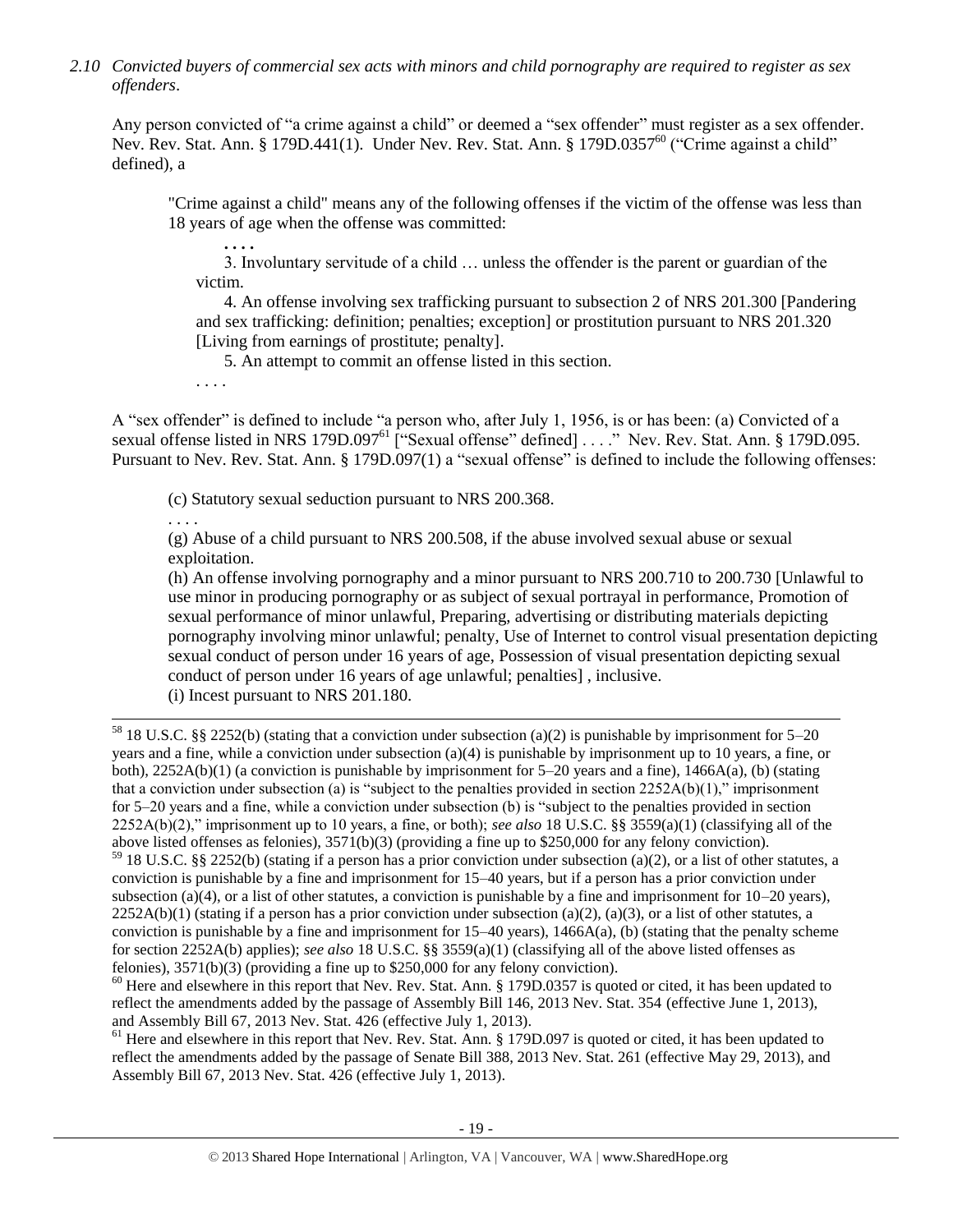*2.10 Convicted buyers of commercial sex acts with minors and child pornography are required to register as sex offenders.*

Any person convicted of "a crime against a child" or deemed a "sex offender" must register as a sex offender. Nev. Rev. Stat. Ann. § 179D.441(1). Under Nev. Rev. Stat. Ann. § 179D.0357[60] ("Crime against a child" defined), a

> "Crime against a child" means any of the following offenses if the victim of the offense was less than 18 years of age when the offense was committed:
>
> . . . .
>
> 3. Involuntary servitude of a child … unless the offender is the parent or guardian of the victim.
>
> 4. An offense involving sex trafficking pursuant to subsection 2 of NRS 201.300 [Pandering and sex trafficking: definition; penalties; exception] or prostitution pursuant to NRS 201.320 [Living from earnings of prostitute; penalty].
>
> 5. An attempt to commit an offense listed in this section.
>
> . . . .

A "sex offender" is defined to include "a person who, after July 1, 1956, is or has been: (a) Convicted of a sexual offense listed in NRS 179D.097[61] ["Sexual offense" defined] . . . ." Nev. Rev. Stat. Ann. § 179D.095. Pursuant to Nev. Rev. Stat. Ann. § 179D.097(1) a "sexual offense" is defined to include the following offenses:

> (c) Statutory sexual seduction pursuant to NRS 200.368.
>
> . . . .
>
> (g) Abuse of a child pursuant to NRS 200.508, if the abuse involved sexual abuse or sexual exploitation.
>
> (h) An offense involving pornography and a minor pursuant to NRS 200.710 to 200.730 [Unlawful to use minor in producing pornography or as subject of sexual portrayal in performance, Promotion of sexual performance of minor unlawful, Preparing, advertising or distributing materials depicting pornography involving minor unlawful; penalty, Use of Internet to control visual presentation depicting sexual conduct of person under 16 years of age, Possession of visual presentation depicting sexual conduct of person under 16 years of age unlawful; penalties] , inclusive.
>
> (i) Incest pursuant to NRS 201.180.

---

[58] 18 U.S.C. §§ 2252(b) (stating that a conviction under subsection (a)(2) is punishable by imprisonment for 5–20 years and a fine, while a conviction under subsection (a)(4) is punishable by imprisonment up to 10 years, a fine, or both), 2252A(b)(1) (a conviction is punishable by imprisonment for 5–20 years and a fine), 1466A(a), (b) (stating that a conviction under subsection (a) is "subject to the penalties provided in section 2252A(b)(1)," imprisonment for 5–20 years and a fine, while a conviction under subsection (b) is "subject to the penalties provided in section 2252A(b)(2)," imprisonment up to 10 years, a fine, or both); *see also* 18 U.S.C. §§ 3559(a)(1) (classifying all of the above listed offenses as felonies), 3571(b)(3) (providing a fine up to $250,000 for any felony conviction).

[59] 18 U.S.C. §§ 2252(b) (stating if a person has a prior conviction under subsection (a)(2), or a list of other statutes, a conviction is punishable by a fine and imprisonment for 15–40 years, but if a person has a prior conviction under subsection (a)(4), or a list of other statutes, a conviction is punishable by a fine and imprisonment for 10–20 years), 2252A(b)(1) (stating if a person has a prior conviction under subsection (a)(2), (a)(3), or a list of other statutes, a conviction is punishable by a fine and imprisonment for 15–40 years), 1466A(a), (b) (stating that the penalty scheme for section 2252A(b) applies); *see also* 18 U.S.C. §§ 3559(a)(1) (classifying all of the above listed offenses as felonies), 3571(b)(3) (providing a fine up to $250,000 for any felony conviction).

[60] Here and elsewhere in this report that Nev. Rev. Stat. Ann. § 179D.0357 is quoted or cited, it has been updated to reflect the amendments added by the passage of Assembly Bill 146, 2013 Nev. Stat. 354 (effective June 1, 2013), and Assembly Bill 67, 2013 Nev. Stat. 426 (effective July 1, 2013).

[61] Here and elsewhere in this report that Nev. Rev. Stat. Ann. § 179D.097 is quoted or cited, it has been updated to reflect the amendments added by the passage of Senate Bill 388, 2013 Nev. Stat. 261 (effective May 29, 2013), and Assembly Bill 67, 2013 Nev. Stat. 426 (effective July 1, 2013).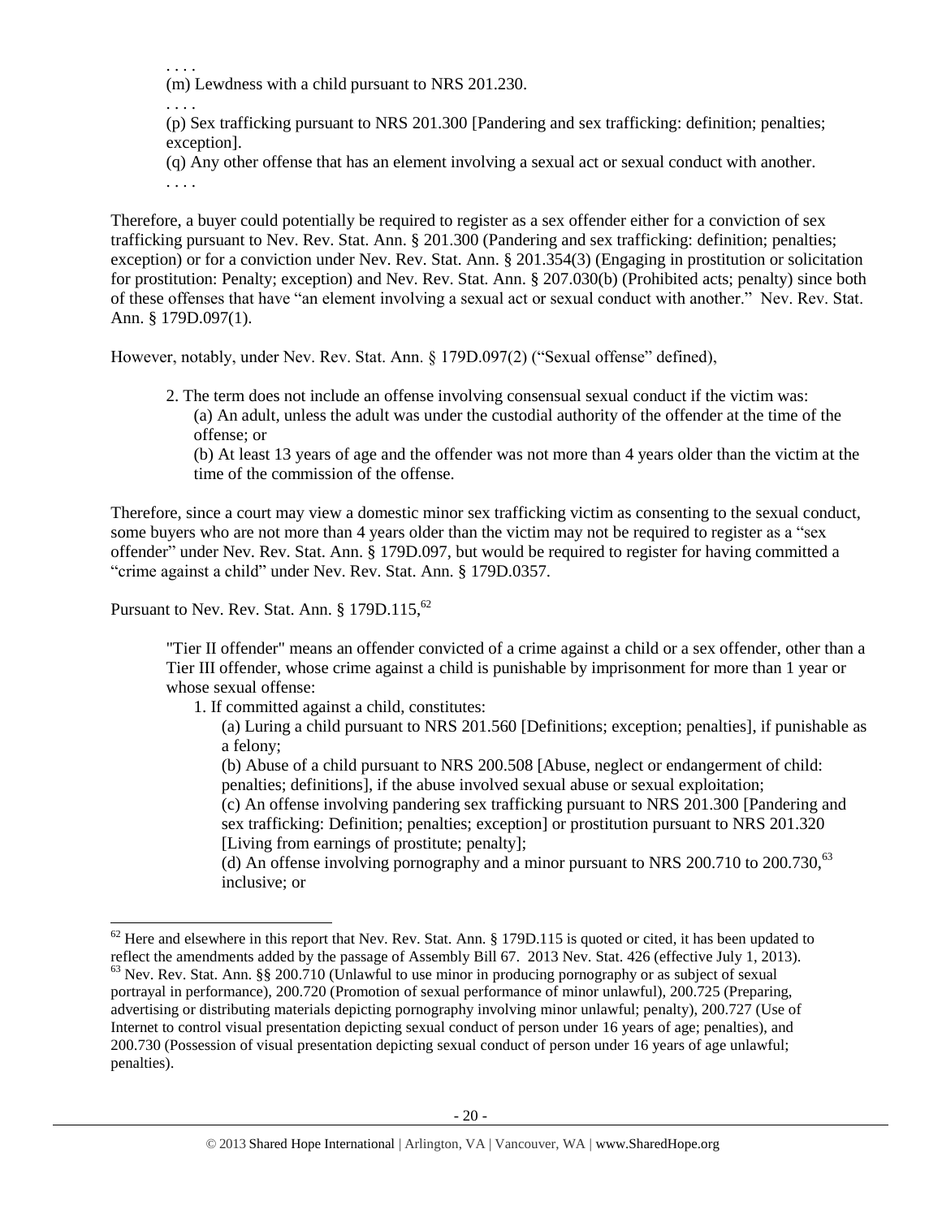> . . . .
> (m) Lewdness with a child pursuant to NRS 201.230.
> . . . .
> (p) Sex trafficking pursuant to NRS 201.300 [Pandering and sex trafficking: definition; penalties; exception].
> (q) Any other offense that has an element involving a sexual act or sexual conduct with another.
> . . . .

Therefore, a buyer could potentially be required to register as a sex offender either for a conviction of sex trafficking pursuant to Nev. Rev. Stat. Ann. § 201.300 (Pandering and sex trafficking: definition; penalties; exception) or for a conviction under Nev. Rev. Stat. Ann. § 201.354(3) (Engaging in prostitution or solicitation for prostitution: Penalty; exception) and Nev. Rev. Stat. Ann. § 207.030(b) (Prohibited acts; penalty) since both of these offenses that have "an element involving a sexual act or sexual conduct with another." Nev. Rev. Stat. Ann. § 179D.097(1).

However, notably, under Nev. Rev. Stat. Ann. § 179D.097(2) ("Sexual offense" defined),

> 2. The term does not include an offense involving consensual sexual conduct if the victim was:
> (a) An adult, unless the adult was under the custodial authority of the offender at the time of the offense; or
> (b) At least 13 years of age and the offender was not more than 4 years older than the victim at the time of the commission of the offense.

Therefore, since a court may view a domestic minor sex trafficking victim as consenting to the sexual conduct, some buyers who are not more than 4 years older than the victim may not be required to register as a "sex offender" under Nev. Rev. Stat. Ann. § 179D.097, but would be required to register for having committed a "crime against a child" under Nev. Rev. Stat. Ann. § 179D.0357.

Pursuant to Nev. Rev. Stat. Ann. § 179D.115,[62]

> "Tier II offender" means an offender convicted of a crime against a child or a sex offender, other than a Tier III offender, whose crime against a child is punishable by imprisonment for more than 1 year or whose sexual offense:
> 1. If committed against a child, constitutes:
> (a) Luring a child pursuant to NRS 201.560 [Definitions; exception; penalties], if punishable as a felony;
> (b) Abuse of a child pursuant to NRS 200.508 [Abuse, neglect or endangerment of child: penalties; definitions], if the abuse involved sexual abuse or sexual exploitation;
> (c) An offense involving pandering sex trafficking pursuant to NRS 201.300 [Pandering and sex trafficking: Definition; penalties; exception] or prostitution pursuant to NRS 201.320 [Living from earnings of prostitute; penalty];
> (d) An offense involving pornography and a minor pursuant to NRS 200.710 to 200.730,[63] inclusive; or

---

[62] Here and elsewhere in this report that Nev. Rev. Stat. Ann. § 179D.115 is quoted or cited, it has been updated to reflect the amendments added by the passage of Assembly Bill 67. 2013 Nev. Stat. 426 (effective July 1, 2013).

[63] Nev. Rev. Stat. Ann. §§ 200.710 (Unlawful to use minor in producing pornography or as subject of sexual portrayal in performance), 200.720 (Promotion of sexual performance of minor unlawful), 200.725 (Preparing, advertising or distributing materials depicting pornography involving minor unlawful; penalty), 200.727 (Use of Internet to control visual presentation depicting sexual conduct of person under 16 years of age; penalties), and 200.730 (Possession of visual presentation depicting sexual conduct of person under 16 years of age unlawful; penalties).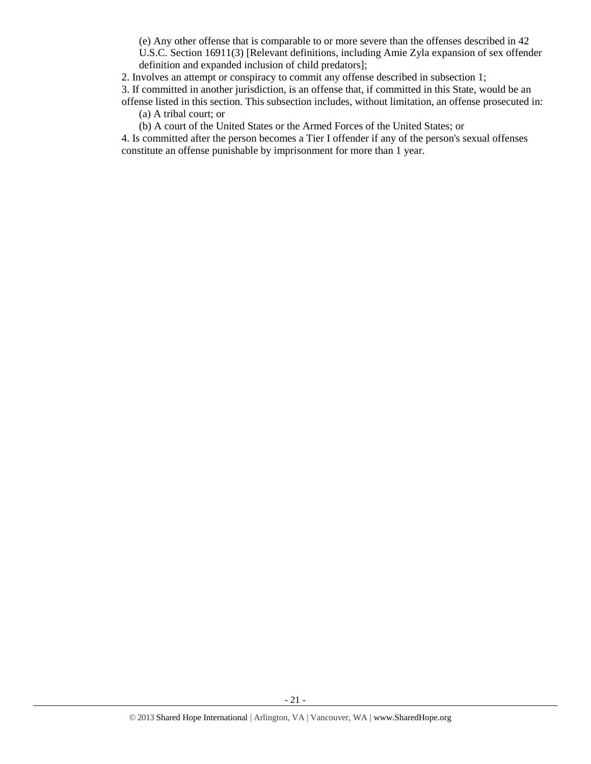(e) Any other offense that is comparable to or more severe than the offenses described in 42 U.S.C. Section 16911(3) [Relevant definitions, including Amie Zyla expansion of sex offender definition and expanded inclusion of child predators];

2. Involves an attempt or conspiracy to commit any offense described in subsection 1;

3. If committed in another jurisdiction, is an offense that, if committed in this State, would be an offense listed in this section. This subsection includes, without limitation, an offense prosecuted in:

(a) A tribal court; or

(b) A court of the United States or the Armed Forces of the United States; or

4. Is committed after the person becomes a Tier I offender if any of the person's sexual offenses constitute an offense punishable by imprisonment for more than 1 year.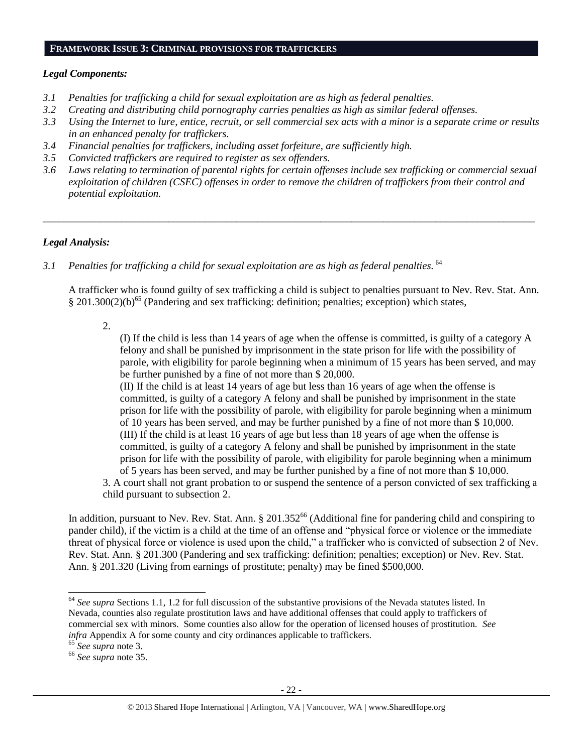## FRAMEWORK ISSUE 3: CRIMINAL PROVISIONS FOR TRAFFICKERS

### *Legal Components:*

*3.1 Penalties for trafficking a child for sexual exploitation are as high as federal penalties.*
*3.2 Creating and distributing child pornography carries penalties as high as similar federal offenses.*
*3.3 Using the Internet to lure, entice, recruit, or sell commercial sex acts with a minor is a separate crime or results in an enhanced penalty for traffickers.*
*3.4 Financial penalties for traffickers, including asset forfeiture, are sufficiently high.*
*3.5 Convicted traffickers are required to register as sex offenders.*
*3.6 Laws relating to termination of parental rights for certain offenses include sex trafficking or commercial sexual exploitation of children (CSEC) offenses in order to remove the children of traffickers from their control and potential exploitation.*

---

### *Legal Analysis:*

*3.1 Penalties for trafficking a child for sexual exploitation are as high as federal penalties.* [64]

A trafficker who is found guilty of sex trafficking a child is subject to penalties pursuant to Nev. Rev. Stat. Ann. § 201.300(2)(b)[65] (Pandering and sex trafficking: definition; penalties; exception) which states,

> 2\.
>
> (I) If the child is less than 14 years of age when the offense is committed, is guilty of a category A felony and shall be punished by imprisonment in the state prison for life with the possibility of parole, with eligibility for parole beginning when a minimum of 15 years has been served, and may be further punished by a fine of not more than $ 20,000.
>
> (II) If the child is at least 14 years of age but less than 16 years of age when the offense is committed, is guilty of a category A felony and shall be punished by imprisonment in the state prison for life with the possibility of parole, with eligibility for parole beginning when a minimum of 10 years has been served, and may be further punished by a fine of not more than $ 10,000.
>
> (III) If the child is at least 16 years of age but less than 18 years of age when the offense is committed, is guilty of a category A felony and shall be punished by imprisonment in the state prison for life with the possibility of parole, with eligibility for parole beginning when a minimum of 5 years has been served, and may be further punished by a fine of not more than $ 10,000.
>
> 3\. A court shall not grant probation to or suspend the sentence of a person convicted of sex trafficking a child pursuant to subsection 2.

In addition, pursuant to Nev. Rev. Stat. Ann. § 201.352[66] (Additional fine for pandering child and conspiring to pander child), if the victim is a child at the time of an offense and "physical force or violence or the immediate threat of physical force or violence is used upon the child," a trafficker who is convicted of subsection 2 of Nev. Rev. Stat. Ann. § 201.300 (Pandering and sex trafficking: definition; penalties; exception) or Nev. Rev. Stat. Ann. § 201.320 (Living from earnings of prostitute; penalty) may be fined $500,000.

---

[64] *See supra* Sections 1.1, 1.2 for full discussion of the substantive provisions of the Nevada statutes listed. In Nevada, counties also regulate prostitution laws and have additional offenses that could apply to traffickers of commercial sex with minors. Some counties also allow for the operation of licensed houses of prostitution. *See infra* Appendix A for some county and city ordinances applicable to traffickers.

[65] *See supra* note 3.

[66] *See supra* note 35.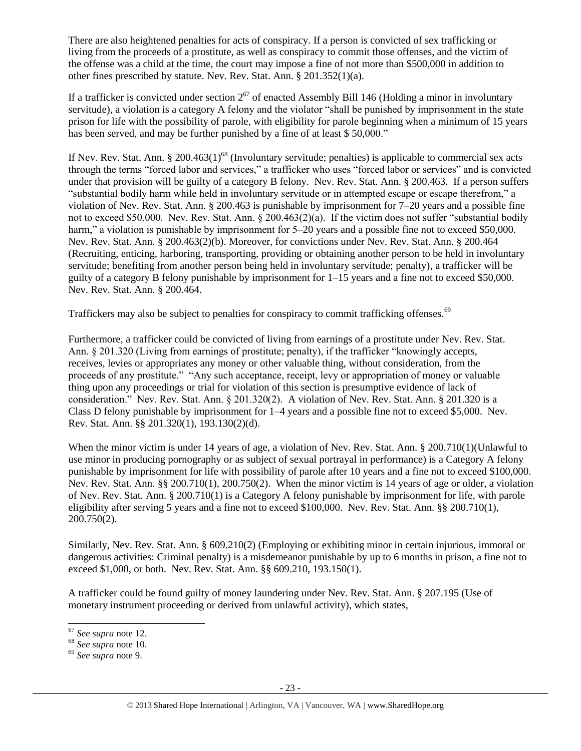There are also heightened penalties for acts of conspiracy. If a person is convicted of sex trafficking or living from the proceeds of a prostitute, as well as conspiracy to commit those offenses, and the victim of the offense was a child at the time, the court may impose a fine of not more than $500,000 in addition to other fines prescribed by statute. Nev. Rev. Stat. Ann. § 201.352(1)(a).

If a trafficker is convicted under section 2[67] of enacted Assembly Bill 146 (Holding a minor in involuntary servitude), a violation is a category A felony and the violator "shall be punished by imprisonment in the state prison for life with the possibility of parole, with eligibility for parole beginning when a minimum of 15 years has been served, and may be further punished by a fine of at least $ 50,000."

If Nev. Rev. Stat. Ann. § 200.463(1)[68] (Involuntary servitude; penalties) is applicable to commercial sex acts through the terms "forced labor and services," a trafficker who uses "forced labor or services" and is convicted under that provision will be guilty of a category B felony. Nev. Rev. Stat. Ann. § 200.463. If a person suffers "substantial bodily harm while held in involuntary servitude or in attempted escape or escape therefrom," a violation of Nev. Rev. Stat. Ann. § 200.463 is punishable by imprisonment for 7–20 years and a possible fine not to exceed $50,000. Nev. Rev. Stat. Ann. § 200.463(2)(a). If the victim does not suffer "substantial bodily harm," a violation is punishable by imprisonment for 5–20 years and a possible fine not to exceed $50,000. Nev. Rev. Stat. Ann. § 200.463(2)(b). Moreover, for convictions under Nev. Rev. Stat. Ann. § 200.464 (Recruiting, enticing, harboring, transporting, providing or obtaining another person to be held in involuntary servitude; benefiting from another person being held in involuntary servitude; penalty), a trafficker will be guilty of a category B felony punishable by imprisonment for 1–15 years and a fine not to exceed $50,000. Nev. Rev. Stat. Ann. § 200.464.

Traffickers may also be subject to penalties for conspiracy to commit trafficking offenses.[69]

Furthermore, a trafficker could be convicted of living from earnings of a prostitute under Nev. Rev. Stat. Ann. § 201.320 (Living from earnings of prostitute; penalty), if the trafficker "knowingly accepts, receives, levies or appropriates any money or other valuable thing, without consideration, from the proceeds of any prostitute." "Any such acceptance, receipt, levy or appropriation of money or valuable thing upon any proceedings or trial for violation of this section is presumptive evidence of lack of consideration." Nev. Rev. Stat. Ann. § 201.320(2). A violation of Nev. Rev. Stat. Ann. § 201.320 is a Class D felony punishable by imprisonment for 1–4 years and a possible fine not to exceed $5,000. Nev. Rev. Stat. Ann. §§ 201.320(1), 193.130(2)(d).

When the minor victim is under 14 years of age, a violation of Nev. Rev. Stat. Ann. § 200.710(1)(Unlawful to use minor in producing pornography or as subject of sexual portrayal in performance) is a Category A felony punishable by imprisonment for life with possibility of parole after 10 years and a fine not to exceed $100,000. Nev. Rev. Stat. Ann. §§ 200.710(1), 200.750(2). When the minor victim is 14 years of age or older, a violation of Nev. Rev. Stat. Ann. § 200.710(1) is a Category A felony punishable by imprisonment for life, with parole eligibility after serving 5 years and a fine not to exceed $100,000. Nev. Rev. Stat. Ann. §§ 200.710(1), 200.750(2).

Similarly, Nev. Rev. Stat. Ann. § 609.210(2) (Employing or exhibiting minor in certain injurious, immoral or dangerous activities: Criminal penalty) is a misdemeanor punishable by up to 6 months in prison, a fine not to exceed $1,000, or both. Nev. Rev. Stat. Ann. §§ 609.210, 193.150(1).

A trafficker could be found guilty of money laundering under Nev. Rev. Stat. Ann. § 207.195 (Use of monetary instrument proceeding or derived from unlawful activity), which states,

---

[67] *See supra* note 12.

[68] *See supra* note 10.

[69] *See supra* note 9.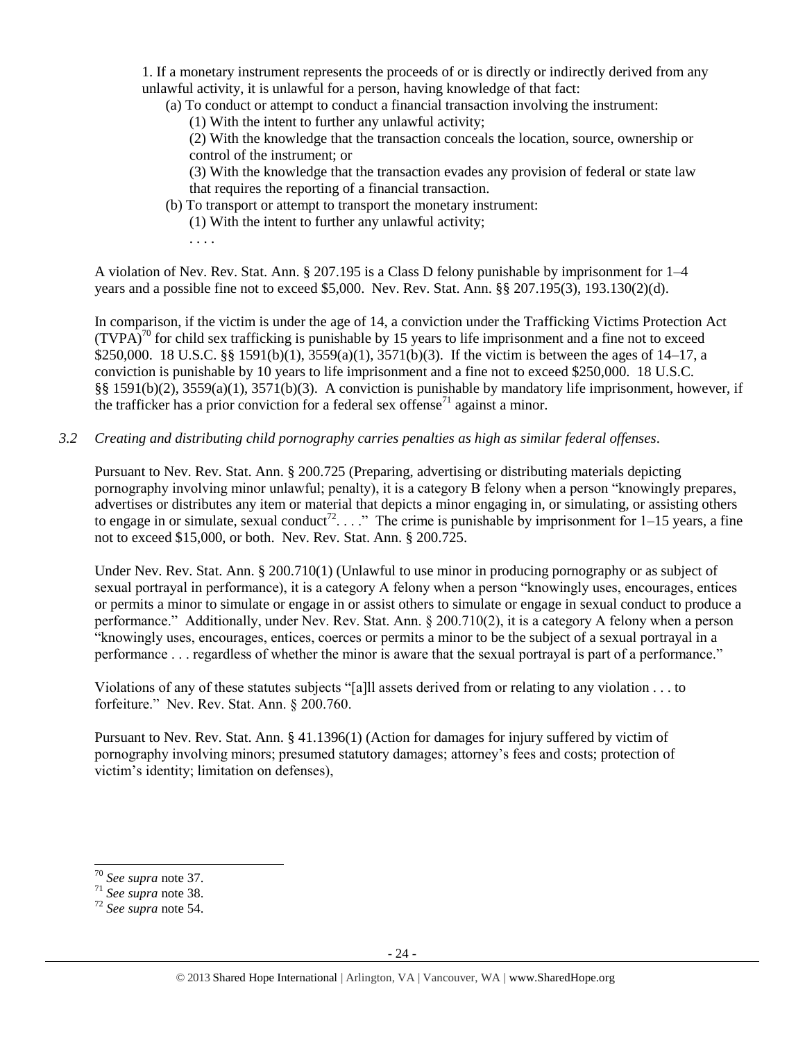1. If a monetary instrument represents the proceeds of or is directly or indirectly derived from any unlawful activity, it is unlawful for a person, having knowledge of that fact:

   (a) To conduct or attempt to conduct a financial transaction involving the instrument:

      (1) With the intent to further any unlawful activity;

      (2) With the knowledge that the transaction conceals the location, source, ownership or control of the instrument; or

      (3) With the knowledge that the transaction evades any provision of federal or state law that requires the reporting of a financial transaction.

   (b) To transport or attempt to transport the monetary instrument:

      (1) With the intent to further any unlawful activity;

      . . . .

A violation of Nev. Rev. Stat. Ann. § 207.195 is a Class D felony punishable by imprisonment for 1–4 years and a possible fine not to exceed $5,000. Nev. Rev. Stat. Ann. §§ 207.195(3), 193.130(2)(d).

In comparison, if the victim is under the age of 14, a conviction under the Trafficking Victims Protection Act (TVPA)[70] for child sex trafficking is punishable by 15 years to life imprisonment and a fine not to exceed $250,000. 18 U.S.C. §§ 1591(b)(1), 3559(a)(1), 3571(b)(3). If the victim is between the ages of 14–17, a conviction is punishable by 10 years to life imprisonment and a fine not to exceed $250,000. 18 U.S.C. §§ 1591(b)(2), 3559(a)(1), 3571(b)(3). A conviction is punishable by mandatory life imprisonment, however, if the trafficker has a prior conviction for a federal sex offense[71] against a minor.

*3.2 Creating and distributing child pornography carries penalties as high as similar federal offenses.*

Pursuant to Nev. Rev. Stat. Ann. § 200.725 (Preparing, advertising or distributing materials depicting pornography involving minor unlawful; penalty), it is a category B felony when a person "knowingly prepares, advertises or distributes any item or material that depicts a minor engaging in, or simulating, or assisting others to engage in or simulate, sexual conduct[72]. . . ." The crime is punishable by imprisonment for 1–15 years, a fine not to exceed $15,000, or both. Nev. Rev. Stat. Ann. § 200.725.

Under Nev. Rev. Stat. Ann. § 200.710(1) (Unlawful to use minor in producing pornography or as subject of sexual portrayal in performance), it is a category A felony when a person "knowingly uses, encourages, entices or permits a minor to simulate or engage in or assist others to simulate or engage in sexual conduct to produce a performance." Additionally, under Nev. Rev. Stat. Ann. § 200.710(2), it is a category A felony when a person "knowingly uses, encourages, entices, coerces or permits a minor to be the subject of a sexual portrayal in a performance . . . regardless of whether the minor is aware that the sexual portrayal is part of a performance."

Violations of any of these statutes subjects "[a]ll assets derived from or relating to any violation . . . to forfeiture." Nev. Rev. Stat. Ann. § 200.760.

Pursuant to Nev. Rev. Stat. Ann. § 41.1396(1) (Action for damages for injury suffered by victim of pornography involving minors; presumed statutory damages; attorney's fees and costs; protection of victim's identity; limitation on defenses),

---

[70] *See supra* note 37.

[71] *See supra* note 38.

[72] *See supra* note 54.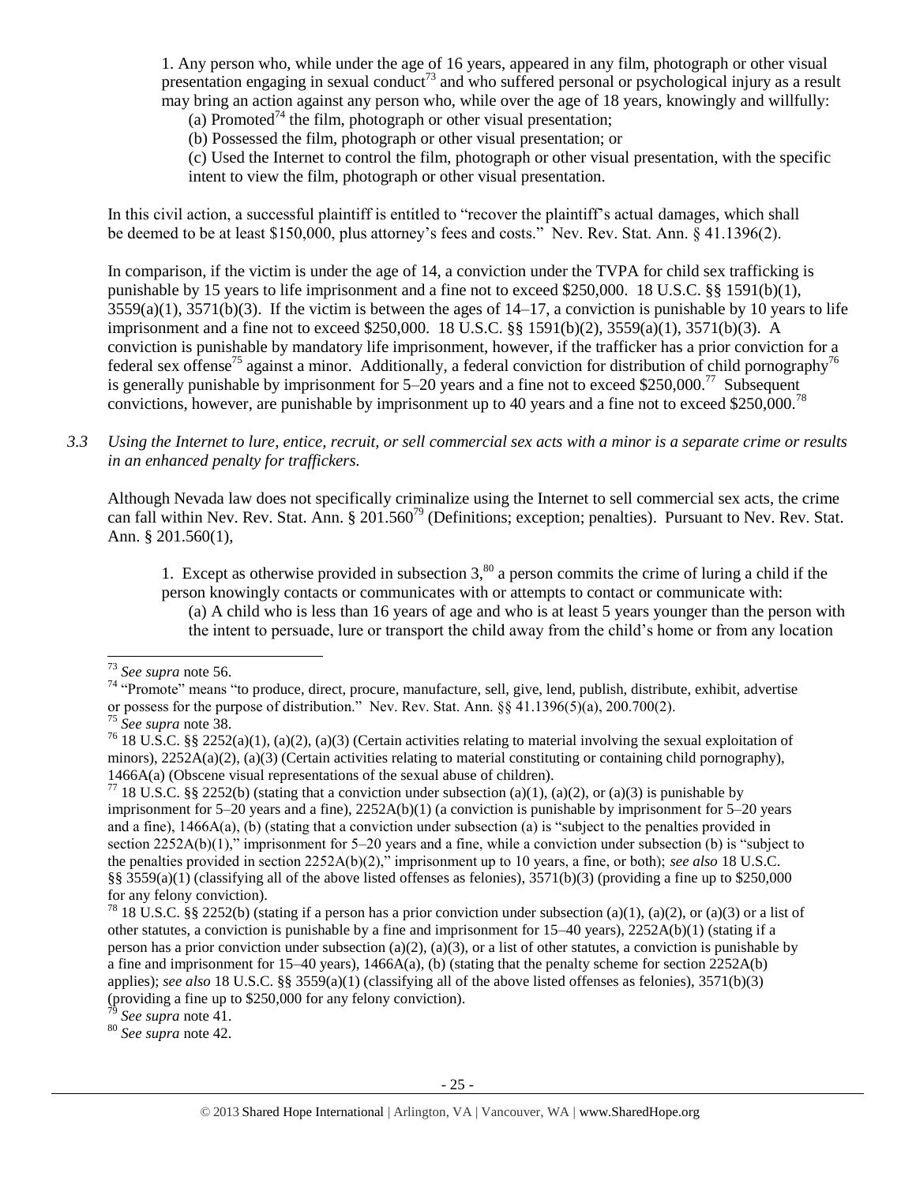1. Any person who, while under the age of 16 years, appeared in any film, photograph or other visual presentation engaging in sexual conduct[73] and who suffered personal or psychological injury as a result may bring an action against any person who, while over the age of 18 years, knowingly and willfully:

(a) Promoted[74] the film, photograph or other visual presentation;

(b) Possessed the film, photograph or other visual presentation; or

(c) Used the Internet to control the film, photograph or other visual presentation, with the specific intent to view the film, photograph or other visual presentation.

In this civil action, a successful plaintiff is entitled to "recover the plaintiff's actual damages, which shall be deemed to be at least $150,000, plus attorney's fees and costs." Nev. Rev. Stat. Ann. § 41.1396(2).

In comparison, if the victim is under the age of 14, a conviction under the TVPA for child sex trafficking is punishable by 15 years to life imprisonment and a fine not to exceed $250,000. 18 U.S.C. §§ 1591(b)(1), 3559(a)(1), 3571(b)(3). If the victim is between the ages of 14–17, a conviction is punishable by 10 years to life imprisonment and a fine not to exceed $250,000. 18 U.S.C. §§ 1591(b)(2), 3559(a)(1), 3571(b)(3). A conviction is punishable by mandatory life imprisonment, however, if the trafficker has a prior conviction for a federal sex offense[75] against a minor. Additionally, a federal conviction for distribution of child pornography[76] is generally punishable by imprisonment for 5–20 years and a fine not to exceed $250,000.[77] Subsequent convictions, however, are punishable by imprisonment up to 40 years and a fine not to exceed $250,000.[78]

*3.3 Using the Internet to lure, entice, recruit, or sell commercial sex acts with a minor is a separate crime or results in an enhanced penalty for traffickers.*

Although Nevada law does not specifically criminalize using the Internet to sell commercial sex acts, the crime can fall within Nev. Rev. Stat. Ann. § 201.560[79] (Definitions; exception; penalties). Pursuant to Nev. Rev. Stat. Ann. § 201.560(1),

> 1. Except as otherwise provided in subsection 3,[80] a person commits the crime of luring a child if the person knowingly contacts or communicates with or attempts to contact or communicate with:
>
> (a) A child who is less than 16 years of age and who is at least 5 years younger than the person with the intent to persuade, lure or transport the child away from the child's home or from any location

---

[73] *See supra* note 56.

[74] "Promote" means "to produce, direct, procure, manufacture, sell, give, lend, publish, distribute, exhibit, advertise or possess for the purpose of distribution." Nev. Rev. Stat. Ann. §§ 41.1396(5)(a), 200.700(2).

[75] *See supra* note 38.

[76] 18 U.S.C. §§ 2252(a)(1), (a)(2), (a)(3) (Certain activities relating to material involving the sexual exploitation of minors), 2252A(a)(2), (a)(3) (Certain activities relating to material constituting or containing child pornography), 1466A(a) (Obscene visual representations of the sexual abuse of children).

[77] 18 U.S.C. §§ 2252(b) (stating that a conviction under subsection (a)(1), (a)(2), or (a)(3) is punishable by imprisonment for 5–20 years and a fine), 2252A(b)(1) (a conviction is punishable by imprisonment for 5–20 years and a fine), 1466A(a), (b) (stating that a conviction under subsection (a) is "subject to the penalties provided in section 2252A(b)(1)," imprisonment for 5–20 years and a fine, while a conviction under subsection (b) is "subject to the penalties provided in section 2252A(b)(2)," imprisonment up to 10 years, a fine, or both); *see also* 18 U.S.C. §§ 3559(a)(1) (classifying all of the above listed offenses as felonies), 3571(b)(3) (providing a fine up to $250,000 for any felony conviction).

[78] 18 U.S.C. §§ 2252(b) (stating if a person has a prior conviction under subsection (a)(1), (a)(2), or (a)(3) or a list of other statutes, a conviction is punishable by a fine and imprisonment for 15–40 years), 2252A(b)(1) (stating if a person has a prior conviction under subsection (a)(2), (a)(3), or a list of other statutes, a conviction is punishable by a fine and imprisonment for 15–40 years), 1466A(a), (b) (stating that the penalty scheme for section 2252A(b) applies); *see also* 18 U.S.C. §§ 3559(a)(1) (classifying all of the above listed offenses as felonies), 3571(b)(3) (providing a fine up to $250,000 for any felony conviction).

[79] *See supra* note 41.

[80] *See supra* note 42.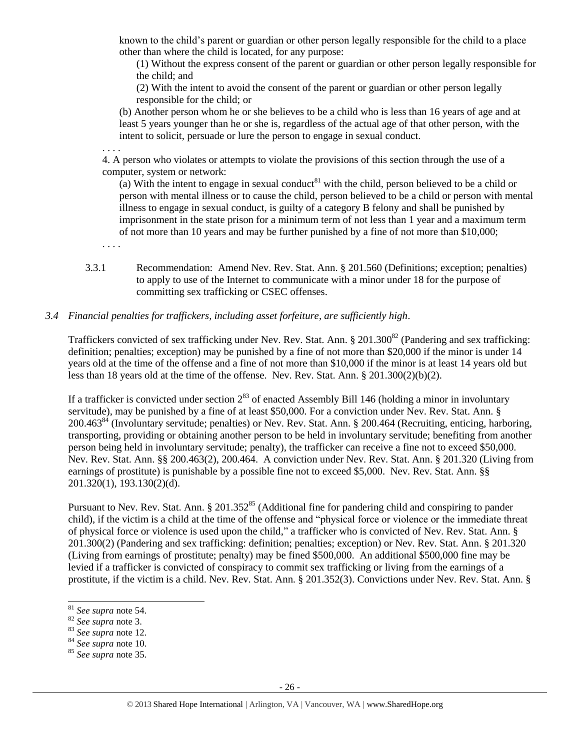known to the child's parent or guardian or other person legally responsible for the child to a place other than where the child is located, for any purpose:

(1) Without the express consent of the parent or guardian or other person legally responsible for the child; and

(2) With the intent to avoid the consent of the parent or guardian or other person legally responsible for the child; or

(b) Another person whom he or she believes to be a child who is less than 16 years of age and at least 5 years younger than he or she is, regardless of the actual age of that other person, with the intent to solicit, persuade or lure the person to engage in sexual conduct.

. . . .

4. A person who violates or attempts to violate the provisions of this section through the use of a computer, system or network:

(a) With the intent to engage in sexual conduct[81] with the child, person believed to be a child or person with mental illness or to cause the child, person believed to be a child or person with mental illness to engage in sexual conduct, is guilty of a category B felony and shall be punished by imprisonment in the state prison for a minimum term of not less than 1 year and a maximum term of not more than 10 years and may be further punished by a fine of not more than $10,000;

. . . .

3.3.1 Recommendation: Amend Nev. Rev. Stat. Ann. § 201.560 (Definitions; exception; penalties) to apply to use of the Internet to communicate with a minor under 18 for the purpose of committing sex trafficking or CSEC offenses.

*3.4 Financial penalties for traffickers, including asset forfeiture, are sufficiently high*.

Traffickers convicted of sex trafficking under Nev. Rev. Stat. Ann. § 201.300[82] (Pandering and sex trafficking: definition; penalties; exception) may be punished by a fine of not more than $20,000 if the minor is under 14 years old at the time of the offense and a fine of not more than $10,000 if the minor is at least 14 years old but less than 18 years old at the time of the offense. Nev. Rev. Stat. Ann. § 201.300(2)(b)(2).

If a trafficker is convicted under section 2[83] of enacted Assembly Bill 146 (holding a minor in involuntary servitude), may be punished by a fine of at least $50,000. For a conviction under Nev. Rev. Stat. Ann. § 200.463[84] (Involuntary servitude; penalties) or Nev. Rev. Stat. Ann. § 200.464 (Recruiting, enticing, harboring, transporting, providing or obtaining another person to be held in involuntary servitude; benefiting from another person being held in involuntary servitude; penalty), the trafficker can receive a fine not to exceed $50,000. Nev. Rev. Stat. Ann. §§ 200.463(2), 200.464. A conviction under Nev. Rev. Stat. Ann. § 201.320 (Living from earnings of prostitute) is punishable by a possible fine not to exceed $5,000. Nev. Rev. Stat. Ann. §§ 201.320(1), 193.130(2)(d).

Pursuant to Nev. Rev. Stat. Ann. § 201.352[85] (Additional fine for pandering child and conspiring to pander child), if the victim is a child at the time of the offense and "physical force or violence or the immediate threat of physical force or violence is used upon the child," a trafficker who is convicted of Nev. Rev. Stat. Ann. § 201.300(2) (Pandering and sex trafficking: definition; penalties; exception) or Nev. Rev. Stat. Ann. § 201.320 (Living from earnings of prostitute; penalty) may be fined $500,000. An additional $500,000 fine may be levied if a trafficker is convicted of conspiracy to commit sex trafficking or living from the earnings of a prostitute, if the victim is a child. Nev. Rev. Stat. Ann. § 201.352(3). Convictions under Nev. Rev. Stat. Ann. §

[81] *See supra* note 54.

[82] *See supra* note 3.

[83] *See supra* note 12.

[84] *See supra* note 10.

[85] *See supra* note 35.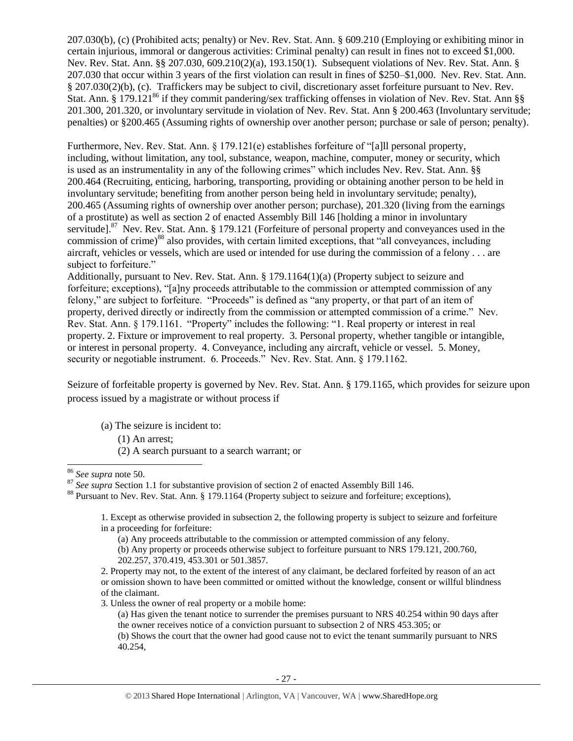207.030(b), (c) (Prohibited acts; penalty) or Nev. Rev. Stat. Ann. § 609.210 (Employing or exhibiting minor in certain injurious, immoral or dangerous activities: Criminal penalty) can result in fines not to exceed $1,000. Nev. Rev. Stat. Ann. §§ 207.030, 609.210(2)(a), 193.150(1). Subsequent violations of Nev. Rev. Stat. Ann. § 207.030 that occur within 3 years of the first violation can result in fines of $250–$1,000. Nev. Rev. Stat. Ann. § 207.030(2)(b), (c). Traffickers may be subject to civil, discretionary asset forfeiture pursuant to Nev. Rev. Stat. Ann. § 179.121[86] if they commit pandering/sex trafficking offenses in violation of Nev. Rev. Stat. Ann §§ 201.300, 201.320, or involuntary servitude in violation of Nev. Rev. Stat. Ann § 200.463 (Involuntary servitude; penalties) or §200.465 (Assuming rights of ownership over another person; purchase or sale of person; penalty).

Furthermore, Nev. Rev. Stat. Ann. § 179.121(e) establishes forfeiture of "[a]ll personal property, including, without limitation, any tool, substance, weapon, machine, computer, money or security, which is used as an instrumentality in any of the following crimes" which includes Nev. Rev. Stat. Ann. §§ 200.464 (Recruiting, enticing, harboring, transporting, providing or obtaining another person to be held in involuntary servitude; benefiting from another person being held in involuntary servitude; penalty), 200.465 (Assuming rights of ownership over another person; purchase), 201.320 (living from the earnings of a prostitute) as well as section 2 of enacted Assembly Bill 146 [holding a minor in involuntary servitude].[87] Nev. Rev. Stat. Ann. § 179.121 (Forfeiture of personal property and conveyances used in the commission of crime)[88] also provides, with certain limited exceptions, that "all conveyances, including aircraft, vehicles or vessels, which are used or intended for use during the commission of a felony . . . are subject to forfeiture."

Additionally, pursuant to Nev. Rev. Stat. Ann. § 179.1164(1)(a) (Property subject to seizure and forfeiture; exceptions), "[a]ny proceeds attributable to the commission or attempted commission of any felony," are subject to forfeiture. "Proceeds" is defined as "any property, or that part of an item of property, derived directly or indirectly from the commission or attempted commission of a crime." Nev. Rev. Stat. Ann. § 179.1161. "Property" includes the following: "1. Real property or interest in real property. 2. Fixture or improvement to real property. 3. Personal property, whether tangible or intangible, or interest in personal property. 4. Conveyance, including any aircraft, vehicle or vessel. 5. Money, security or negotiable instrument. 6. Proceeds." Nev. Rev. Stat. Ann. § 179.1162.

Seizure of forfeitable property is governed by Nev. Rev. Stat. Ann. § 179.1165, which provides for seizure upon process issued by a magistrate or without process if

> (a) The seizure is incident to:
>
> (1) An arrest;
>
> (2) A search pursuant to a search warrant; or

---

[86] *See supra* note 50.

[87] *See supra* Section 1.1 for substantive provision of section 2 of enacted Assembly Bill 146.

[88] Pursuant to Nev. Rev. Stat. Ann. § 179.1164 (Property subject to seizure and forfeiture; exceptions),

> 1. Except as otherwise provided in subsection 2, the following property is subject to seizure and forfeiture in a proceeding for forfeiture:
>
> (a) Any proceeds attributable to the commission or attempted commission of any felony.
>
> (b) Any property or proceeds otherwise subject to forfeiture pursuant to NRS 179.121, 200.760, 202.257, 370.419, 453.301 or 501.3857.
>
> 2. Property may not, to the extent of the interest of any claimant, be declared forfeited by reason of an act or omission shown to have been committed or omitted without the knowledge, consent or willful blindness of the claimant.
>
> 3. Unless the owner of real property or a mobile home:
>
> (a) Has given the tenant notice to surrender the premises pursuant to NRS 40.254 within 90 days after the owner receives notice of a conviction pursuant to subsection 2 of NRS 453.305; or
>
> (b) Shows the court that the owner had good cause not to evict the tenant summarily pursuant to NRS 40.254,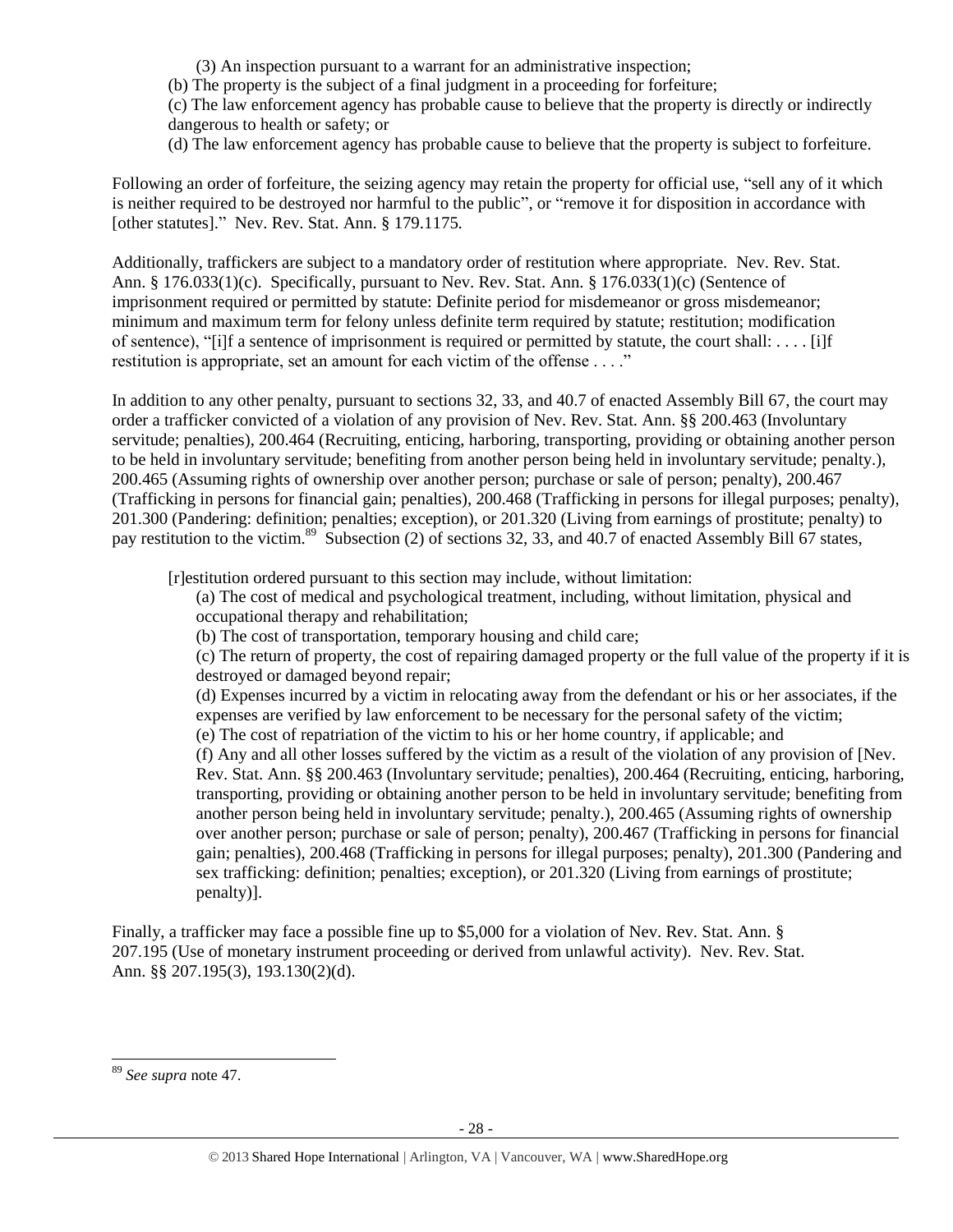(3) An inspection pursuant to a warrant for an administrative inspection;

(b) The property is the subject of a final judgment in a proceeding for forfeiture;

(c) The law enforcement agency has probable cause to believe that the property is directly or indirectly dangerous to health or safety; or

(d) The law enforcement agency has probable cause to believe that the property is subject to forfeiture.

Following an order of forfeiture, the seizing agency may retain the property for official use, "sell any of it which is neither required to be destroyed nor harmful to the public", or "remove it for disposition in accordance with [other statutes]." Nev. Rev. Stat. Ann. § 179.1175.

Additionally, traffickers are subject to a mandatory order of restitution where appropriate. Nev. Rev. Stat. Ann. § 176.033(1)(c). Specifically, pursuant to Nev. Rev. Stat. Ann. § 176.033(1)(c) (Sentence of imprisonment required or permitted by statute: Definite period for misdemeanor or gross misdemeanor; minimum and maximum term for felony unless definite term required by statute; restitution; modification of sentence), "[i]f a sentence of imprisonment is required or permitted by statute, the court shall: . . . . [i]f restitution is appropriate, set an amount for each victim of the offense . . . ."

In addition to any other penalty, pursuant to sections 32, 33, and 40.7 of enacted Assembly Bill 67, the court may order a trafficker convicted of a violation of any provision of Nev. Rev. Stat. Ann. §§ 200.463 (Involuntary servitude; penalties), 200.464 (Recruiting, enticing, harboring, transporting, providing or obtaining another person to be held in involuntary servitude; benefiting from another person being held in involuntary servitude; penalty.), 200.465 (Assuming rights of ownership over another person; purchase or sale of person; penalty), 200.467 (Trafficking in persons for financial gain; penalties), 200.468 (Trafficking in persons for illegal purposes; penalty), 201.300 (Pandering: definition; penalties; exception), or 201.320 (Living from earnings of prostitute; penalty) to pay restitution to the victim.[89] Subsection (2) of sections 32, 33, and 40.7 of enacted Assembly Bill 67 states,

> [r]estitution ordered pursuant to this section may include, without limitation:
>
> (a) The cost of medical and psychological treatment, including, without limitation, physical and occupational therapy and rehabilitation;
>
> (b) The cost of transportation, temporary housing and child care;
>
> (c) The return of property, the cost of repairing damaged property or the full value of the property if it is destroyed or damaged beyond repair;
>
> (d) Expenses incurred by a victim in relocating away from the defendant or his or her associates, if the expenses are verified by law enforcement to be necessary for the personal safety of the victim;
>
> (e) The cost of repatriation of the victim to his or her home country, if applicable; and
>
> (f) Any and all other losses suffered by the victim as a result of the violation of any provision of [Nev. Rev. Stat. Ann. §§ 200.463 (Involuntary servitude; penalties), 200.464 (Recruiting, enticing, harboring, transporting, providing or obtaining another person to be held in involuntary servitude; benefiting from another person being held in involuntary servitude; penalty.), 200.465 (Assuming rights of ownership over another person; purchase or sale of person; penalty), 200.467 (Trafficking in persons for financial gain; penalties), 200.468 (Trafficking in persons for illegal purposes; penalty), 201.300 (Pandering and sex trafficking: definition; penalties; exception), or 201.320 (Living from earnings of prostitute; penalty)].

Finally, a trafficker may face a possible fine up to $5,000 for a violation of Nev. Rev. Stat. Ann. § 207.195 (Use of monetary instrument proceeding or derived from unlawful activity). Nev. Rev. Stat. Ann. §§ 207.195(3), 193.130(2)(d).

---

[89] *See supra* note 47.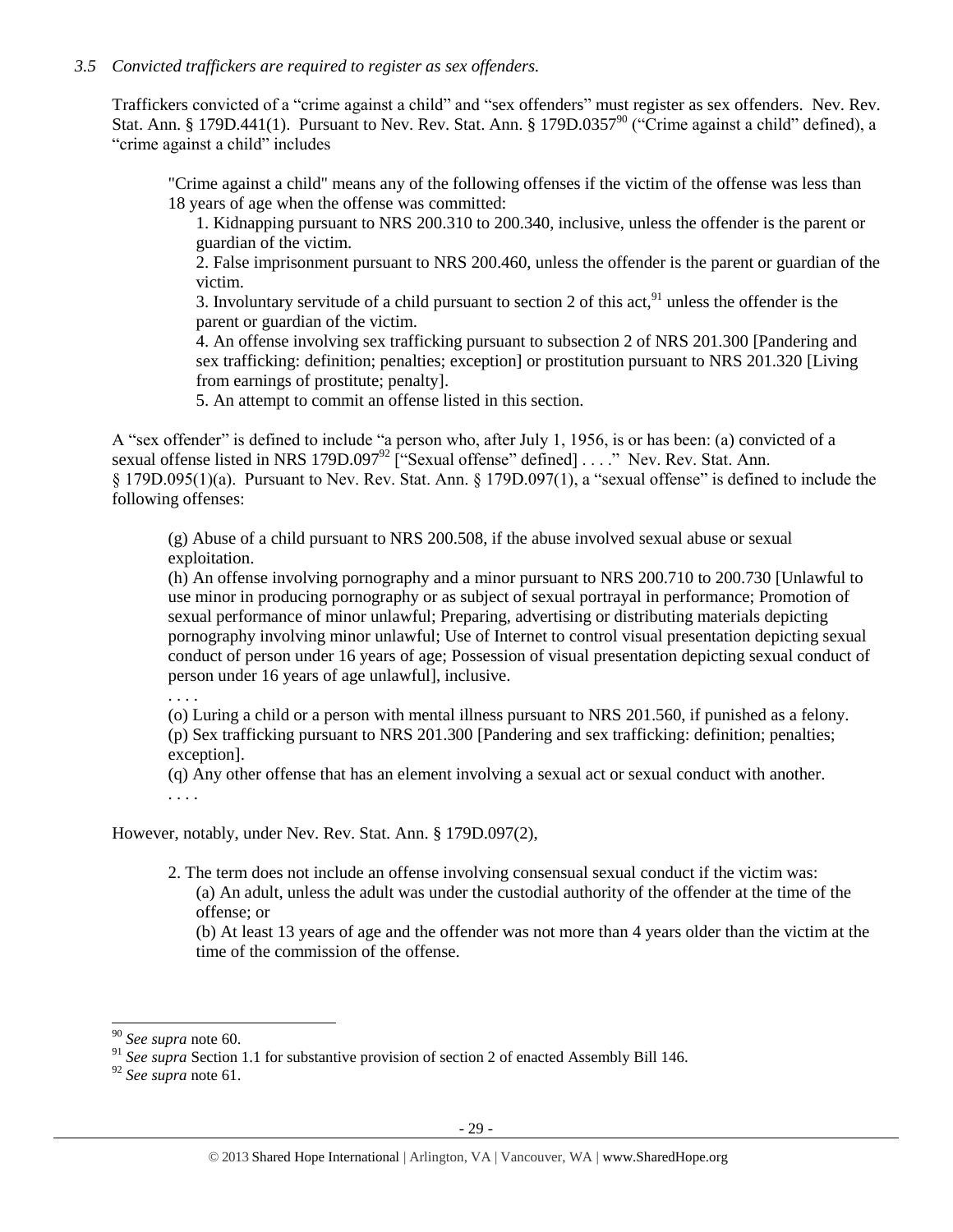*3.5 Convicted traffickers are required to register as sex offenders.*

Traffickers convicted of a "crime against a child" and "sex offenders" must register as sex offenders. Nev. Rev. Stat. Ann. § 179D.441(1). Pursuant to Nev. Rev. Stat. Ann. § 179D.0357[90] ("Crime against a child" defined), a "crime against a child" includes

> "Crime against a child" means any of the following offenses if the victim of the offense was less than 18 years of age when the offense was committed:
>
> 1. Kidnapping pursuant to NRS 200.310 to 200.340, inclusive, unless the offender is the parent or guardian of the victim.
> 2. False imprisonment pursuant to NRS 200.460, unless the offender is the parent or guardian of the victim.
> 3. Involuntary servitude of a child pursuant to section 2 of this act,[91] unless the offender is the parent or guardian of the victim.
> 4. An offense involving sex trafficking pursuant to subsection 2 of NRS 201.300 [Pandering and sex trafficking: definition; penalties; exception] or prostitution pursuant to NRS 201.320 [Living from earnings of prostitute; penalty].
> 5. An attempt to commit an offense listed in this section.

A "sex offender" is defined to include "a person who, after July 1, 1956, is or has been: (a) convicted of a sexual offense listed in NRS 179D.097[92] ["Sexual offense" defined] . . . ." Nev. Rev. Stat. Ann. § 179D.095(1)(a). Pursuant to Nev. Rev. Stat. Ann. § 179D.097(1), a "sexual offense" is defined to include the following offenses:

> (g) Abuse of a child pursuant to NRS 200.508, if the abuse involved sexual abuse or sexual exploitation.
>
> (h) An offense involving pornography and a minor pursuant to NRS 200.710 to 200.730 [Unlawful to use minor in producing pornography or as subject of sexual portrayal in performance; Promotion of sexual performance of minor unlawful; Preparing, advertising or distributing materials depicting pornography involving minor unlawful; Use of Internet to control visual presentation depicting sexual conduct of person under 16 years of age; Possession of visual presentation depicting sexual conduct of person under 16 years of age unlawful], inclusive.
>
> . . . .
>
> (o) Luring a child or a person with mental illness pursuant to NRS 201.560, if punished as a felony.
>
> (p) Sex trafficking pursuant to NRS 201.300 [Pandering and sex trafficking: definition; penalties; exception].
>
> (q) Any other offense that has an element involving a sexual act or sexual conduct with another.
>
> . . . .

However, notably, under Nev. Rev. Stat. Ann. § 179D.097(2),

> 2. The term does not include an offense involving consensual sexual conduct if the victim was:
>
> (a) An adult, unless the adult was under the custodial authority of the offender at the time of the offense; or
>
> (b) At least 13 years of age and the offender was not more than 4 years older than the victim at the time of the commission of the offense.

---

[90] *See supra* note 60.

[91] *See supra* Section 1.1 for substantive provision of section 2 of enacted Assembly Bill 146.

[92] *See supra* note 61.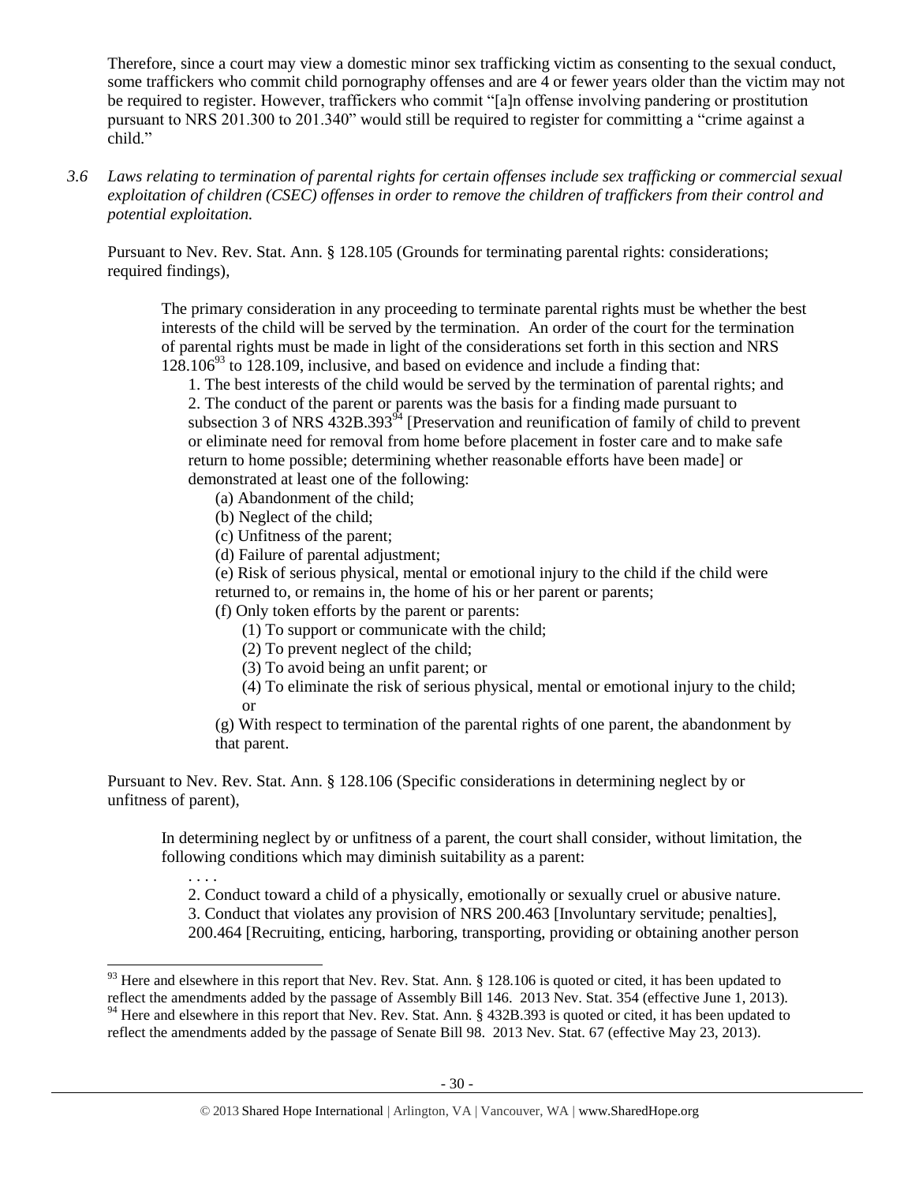Therefore, since a court may view a domestic minor sex trafficking victim as consenting to the sexual conduct, some traffickers who commit child pornography offenses and are 4 or fewer years older than the victim may not be required to register. However, traffickers who commit "[a]n offense involving pandering or prostitution pursuant to NRS 201.300 to 201.340" would still be required to register for committing a "crime against a child."

*3.6 Laws relating to termination of parental rights for certain offenses include sex trafficking or commercial sexual exploitation of children (CSEC) offenses in order to remove the children of traffickers from their control and potential exploitation.*

Pursuant to Nev. Rev. Stat. Ann. § 128.105 (Grounds for terminating parental rights: considerations; required findings),

> The primary consideration in any proceeding to terminate parental rights must be whether the best interests of the child will be served by the termination. An order of the court for the termination of parental rights must be made in light of the considerations set forth in this section and NRS 128.106[93] to 128.109, inclusive, and based on evidence and include a finding that:
>
> 1. The best interests of the child would be served by the termination of parental rights; and
> 2. The conduct of the parent or parents was the basis for a finding made pursuant to subsection 3 of NRS 432B.393[94] [Preservation and reunification of family of child to prevent or eliminate need for removal from home before placement in foster care and to make safe return to home possible; determining whether reasonable efforts have been made] or demonstrated at least one of the following:
>    (a) Abandonment of the child;
>    (b) Neglect of the child;
>    (c) Unfitness of the parent;
>    (d) Failure of parental adjustment;
>    (e) Risk of serious physical, mental or emotional injury to the child if the child were returned to, or remains in, the home of his or her parent or parents;
>    (f) Only token efforts by the parent or parents:
>       (1) To support or communicate with the child;
>       (2) To prevent neglect of the child;
>       (3) To avoid being an unfit parent; or
>       (4) To eliminate the risk of serious physical, mental or emotional injury to the child; or
>    (g) With respect to termination of the parental rights of one parent, the abandonment by that parent.

Pursuant to Nev. Rev. Stat. Ann. § 128.106 (Specific considerations in determining neglect by or unfitness of parent),

> In determining neglect by or unfitness of a parent, the court shall consider, without limitation, the following conditions which may diminish suitability as a parent:
>
> . . . .
> 2. Conduct toward a child of a physically, emotionally or sexually cruel or abusive nature.
> 3. Conduct that violates any provision of NRS 200.463 [Involuntary servitude; penalties], 200.464 [Recruiting, enticing, harboring, transporting, providing or obtaining another person

[93] Here and elsewhere in this report that Nev. Rev. Stat. Ann. § 128.106 is quoted or cited, it has been updated to reflect the amendments added by the passage of Assembly Bill 146. 2013 Nev. Stat. 354 (effective June 1, 2013).

[94] Here and elsewhere in this report that Nev. Rev. Stat. Ann. § 432B.393 is quoted or cited, it has been updated to reflect the amendments added by the passage of Senate Bill 98. 2013 Nev. Stat. 67 (effective May 23, 2013).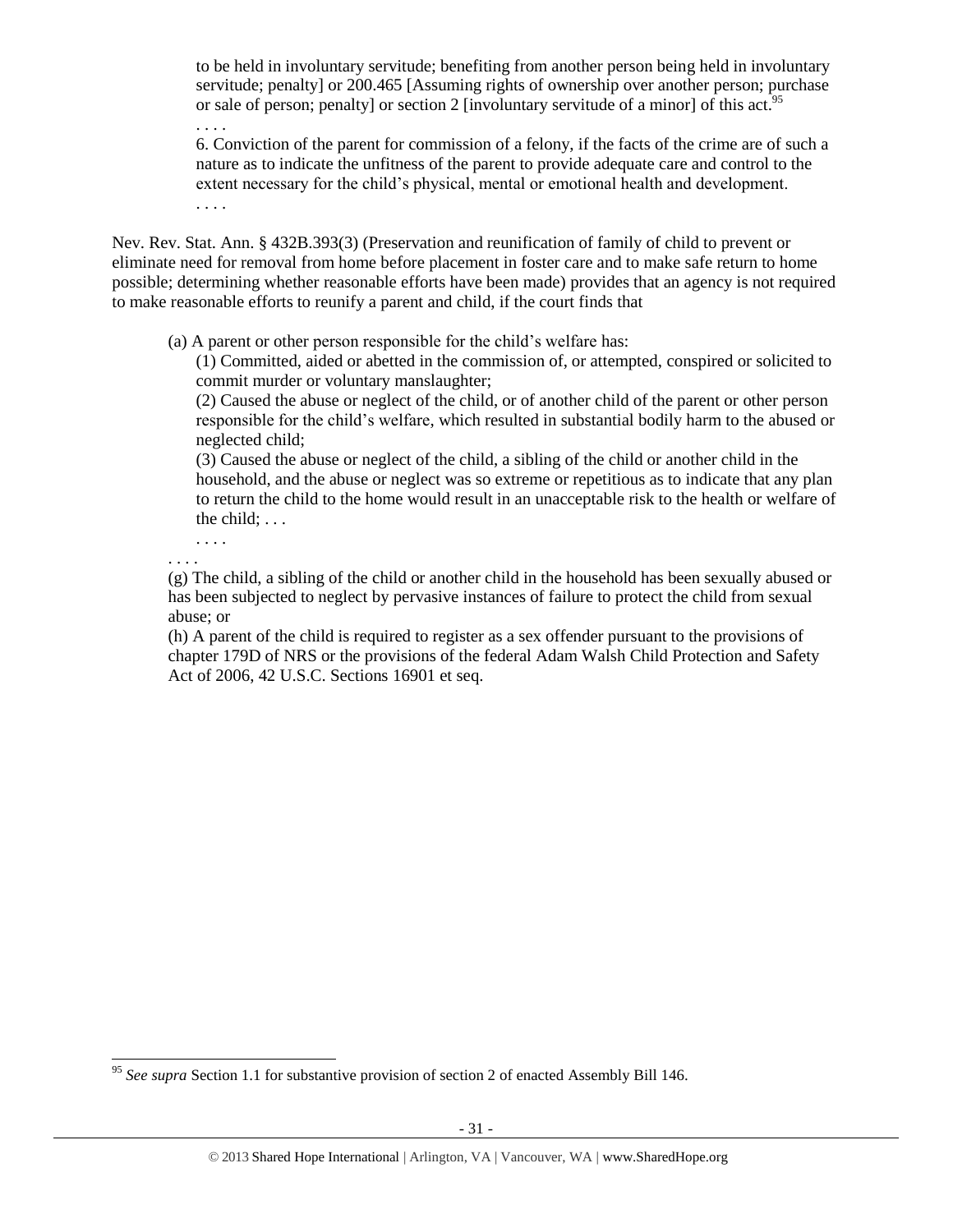> to be held in involuntary servitude; benefiting from another person being held in involuntary servitude; penalty] or 200.465 [Assuming rights of ownership over another person; purchase or sale of person; penalty] or section 2 [involuntary servitude of a minor] of this act.[95]
>
> . . . .
>
> 6. Conviction of the parent for commission of a felony, if the facts of the crime are of such a nature as to indicate the unfitness of the parent to provide adequate care and control to the extent necessary for the child's physical, mental or emotional health and development.
>
> . . . .

Nev. Rev. Stat. Ann. § 432B.393(3) (Preservation and reunification of family of child to prevent or eliminate need for removal from home before placement in foster care and to make safe return to home possible; determining whether reasonable efforts have been made) provides that an agency is not required to make reasonable efforts to reunify a parent and child, if the court finds that

> (a) A parent or other person responsible for the child's welfare has:
>
> (1) Committed, aided or abetted in the commission of, or attempted, conspired or solicited to commit murder or voluntary manslaughter;
>
> (2) Caused the abuse or neglect of the child, or of another child of the parent or other person responsible for the child's welfare, which resulted in substantial bodily harm to the abused or neglected child;
>
> (3) Caused the abuse or neglect of the child, a sibling of the child or another child in the household, and the abuse or neglect was so extreme or repetitious as to indicate that any plan to return the child to the home would result in an unacceptable risk to the health or welfare of the child; . . .
>
> . . . .
>
> . . . .
>
> (g) The child, a sibling of the child or another child in the household has been sexually abused or has been subjected to neglect by pervasive instances of failure to protect the child from sexual abuse; or
>
> (h) A parent of the child is required to register as a sex offender pursuant to the provisions of chapter 179D of NRS or the provisions of the federal Adam Walsh Child Protection and Safety Act of 2006, 42 U.S.C. Sections 16901 et seq.

---

[95] *See supra* Section 1.1 for substantive provision of section 2 of enacted Assembly Bill 146.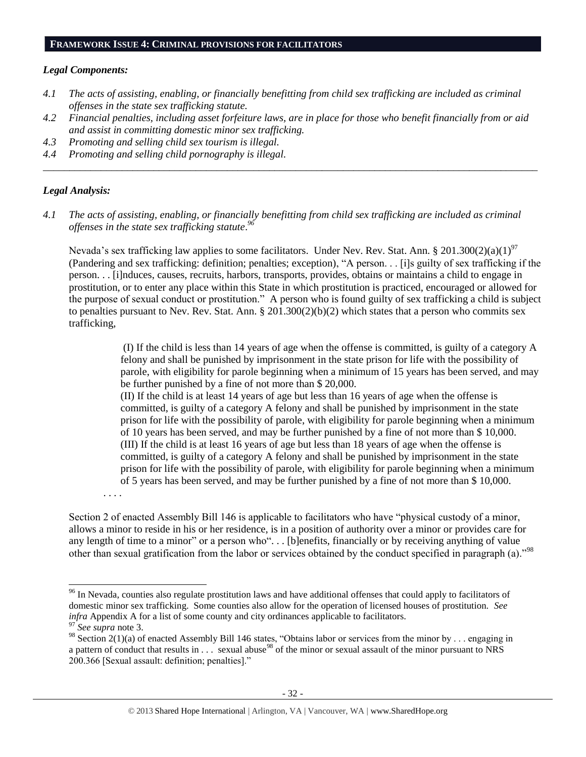## FRAMEWORK ISSUE 4: CRIMINAL PROVISIONS FOR FACILITATORS

### *Legal Components:*

*4.1 The acts of assisting, enabling, or financially benefitting from child sex trafficking are included as criminal offenses in the state sex trafficking statute.*

*4.2 Financial penalties, including asset forfeiture laws, are in place for those who benefit financially from or aid and assist in committing domestic minor sex trafficking.*

*4.3 Promoting and selling child sex tourism is illegal.*

*4.4 Promoting and selling child pornography is illegal.*

---

### *Legal Analysis:*

*4.1 The acts of assisting, enabling, or financially benefitting from child sex trafficking are included as criminal offenses in the state sex trafficking statute.*[96]

Nevada's sex trafficking law applies to some facilitators. Under Nev. Rev. Stat. Ann. § 201.300(2)(a)(1)[97] (Pandering and sex trafficking: definition; penalties; exception), "A person. . . [i]s guilty of sex trafficking if the person. . . [i]nduces, causes, recruits, harbors, transports, provides, obtains or maintains a child to engage in prostitution, or to enter any place within this State in which prostitution is practiced, encouraged or allowed for the purpose of sexual conduct or prostitution." A person who is found guilty of sex trafficking a child is subject to penalties pursuant to Nev. Rev. Stat. Ann. § 201.300(2)(b)(2) which states that a person who commits sex trafficking,

> (I) If the child is less than 14 years of age when the offense is committed, is guilty of a category A felony and shall be punished by imprisonment in the state prison for life with the possibility of parole, with eligibility for parole beginning when a minimum of 15 years has been served, and may be further punished by a fine of not more than $ 20,000.
>
> (II) If the child is at least 14 years of age but less than 16 years of age when the offense is committed, is guilty of a category A felony and shall be punished by imprisonment in the state prison for life with the possibility of parole, with eligibility for parole beginning when a minimum of 10 years has been served, and may be further punished by a fine of not more than $ 10,000.
>
> (III) If the child is at least 16 years of age but less than 18 years of age when the offense is committed, is guilty of a category A felony and shall be punished by imprisonment in the state prison for life with the possibility of parole, with eligibility for parole beginning when a minimum of 5 years has been served, and may be further punished by a fine of not more than $ 10,000.
>
> . . . .

Section 2 of enacted Assembly Bill 146 is applicable to facilitators who have "physical custody of a minor, allows a minor to reside in his or her residence, is in a position of authority over a minor or provides care for any length of time to a minor" or a person who". . . [b]enefits, financially or by receiving anything of value other than sexual gratification from the labor or services obtained by the conduct specified in paragraph (a)."[98]

---

[96] In Nevada, counties also regulate prostitution laws and have additional offenses that could apply to facilitators of domestic minor sex trafficking. Some counties also allow for the operation of licensed houses of prostitution. *See infra* Appendix A for a list of some county and city ordinances applicable to facilitators.

[97] *See supra* note 3.

[98] Section 2(1)(a) of enacted Assembly Bill 146 states, "Obtains labor or services from the minor by . . . engaging in a pattern of conduct that results in . . . sexual abuse[98] of the minor or sexual assault of the minor pursuant to NRS 200.366 [Sexual assault: definition; penalties]."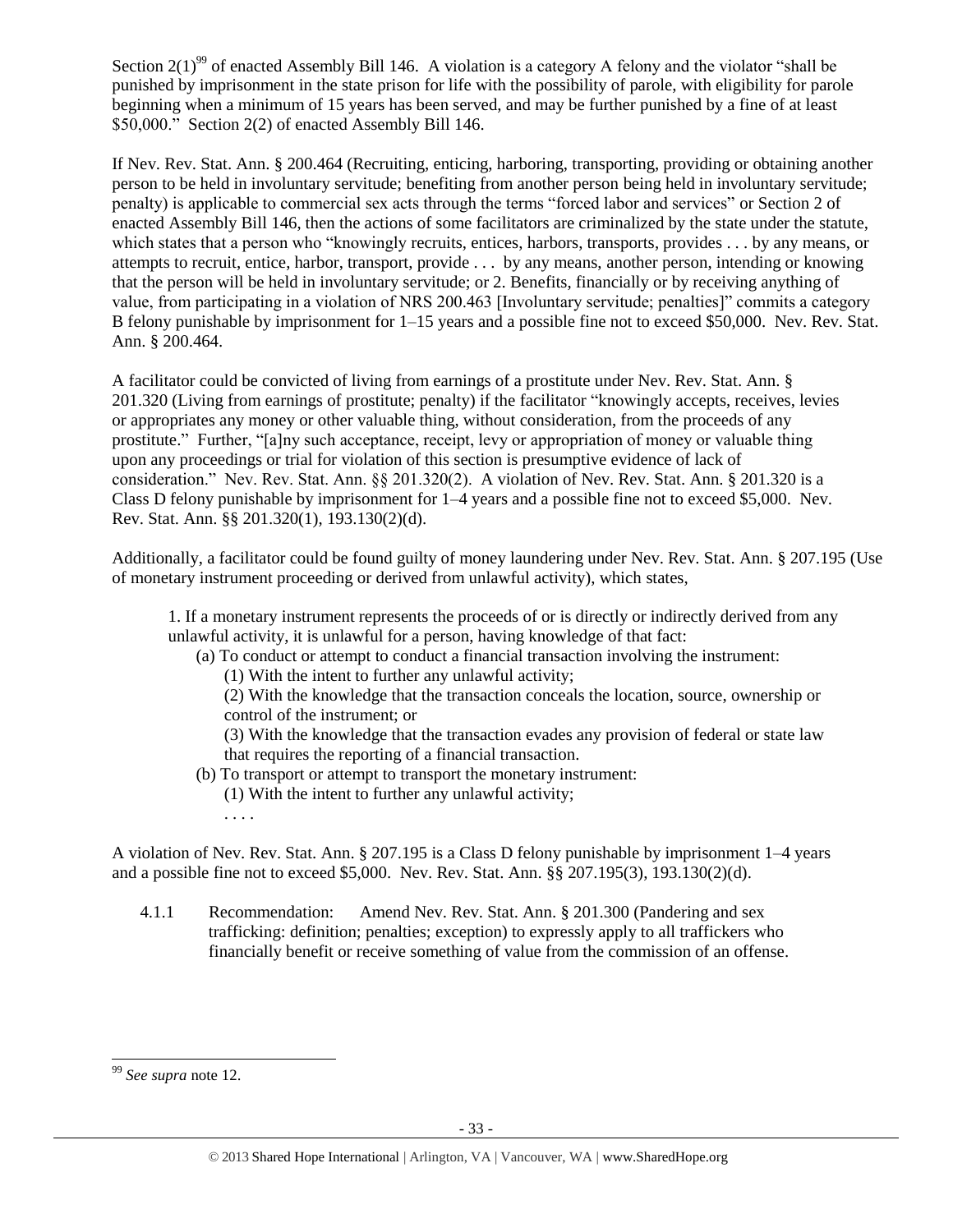Section 2(1)[99] of enacted Assembly Bill 146. A violation is a category A felony and the violator "shall be punished by imprisonment in the state prison for life with the possibility of parole, with eligibility for parole beginning when a minimum of 15 years has been served, and may be further punished by a fine of at least $50,000." Section 2(2) of enacted Assembly Bill 146.

If Nev. Rev. Stat. Ann. § 200.464 (Recruiting, enticing, harboring, transporting, providing or obtaining another person to be held in involuntary servitude; benefiting from another person being held in involuntary servitude; penalty) is applicable to commercial sex acts through the terms "forced labor and services" or Section 2 of enacted Assembly Bill 146, then the actions of some facilitators are criminalized by the state under the statute, which states that a person who "knowingly recruits, entices, harbors, transports, provides . . . by any means, or attempts to recruit, entice, harbor, transport, provide . . . by any means, another person, intending or knowing that the person will be held in involuntary servitude; or 2. Benefits, financially or by receiving anything of value, from participating in a violation of NRS 200.463 [Involuntary servitude; penalties]" commits a category B felony punishable by imprisonment for 1–15 years and a possible fine not to exceed $50,000. Nev. Rev. Stat. Ann. § 200.464.

A facilitator could be convicted of living from earnings of a prostitute under Nev. Rev. Stat. Ann. § 201.320 (Living from earnings of prostitute; penalty) if the facilitator "knowingly accepts, receives, levies or appropriates any money or other valuable thing, without consideration, from the proceeds of any prostitute." Further, "[a]ny such acceptance, receipt, levy or appropriation of money or valuable thing upon any proceedings or trial for violation of this section is presumptive evidence of lack of consideration." Nev. Rev. Stat. Ann. §§ 201.320(2). A violation of Nev. Rev. Stat. Ann. § 201.320 is a Class D felony punishable by imprisonment for 1–4 years and a possible fine not to exceed $5,000. Nev. Rev. Stat. Ann. §§ 201.320(1), 193.130(2)(d).

Additionally, a facilitator could be found guilty of money laundering under Nev. Rev. Stat. Ann. § 207.195 (Use of monetary instrument proceeding or derived from unlawful activity), which states,

> 1. If a monetary instrument represents the proceeds of or is directly or indirectly derived from any unlawful activity, it is unlawful for a person, having knowledge of that fact:
>
> (a) To conduct or attempt to conduct a financial transaction involving the instrument:
>
> (1) With the intent to further any unlawful activity;
>
> (2) With the knowledge that the transaction conceals the location, source, ownership or control of the instrument; or
>
> (3) With the knowledge that the transaction evades any provision of federal or state law that requires the reporting of a financial transaction.
>
> (b) To transport or attempt to transport the monetary instrument:
>
> (1) With the intent to further any unlawful activity;
>
> . . . .

A violation of Nev. Rev. Stat. Ann. § 207.195 is a Class D felony punishable by imprisonment 1–4 years and a possible fine not to exceed $5,000. Nev. Rev. Stat. Ann. §§ 207.195(3), 193.130(2)(d).

4.1.1 Recommendation: Amend Nev. Rev. Stat. Ann. § 201.300 (Pandering and sex trafficking: definition; penalties; exception) to expressly apply to all traffickers who financially benefit or receive something of value from the commission of an offense.

---

[99] *See supra* note 12.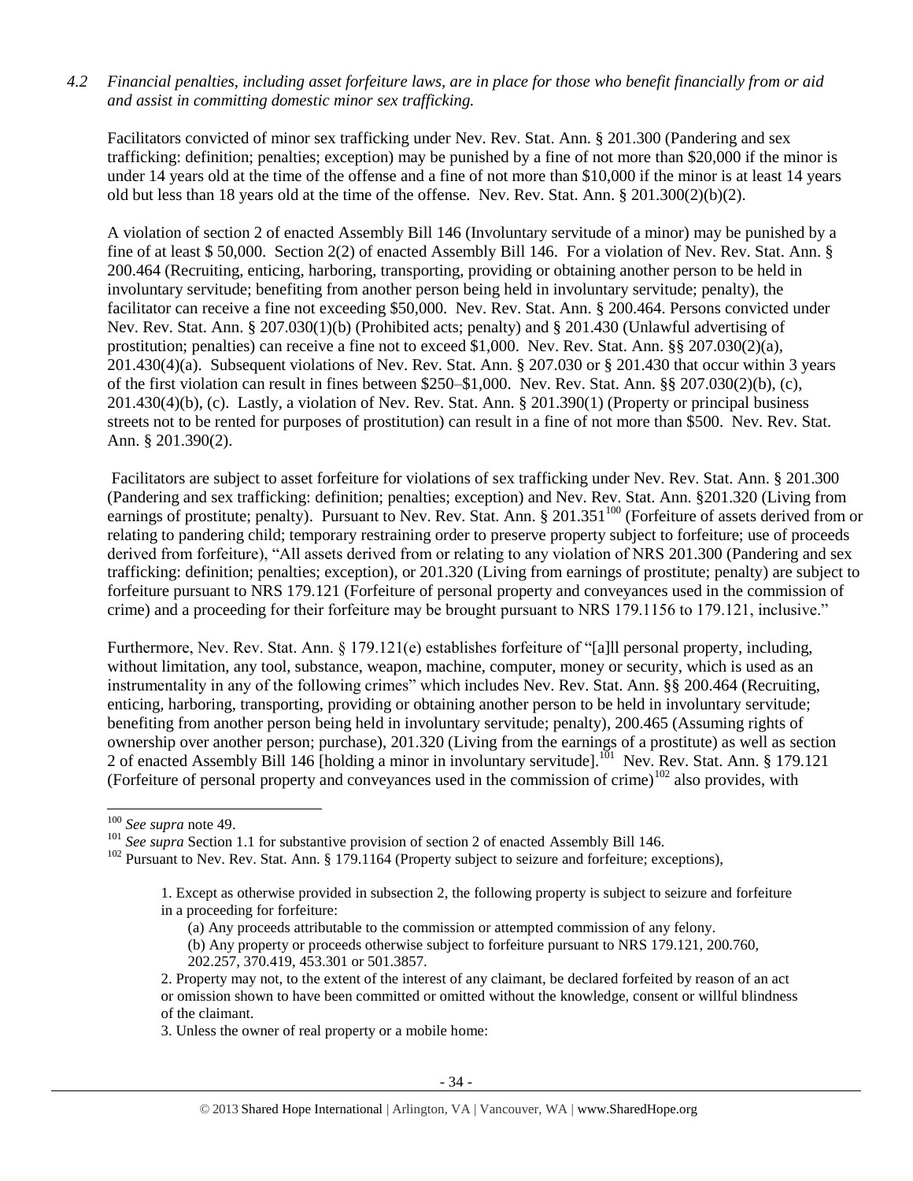*4.2 Financial penalties, including asset forfeiture laws, are in place for those who benefit financially from or aid and assist in committing domestic minor sex trafficking.*

Facilitators convicted of minor sex trafficking under Nev. Rev. Stat. Ann. § 201.300 (Pandering and sex trafficking: definition; penalties; exception) may be punished by a fine of not more than $20,000 if the minor is under 14 years old at the time of the offense and a fine of not more than $10,000 if the minor is at least 14 years old but less than 18 years old at the time of the offense. Nev. Rev. Stat. Ann. § 201.300(2)(b)(2).

A violation of section 2 of enacted Assembly Bill 146 (Involuntary servitude of a minor) may be punished by a fine of at least $ 50,000. Section 2(2) of enacted Assembly Bill 146. For a violation of Nev. Rev. Stat. Ann. § 200.464 (Recruiting, enticing, harboring, transporting, providing or obtaining another person to be held in involuntary servitude; benefiting from another person being held in involuntary servitude; penalty), the facilitator can receive a fine not exceeding $50,000. Nev. Rev. Stat. Ann. § 200.464. Persons convicted under Nev. Rev. Stat. Ann. § 207.030(1)(b) (Prohibited acts; penalty) and § 201.430 (Unlawful advertising of prostitution; penalties) can receive a fine not to exceed $1,000. Nev. Rev. Stat. Ann. §§ 207.030(2)(a), 201.430(4)(a). Subsequent violations of Nev. Rev. Stat. Ann. § 207.030 or § 201.430 that occur within 3 years of the first violation can result in fines between $250–$1,000. Nev. Rev. Stat. Ann. §§ 207.030(2)(b), (c), 201.430(4)(b), (c). Lastly, a violation of Nev. Rev. Stat. Ann. § 201.390(1) (Property or principal business streets not to be rented for purposes of prostitution) can result in a fine of not more than $500. Nev. Rev. Stat. Ann. § 201.390(2).

Facilitators are subject to asset forfeiture for violations of sex trafficking under Nev. Rev. Stat. Ann. § 201.300 (Pandering and sex trafficking: definition; penalties; exception) and Nev. Rev. Stat. Ann. §201.320 (Living from earnings of prostitute; penalty). Pursuant to Nev. Rev. Stat. Ann. § 201.351[100] (Forfeiture of assets derived from or relating to pandering child; temporary restraining order to preserve property subject to forfeiture; use of proceeds derived from forfeiture), "All assets derived from or relating to any violation of NRS 201.300 (Pandering and sex trafficking: definition; penalties; exception), or 201.320 (Living from earnings of prostitute; penalty) are subject to forfeiture pursuant to NRS 179.121 (Forfeiture of personal property and conveyances used in the commission of crime) and a proceeding for their forfeiture may be brought pursuant to NRS 179.1156 to 179.121, inclusive."

Furthermore, Nev. Rev. Stat. Ann. § 179.121(e) establishes forfeiture of "[a]ll personal property, including, without limitation, any tool, substance, weapon, machine, computer, money or security, which is used as an instrumentality in any of the following crimes" which includes Nev. Rev. Stat. Ann. §§ 200.464 (Recruiting, enticing, harboring, transporting, providing or obtaining another person to be held in involuntary servitude; benefiting from another person being held in involuntary servitude; penalty), 200.465 (Assuming rights of ownership over another person; purchase), 201.320 (Living from the earnings of a prostitute) as well as section 2 of enacted Assembly Bill 146 [holding a minor in involuntary servitude].[101] Nev. Rev. Stat. Ann. § 179.121 (Forfeiture of personal property and conveyances used in the commission of crime)[102] also provides, with

---

[100] *See supra* note 49.

[101] *See supra* Section 1.1 for substantive provision of section 2 of enacted Assembly Bill 146.

[102] Pursuant to Nev. Rev. Stat. Ann. § 179.1164 (Property subject to seizure and forfeiture; exceptions),

> 1. Except as otherwise provided in subsection 2, the following property is subject to seizure and forfeiture in a proceeding for forfeiture:
>
> (a) Any proceeds attributable to the commission or attempted commission of any felony.
>
> (b) Any property or proceeds otherwise subject to forfeiture pursuant to NRS 179.121, 200.760, 202.257, 370.419, 453.301 or 501.3857.
>
> 2. Property may not, to the extent of the interest of any claimant, be declared forfeited by reason of an act or omission shown to have been committed or omitted without the knowledge, consent or willful blindness of the claimant.
>
> 3. Unless the owner of real property or a mobile home: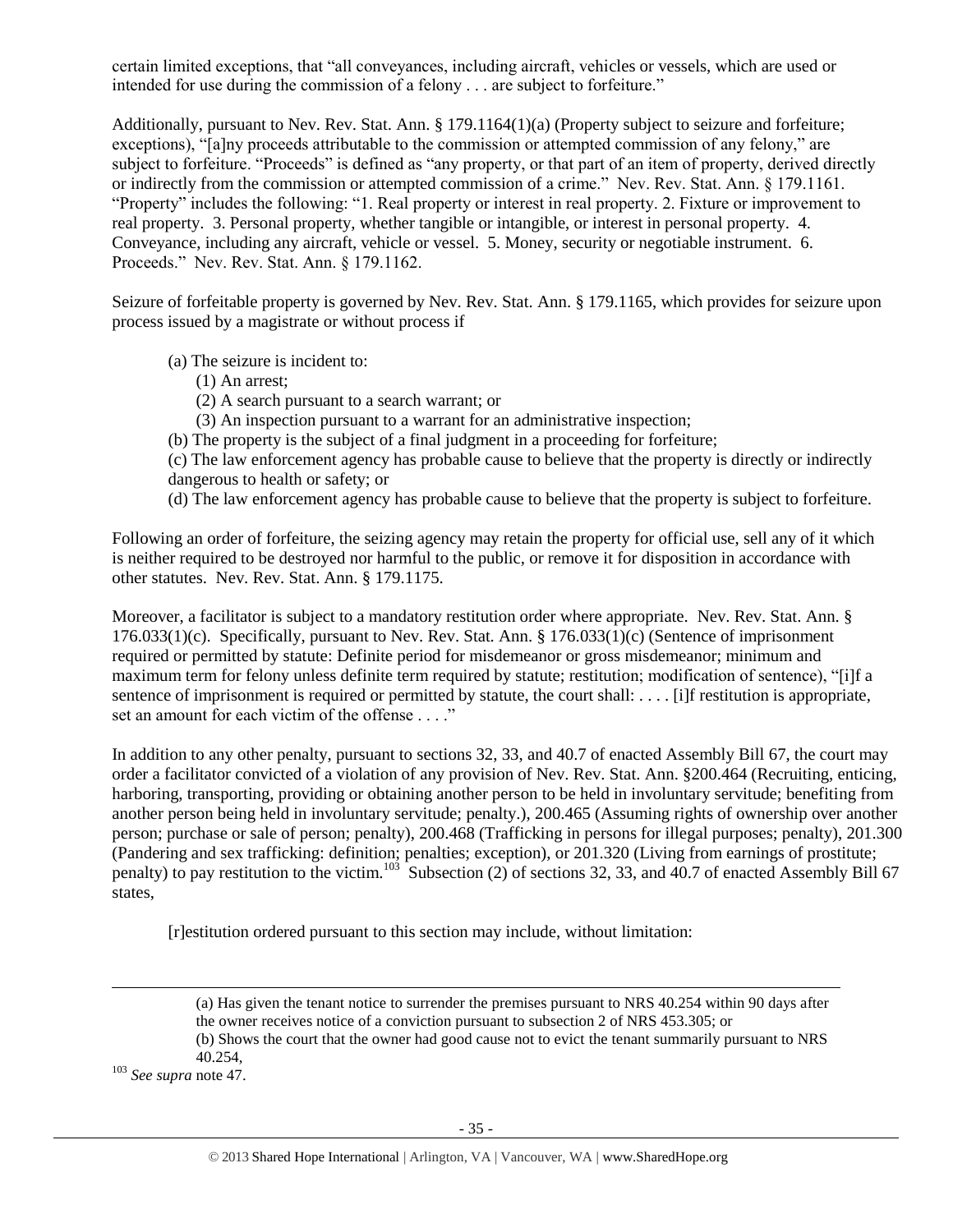certain limited exceptions, that "all conveyances, including aircraft, vehicles or vessels, which are used or intended for use during the commission of a felony . . . are subject to forfeiture."

Additionally, pursuant to Nev. Rev. Stat. Ann. § 179.1164(1)(a) (Property subject to seizure and forfeiture; exceptions), "[a]ny proceeds attributable to the commission or attempted commission of any felony," are subject to forfeiture. "Proceeds" is defined as "any property, or that part of an item of property, derived directly or indirectly from the commission or attempted commission of a crime." Nev. Rev. Stat. Ann. § 179.1161. "Property" includes the following: "1. Real property or interest in real property. 2. Fixture or improvement to real property. 3. Personal property, whether tangible or intangible, or interest in personal property. 4. Conveyance, including any aircraft, vehicle or vessel. 5. Money, security or negotiable instrument. 6. Proceeds." Nev. Rev. Stat. Ann. § 179.1162.

Seizure of forfeitable property is governed by Nev. Rev. Stat. Ann. § 179.1165, which provides for seizure upon process issued by a magistrate or without process if

> (a) The seizure is incident to:
> (1) An arrest;
> (2) A search pursuant to a search warrant; or
> (3) An inspection pursuant to a warrant for an administrative inspection;
> (b) The property is the subject of a final judgment in a proceeding for forfeiture;
> (c) The law enforcement agency has probable cause to believe that the property is directly or indirectly dangerous to health or safety; or
> (d) The law enforcement agency has probable cause to believe that the property is subject to forfeiture.

Following an order of forfeiture, the seizing agency may retain the property for official use, sell any of it which is neither required to be destroyed nor harmful to the public, or remove it for disposition in accordance with other statutes. Nev. Rev. Stat. Ann. § 179.1175.

Moreover, a facilitator is subject to a mandatory restitution order where appropriate. Nev. Rev. Stat. Ann. § 176.033(1)(c). Specifically, pursuant to Nev. Rev. Stat. Ann. § 176.033(1)(c) (Sentence of imprisonment required or permitted by statute: Definite period for misdemeanor or gross misdemeanor; minimum and maximum term for felony unless definite term required by statute; restitution; modification of sentence), "[i]f a sentence of imprisonment is required or permitted by statute, the court shall: . . . . [i]f restitution is appropriate, set an amount for each victim of the offense . . . ."

In addition to any other penalty, pursuant to sections 32, 33, and 40.7 of enacted Assembly Bill 67, the court may order a facilitator convicted of a violation of any provision of Nev. Rev. Stat. Ann. §200.464 (Recruiting, enticing, harboring, transporting, providing or obtaining another person to be held in involuntary servitude; benefiting from another person being held in involuntary servitude; penalty.), 200.465 (Assuming rights of ownership over another person; purchase or sale of person; penalty), 200.468 (Trafficking in persons for illegal purposes; penalty), 201.300 (Pandering and sex trafficking: definition; penalties; exception), or 201.320 (Living from earnings of prostitute; penalty) to pay restitution to the victim.[103] Subsection (2) of sections 32, 33, and 40.7 of enacted Assembly Bill 67 states,

> [r]estitution ordered pursuant to this section may include, without limitation:

---

> (a) Has given the tenant notice to surrender the premises pursuant to NRS 40.254 within 90 days after the owner receives notice of a conviction pursuant to subsection 2 of NRS 453.305; or
> (b) Shows the court that the owner had good cause not to evict the tenant summarily pursuant to NRS 40.254,

[103] *See supra* note 47.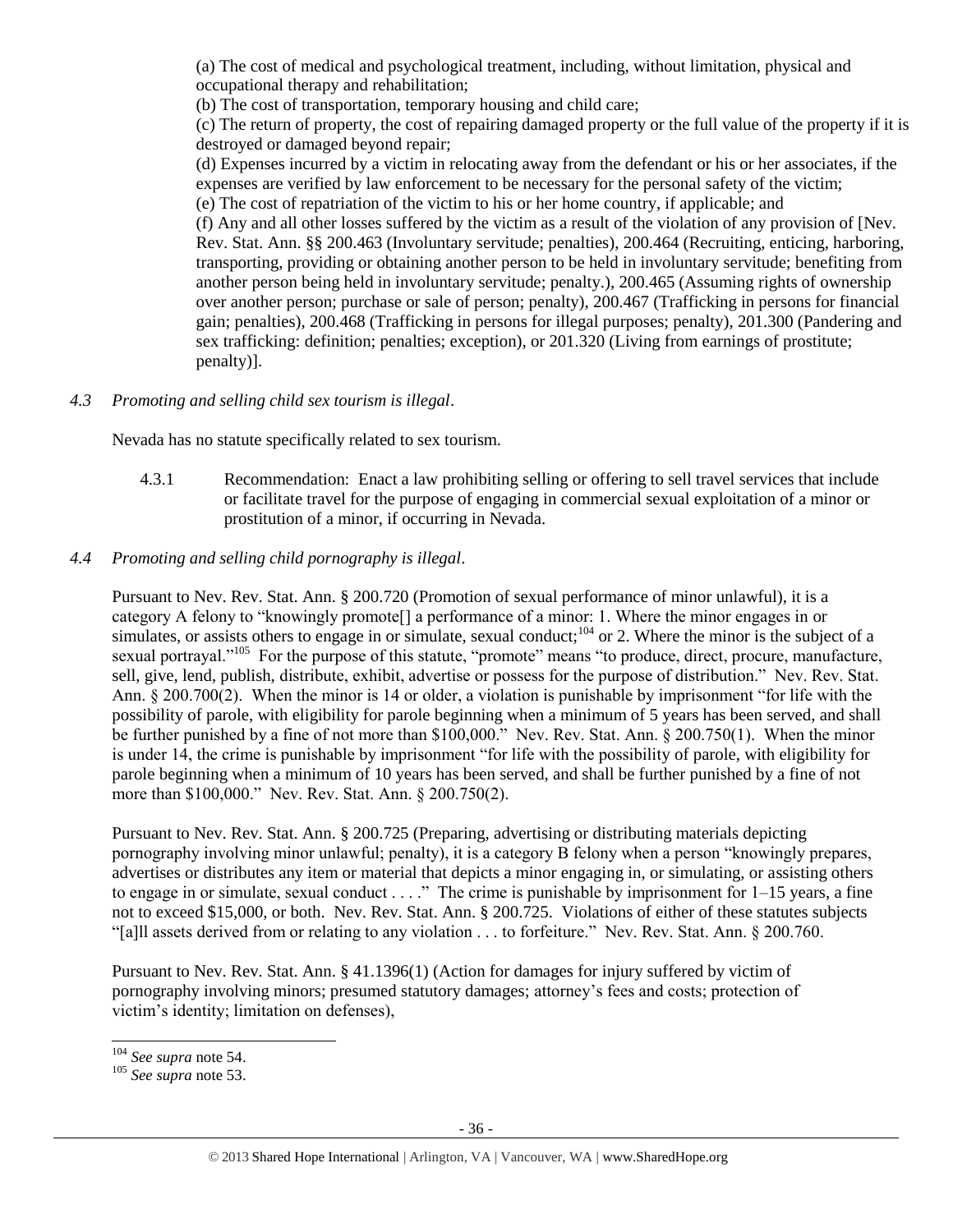(a) The cost of medical and psychological treatment, including, without limitation, physical and occupational therapy and rehabilitation;

(b) The cost of transportation, temporary housing and child care;

(c) The return of property, the cost of repairing damaged property or the full value of the property if it is destroyed or damaged beyond repair;

(d) Expenses incurred by a victim in relocating away from the defendant or his or her associates, if the expenses are verified by law enforcement to be necessary for the personal safety of the victim;

(e) The cost of repatriation of the victim to his or her home country, if applicable; and

(f) Any and all other losses suffered by the victim as a result of the violation of any provision of [Nev. Rev. Stat. Ann. §§ 200.463 (Involuntary servitude; penalties), 200.464 (Recruiting, enticing, harboring, transporting, providing or obtaining another person to be held in involuntary servitude; benefiting from another person being held in involuntary servitude; penalty.), 200.465 (Assuming rights of ownership over another person; purchase or sale of person; penalty), 200.467 (Trafficking in persons for financial gain; penalties), 200.468 (Trafficking in persons for illegal purposes; penalty), 201.300 (Pandering and sex trafficking: definition; penalties; exception), or 201.320 (Living from earnings of prostitute; penalty)].

*4.3 Promoting and selling child sex tourism is illegal.*

Nevada has no statute specifically related to sex tourism.

4.3.1 Recommendation: Enact a law prohibiting selling or offering to sell travel services that include or facilitate travel for the purpose of engaging in commercial sexual exploitation of a minor or prostitution of a minor, if occurring in Nevada.

*4.4 Promoting and selling child pornography is illegal.*

Pursuant to Nev. Rev. Stat. Ann. § 200.720 (Promotion of sexual performance of minor unlawful), it is a category A felony to "knowingly promote[] a performance of a minor: 1. Where the minor engages in or simulates, or assists others to engage in or simulate, sexual conduct;[104] or 2. Where the minor is the subject of a sexual portrayal."[105] For the purpose of this statute, "promote" means "to produce, direct, procure, manufacture, sell, give, lend, publish, distribute, exhibit, advertise or possess for the purpose of distribution." Nev. Rev. Stat. Ann. § 200.700(2). When the minor is 14 or older, a violation is punishable by imprisonment "for life with the possibility of parole, with eligibility for parole beginning when a minimum of 5 years has been served, and shall be further punished by a fine of not more than $100,000." Nev. Rev. Stat. Ann. § 200.750(1). When the minor is under 14, the crime is punishable by imprisonment "for life with the possibility of parole, with eligibility for parole beginning when a minimum of 10 years has been served, and shall be further punished by a fine of not more than $100,000." Nev. Rev. Stat. Ann. § 200.750(2).

Pursuant to Nev. Rev. Stat. Ann. § 200.725 (Preparing, advertising or distributing materials depicting pornography involving minor unlawful; penalty), it is a category B felony when a person "knowingly prepares, advertises or distributes any item or material that depicts a minor engaging in, or simulating, or assisting others to engage in or simulate, sexual conduct . . . ." The crime is punishable by imprisonment for 1–15 years, a fine not to exceed $15,000, or both. Nev. Rev. Stat. Ann. § 200.725. Violations of either of these statutes subjects "[a]ll assets derived from or relating to any violation . . . to forfeiture." Nev. Rev. Stat. Ann. § 200.760.

Pursuant to Nev. Rev. Stat. Ann. § 41.1396(1) (Action for damages for injury suffered by victim of pornography involving minors; presumed statutory damages; attorney's fees and costs; protection of victim's identity; limitation on defenses),

---

[104] *See supra* note 54.

[105] *See supra* note 53.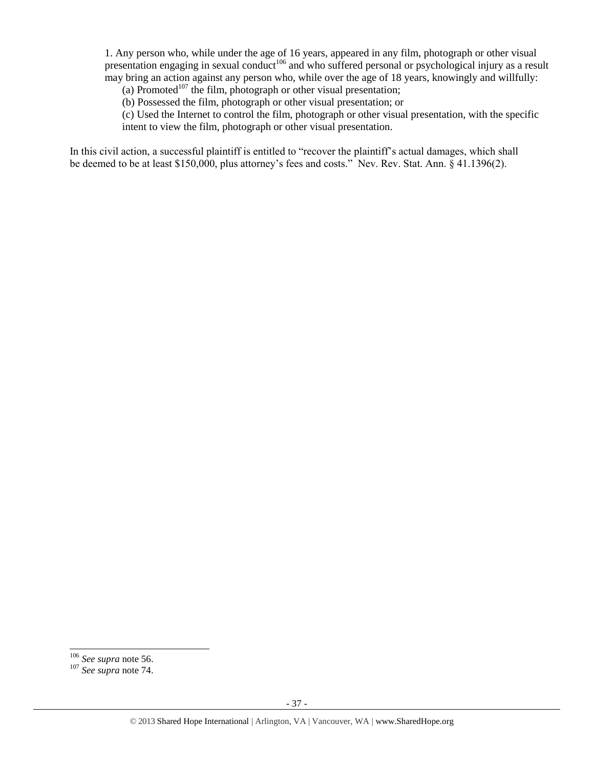1. Any person who, while under the age of 16 years, appeared in any film, photograph or other visual presentation engaging in sexual conduct[106] and who suffered personal or psychological injury as a result may bring an action against any person who, while over the age of 18 years, knowingly and willfully:

(a) Promoted[107] the film, photograph or other visual presentation;

(b) Possessed the film, photograph or other visual presentation; or

(c) Used the Internet to control the film, photograph or other visual presentation, with the specific intent to view the film, photograph or other visual presentation.

In this civil action, a successful plaintiff is entitled to "recover the plaintiff's actual damages, which shall be deemed to be at least $150,000, plus attorney's fees and costs." Nev. Rev. Stat. Ann. § 41.1396(2).

---

[106] *See supra* note 56.

[107] *See supra* note 74.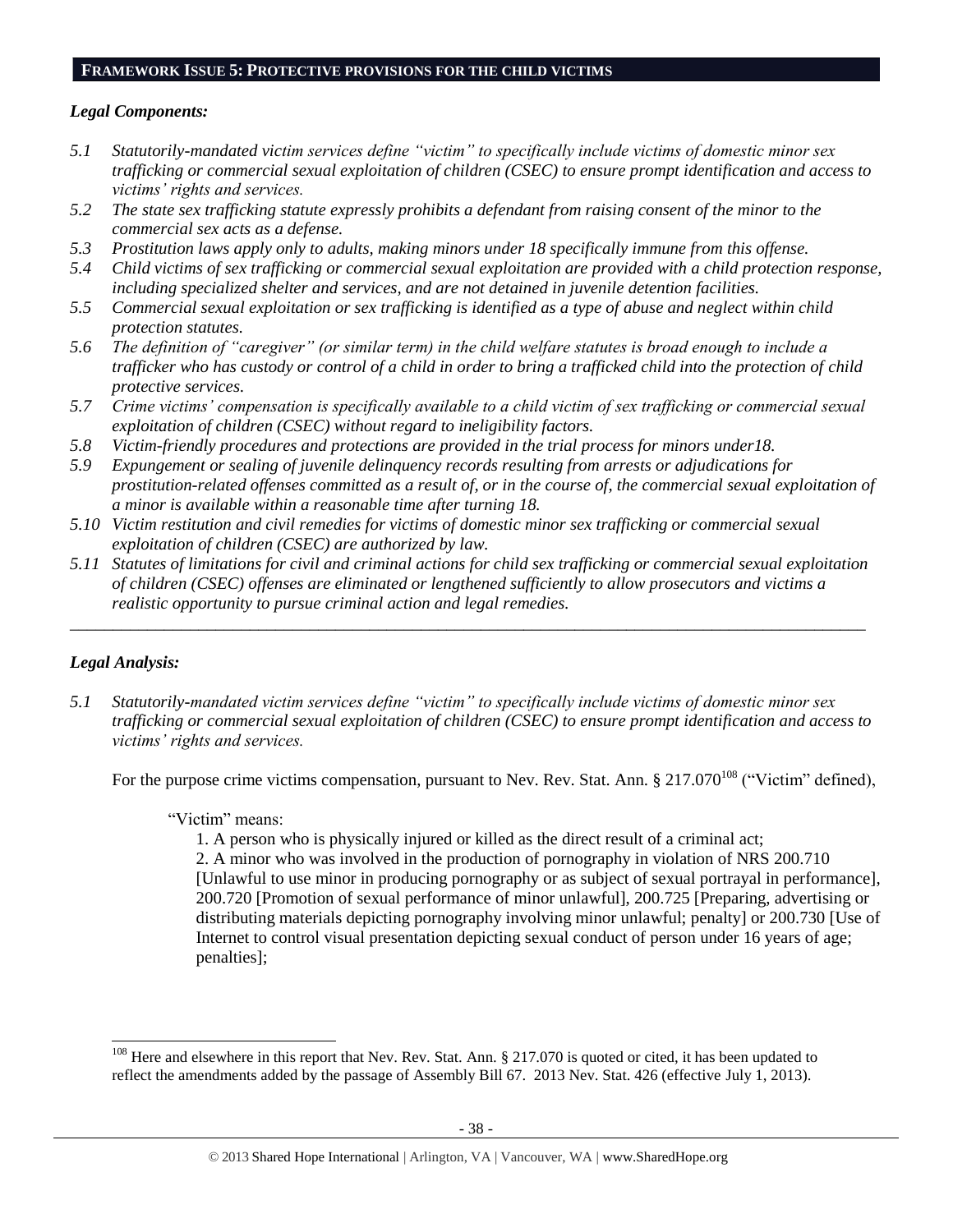## FRAMEWORK ISSUE 5: PROTECTIVE PROVISIONS FOR THE CHILD VICTIMS

***Legal Components:***

*5.1 Statutorily-mandated victim services define "victim" to specifically include victims of domestic minor sex trafficking or commercial sexual exploitation of children (CSEC) to ensure prompt identification and access to victims' rights and services.*

*5.2 The state sex trafficking statute expressly prohibits a defendant from raising consent of the minor to the commercial sex acts as a defense.*

*5.3 Prostitution laws apply only to adults, making minors under 18 specifically immune from this offense.*

*5.4 Child victims of sex trafficking or commercial sexual exploitation are provided with a child protection response, including specialized shelter and services, and are not detained in juvenile detention facilities.*

*5.5 Commercial sexual exploitation or sex trafficking is identified as a type of abuse and neglect within child protection statutes.*

*5.6 The definition of "caregiver" (or similar term) in the child welfare statutes is broad enough to include a trafficker who has custody or control of a child in order to bring a trafficked child into the protection of child protective services.*

*5.7 Crime victims' compensation is specifically available to a child victim of sex trafficking or commercial sexual exploitation of children (CSEC) without regard to ineligibility factors.*

*5.8 Victim-friendly procedures and protections are provided in the trial process for minors under18.*

*5.9 Expungement or sealing of juvenile delinquency records resulting from arrests or adjudications for prostitution-related offenses committed as a result of, or in the course of, the commercial sexual exploitation of a minor is available within a reasonable time after turning 18.*

*5.10 Victim restitution and civil remedies for victims of domestic minor sex trafficking or commercial sexual exploitation of children (CSEC) are authorized by law.*

*5.11 Statutes of limitations for civil and criminal actions for child sex trafficking or commercial sexual exploitation of children (CSEC) offenses are eliminated or lengthened sufficiently to allow prosecutors and victims a realistic opportunity to pursue criminal action and legal remedies.*

---

***Legal Analysis:***

*5.1 Statutorily-mandated victim services define "victim" to specifically include victims of domestic minor sex trafficking or commercial sexual exploitation of children (CSEC) to ensure prompt identification and access to victims' rights and services.*

For the purpose crime victims compensation, pursuant to Nev. Rev. Stat. Ann. § 217.070[108] ("Victim" defined),

> "Victim" means:
>
> 1. A person who is physically injured or killed as the direct result of a criminal act;
> 2. A minor who was involved in the production of pornography in violation of NRS 200.710 [Unlawful to use minor in producing pornography or as subject of sexual portrayal in performance], 200.720 [Promotion of sexual performance of minor unlawful], 200.725 [Preparing, advertising or distributing materials depicting pornography involving minor unlawful; penalty] or 200.730 [Use of Internet to control visual presentation depicting sexual conduct of person under 16 years of age; penalties];

---

[108] Here and elsewhere in this report that Nev. Rev. Stat. Ann. § 217.070 is quoted or cited, it has been updated to reflect the amendments added by the passage of Assembly Bill 67. 2013 Nev. Stat. 426 (effective July 1, 2013).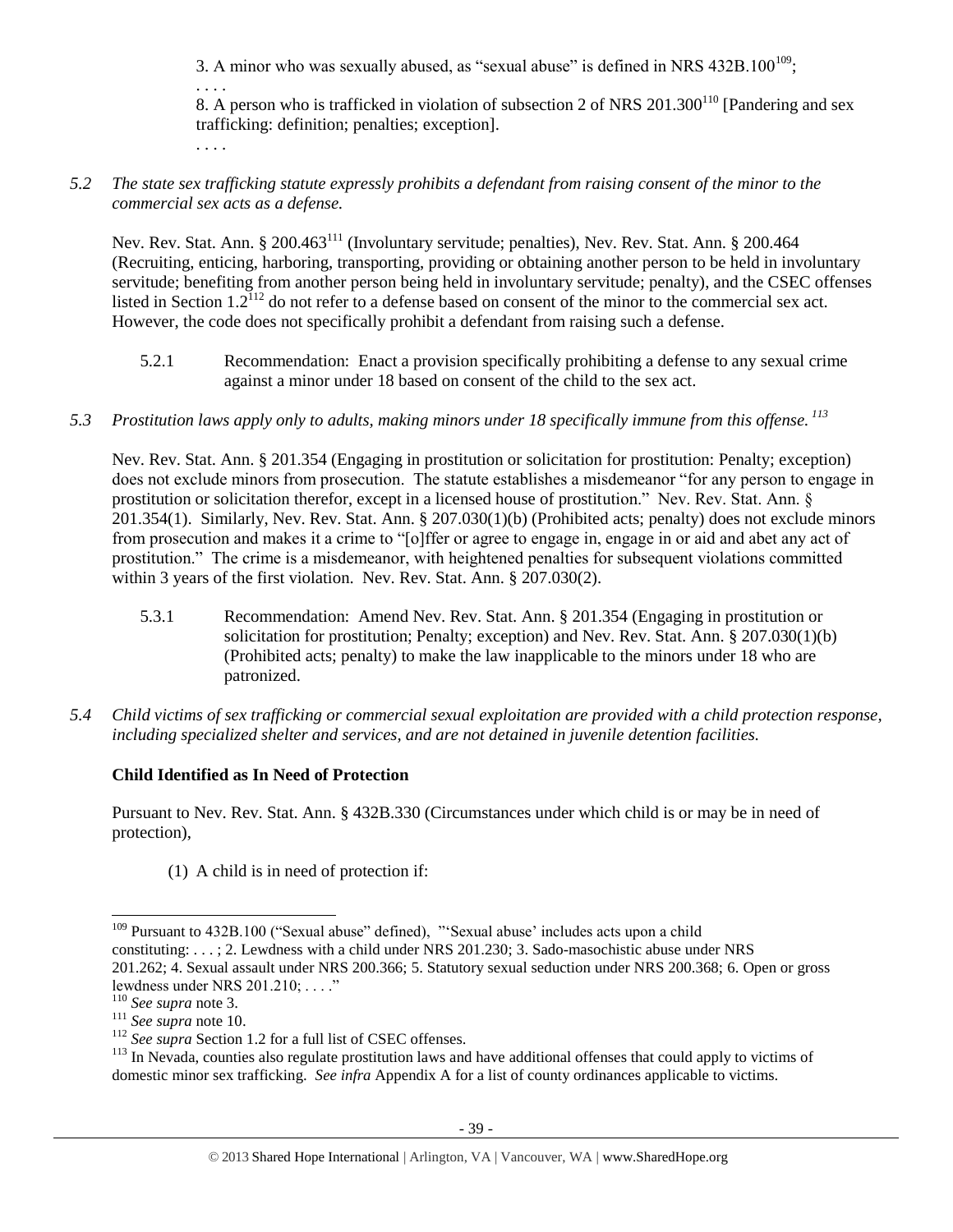3. A minor who was sexually abused, as "sexual abuse" is defined in NRS 432B.100[109];

. . . .

8. A person who is trafficked in violation of subsection 2 of NRS 201.300[110] [Pandering and sex trafficking: definition; penalties; exception].

. . . .

*5.2 The state sex trafficking statute expressly prohibits a defendant from raising consent of the minor to the commercial sex acts as a defense.*

Nev. Rev. Stat. Ann. § 200.463[111] (Involuntary servitude; penalties), Nev. Rev. Stat. Ann. § 200.464 (Recruiting, enticing, harboring, transporting, providing or obtaining another person to be held in involuntary servitude; benefiting from another person being held in involuntary servitude; penalty), and the CSEC offenses listed in Section 1.2[112] do not refer to a defense based on consent of the minor to the commercial sex act. However, the code does not specifically prohibit a defendant from raising such a defense.

5.2.1 Recommendation: Enact a provision specifically prohibiting a defense to any sexual crime against a minor under 18 based on consent of the child to the sex act.

*5.3 Prostitution laws apply only to adults, making minors under 18 specifically immune from this offense.[113]*

Nev. Rev. Stat. Ann. § 201.354 (Engaging in prostitution or solicitation for prostitution: Penalty; exception) does not exclude minors from prosecution. The statute establishes a misdemeanor "for any person to engage in prostitution or solicitation therefor, except in a licensed house of prostitution." Nev. Rev. Stat. Ann. § 201.354(1). Similarly, Nev. Rev. Stat. Ann. § 207.030(1)(b) (Prohibited acts; penalty) does not exclude minors from prosecution and makes it a crime to "[o]ffer or agree to engage in, engage in or aid and abet any act of prostitution." The crime is a misdemeanor, with heightened penalties for subsequent violations committed within 3 years of the first violation. Nev. Rev. Stat. Ann. § 207.030(2).

5.3.1 Recommendation: Amend Nev. Rev. Stat. Ann. § 201.354 (Engaging in prostitution or solicitation for prostitution; Penalty; exception) and Nev. Rev. Stat. Ann. § 207.030(1)(b) (Prohibited acts; penalty) to make the law inapplicable to the minors under 18 who are patronized.

*5.4 Child victims of sex trafficking or commercial sexual exploitation are provided with a child protection response, including specialized shelter and services, and are not detained in juvenile detention facilities.*

**Child Identified as In Need of Protection**

Pursuant to Nev. Rev. Stat. Ann. § 432B.330 (Circumstances under which child is or may be in need of protection),

(1) A child is in need of protection if:

---

[109] Pursuant to 432B.100 ("Sexual abuse" defined), "'Sexual abuse' includes acts upon a child constituting: . . . ; 2. Lewdness with a child under NRS 201.230; 3. Sado-masochistic abuse under NRS 201.262; 4. Sexual assault under NRS 200.366; 5. Statutory sexual seduction under NRS 200.368; 6. Open or gross lewdness under NRS 201.210; . . . ."

[110] *See supra* note 3.

[111] *See supra* note 10.

[112] *See supra* Section 1.2 for a full list of CSEC offenses.

[113] In Nevada, counties also regulate prostitution laws and have additional offenses that could apply to victims of domestic minor sex trafficking. *See infra* Appendix A for a list of county ordinances applicable to victims.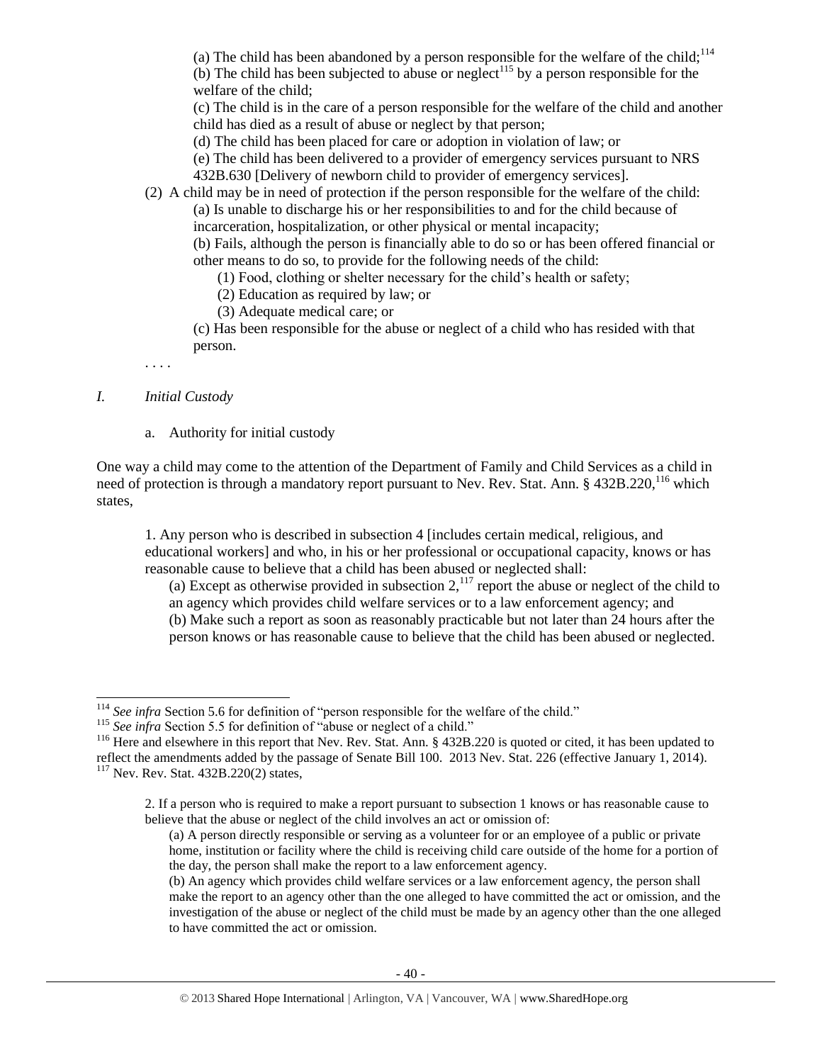(a) The child has been abandoned by a person responsible for the welfare of the child;[114]
(b) The child has been subjected to abuse or neglect[115] by a person responsible for the welfare of the child;
(c) The child is in the care of a person responsible for the welfare of the child and another child has died as a result of abuse or neglect by that person;
(d) The child has been placed for care or adoption in violation of law; or
(e) The child has been delivered to a provider of emergency services pursuant to NRS 432B.630 [Delivery of newborn child to provider of emergency services].

(2) A child may be in need of protection if the person responsible for the welfare of the child:
(a) Is unable to discharge his or her responsibilities to and for the child because of incarceration, hospitalization, or other physical or mental incapacity;
(b) Fails, although the person is financially able to do so or has been offered financial or other means to do so, to provide for the following needs of the child:
(1) Food, clothing or shelter necessary for the child's health or safety;
(2) Education as required by law; or
(3) Adequate medical care; or
(c) Has been responsible for the abuse or neglect of a child who has resided with that person.

. . . .

*I. Initial Custody*

a. Authority for initial custody

One way a child may come to the attention of the Department of Family and Child Services as a child in need of protection is through a mandatory report pursuant to Nev. Rev. Stat. Ann. § 432B.220,[116] which states,

> 1. Any person who is described in subsection 4 [includes certain medical, religious, and educational workers] and who, in his or her professional or occupational capacity, knows or has reasonable cause to believe that a child has been abused or neglected shall:
>
> (a) Except as otherwise provided in subsection 2,[117] report the abuse or neglect of the child to an agency which provides child welfare services or to a law enforcement agency; and
>
> (b) Make such a report as soon as reasonably practicable but not later than 24 hours after the person knows or has reasonable cause to believe that the child has been abused or neglected.

---

[114] *See infra* Section 5.6 for definition of "person responsible for the welfare of the child."

[115] *See infra* Section 5.5 for definition of "abuse or neglect of a child."

[116] Here and elsewhere in this report that Nev. Rev. Stat. Ann. § 432B.220 is quoted or cited, it has been updated to reflect the amendments added by the passage of Senate Bill 100. 2013 Nev. Stat. 226 (effective January 1, 2014).

[117] Nev. Rev. Stat. 432B.220(2) states,

> 2. If a person who is required to make a report pursuant to subsection 1 knows or has reasonable cause to believe that the abuse or neglect of the child involves an act or omission of:
>
> (a) A person directly responsible or serving as a volunteer for or an employee of a public or private home, institution or facility where the child is receiving child care outside of the home for a portion of the day, the person shall make the report to a law enforcement agency.
>
> (b) An agency which provides child welfare services or a law enforcement agency, the person shall make the report to an agency other than the one alleged to have committed the act or omission, and the investigation of the abuse or neglect of the child must be made by an agency other than the one alleged to have committed the act or omission.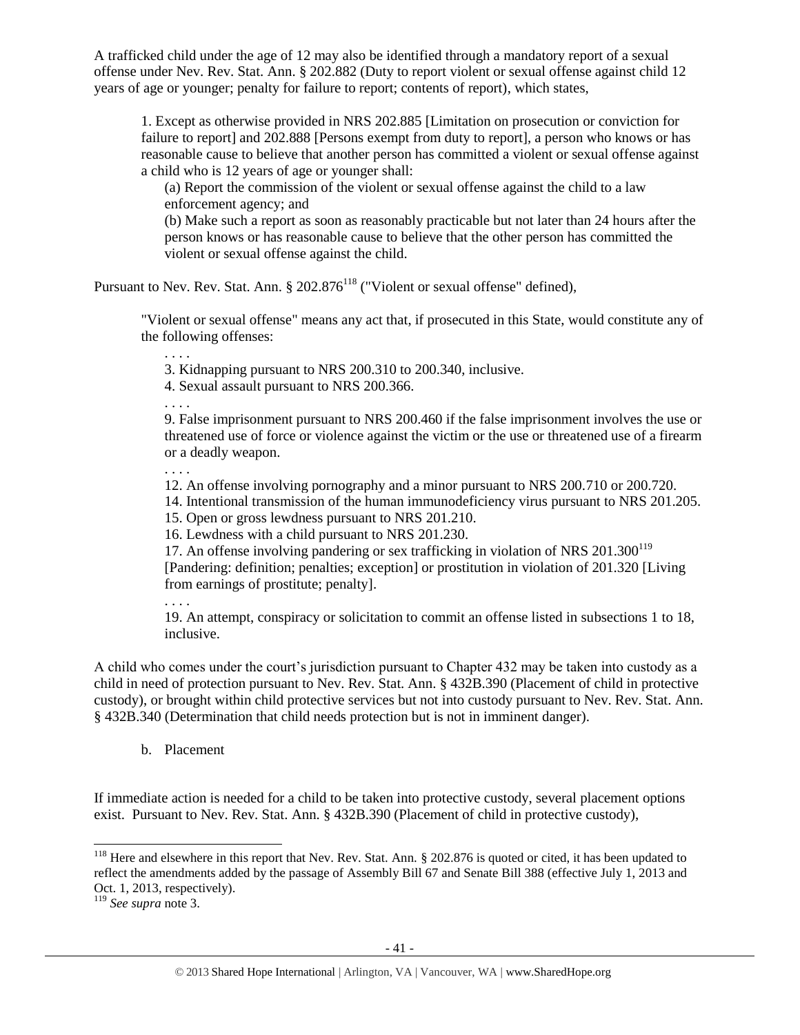A trafficked child under the age of 12 may also be identified through a mandatory report of a sexual offense under Nev. Rev. Stat. Ann. § 202.882 (Duty to report violent or sexual offense against child 12 years of age or younger; penalty for failure to report; contents of report), which states,

> 1. Except as otherwise provided in NRS 202.885 [Limitation on prosecution or conviction for failure to report] and 202.888 [Persons exempt from duty to report], a person who knows or has reasonable cause to believe that another person has committed a violent or sexual offense against a child who is 12 years of age or younger shall:
>
> (a) Report the commission of the violent or sexual offense against the child to a law enforcement agency; and
>
> (b) Make such a report as soon as reasonably practicable but not later than 24 hours after the person knows or has reasonable cause to believe that the other person has committed the violent or sexual offense against the child.

Pursuant to Nev. Rev. Stat. Ann. § 202.876[118] ("Violent or sexual offense" defined),

> "Violent or sexual offense" means any act that, if prosecuted in this State, would constitute any of the following offenses:
>
> . . . .
>
> 3. Kidnapping pursuant to NRS 200.310 to 200.340, inclusive.
>
> 4. Sexual assault pursuant to NRS 200.366.
>
> . . . .
>
> 9. False imprisonment pursuant to NRS 200.460 if the false imprisonment involves the use or threatened use of force or violence against the victim or the use or threatened use of a firearm or a deadly weapon.
>
> . . . .
>
> 12. An offense involving pornography and a minor pursuant to NRS 200.710 or 200.720.
>
> 14. Intentional transmission of the human immunodeficiency virus pursuant to NRS 201.205.
>
> 15. Open or gross lewdness pursuant to NRS 201.210.
>
> 16. Lewdness with a child pursuant to NRS 201.230.
>
> 17. An offense involving pandering or sex trafficking in violation of NRS 201.300[119] [Pandering: definition; penalties; exception] or prostitution in violation of 201.320 [Living from earnings of prostitute; penalty].
>
> . . . .
>
> 19. An attempt, conspiracy or solicitation to commit an offense listed in subsections 1 to 18, inclusive.

A child who comes under the court's jurisdiction pursuant to Chapter 432 may be taken into custody as a child in need of protection pursuant to Nev. Rev. Stat. Ann. § 432B.390 (Placement of child in protective custody), or brought within child protective services but not into custody pursuant to Nev. Rev. Stat. Ann. § 432B.340 (Determination that child needs protection but is not in imminent danger).

b. Placement

If immediate action is needed for a child to be taken into protective custody, several placement options exist. Pursuant to Nev. Rev. Stat. Ann. § 432B.390 (Placement of child in protective custody),

---

[118] Here and elsewhere in this report that Nev. Rev. Stat. Ann. § 202.876 is quoted or cited, it has been updated to reflect the amendments added by the passage of Assembly Bill 67 and Senate Bill 388 (effective July 1, 2013 and Oct. 1, 2013, respectively).

[119] *See supra* note 3.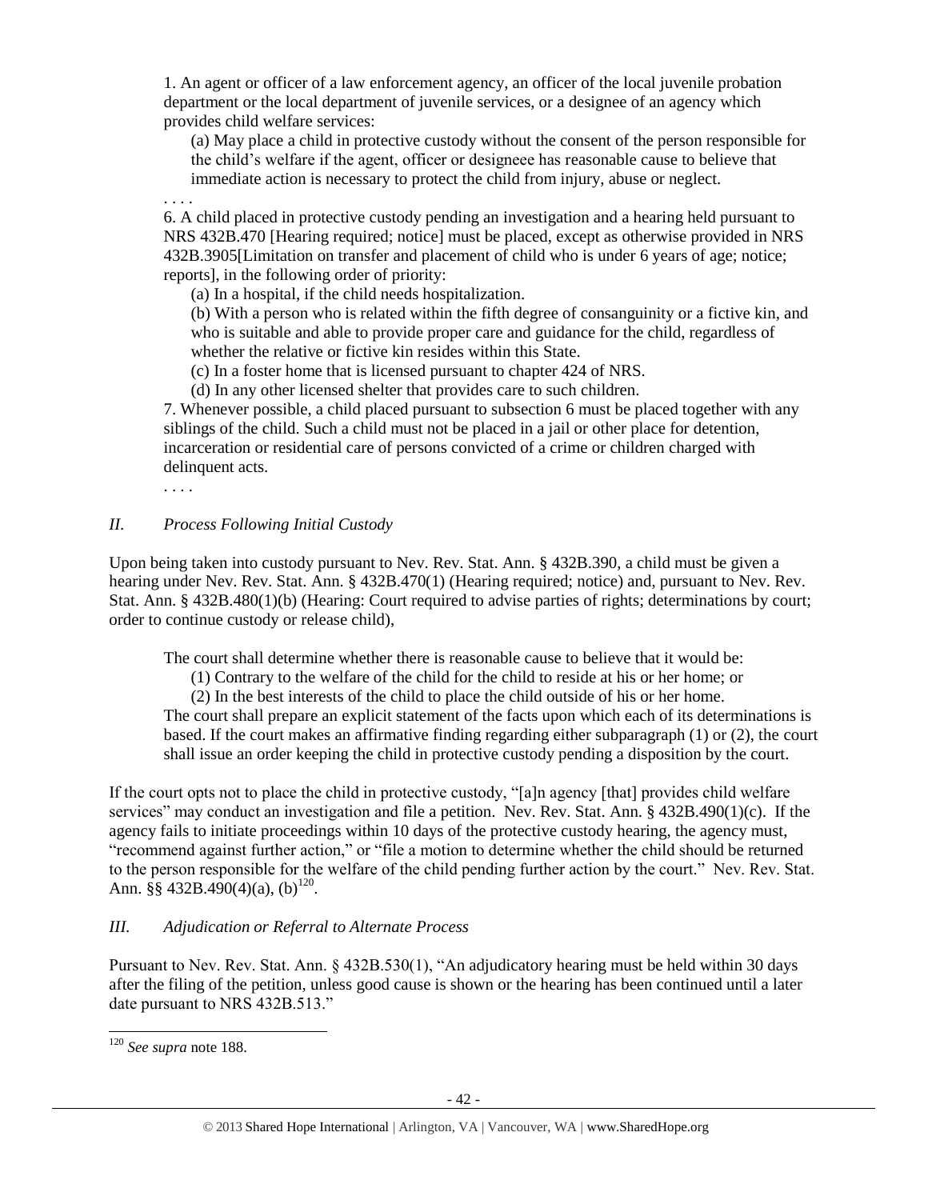> 1. An agent or officer of a law enforcement agency, an officer of the local juvenile probation department or the local department of juvenile services, or a designee of an agency which provides child welfare services:
>
> > (a) May place a child in protective custody without the consent of the person responsible for the child's welfare if the agent, officer or designeee has reasonable cause to believe that immediate action is necessary to protect the child from injury, abuse or neglect.
>
> . . . .
>
> 6. A child placed in protective custody pending an investigation and a hearing held pursuant to NRS 432B.470 [Hearing required; notice] must be placed, except as otherwise provided in NRS 432B.3905[Limitation on transfer and placement of child who is under 6 years of age; notice; reports], in the following order of priority:
>
> > (a) In a hospital, if the child needs hospitalization.
> >
> > (b) With a person who is related within the fifth degree of consanguinity or a fictive kin, and who is suitable and able to provide proper care and guidance for the child, regardless of whether the relative or fictive kin resides within this State.
> >
> > (c) In a foster home that is licensed pursuant to chapter 424 of NRS.
> >
> > (d) In any other licensed shelter that provides care to such children.
>
> 7. Whenever possible, a child placed pursuant to subsection 6 must be placed together with any siblings of the child. Such a child must not be placed in a jail or other place for detention, incarceration or residential care of persons convicted of a crime or children charged with delinquent acts.
>
> . . . .

## *II. Process Following Initial Custody*

Upon being taken into custody pursuant to Nev. Rev. Stat. Ann. § 432B.390, a child must be given a hearing under Nev. Rev. Stat. Ann. § 432B.470(1) (Hearing required; notice) and, pursuant to Nev. Rev. Stat. Ann. § 432B.480(1)(b) (Hearing: Court required to advise parties of rights; determinations by court; order to continue custody or release child),

> The court shall determine whether there is reasonable cause to believe that it would be:
>
> > (1) Contrary to the welfare of the child for the child to reside at his or her home; or
> >
> > (2) In the best interests of the child to place the child outside of his or her home.
>
> The court shall prepare an explicit statement of the facts upon which each of its determinations is based. If the court makes an affirmative finding regarding either subparagraph (1) or (2), the court shall issue an order keeping the child in protective custody pending a disposition by the court.

If the court opts not to place the child in protective custody, "[a]n agency [that] provides child welfare services" may conduct an investigation and file a petition. Nev. Rev. Stat. Ann. § 432B.490(1)(c). If the agency fails to initiate proceedings within 10 days of the protective custody hearing, the agency must, "recommend against further action," or "file a motion to determine whether the child should be returned to the person responsible for the welfare of the child pending further action by the court." Nev. Rev. Stat. Ann. §§ 432B.490(4)(a), (b)[120].

## *III. Adjudication or Referral to Alternate Process*

Pursuant to Nev. Rev. Stat. Ann. § 432B.530(1), "An adjudicatory hearing must be held within 30 days after the filing of the petition, unless good cause is shown or the hearing has been continued until a later date pursuant to NRS 432B.513."

[120] *See supra* note 188.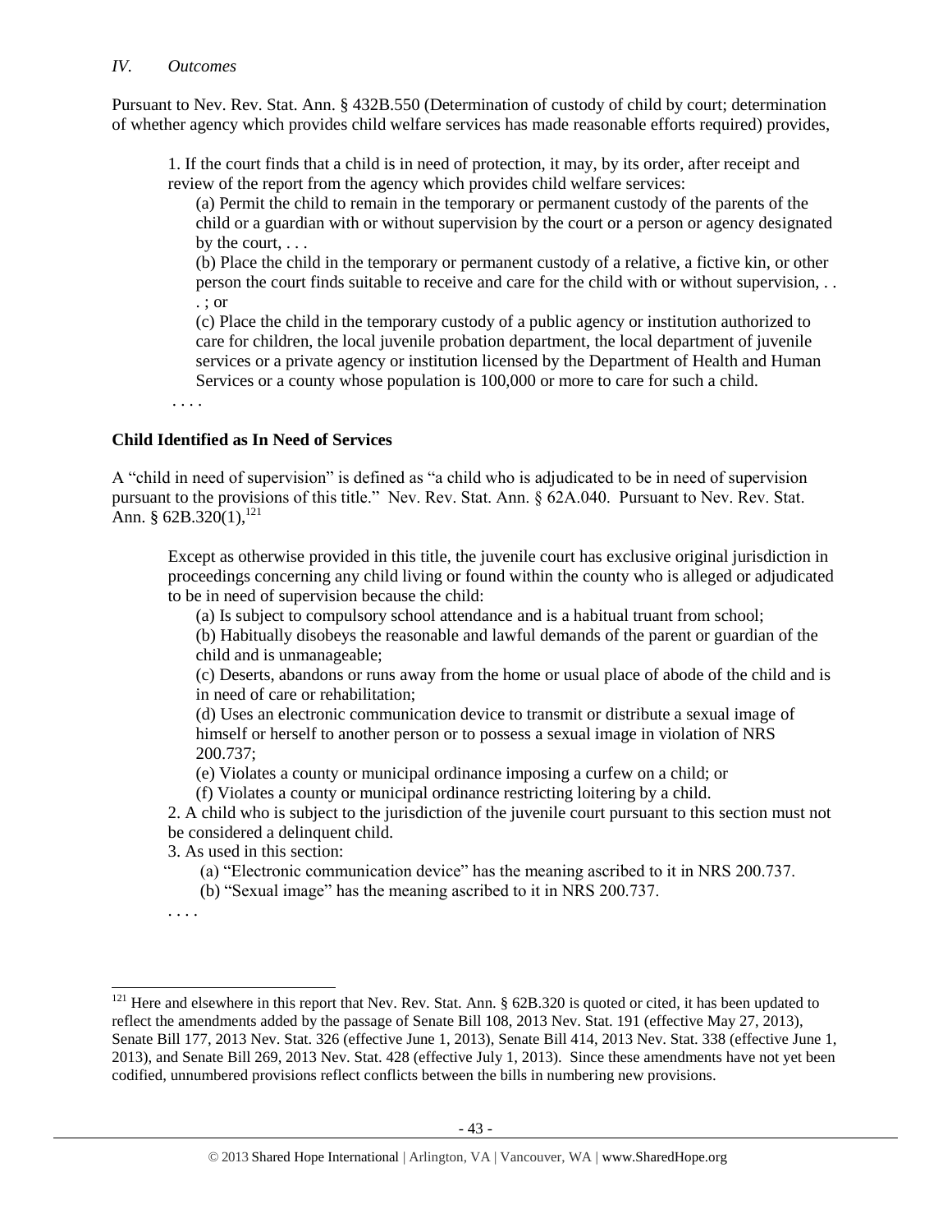*IV. Outcomes*

Pursuant to Nev. Rev. Stat. Ann. § 432B.550 (Determination of custody of child by court; determination of whether agency which provides child welfare services has made reasonable efforts required) provides,

> 1. If the court finds that a child is in need of protection, it may, by its order, after receipt and review of the report from the agency which provides child welfare services:
>
> (a) Permit the child to remain in the temporary or permanent custody of the parents of the child or a guardian with or without supervision by the court or a person or agency designated by the court, . . .
>
> (b) Place the child in the temporary or permanent custody of a relative, a fictive kin, or other person the court finds suitable to receive and care for the child with or without supervision, . . . ; or
>
> (c) Place the child in the temporary custody of a public agency or institution authorized to care for children, the local juvenile probation department, the local department of juvenile services or a private agency or institution licensed by the Department of Health and Human Services or a county whose population is 100,000 or more to care for such a child.
>
> . . . .

**Child Identified as In Need of Services**

A "child in need of supervision" is defined as "a child who is adjudicated to be in need of supervision pursuant to the provisions of this title." Nev. Rev. Stat. Ann. § 62A.040. Pursuant to Nev. Rev. Stat. Ann. § 62B.320(1),[121]

> Except as otherwise provided in this title, the juvenile court has exclusive original jurisdiction in proceedings concerning any child living or found within the county who is alleged or adjudicated to be in need of supervision because the child:
>
> (a) Is subject to compulsory school attendance and is a habitual truant from school;
>
> (b) Habitually disobeys the reasonable and lawful demands of the parent or guardian of the child and is unmanageable;
>
> (c) Deserts, abandons or runs away from the home or usual place of abode of the child and is in need of care or rehabilitation;
>
> (d) Uses an electronic communication device to transmit or distribute a sexual image of himself or herself to another person or to possess a sexual image in violation of NRS 200.737;
>
> (e) Violates a county or municipal ordinance imposing a curfew on a child; or
>
> (f) Violates a county or municipal ordinance restricting loitering by a child.
>
> 2. A child who is subject to the jurisdiction of the juvenile court pursuant to this section must not be considered a delinquent child.
>
> 3. As used in this section:
>
> (a) "Electronic communication device" has the meaning ascribed to it in NRS 200.737.
>
> (b) "Sexual image" has the meaning ascribed to it in NRS 200.737.
>
> . . . .

[121] Here and elsewhere in this report that Nev. Rev. Stat. Ann. § 62B.320 is quoted or cited, it has been updated to reflect the amendments added by the passage of Senate Bill 108, 2013 Nev. Stat. 191 (effective May 27, 2013), Senate Bill 177, 2013 Nev. Stat. 326 (effective June 1, 2013), Senate Bill 414, 2013 Nev. Stat. 338 (effective June 1, 2013), and Senate Bill 269, 2013 Nev. Stat. 428 (effective July 1, 2013). Since these amendments have not yet been codified, unnumbered provisions reflect conflicts between the bills in numbering new provisions.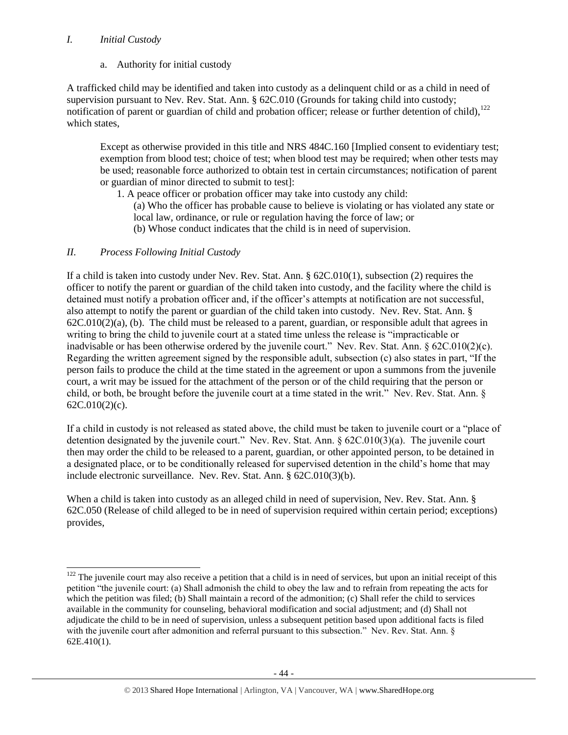## *I. Initial Custody*

a. Authority for initial custody

A trafficked child may be identified and taken into custody as a delinquent child or as a child in need of supervision pursuant to Nev. Rev. Stat. Ann. § 62C.010 (Grounds for taking child into custody; notification of parent or guardian of child and probation officer; release or further detention of child),[122] which states,

> Except as otherwise provided in this title and NRS 484C.160 [Implied consent to evidentiary test; exemption from blood test; choice of test; when blood test may be required; when other tests may be used; reasonable force authorized to obtain test in certain circumstances; notification of parent or guardian of minor directed to submit to test]:
>
> 1. A peace officer or probation officer may take into custody any child:
>
>     (a) Who the officer has probable cause to believe is violating or has violated any state or local law, ordinance, or rule or regulation having the force of law; or
>
>     (b) Whose conduct indicates that the child is in need of supervision.

## *II. Process Following Initial Custody*

If a child is taken into custody under Nev. Rev. Stat. Ann. § 62C.010(1), subsection (2) requires the officer to notify the parent or guardian of the child taken into custody, and the facility where the child is detained must notify a probation officer and, if the officer's attempts at notification are not successful, also attempt to notify the parent or guardian of the child taken into custody. Nev. Rev. Stat. Ann. § 62C.010(2)(a), (b). The child must be released to a parent, guardian, or responsible adult that agrees in writing to bring the child to juvenile court at a stated time unless the release is "impracticable or inadvisable or has been otherwise ordered by the juvenile court." Nev. Rev. Stat. Ann. § 62C.010(2)(c). Regarding the written agreement signed by the responsible adult, subsection (c) also states in part, "If the person fails to produce the child at the time stated in the agreement or upon a summons from the juvenile court, a writ may be issued for the attachment of the person or of the child requiring that the person or child, or both, be brought before the juvenile court at a time stated in the writ." Nev. Rev. Stat. Ann. § 62C.010(2)(c).

If a child in custody is not released as stated above, the child must be taken to juvenile court or a "place of detention designated by the juvenile court." Nev. Rev. Stat. Ann. § 62C.010(3)(a). The juvenile court then may order the child to be released to a parent, guardian, or other appointed person, to be detained in a designated place, or to be conditionally released for supervised detention in the child's home that may include electronic surveillance. Nev. Rev. Stat. Ann. § 62C.010(3)(b).

When a child is taken into custody as an alleged child in need of supervision, Nev. Rev. Stat. Ann. § 62C.050 (Release of child alleged to be in need of supervision required within certain period; exceptions) provides,

---

[122] The juvenile court may also receive a petition that a child is in need of services, but upon an initial receipt of this petition "the juvenile court: (a) Shall admonish the child to obey the law and to refrain from repeating the acts for which the petition was filed; (b) Shall maintain a record of the admonition; (c) Shall refer the child to services available in the community for counseling, behavioral modification and social adjustment; and (d) Shall not adjudicate the child to be in need of supervision, unless a subsequent petition based upon additional facts is filed with the juvenile court after admonition and referral pursuant to this subsection." Nev. Rev. Stat. Ann. § 62E.410(1).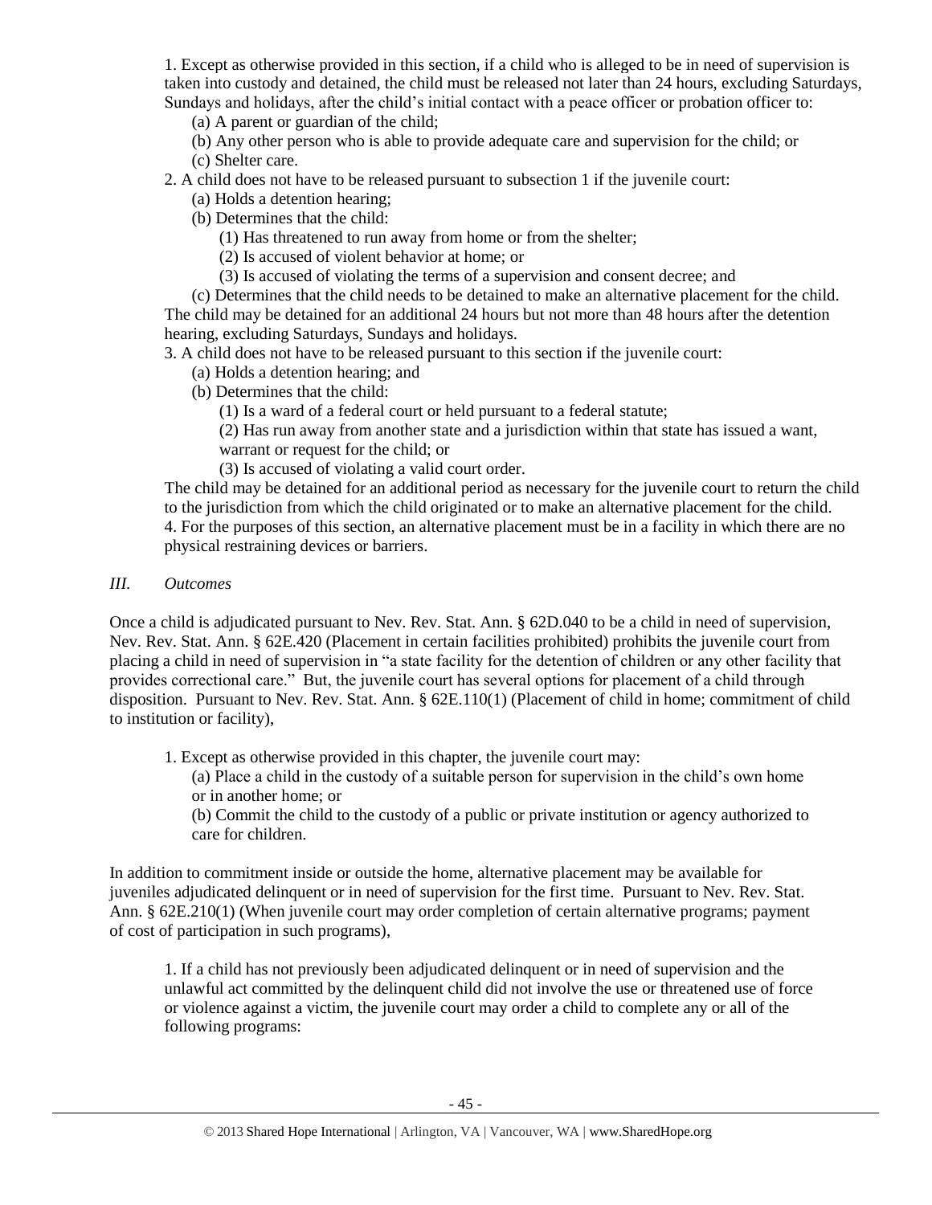1. Except as otherwise provided in this section, if a child who is alleged to be in need of supervision is taken into custody and detained, the child must be released not later than 24 hours, excluding Saturdays, Sundays and holidays, after the child's initial contact with a peace officer or probation officer to:

> (a) A parent or guardian of the child;
>
> (b) Any other person who is able to provide adequate care and supervision for the child; or
>
> (c) Shelter care.

2. A child does not have to be released pursuant to subsection 1 if the juvenile court:

> (a) Holds a detention hearing;
>
> (b) Determines that the child:
>
> > (1) Has threatened to run away from home or from the shelter;
> >
> > (2) Is accused of violent behavior at home; or
> >
> > (3) Is accused of violating the terms of a supervision and consent decree; and
>
> (c) Determines that the child needs to be detained to make an alternative placement for the child.

The child may be detained for an additional 24 hours but not more than 48 hours after the detention hearing, excluding Saturdays, Sundays and holidays.

3. A child does not have to be released pursuant to this section if the juvenile court:

> (a) Holds a detention hearing; and
>
> (b) Determines that the child:
>
> > (1) Is a ward of a federal court or held pursuant to a federal statute;
> >
> > (2) Has run away from another state and a jurisdiction within that state has issued a want, warrant or request for the child; or
> >
> > (3) Is accused of violating a valid court order.

The child may be detained for an additional period as necessary for the juvenile court to return the child to the jurisdiction from which the child originated or to make an alternative placement for the child.

4. For the purposes of this section, an alternative placement must be in a facility in which there are no physical restraining devices or barriers.

### *III. Outcomes*

Once a child is adjudicated pursuant to Nev. Rev. Stat. Ann. § 62D.040 to be a child in need of supervision, Nev. Rev. Stat. Ann. § 62E.420 (Placement in certain facilities prohibited) prohibits the juvenile court from placing a child in need of supervision in "a state facility for the detention of children or any other facility that provides correctional care." But, the juvenile court has several options for placement of a child through disposition. Pursuant to Nev. Rev. Stat. Ann. § 62E.110(1) (Placement of child in home; commitment of child to institution or facility),

> 1. Except as otherwise provided in this chapter, the juvenile court may:
>
> > (a) Place a child in the custody of a suitable person for supervision in the child's own home or in another home; or
> >
> > (b) Commit the child to the custody of a public or private institution or agency authorized to care for children.

In addition to commitment inside or outside the home, alternative placement may be available for juveniles adjudicated delinquent or in need of supervision for the first time. Pursuant to Nev. Rev. Stat. Ann. § 62E.210(1) (When juvenile court may order completion of certain alternative programs; payment of cost of participation in such programs),

> 1. If a child has not previously been adjudicated delinquent or in need of supervision and the unlawful act committed by the delinquent child did not involve the use or threatened use of force or violence against a victim, the juvenile court may order a child to complete any or all of the following programs: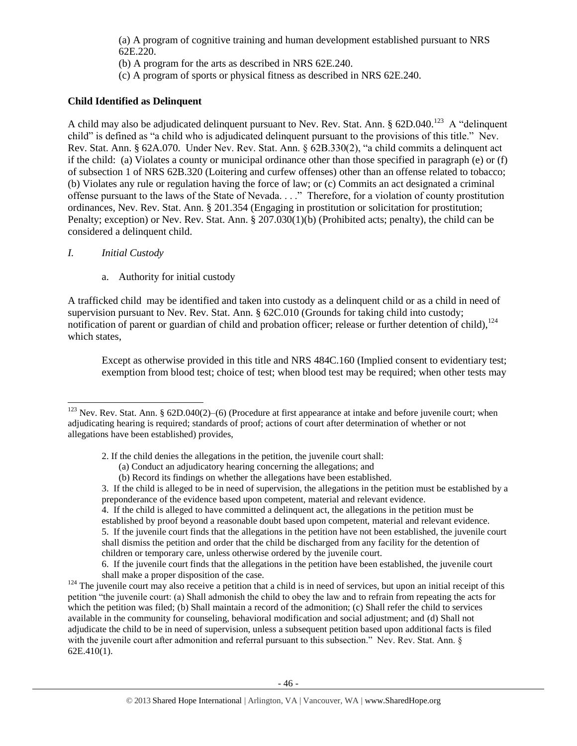(a) A program of cognitive training and human development established pursuant to NRS 62E.220.
(b) A program for the arts as described in NRS 62E.240.
(c) A program of sports or physical fitness as described in NRS 62E.240.

**Child Identified as Delinquent**

A child may also be adjudicated delinquent pursuant to Nev. Rev. Stat. Ann. § 62D.040.[123] A "delinquent child" is defined as "a child who is adjudicated delinquent pursuant to the provisions of this title." Nev. Rev. Stat. Ann. § 62A.070. Under Nev. Rev. Stat. Ann. § 62B.330(2), "a child commits a delinquent act if the child: (a) Violates a county or municipal ordinance other than those specified in paragraph (e) or (f) of subsection 1 of NRS 62B.320 (Loitering and curfew offenses) other than an offense related to tobacco; (b) Violates any rule or regulation having the force of law; or (c) Commits an act designated a criminal offense pursuant to the laws of the State of Nevada. . . ." Therefore, for a violation of county prostitution ordinances, Nev. Rev. Stat. Ann. § 201.354 (Engaging in prostitution or solicitation for prostitution; Penalty; exception) or Nev. Rev. Stat. Ann. § 207.030(1)(b) (Prohibited acts; penalty), the child can be considered a delinquent child.

*I. Initial Custody*

a. Authority for initial custody

A trafficked child may be identified and taken into custody as a delinquent child or as a child in need of supervision pursuant to Nev. Rev. Stat. Ann. § 62C.010 (Grounds for taking child into custody; notification of parent or guardian of child and probation officer; release or further detention of child),[124] which states,

> Except as otherwise provided in this title and NRS 484C.160 (Implied consent to evidentiary test; exemption from blood test; choice of test; when blood test may be required; when other tests may

---

[123] Nev. Rev. Stat. Ann. § 62D.040(2)–(6) (Procedure at first appearance at intake and before juvenile court; when adjudicating hearing is required; standards of proof; actions of court after determination of whether or not allegations have been established) provides,

> 2. If the child denies the allegations in the petition, the juvenile court shall:
> (a) Conduct an adjudicatory hearing concerning the allegations; and
> (b) Record its findings on whether the allegations have been established.
> 3. If the child is alleged to be in need of supervision, the allegations in the petition must be established by a preponderance of the evidence based upon competent, material and relevant evidence.
> 4. If the child is alleged to have committed a delinquent act, the allegations in the petition must be established by proof beyond a reasonable doubt based upon competent, material and relevant evidence.
> 5. If the juvenile court finds that the allegations in the petition have not been established, the juvenile court shall dismiss the petition and order that the child be discharged from any facility for the detention of children or temporary care, unless otherwise ordered by the juvenile court.
> 6. If the juvenile court finds that the allegations in the petition have been established, the juvenile court shall make a proper disposition of the case.

[124] The juvenile court may also receive a petition that a child is in need of services, but upon an initial receipt of this petition "the juvenile court: (a) Shall admonish the child to obey the law and to refrain from repeating the acts for which the petition was filed; (b) Shall maintain a record of the admonition; (c) Shall refer the child to services available in the community for counseling, behavioral modification and social adjustment; and (d) Shall not adjudicate the child to be in need of supervision, unless a subsequent petition based upon additional facts is filed with the juvenile court after admonition and referral pursuant to this subsection." Nev. Rev. Stat. Ann. § 62E.410(1).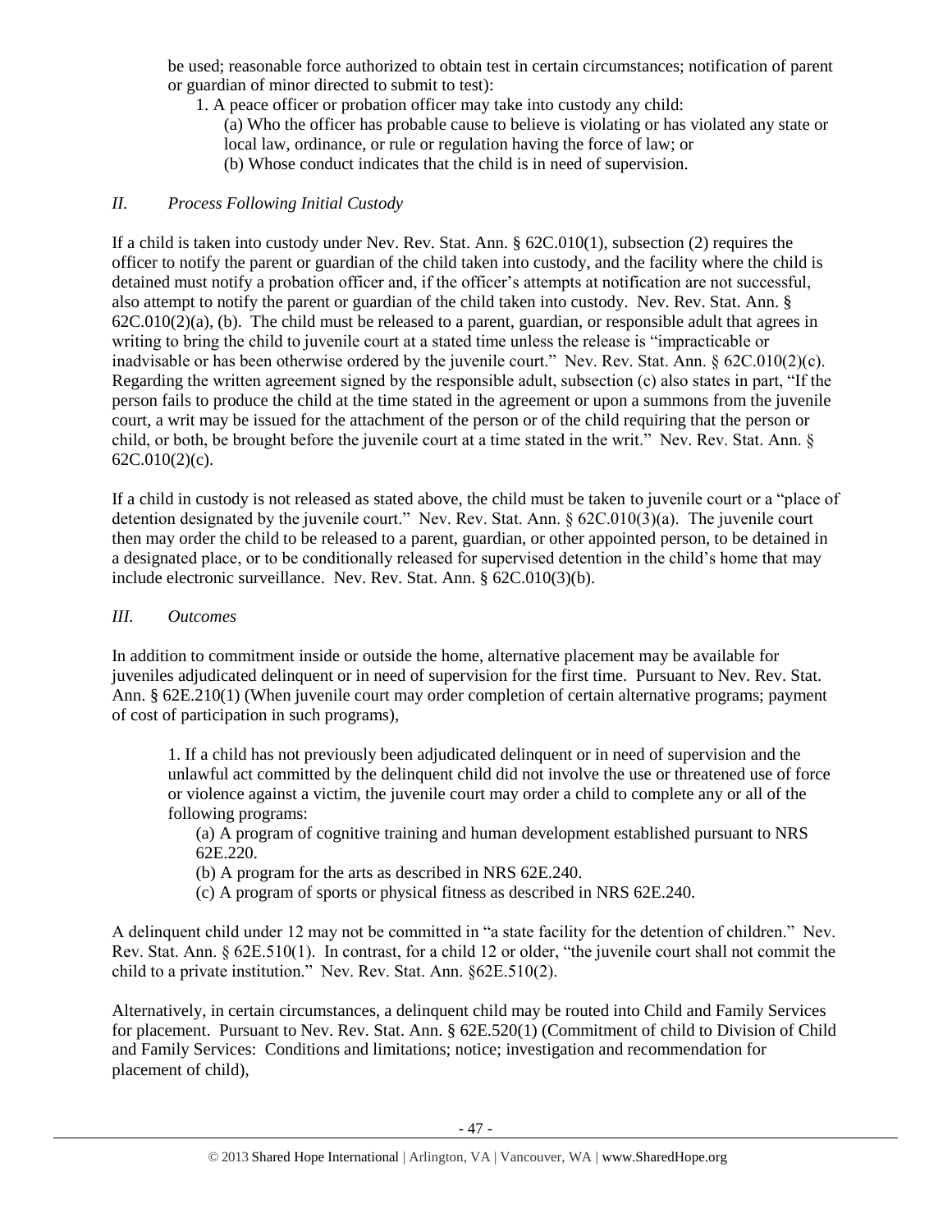be used; reasonable force authorized to obtain test in certain circumstances; notification of parent or guardian of minor directed to submit to test):

> 1. A peace officer or probation officer may take into custody any child:
>
> (a) Who the officer has probable cause to believe is violating or has violated any state or local law, ordinance, or rule or regulation having the force of law; or
>
> (b) Whose conduct indicates that the child is in need of supervision.

### *II. Process Following Initial Custody*

If a child is taken into custody under Nev. Rev. Stat. Ann. § 62C.010(1), subsection (2) requires the officer to notify the parent or guardian of the child taken into custody, and the facility where the child is detained must notify a probation officer and, if the officer's attempts at notification are not successful, also attempt to notify the parent or guardian of the child taken into custody. Nev. Rev. Stat. Ann. § 62C.010(2)(a), (b). The child must be released to a parent, guardian, or responsible adult that agrees in writing to bring the child to juvenile court at a stated time unless the release is "impracticable or inadvisable or has been otherwise ordered by the juvenile court." Nev. Rev. Stat. Ann. § 62C.010(2)(c). Regarding the written agreement signed by the responsible adult, subsection (c) also states in part, "If the person fails to produce the child at the time stated in the agreement or upon a summons from the juvenile court, a writ may be issued for the attachment of the person or of the child requiring that the person or child, or both, be brought before the juvenile court at a time stated in the writ." Nev. Rev. Stat. Ann. § 62C.010(2)(c).

If a child in custody is not released as stated above, the child must be taken to juvenile court or a "place of detention designated by the juvenile court." Nev. Rev. Stat. Ann. § 62C.010(3)(a). The juvenile court then may order the child to be released to a parent, guardian, or other appointed person, to be detained in a designated place, or to be conditionally released for supervised detention in the child's home that may include electronic surveillance. Nev. Rev. Stat. Ann. § 62C.010(3)(b).

### *III. Outcomes*

In addition to commitment inside or outside the home, alternative placement may be available for juveniles adjudicated delinquent or in need of supervision for the first time. Pursuant to Nev. Rev. Stat. Ann. § 62E.210(1) (When juvenile court may order completion of certain alternative programs; payment of cost of participation in such programs),

> 1. If a child has not previously been adjudicated delinquent or in need of supervision and the unlawful act committed by the delinquent child did not involve the use or threatened use of force or violence against a victim, the juvenile court may order a child to complete any or all of the following programs:
>
> (a) A program of cognitive training and human development established pursuant to NRS 62E.220.
>
> (b) A program for the arts as described in NRS 62E.240.
>
> (c) A program of sports or physical fitness as described in NRS 62E.240.

A delinquent child under 12 may not be committed in "a state facility for the detention of children." Nev. Rev. Stat. Ann. § 62E.510(1). In contrast, for a child 12 or older, "the juvenile court shall not commit the child to a private institution." Nev. Rev. Stat. Ann. §62E.510(2).

Alternatively, in certain circumstances, a delinquent child may be routed into Child and Family Services for placement. Pursuant to Nev. Rev. Stat. Ann. § 62E.520(1) (Commitment of child to Division of Child and Family Services: Conditions and limitations; notice; investigation and recommendation for placement of child),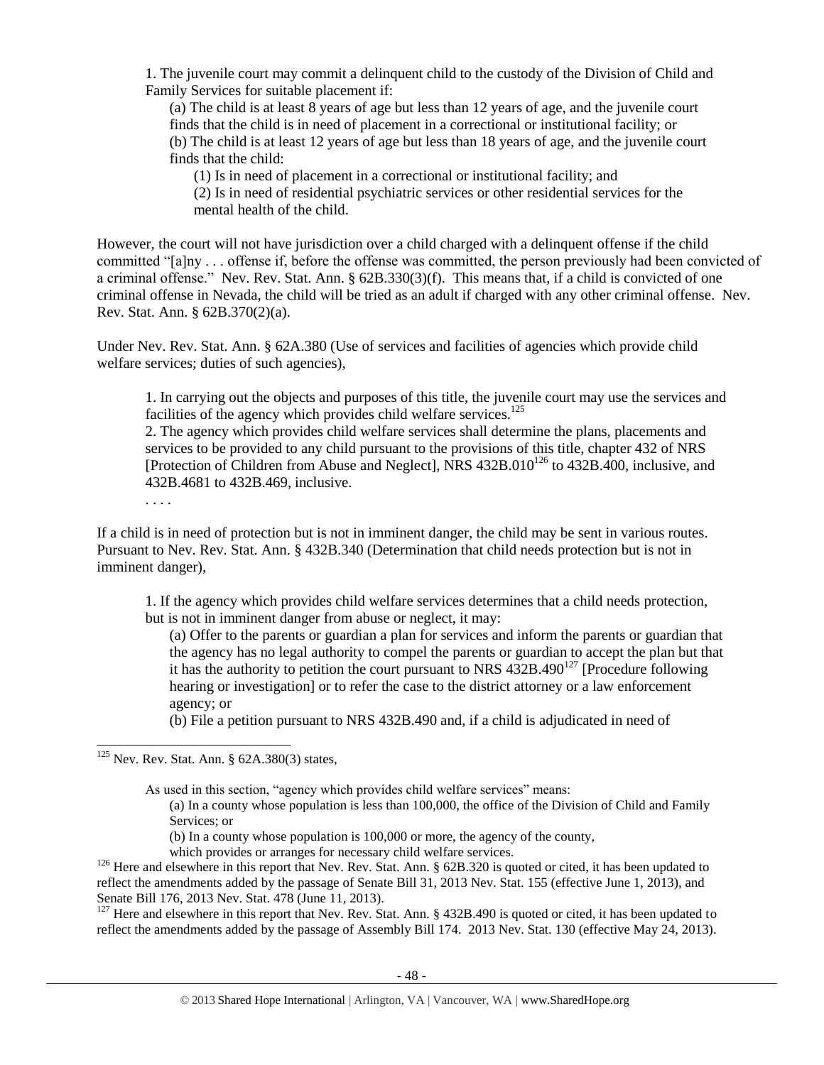> 1. The juvenile court may commit a delinquent child to the custody of the Division of Child and Family Services for suitable placement if:
>
> (a) The child is at least 8 years of age but less than 12 years of age, and the juvenile court finds that the child is in need of placement in a correctional or institutional facility; or
>
> (b) The child is at least 12 years of age but less than 18 years of age, and the juvenile court finds that the child:
>
> (1) Is in need of placement in a correctional or institutional facility; and
>
> (2) Is in need of residential psychiatric services or other residential services for the mental health of the child.

However, the court will not have jurisdiction over a child charged with a delinquent offense if the child committed "[a]ny . . . offense if, before the offense was committed, the person previously had been convicted of a criminal offense." Nev. Rev. Stat. Ann. § 62B.330(3)(f). This means that, if a child is convicted of one criminal offense in Nevada, the child will be tried as an adult if charged with any other criminal offense. Nev. Rev. Stat. Ann. § 62B.370(2)(a).

Under Nev. Rev. Stat. Ann. § 62A.380 (Use of services and facilities of agencies which provide child welfare services; duties of such agencies),

> 1. In carrying out the objects and purposes of this title, the juvenile court may use the services and facilities of the agency which provides child welfare services.[125]
>
> 2. The agency which provides child welfare services shall determine the plans, placements and services to be provided to any child pursuant to the provisions of this title, chapter 432 of NRS [Protection of Children from Abuse and Neglect], NRS 432B.010[126] to 432B.400, inclusive, and 432B.4681 to 432B.469, inclusive.
>
> . . . .

If a child is in need of protection but is not in imminent danger, the child may be sent in various routes. Pursuant to Nev. Rev. Stat. Ann. § 432B.340 (Determination that child needs protection but is not in imminent danger),

> 1. If the agency which provides child welfare services determines that a child needs protection, but is not in imminent danger from abuse or neglect, it may:
>
> (a) Offer to the parents or guardian a plan for services and inform the parents or guardian that the agency has no legal authority to compel the parents or guardian to accept the plan but that it has the authority to petition the court pursuant to NRS 432B.490[127] [Procedure following hearing or investigation] or to refer the case to the district attorney or a law enforcement agency; or
>
> (b) File a petition pursuant to NRS 432B.490 and, if a child is adjudicated in need of

---

[125] Nev. Rev. Stat. Ann. § 62A.380(3) states,

> As used in this section, "agency which provides child welfare services" means:
>
> (a) In a county whose population is less than 100,000, the office of the Division of Child and Family Services; or
>
> (b) In a county whose population is 100,000 or more, the agency of the county, which provides or arranges for necessary child welfare services.

[126] Here and elsewhere in this report that Nev. Rev. Stat. Ann. § 62B.320 is quoted or cited, it has been updated to reflect the amendments added by the passage of Senate Bill 31, 2013 Nev. Stat. 155 (effective June 1, 2013), and Senate Bill 176, 2013 Nev. Stat. 478 (June 11, 2013).

[127] Here and elsewhere in this report that Nev. Rev. Stat. Ann. § 432B.490 is quoted or cited, it has been updated to reflect the amendments added by the passage of Assembly Bill 174. 2013 Nev. Stat. 130 (effective May 24, 2013).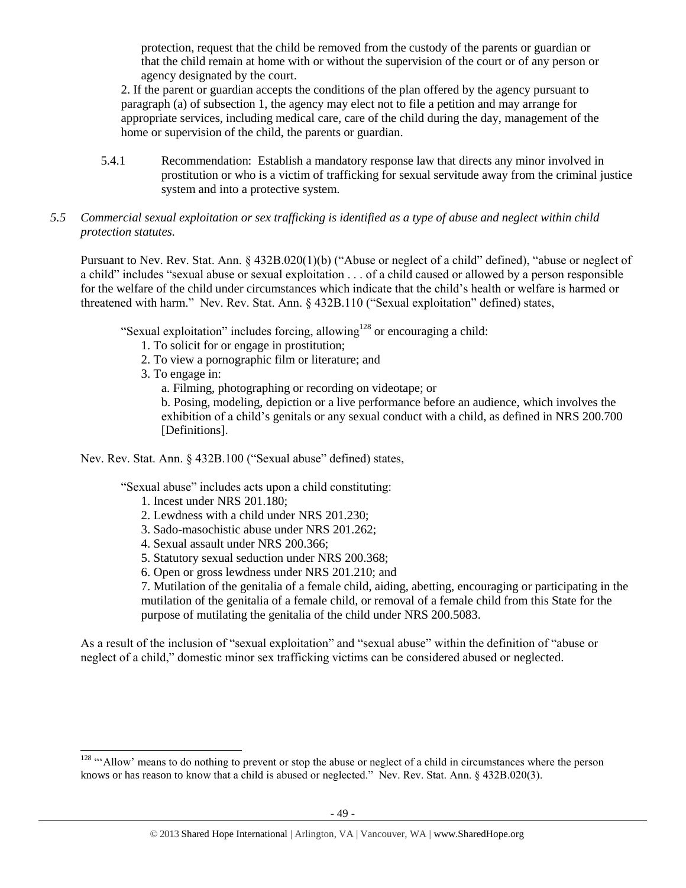protection, request that the child be removed from the custody of the parents or guardian or that the child remain at home with or without the supervision of the court or of any person or agency designated by the court.

2. If the parent or guardian accepts the conditions of the plan offered by the agency pursuant to paragraph (a) of subsection 1, the agency may elect not to file a petition and may arrange for appropriate services, including medical care, care of the child during the day, management of the home or supervision of the child, the parents or guardian.

5.4.1 Recommendation: Establish a mandatory response law that directs any minor involved in prostitution or who is a victim of trafficking for sexual servitude away from the criminal justice system and into a protective system.

*5.5 Commercial sexual exploitation or sex trafficking is identified as a type of abuse and neglect within child protection statutes.*

Pursuant to Nev. Rev. Stat. Ann. § 432B.020(1)(b) ("Abuse or neglect of a child" defined), "abuse or neglect of a child" includes "sexual abuse or sexual exploitation . . . of a child caused or allowed by a person responsible for the welfare of the child under circumstances which indicate that the child's health or welfare is harmed or threatened with harm." Nev. Rev. Stat. Ann. § 432B.110 ("Sexual exploitation" defined) states,

> "Sexual exploitation" includes forcing, allowing[128] or encouraging a child:
> 1. To solicit for or engage in prostitution;
> 2. To view a pornographic film or literature; and
> 3. To engage in:
>    a. Filming, photographing or recording on videotape; or
>    b. Posing, modeling, depiction or a live performance before an audience, which involves the exhibition of a child's genitals or any sexual conduct with a child, as defined in NRS 200.700 [Definitions].

Nev. Rev. Stat. Ann. § 432B.100 ("Sexual abuse" defined) states,

> "Sexual abuse" includes acts upon a child constituting:
> 1. Incest under NRS 201.180;
> 2. Lewdness with a child under NRS 201.230;
> 3. Sado-masochistic abuse under NRS 201.262;
> 4. Sexual assault under NRS 200.366;
> 5. Statutory sexual seduction under NRS 200.368;
> 6. Open or gross lewdness under NRS 201.210; and
> 7. Mutilation of the genitalia of a female child, aiding, abetting, encouraging or participating in the mutilation of the genitalia of a female child, or removal of a female child from this State for the purpose of mutilating the genitalia of the child under NRS 200.5083.

As a result of the inclusion of "sexual exploitation" and "sexual abuse" within the definition of "abuse or neglect of a child," domestic minor sex trafficking victims can be considered abused or neglected.

[128] "'Allow' means to do nothing to prevent or stop the abuse or neglect of a child in circumstances where the person knows or has reason to know that a child is abused or neglected." Nev. Rev. Stat. Ann. § 432B.020(3).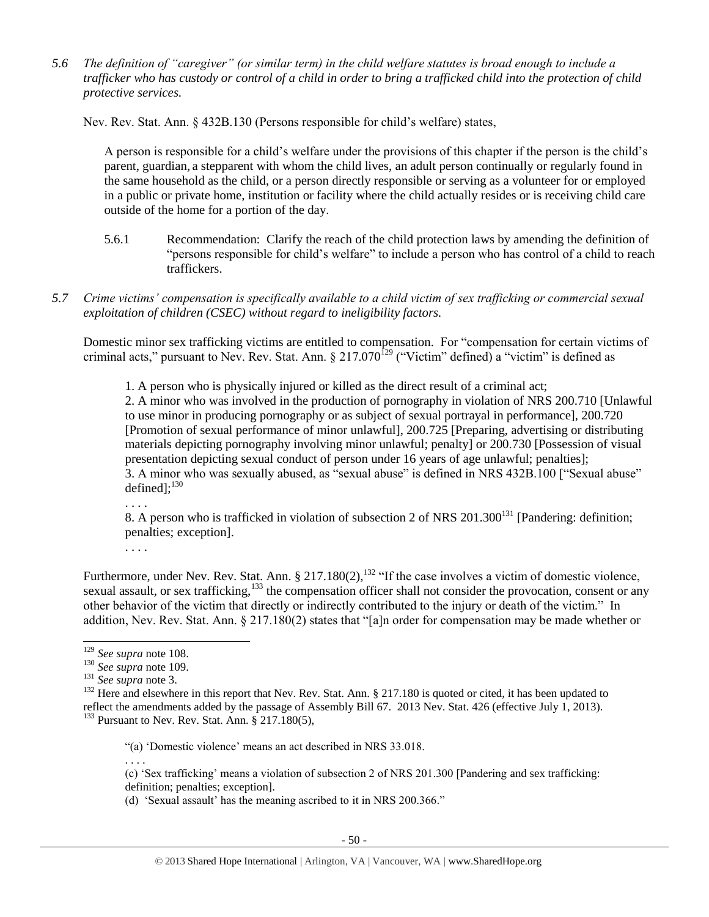*5.6 The definition of "caregiver" (or similar term) in the child welfare statutes is broad enough to include a trafficker who has custody or control of a child in order to bring a trafficked child into the protection of child protective services.*

Nev. Rev. Stat. Ann. § 432B.130 (Persons responsible for child's welfare) states,

> A person is responsible for a child's welfare under the provisions of this chapter if the person is the child's parent, guardian, a stepparent with whom the child lives, an adult person continually or regularly found in the same household as the child, or a person directly responsible or serving as a volunteer for or employed in a public or private home, institution or facility where the child actually resides or is receiving child care outside of the home for a portion of the day.

5.6.1 Recommendation: Clarify the reach of the child protection laws by amending the definition of "persons responsible for child's welfare" to include a person who has control of a child to reach traffickers.

*5.7 Crime victims' compensation is specifically available to a child victim of sex trafficking or commercial sexual exploitation of children (CSEC) without regard to ineligibility factors.*

Domestic minor sex trafficking victims are entitled to compensation. For "compensation for certain victims of criminal acts," pursuant to Nev. Rev. Stat. Ann. § 217.070[129] ("Victim" defined) a "victim" is defined as

> 1. A person who is physically injured or killed as the direct result of a criminal act;
> 2. A minor who was involved in the production of pornography in violation of NRS 200.710 [Unlawful to use minor in producing pornography or as subject of sexual portrayal in performance], 200.720 [Promotion of sexual performance of minor unlawful], 200.725 [Preparing, advertising or distributing materials depicting pornography involving minor unlawful; penalty] or 200.730 [Possession of visual presentation depicting sexual conduct of person under 16 years of age unlawful; penalties];
> 3. A minor who was sexually abused, as "sexual abuse" is defined in NRS 432B.100 ["Sexual abuse" defined];[130]
> . . . .
> 8. A person who is trafficked in violation of subsection 2 of NRS 201.300[131] [Pandering: definition; penalties; exception].
> . . . .

Furthermore, under Nev. Rev. Stat. Ann. § 217.180(2),[132] "If the case involves a victim of domestic violence, sexual assault, or sex trafficking,[133] the compensation officer shall not consider the provocation, consent or any other behavior of the victim that directly or indirectly contributed to the injury or death of the victim." In addition, Nev. Rev. Stat. Ann. § 217.180(2) states that "[a]n order for compensation may be made whether or

---

[129] *See supra* note 108.

[130] *See supra* note 109.

[131] *See supra* note 3.

[132] Here and elsewhere in this report that Nev. Rev. Stat. Ann. § 217.180 is quoted or cited, it has been updated to reflect the amendments added by the passage of Assembly Bill 67. 2013 Nev. Stat. 426 (effective July 1, 2013).

[133] Pursuant to Nev. Rev. Stat. Ann. § 217.180(5),

> "(a) 'Domestic violence' means an act described in NRS 33.018.
> . . . .
> (c) 'Sex trafficking' means a violation of subsection 2 of NRS 201.300 [Pandering and sex trafficking: definition; penalties; exception].
> (d) 'Sexual assault' has the meaning ascribed to it in NRS 200.366."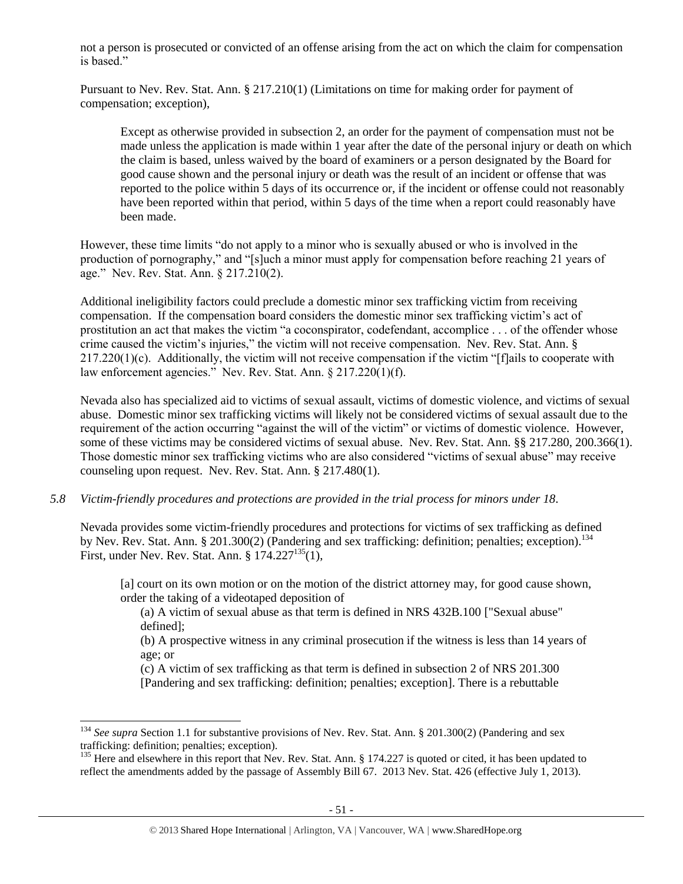not a person is prosecuted or convicted of an offense arising from the act on which the claim for compensation is based."

Pursuant to Nev. Rev. Stat. Ann. § 217.210(1) (Limitations on time for making order for payment of compensation; exception),

> Except as otherwise provided in subsection 2, an order for the payment of compensation must not be made unless the application is made within 1 year after the date of the personal injury or death on which the claim is based, unless waived by the board of examiners or a person designated by the Board for good cause shown and the personal injury or death was the result of an incident or offense that was reported to the police within 5 days of its occurrence or, if the incident or offense could not reasonably have been reported within that period, within 5 days of the time when a report could reasonably have been made.

However, these time limits "do not apply to a minor who is sexually abused or who is involved in the production of pornography," and "[s]uch a minor must apply for compensation before reaching 21 years of age." Nev. Rev. Stat. Ann. § 217.210(2).

Additional ineligibility factors could preclude a domestic minor sex trafficking victim from receiving compensation. If the compensation board considers the domestic minor sex trafficking victim's act of prostitution an act that makes the victim "a coconspirator, codefendant, accomplice . . . of the offender whose crime caused the victim's injuries," the victim will not receive compensation. Nev. Rev. Stat. Ann. § 217.220(1)(c). Additionally, the victim will not receive compensation if the victim "[f]ails to cooperate with law enforcement agencies." Nev. Rev. Stat. Ann. § 217.220(1)(f).

Nevada also has specialized aid to victims of sexual assault, victims of domestic violence, and victims of sexual abuse. Domestic minor sex trafficking victims will likely not be considered victims of sexual assault due to the requirement of the action occurring "against the will of the victim" or victims of domestic violence. However, some of these victims may be considered victims of sexual abuse. Nev. Rev. Stat. Ann. §§ 217.280, 200.366(1). Those domestic minor sex trafficking victims who are also considered "victims of sexual abuse" may receive counseling upon request. Nev. Rev. Stat. Ann. § 217.480(1).

*5.8 Victim-friendly procedures and protections are provided in the trial process for minors under 18.*

Nevada provides some victim-friendly procedures and protections for victims of sex trafficking as defined by Nev. Rev. Stat. Ann. § 201.300(2) (Pandering and sex trafficking: definition; penalties; exception).[134] First, under Nev. Rev. Stat. Ann. § 174.227[135](1),

> [a] court on its own motion or on the motion of the district attorney may, for good cause shown, order the taking of a videotaped deposition of
>
> (a) A victim of sexual abuse as that term is defined in NRS 432B.100 ["Sexual abuse" defined];
>
> (b) A prospective witness in any criminal prosecution if the witness is less than 14 years of age; or
>
> (c) A victim of sex trafficking as that term is defined in subsection 2 of NRS 201.300 [Pandering and sex trafficking: definition; penalties; exception]. There is a rebuttable

---

[134] *See supra* Section 1.1 for substantive provisions of Nev. Rev. Stat. Ann. § 201.300(2) (Pandering and sex trafficking: definition; penalties; exception).

[135] Here and elsewhere in this report that Nev. Rev. Stat. Ann. § 174.227 is quoted or cited, it has been updated to reflect the amendments added by the passage of Assembly Bill 67. 2013 Nev. Stat. 426 (effective July 1, 2013).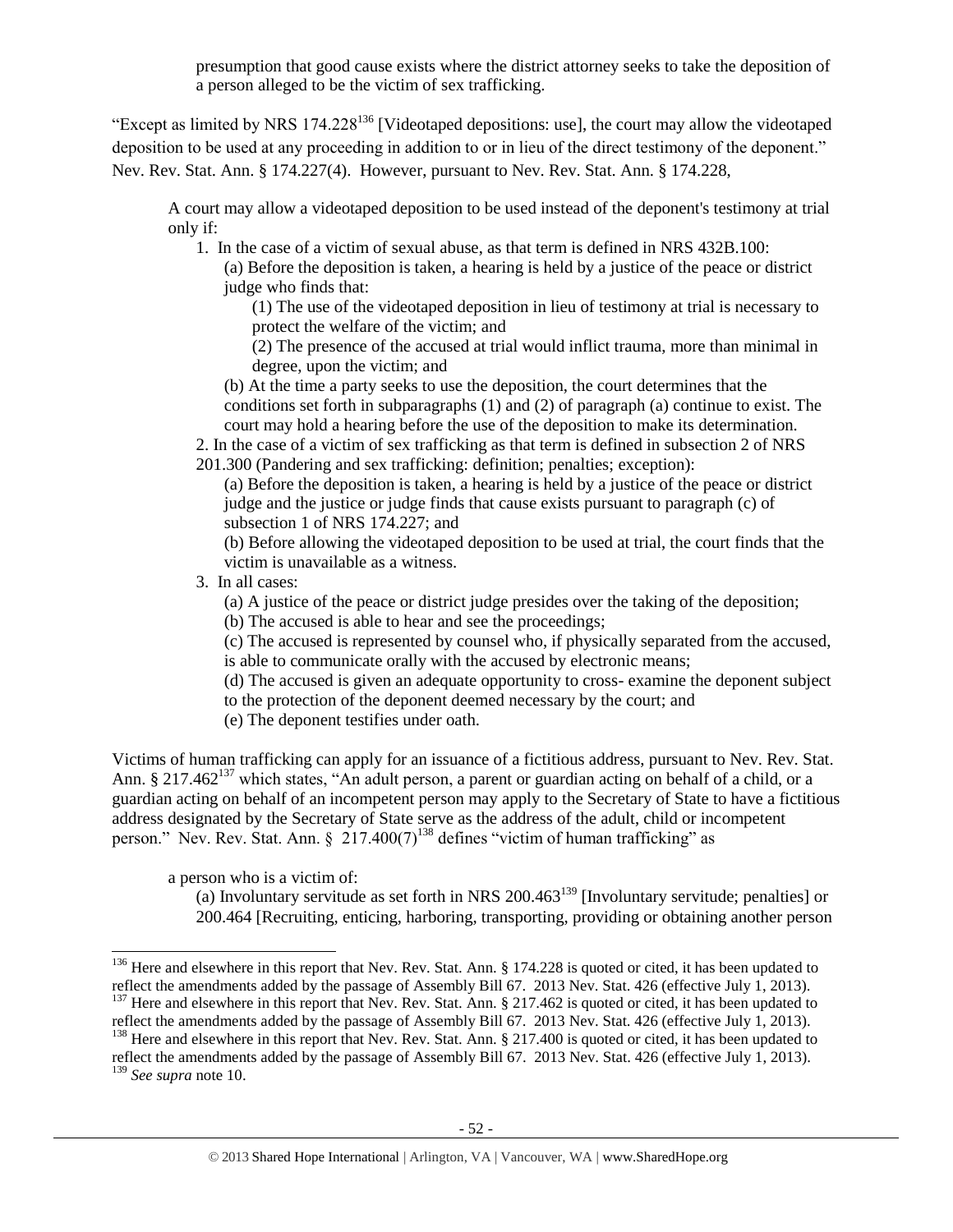presumption that good cause exists where the district attorney seeks to take the deposition of a person alleged to be the victim of sex trafficking.

"Except as limited by NRS 174.228[136] [Videotaped depositions: use], the court may allow the videotaped deposition to be used at any proceeding in addition to or in lieu of the direct testimony of the deponent." Nev. Rev. Stat. Ann. § 174.227(4). However, pursuant to Nev. Rev. Stat. Ann. § 174.228,

> A court may allow a videotaped deposition to be used instead of the deponent's testimony at trial only if:
>
> 1. In the case of a victim of sexual abuse, as that term is defined in NRS 432B.100:
>    (a) Before the deposition is taken, a hearing is held by a justice of the peace or district judge who finds that:
>       (1) The use of the videotaped deposition in lieu of testimony at trial is necessary to protect the welfare of the victim; and
>       (2) The presence of the accused at trial would inflict trauma, more than minimal in degree, upon the victim; and
>    (b) At the time a party seeks to use the deposition, the court determines that the conditions set forth in subparagraphs (1) and (2) of paragraph (a) continue to exist. The court may hold a hearing before the use of the deposition to make its determination.
> 2. In the case of a victim of sex trafficking as that term is defined in subsection 2 of NRS 201.300 (Pandering and sex trafficking: definition; penalties; exception):
>    (a) Before the deposition is taken, a hearing is held by a justice of the peace or district judge and the justice or judge finds that cause exists pursuant to paragraph (c) of subsection 1 of NRS 174.227; and
>    (b) Before allowing the videotaped deposition to be used at trial, the court finds that the victim is unavailable as a witness.
> 3. In all cases:
>    (a) A justice of the peace or district judge presides over the taking of the deposition;
>    (b) The accused is able to hear and see the proceedings;
>    (c) The accused is represented by counsel who, if physically separated from the accused, is able to communicate orally with the accused by electronic means;
>    (d) The accused is given an adequate opportunity to cross- examine the deponent subject to the protection of the deponent deemed necessary by the court; and
>    (e) The deponent testifies under oath.

Victims of human trafficking can apply for an issuance of a fictitious address, pursuant to Nev. Rev. Stat. Ann. § 217.462[137] which states, "An adult person, a parent or guardian acting on behalf of a child, or a guardian acting on behalf of an incompetent person may apply to the Secretary of State to have a fictitious address designated by the Secretary of State serve as the address of the adult, child or incompetent person." Nev. Rev. Stat. Ann. § 217.400(7)[138] defines "victim of human trafficking" as

> a person who is a victim of:
>    (a) Involuntary servitude as set forth in NRS 200.463[139] [Involuntary servitude; penalties] or 200.464 [Recruiting, enticing, harboring, transporting, providing or obtaining another person

---

[136] Here and elsewhere in this report that Nev. Rev. Stat. Ann. § 174.228 is quoted or cited, it has been updated to reflect the amendments added by the passage of Assembly Bill 67. 2013 Nev. Stat. 426 (effective July 1, 2013).

[137] Here and elsewhere in this report that Nev. Rev. Stat. Ann. § 217.462 is quoted or cited, it has been updated to reflect the amendments added by the passage of Assembly Bill 67. 2013 Nev. Stat. 426 (effective July 1, 2013).

[138] Here and elsewhere in this report that Nev. Rev. Stat. Ann. § 217.400 is quoted or cited, it has been updated to reflect the amendments added by the passage of Assembly Bill 67. 2013 Nev. Stat. 426 (effective July 1, 2013).

[139] *See supra* note 10.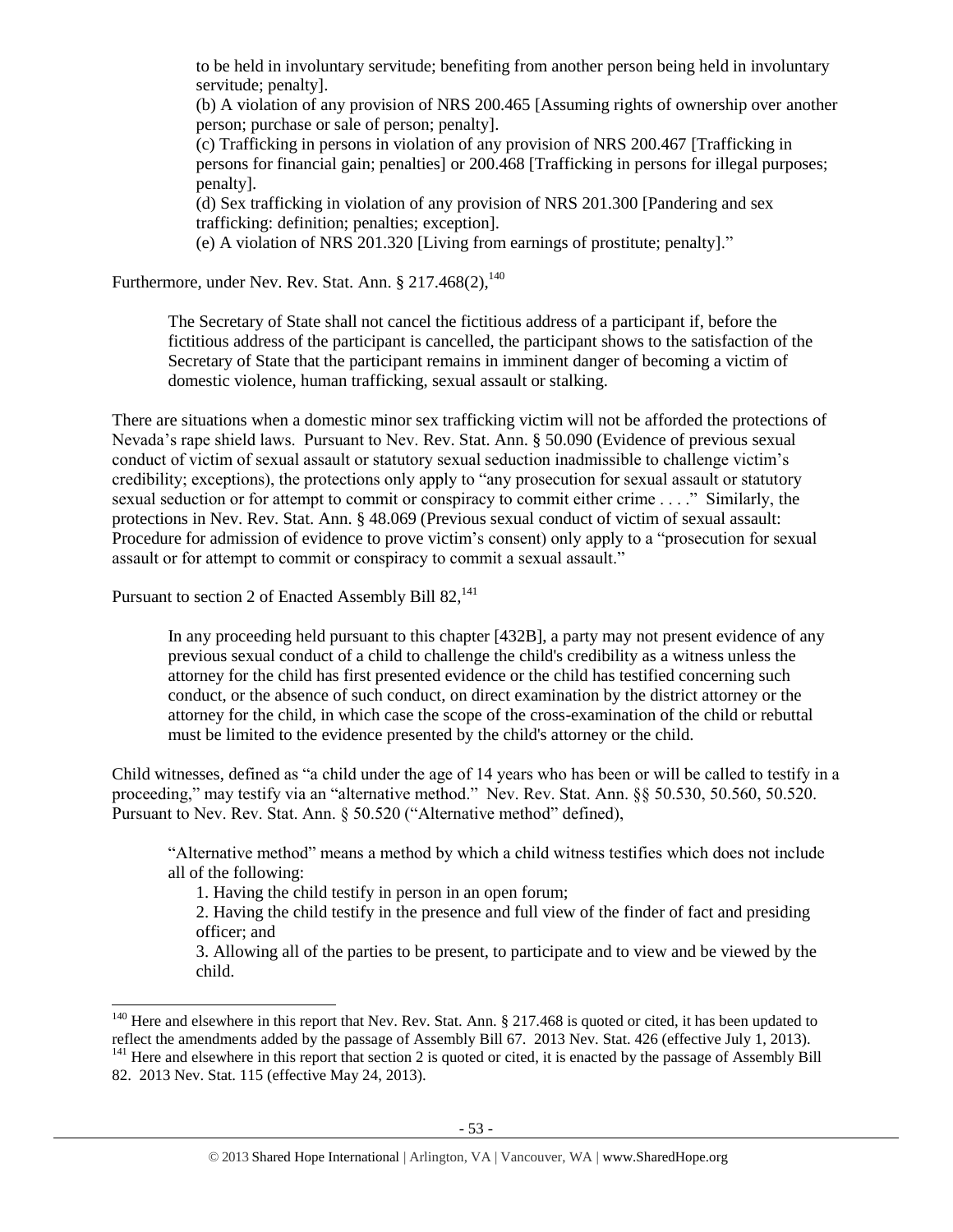> to be held in involuntary servitude; benefiting from another person being held in involuntary servitude; penalty].
>
> (b) A violation of any provision of NRS 200.465 [Assuming rights of ownership over another person; purchase or sale of person; penalty].
>
> (c) Trafficking in persons in violation of any provision of NRS 200.467 [Trafficking in persons for financial gain; penalties] or 200.468 [Trafficking in persons for illegal purposes; penalty].
>
> (d) Sex trafficking in violation of any provision of NRS 201.300 [Pandering and sex trafficking: definition; penalties; exception].
>
> (e) A violation of NRS 201.320 [Living from earnings of prostitute; penalty]."

Furthermore, under Nev. Rev. Stat. Ann. § 217.468(2),[140]

> The Secretary of State shall not cancel the fictitious address of a participant if, before the fictitious address of the participant is cancelled, the participant shows to the satisfaction of the Secretary of State that the participant remains in imminent danger of becoming a victim of domestic violence, human trafficking, sexual assault or stalking.

There are situations when a domestic minor sex trafficking victim will not be afforded the protections of Nevada's rape shield laws. Pursuant to Nev. Rev. Stat. Ann. § 50.090 (Evidence of previous sexual conduct of victim of sexual assault or statutory sexual seduction inadmissible to challenge victim's credibility; exceptions), the protections only apply to "any prosecution for sexual assault or statutory sexual seduction or for attempt to commit or conspiracy to commit either crime . . . ." Similarly, the protections in Nev. Rev. Stat. Ann. § 48.069 (Previous sexual conduct of victim of sexual assault: Procedure for admission of evidence to prove victim's consent) only apply to a "prosecution for sexual assault or for attempt to commit or conspiracy to commit a sexual assault."

Pursuant to section 2 of Enacted Assembly Bill 82,[141]

> In any proceeding held pursuant to this chapter [432B], a party may not present evidence of any previous sexual conduct of a child to challenge the child's credibility as a witness unless the attorney for the child has first presented evidence or the child has testified concerning such conduct, or the absence of such conduct, on direct examination by the district attorney or the attorney for the child, in which case the scope of the cross-examination of the child or rebuttal must be limited to the evidence presented by the child's attorney or the child.

Child witnesses, defined as "a child under the age of 14 years who has been or will be called to testify in a proceeding," may testify via an "alternative method." Nev. Rev. Stat. Ann. §§ 50.530, 50.560, 50.520. Pursuant to Nev. Rev. Stat. Ann. § 50.520 ("Alternative method" defined),

> "Alternative method" means a method by which a child witness testifies which does not include all of the following:
>
> 1. Having the child testify in person in an open forum;
> 2. Having the child testify in the presence and full view of the finder of fact and presiding officer; and
> 3. Allowing all of the parties to be present, to participate and to view and be viewed by the child.

---

[140] Here and elsewhere in this report that Nev. Rev. Stat. Ann. § 217.468 is quoted or cited, it has been updated to reflect the amendments added by the passage of Assembly Bill 67. 2013 Nev. Stat. 426 (effective July 1, 2013).

[141] Here and elsewhere in this report that section 2 is quoted or cited, it is enacted by the passage of Assembly Bill 82. 2013 Nev. Stat. 115 (effective May 24, 2013).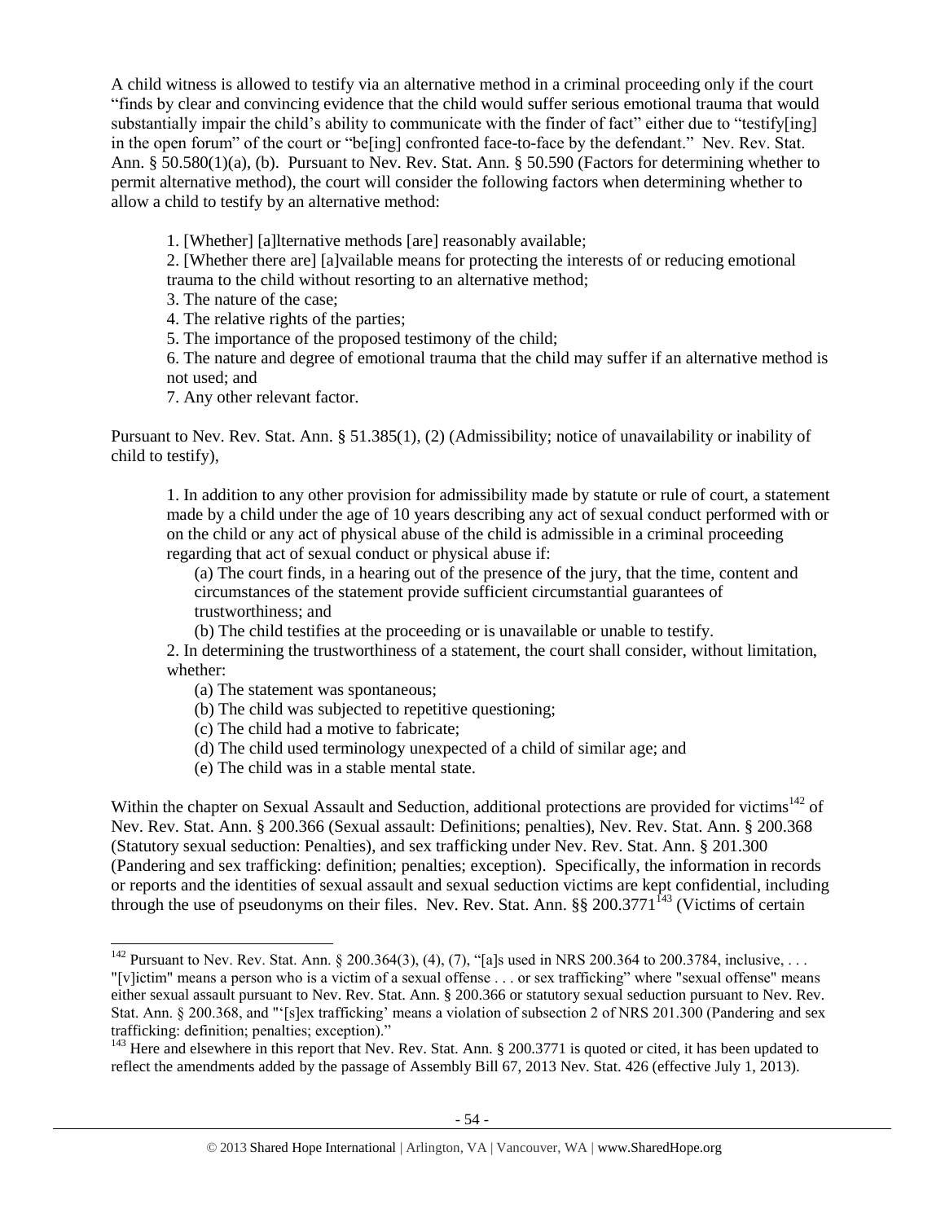A child witness is allowed to testify via an alternative method in a criminal proceeding only if the court "finds by clear and convincing evidence that the child would suffer serious emotional trauma that would substantially impair the child's ability to communicate with the finder of fact" either due to "testify[ing] in the open forum" of the court or "be[ing] confronted face-to-face by the defendant." Nev. Rev. Stat. Ann. § 50.580(1)(a), (b). Pursuant to Nev. Rev. Stat. Ann. § 50.590 (Factors for determining whether to permit alternative method), the court will consider the following factors when determining whether to allow a child to testify by an alternative method:

> 1. [Whether] [a]lternative methods [are] reasonably available;
> 2. [Whether there are] [a]vailable means for protecting the interests of or reducing emotional trauma to the child without resorting to an alternative method;
> 3. The nature of the case;
> 4. The relative rights of the parties;
> 5. The importance of the proposed testimony of the child;
> 6. The nature and degree of emotional trauma that the child may suffer if an alternative method is not used; and
> 7. Any other relevant factor.

Pursuant to Nev. Rev. Stat. Ann. § 51.385(1), (2) (Admissibility; notice of unavailability or inability of child to testify),

> 1. In addition to any other provision for admissibility made by statute or rule of court, a statement made by a child under the age of 10 years describing any act of sexual conduct performed with or on the child or any act of physical abuse of the child is admissible in a criminal proceeding regarding that act of sexual conduct or physical abuse if:
>
> (a) The court finds, in a hearing out of the presence of the jury, that the time, content and circumstances of the statement provide sufficient circumstantial guarantees of trustworthiness; and
>
> (b) The child testifies at the proceeding or is unavailable or unable to testify.
>
> 2. In determining the trustworthiness of a statement, the court shall consider, without limitation, whether:
>
> (a) The statement was spontaneous;
>
> (b) The child was subjected to repetitive questioning;
>
> (c) The child had a motive to fabricate;
>
> (d) The child used terminology unexpected of a child of similar age; and
>
> (e) The child was in a stable mental state.

Within the chapter on Sexual Assault and Seduction, additional protections are provided for victims[142] of Nev. Rev. Stat. Ann. § 200.366 (Sexual assault: Definitions; penalties), Nev. Rev. Stat. Ann. § 200.368 (Statutory sexual seduction: Penalties), and sex trafficking under Nev. Rev. Stat. Ann. § 201.300 (Pandering and sex trafficking: definition; penalties; exception). Specifically, the information in records or reports and the identities of sexual assault and sexual seduction victims are kept confidential, including through the use of pseudonyms on their files. Nev. Rev. Stat. Ann. §§ 200.3771[143] (Victims of certain

---

[142] Pursuant to Nev. Rev. Stat. Ann. § 200.364(3), (4), (7), "[a]s used in NRS 200.364 to 200.3784, inclusive, . . . "[v]ictim" means a person who is a victim of a sexual offense . . . or sex trafficking" where "sexual offense" means either sexual assault pursuant to Nev. Rev. Stat. Ann. § 200.366 or statutory sexual seduction pursuant to Nev. Rev. Stat. Ann. § 200.368, and "'[s]ex trafficking' means a violation of subsection 2 of NRS 201.300 (Pandering and sex trafficking: definition; penalties; exception)."

[143] Here and elsewhere in this report that Nev. Rev. Stat. Ann. § 200.3771 is quoted or cited, it has been updated to reflect the amendments added by the passage of Assembly Bill 67, 2013 Nev. Stat. 426 (effective July 1, 2013).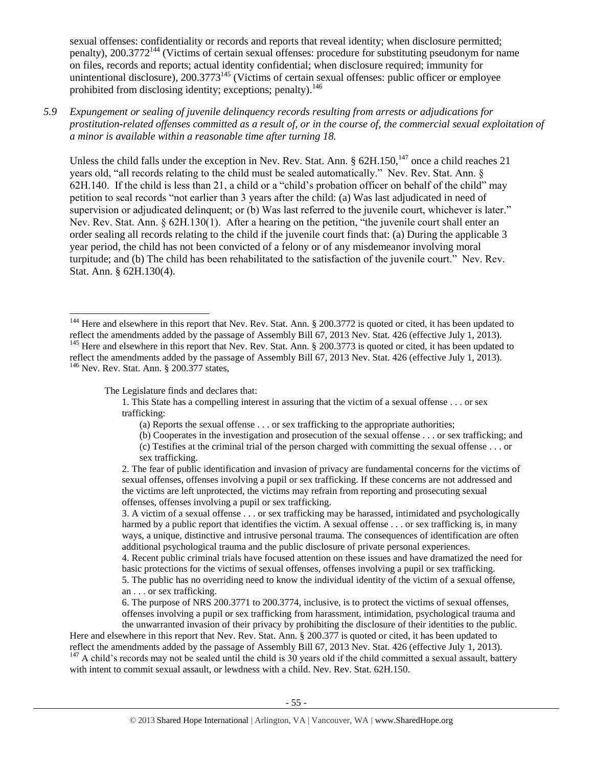sexual offenses: confidentiality or records and reports that reveal identity; when disclosure permitted; penalty), 200.3772[144] (Victims of certain sexual offenses: procedure for substituting pseudonym for name on files, records and reports; actual identity confidential; when disclosure required; immunity for unintentional disclosure), 200.3773[145] (Victims of certain sexual offenses: public officer or employee prohibited from disclosing identity; exceptions; penalty).[146]

*5.9 Expungement or sealing of juvenile delinquency records resulting from arrests or adjudications for prostitution-related offenses committed as a result of, or in the course of, the commercial sexual exploitation of a minor is available within a reasonable time after turning 18.*

Unless the child falls under the exception in Nev. Rev. Stat. Ann. § 62H.150,[147] once a child reaches 21 years old, "all records relating to the child must be sealed automatically." Nev. Rev. Stat. Ann. § 62H.140. If the child is less than 21, a child or a "child's probation officer on behalf of the child" may petition to seal records "not earlier than 3 years after the child: (a) Was last adjudicated in need of supervision or adjudicated delinquent; or (b) Was last referred to the juvenile court, whichever is later." Nev. Rev. Stat. Ann. § 62H.130(1). After a hearing on the petition, "the juvenile court shall enter an order sealing all records relating to the child if the juvenile court finds that: (a) During the applicable 3 year period, the child has not been convicted of a felony or of any misdemeanor involving moral turpitude; and (b) The child has been rehabilitated to the satisfaction of the juvenile court." Nev. Rev. Stat. Ann. § 62H.130(4).

---

[144] Here and elsewhere in this report that Nev. Rev. Stat. Ann. § 200.3772 is quoted or cited, it has been updated to reflect the amendments added by the passage of Assembly Bill 67, 2013 Nev. Stat. 426 (effective July 1, 2013).

[145] Here and elsewhere in this report that Nev. Rev. Stat. Ann. § 200.3773 is quoted or cited, it has been updated to reflect the amendments added by the passage of Assembly Bill 67, 2013 Nev. Stat. 426 (effective July 1, 2013).

[146] Nev. Rev. Stat. Ann. § 200.377 states,

> The Legislature finds and declares that:
>
> 1. This State has a compelling interest in assuring that the victim of a sexual offense . . . or sex trafficking:
>    (a) Reports the sexual offense . . . or sex trafficking to the appropriate authorities;
>    (b) Cooperates in the investigation and prosecution of the sexual offense . . . or sex trafficking; and
>    (c) Testifies at the criminal trial of the person charged with committing the sexual offense . . . or sex trafficking.
> 2. The fear of public identification and invasion of privacy are fundamental concerns for the victims of sexual offenses, offenses involving a pupil or sex trafficking. If these concerns are not addressed and the victims are left unprotected, the victims may refrain from reporting and prosecuting sexual offenses, offenses involving a pupil or sex trafficking.
> 3. A victim of a sexual offense . . . or sex trafficking may be harassed, intimidated and psychologically harmed by a public report that identifies the victim. A sexual offense . . . or sex trafficking is, in many ways, a unique, distinctive and intrusive personal trauma. The consequences of identification are often additional psychological trauma and the public disclosure of private personal experiences.
> 4. Recent public criminal trials have focused attention on these issues and have dramatized the need for basic protections for the victims of sexual offenses, offenses involving a pupil or sex trafficking.
> 5. The public has no overriding need to know the individual identity of the victim of a sexual offense, an . . . or sex trafficking.
> 6. The purpose of NRS 200.3771 to 200.3774, inclusive, is to protect the victims of sexual offenses, offenses involving a pupil or sex trafficking from harassment, intimidation, psychological trauma and the unwarranted invasion of their privacy by prohibiting the disclosure of their identities to the public.

Here and elsewhere in this report that Nev. Rev. Stat. Ann. § 200.377 is quoted or cited, it has been updated to reflect the amendments added by the passage of Assembly Bill 67, 2013 Nev. Stat. 426 (effective July 1, 2013).

[147] A child's records may not be sealed until the child is 30 years old if the child committed a sexual assault, battery with intent to commit sexual assault, or lewdness with a child. Nev. Rev. Stat. 62H.150.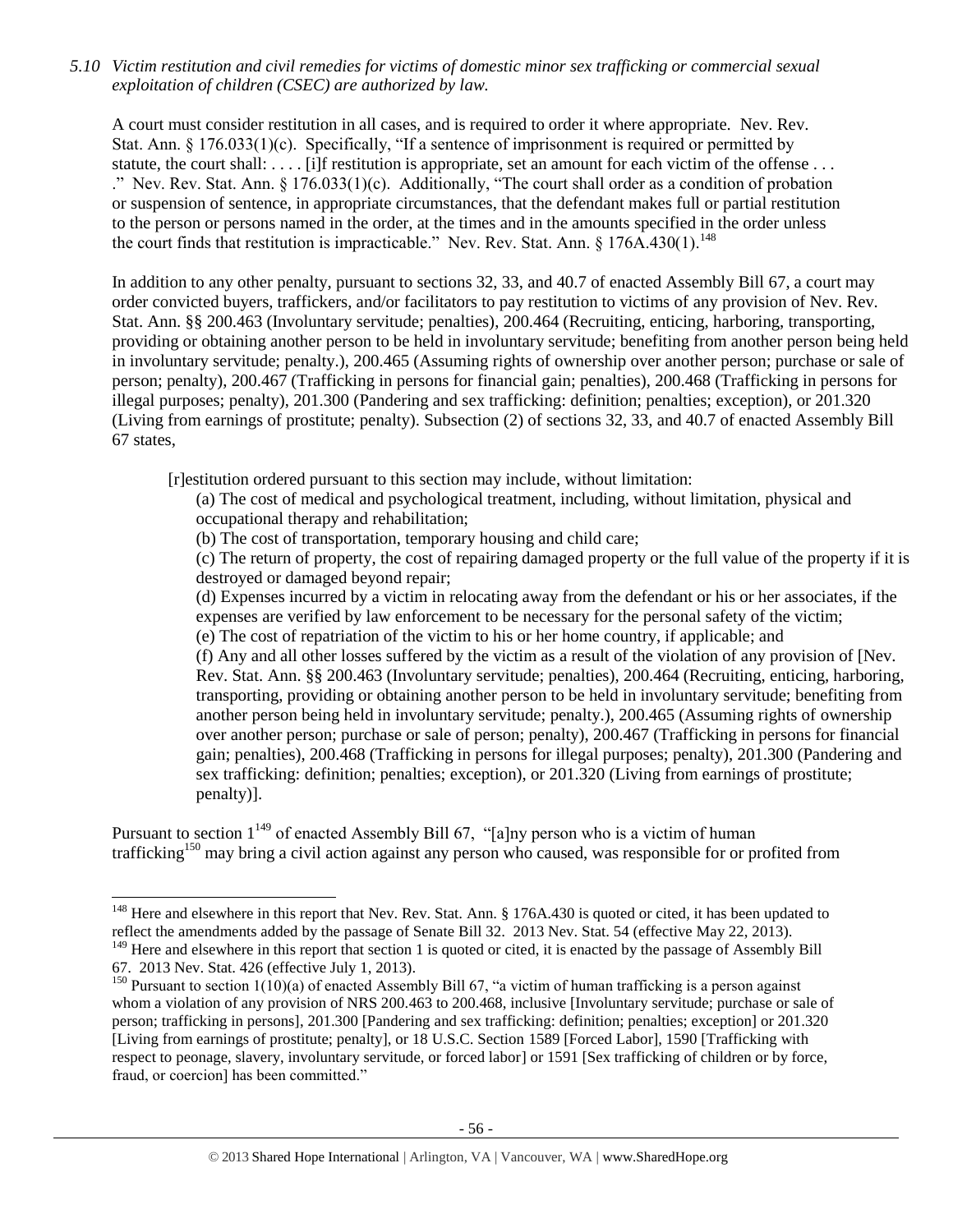*5.10 Victim restitution and civil remedies for victims of domestic minor sex trafficking or commercial sexual exploitation of children (CSEC) are authorized by law.*

A court must consider restitution in all cases, and is required to order it where appropriate. Nev. Rev. Stat. Ann. § 176.033(1)(c). Specifically, "If a sentence of imprisonment is required or permitted by statute, the court shall: . . . . [i]f restitution is appropriate, set an amount for each victim of the offense . . . ." Nev. Rev. Stat. Ann. § 176.033(1)(c). Additionally, "The court shall order as a condition of probation or suspension of sentence, in appropriate circumstances, that the defendant makes full or partial restitution to the person or persons named in the order, at the times and in the amounts specified in the order unless the court finds that restitution is impracticable." Nev. Rev. Stat. Ann. § 176A.430(1).[148]

In addition to any other penalty, pursuant to sections 32, 33, and 40.7 of enacted Assembly Bill 67, a court may order convicted buyers, traffickers, and/or facilitators to pay restitution to victims of any provision of Nev. Rev. Stat. Ann. §§ 200.463 (Involuntary servitude; penalties), 200.464 (Recruiting, enticing, harboring, transporting, providing or obtaining another person to be held in involuntary servitude; benefiting from another person being held in involuntary servitude; penalty.), 200.465 (Assuming rights of ownership over another person; purchase or sale of person; penalty), 200.467 (Trafficking in persons for financial gain; penalties), 200.468 (Trafficking in persons for illegal purposes; penalty), 201.300 (Pandering and sex trafficking: definition; penalties; exception), or 201.320 (Living from earnings of prostitute; penalty). Subsection (2) of sections 32, 33, and 40.7 of enacted Assembly Bill 67 states,

> [r]estitution ordered pursuant to this section may include, without limitation:
>
> (a) The cost of medical and psychological treatment, including, without limitation, physical and occupational therapy and rehabilitation;
>
> (b) The cost of transportation, temporary housing and child care;
>
> (c) The return of property, the cost of repairing damaged property or the full value of the property if it is destroyed or damaged beyond repair;
>
> (d) Expenses incurred by a victim in relocating away from the defendant or his or her associates, if the expenses are verified by law enforcement to be necessary for the personal safety of the victim;
>
> (e) The cost of repatriation of the victim to his or her home country, if applicable; and
>
> (f) Any and all other losses suffered by the victim as a result of the violation of any provision of [Nev. Rev. Stat. Ann. §§ 200.463 (Involuntary servitude; penalties), 200.464 (Recruiting, enticing, harboring, transporting, providing or obtaining another person to be held in involuntary servitude; benefiting from another person being held in involuntary servitude; penalty.), 200.465 (Assuming rights of ownership over another person; purchase or sale of person; penalty), 200.467 (Trafficking in persons for financial gain; penalties), 200.468 (Trafficking in persons for illegal purposes; penalty), 201.300 (Pandering and sex trafficking: definition; penalties; exception), or 201.320 (Living from earnings of prostitute; penalty)].

Pursuant to section 1[149] of enacted Assembly Bill 67, "[a]ny person who is a victim of human trafficking[150] may bring a civil action against any person who caused, was responsible for or profited from

---

[148] Here and elsewhere in this report that Nev. Rev. Stat. Ann. § 176A.430 is quoted or cited, it has been updated to reflect the amendments added by the passage of Senate Bill 32. 2013 Nev. Stat. 54 (effective May 22, 2013).

[149] Here and elsewhere in this report that section 1 is quoted or cited, it is enacted by the passage of Assembly Bill 67. 2013 Nev. Stat. 426 (effective July 1, 2013).

[150] Pursuant to section 1(10)(a) of enacted Assembly Bill 67, "a victim of human trafficking is a person against whom a violation of any provision of NRS 200.463 to 200.468, inclusive [Involuntary servitude; purchase or sale of person; trafficking in persons], 201.300 [Pandering and sex trafficking: definition; penalties; exception] or 201.320 [Living from earnings of prostitute; penalty], or 18 U.S.C. Section 1589 [Forced Labor], 1590 [Trafficking with respect to peonage, slavery, involuntary servitude, or forced labor] or 1591 [Sex trafficking of children or by force, fraud, or coercion] has been committed."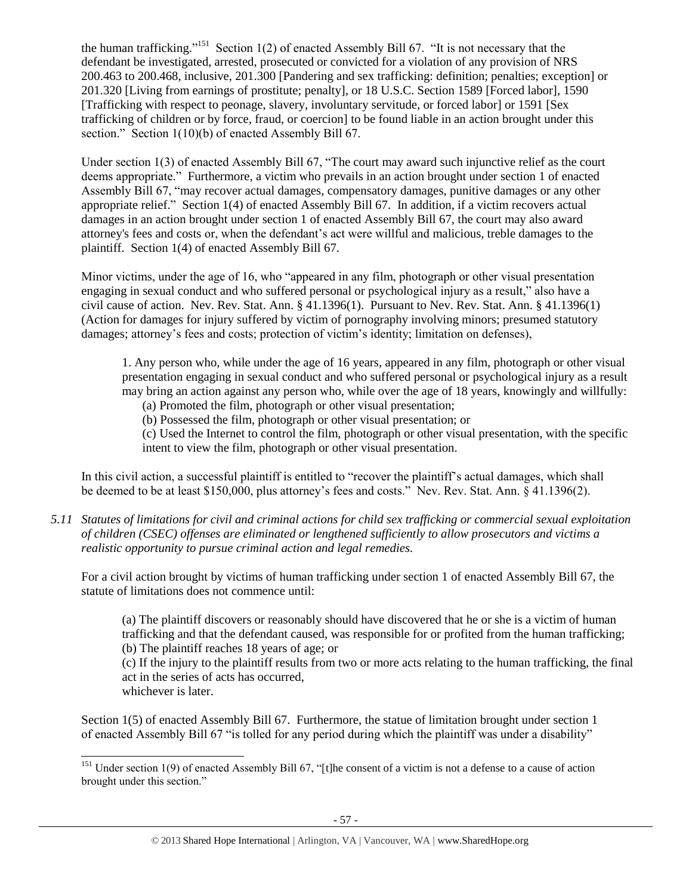the human trafficking."[151] Section 1(2) of enacted Assembly Bill 67. "It is not necessary that the defendant be investigated, arrested, prosecuted or convicted for a violation of any provision of NRS 200.463 to 200.468, inclusive, 201.300 [Pandering and sex trafficking: definition; penalties; exception] or 201.320 [Living from earnings of prostitute; penalty], or 18 U.S.C. Section 1589 [Forced labor], 1590 [Trafficking with respect to peonage, slavery, involuntary servitude, or forced labor] or 1591 [Sex trafficking of children or by force, fraud, or coercion] to be found liable in an action brought under this section." Section 1(10)(b) of enacted Assembly Bill 67.

Under section 1(3) of enacted Assembly Bill 67, "The court may award such injunctive relief as the court deems appropriate." Furthermore, a victim who prevails in an action brought under section 1 of enacted Assembly Bill 67, "may recover actual damages, compensatory damages, punitive damages or any other appropriate relief." Section 1(4) of enacted Assembly Bill 67. In addition, if a victim recovers actual damages in an action brought under section 1 of enacted Assembly Bill 67, the court may also award attorney's fees and costs or, when the defendant's act were willful and malicious, treble damages to the plaintiff. Section 1(4) of enacted Assembly Bill 67.

Minor victims, under the age of 16, who "appeared in any film, photograph or other visual presentation engaging in sexual conduct and who suffered personal or psychological injury as a result," also have a civil cause of action. Nev. Rev. Stat. Ann. § 41.1396(1). Pursuant to Nev. Rev. Stat. Ann. § 41.1396(1) (Action for damages for injury suffered by victim of pornography involving minors; presumed statutory damages; attorney's fees and costs; protection of victim's identity; limitation on defenses),

> 1. Any person who, while under the age of 16 years, appeared in any film, photograph or other visual presentation engaging in sexual conduct and who suffered personal or psychological injury as a result may bring an action against any person who, while over the age of 18 years, knowingly and willfully:
>
> (a) Promoted the film, photograph or other visual presentation;
>
> (b) Possessed the film, photograph or other visual presentation; or
>
> (c) Used the Internet to control the film, photograph or other visual presentation, with the specific intent to view the film, photograph or other visual presentation.

In this civil action, a successful plaintiff is entitled to "recover the plaintiff's actual damages, which shall be deemed to be at least $150,000, plus attorney's fees and costs." Nev. Rev. Stat. Ann. § 41.1396(2).

*5.11 Statutes of limitations for civil and criminal actions for child sex trafficking or commercial sexual exploitation of children (CSEC) offenses are eliminated or lengthened sufficiently to allow prosecutors and victims a realistic opportunity to pursue criminal action and legal remedies.*

For a civil action brought by victims of human trafficking under section 1 of enacted Assembly Bill 67, the statute of limitations does not commence until:

> (a) The plaintiff discovers or reasonably should have discovered that he or she is a victim of human trafficking and that the defendant caused, was responsible for or profited from the human trafficking;
>
> (b) The plaintiff reaches 18 years of age; or
>
> (c) If the injury to the plaintiff results from two or more acts relating to the human trafficking, the final act in the series of acts has occurred,
>
> whichever is later.

Section 1(5) of enacted Assembly Bill 67. Furthermore, the statue of limitation brought under section 1 of enacted Assembly Bill 67 "is tolled for any period during which the plaintiff was under a disability"

---

[151] Under section 1(9) of enacted Assembly Bill 67, "[t]he consent of a victim is not a defense to a cause of action brought under this section."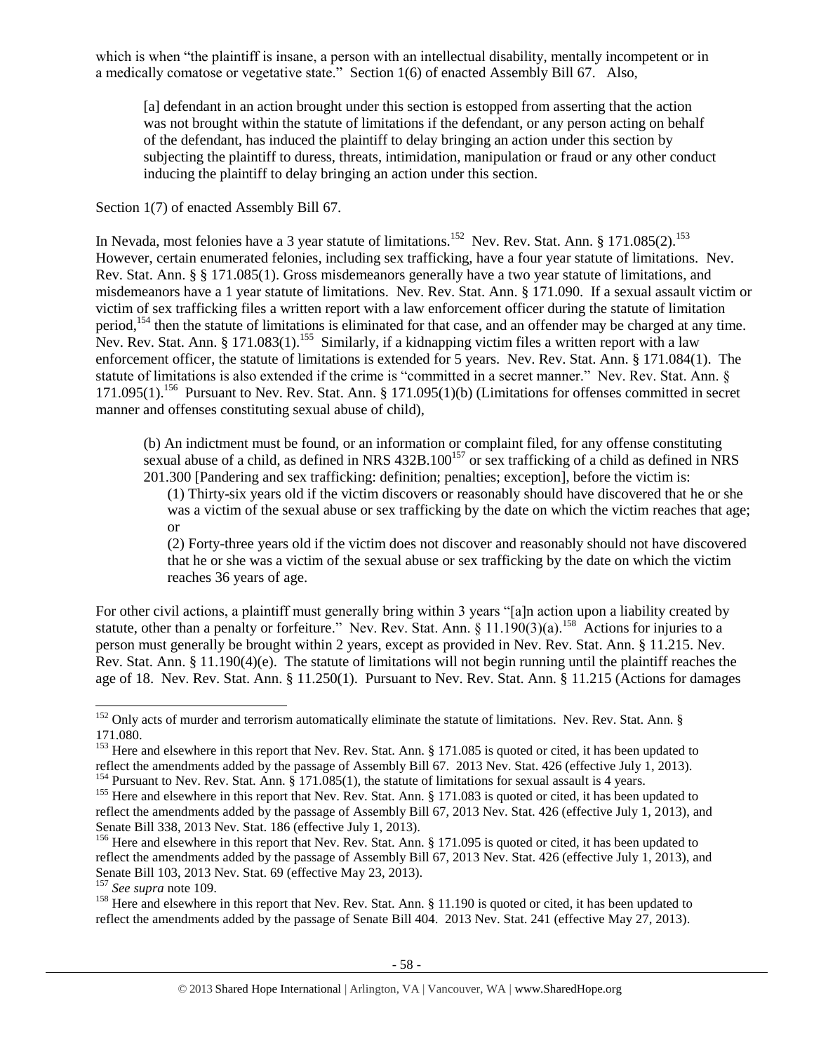which is when "the plaintiff is insane, a person with an intellectual disability, mentally incompetent or in a medically comatose or vegetative state." Section 1(6) of enacted Assembly Bill 67. Also,

> [a] defendant in an action brought under this section is estopped from asserting that the action was not brought within the statute of limitations if the defendant, or any person acting on behalf of the defendant, has induced the plaintiff to delay bringing an action under this section by subjecting the plaintiff to duress, threats, intimidation, manipulation or fraud or any other conduct inducing the plaintiff to delay bringing an action under this section.

Section 1(7) of enacted Assembly Bill 67.

In Nevada, most felonies have a 3 year statute of limitations.[152] Nev. Rev. Stat. Ann. § 171.085(2).[153] However, certain enumerated felonies, including sex trafficking, have a four year statute of limitations. Nev. Rev. Stat. Ann. § § 171.085(1). Gross misdemeanors generally have a two year statute of limitations, and misdemeanors have a 1 year statute of limitations. Nev. Rev. Stat. Ann. § 171.090. If a sexual assault victim or victim of sex trafficking files a written report with a law enforcement officer during the statute of limitation period,[154] then the statute of limitations is eliminated for that case, and an offender may be charged at any time. Nev. Rev. Stat. Ann. § 171.083(1).[155] Similarly, if a kidnapping victim files a written report with a law enforcement officer, the statute of limitations is extended for 5 years. Nev. Rev. Stat. Ann. § 171.084(1). The statute of limitations is also extended if the crime is "committed in a secret manner." Nev. Rev. Stat. Ann. § 171.095(1).[156] Pursuant to Nev. Rev. Stat. Ann. § 171.095(1)(b) (Limitations for offenses committed in secret manner and offenses constituting sexual abuse of child),

> (b) An indictment must be found, or an information or complaint filed, for any offense constituting sexual abuse of a child, as defined in NRS 432B.100[157] or sex trafficking of a child as defined in NRS 201.300 [Pandering and sex trafficking: definition; penalties; exception], before the victim is:
>
> (1) Thirty-six years old if the victim discovers or reasonably should have discovered that he or she was a victim of the sexual abuse or sex trafficking by the date on which the victim reaches that age; or
>
> (2) Forty-three years old if the victim does not discover and reasonably should not have discovered that he or she was a victim of the sexual abuse or sex trafficking by the date on which the victim reaches 36 years of age.

For other civil actions, a plaintiff must generally bring within 3 years "[a]n action upon a liability created by statute, other than a penalty or forfeiture." Nev. Rev. Stat. Ann. § 11.190(3)(a).[158] Actions for injuries to a person must generally be brought within 2 years, except as provided in Nev. Rev. Stat. Ann. § 11.215. Nev. Rev. Stat. Ann. § 11.190(4)(e). The statute of limitations will not begin running until the plaintiff reaches the age of 18. Nev. Rev. Stat. Ann. § 11.250(1). Pursuant to Nev. Rev. Stat. Ann. § 11.215 (Actions for damages

---

[152] Only acts of murder and terrorism automatically eliminate the statute of limitations. Nev. Rev. Stat. Ann. § 171.080.

[153] Here and elsewhere in this report that Nev. Rev. Stat. Ann. § 171.085 is quoted or cited, it has been updated to reflect the amendments added by the passage of Assembly Bill 67. 2013 Nev. Stat. 426 (effective July 1, 2013).

[154] Pursuant to Nev. Rev. Stat. Ann. § 171.085(1), the statute of limitations for sexual assault is 4 years.

[155] Here and elsewhere in this report that Nev. Rev. Stat. Ann. § 171.083 is quoted or cited, it has been updated to reflect the amendments added by the passage of Assembly Bill 67, 2013 Nev. Stat. 426 (effective July 1, 2013), and Senate Bill 338, 2013 Nev. Stat. 186 (effective July 1, 2013).

[156] Here and elsewhere in this report that Nev. Rev. Stat. Ann. § 171.095 is quoted or cited, it has been updated to reflect the amendments added by the passage of Assembly Bill 67, 2013 Nev. Stat. 426 (effective July 1, 2013), and Senate Bill 103, 2013 Nev. Stat. 69 (effective May 23, 2013).

[157] *See supra* note 109.

[158] Here and elsewhere in this report that Nev. Rev. Stat. Ann. § 11.190 is quoted or cited, it has been updated to reflect the amendments added by the passage of Senate Bill 404. 2013 Nev. Stat. 241 (effective May 27, 2013).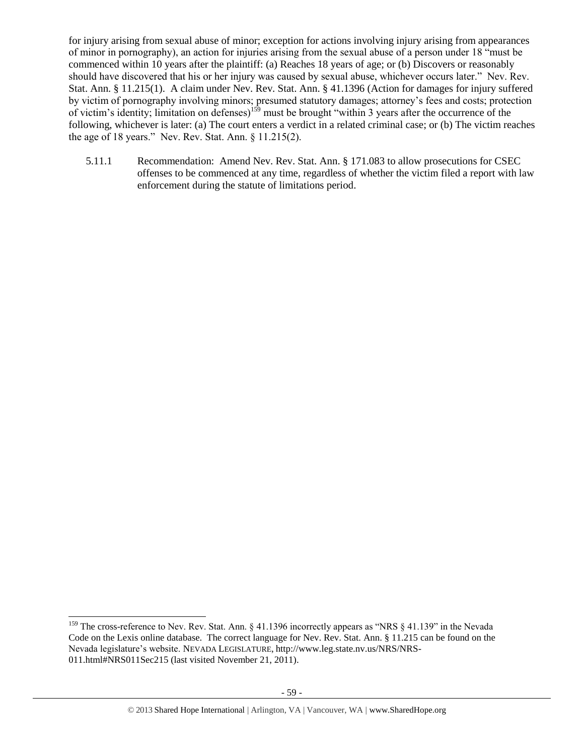for injury arising from sexual abuse of minor; exception for actions involving injury arising from appearances of minor in pornography), an action for injuries arising from the sexual abuse of a person under 18 "must be commenced within 10 years after the plaintiff: (a) Reaches 18 years of age; or (b) Discovers or reasonably should have discovered that his or her injury was caused by sexual abuse, whichever occurs later." Nev. Rev. Stat. Ann. § 11.215(1). A claim under Nev. Rev. Stat. Ann. § 41.1396 (Action for damages for injury suffered by victim of pornography involving minors; presumed statutory damages; attorney's fees and costs; protection of victim's identity; limitation on defenses)[159] must be brought "within 3 years after the occurrence of the following, whichever is later: (a) The court enters a verdict in a related criminal case; or (b) The victim reaches the age of 18 years." Nev. Rev. Stat. Ann. § 11.215(2).

5.11.1 Recommendation: Amend Nev. Rev. Stat. Ann. § 171.083 to allow prosecutions for CSEC offenses to be commenced at any time, regardless of whether the victim filed a report with law enforcement during the statute of limitations period.

---

[159] The cross-reference to Nev. Rev. Stat. Ann. § 41.1396 incorrectly appears as "NRS § 41.139" in the Nevada Code on the Lexis online database. The correct language for Nev. Rev. Stat. Ann. § 11.215 can be found on the Nevada legislature's website. NEVADA LEGISLATURE, http://www.leg.state.nv.us/NRS/NRS-011.html#NRS011Sec215 (last visited November 21, 2011).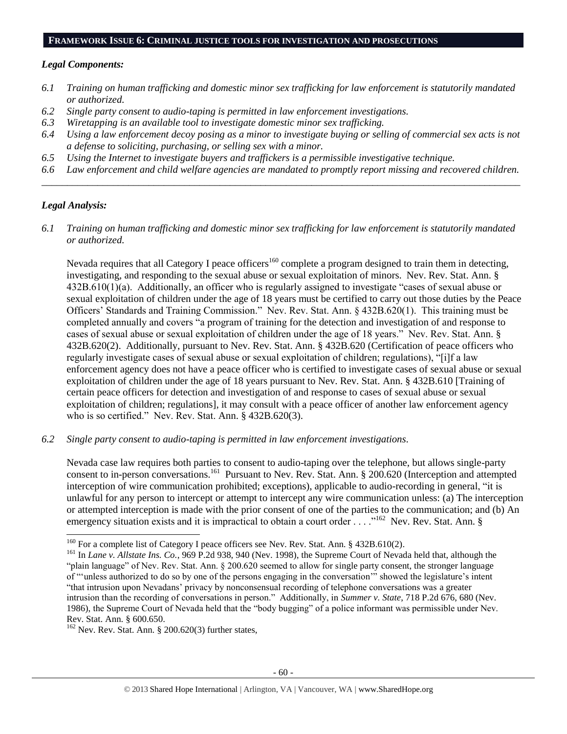## FRAMEWORK ISSUE 6: CRIMINAL JUSTICE TOOLS FOR INVESTIGATION AND PROSECUTIONS

### *Legal Components:*

*6.1 Training on human trafficking and domestic minor sex trafficking for law enforcement is statutorily mandated or authorized.*

*6.2 Single party consent to audio-taping is permitted in law enforcement investigations.*

*6.3 Wiretapping is an available tool to investigate domestic minor sex trafficking.*

*6.4 Using a law enforcement decoy posing as a minor to investigate buying or selling of commercial sex acts is not a defense to soliciting, purchasing, or selling sex with a minor.*

*6.5 Using the Internet to investigate buyers and traffickers is a permissible investigative technique.*

*6.6 Law enforcement and child welfare agencies are mandated to promptly report missing and recovered children.*

---

### *Legal Analysis:*

*6.1 Training on human trafficking and domestic minor sex trafficking for law enforcement is statutorily mandated or authorized.*

Nevada requires that all Category I peace officers[160] complete a program designed to train them in detecting, investigating, and responding to the sexual abuse or sexual exploitation of minors. Nev. Rev. Stat. Ann. § 432B.610(1)(a). Additionally, an officer who is regularly assigned to investigate "cases of sexual abuse or sexual exploitation of children under the age of 18 years must be certified to carry out those duties by the Peace Officers' Standards and Training Commission." Nev. Rev. Stat. Ann. § 432B.620(1). This training must be completed annually and covers "a program of training for the detection and investigation of and response to cases of sexual abuse or sexual exploitation of children under the age of 18 years." Nev. Rev. Stat. Ann. § 432B.620(2). Additionally, pursuant to Nev. Rev. Stat. Ann. § 432B.620 (Certification of peace officers who regularly investigate cases of sexual abuse or sexual exploitation of children; regulations), "[i]f a law enforcement agency does not have a peace officer who is certified to investigate cases of sexual abuse or sexual exploitation of children under the age of 18 years pursuant to Nev. Rev. Stat. Ann. § 432B.610 [Training of certain peace officers for detection and investigation of and response to cases of sexual abuse or sexual exploitation of children; regulations], it may consult with a peace officer of another law enforcement agency who is so certified." Nev. Rev. Stat. Ann. § 432B.620(3).

*6.2 Single party consent to audio-taping is permitted in law enforcement investigations.*

Nevada case law requires both parties to consent to audio-taping over the telephone, but allows single-party consent to in-person conversations.[161] Pursuant to Nev. Rev. Stat. Ann. § 200.620 (Interception and attempted interception of wire communication prohibited; exceptions), applicable to audio-recording in general, "it is unlawful for any person to intercept or attempt to intercept any wire communication unless: (a) The interception or attempted interception is made with the prior consent of one of the parties to the communication; and (b) An emergency situation exists and it is impractical to obtain a court order . . . ."[162] Nev. Rev. Stat. Ann. §

---

[160] For a complete list of Category I peace officers see Nev. Rev. Stat. Ann. § 432B.610(2).

[161] In *Lane v. Allstate Ins. Co.*, 969 P.2d 938, 940 (Nev. 1998), the Supreme Court of Nevada held that, although the "plain language" of Nev. Rev. Stat. Ann. § 200.620 seemed to allow for single party consent, the stronger language of "'unless authorized to do so by one of the persons engaging in the conversation'" showed the legislature's intent "that intrusion upon Nevadans' privacy by nonconsensual recording of telephone conversations was a greater intrusion than the recording of conversations in person." Additionally, in *Summer v. State*, 718 P.2d 676, 680 (Nev. 1986), the Supreme Court of Nevada held that the "body bugging" of a police informant was permissible under Nev. Rev. Stat. Ann. § 600.650.

[162] Nev. Rev. Stat. Ann. § 200.620(3) further states,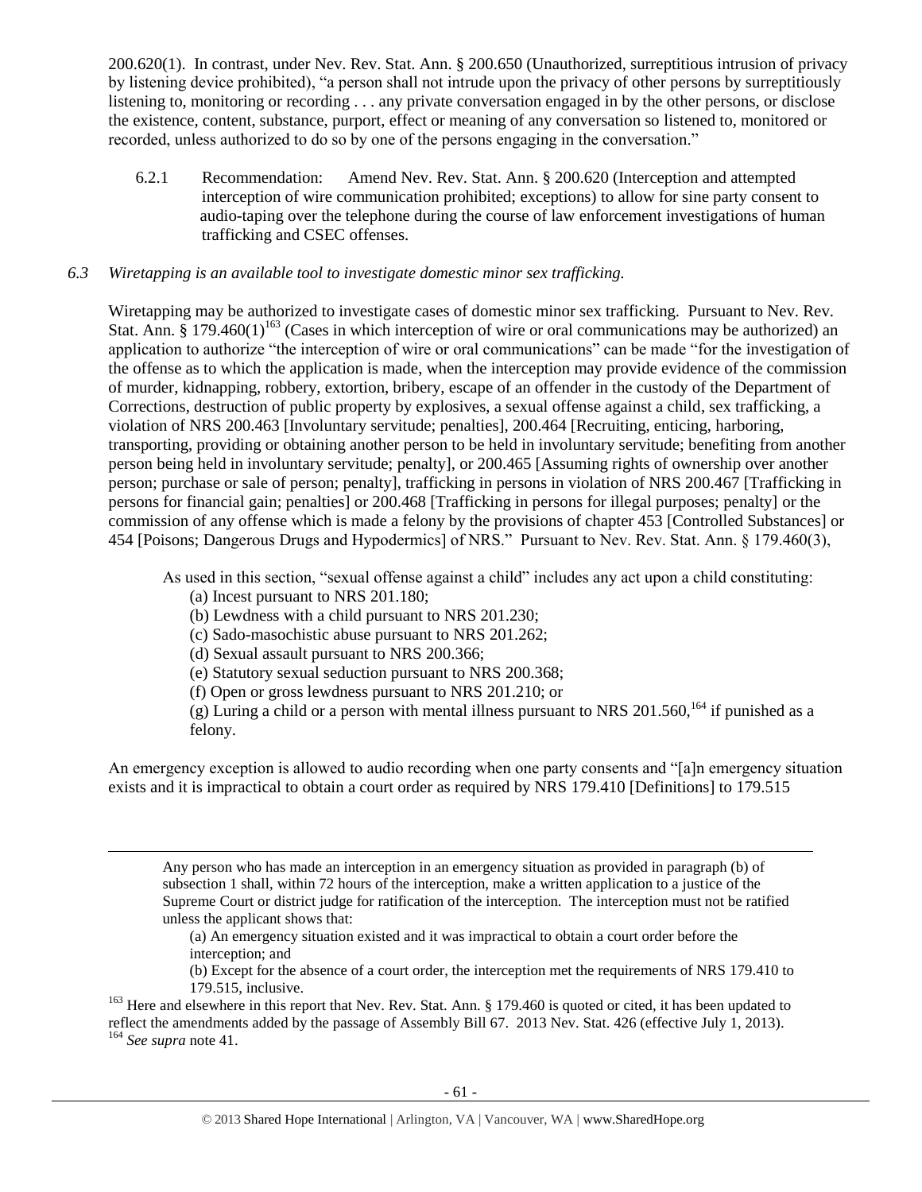200.620(1). In contrast, under Nev. Rev. Stat. Ann. § 200.650 (Unauthorized, surreptitious intrusion of privacy by listening device prohibited), "a person shall not intrude upon the privacy of other persons by surreptitiously listening to, monitoring or recording . . . any private conversation engaged in by the other persons, or disclose the existence, content, substance, purport, effect or meaning of any conversation so listened to, monitored or recorded, unless authorized to do so by one of the persons engaging in the conversation."

6.2.1 Recommendation: Amend Nev. Rev. Stat. Ann. § 200.620 (Interception and attempted interception of wire communication prohibited; exceptions) to allow for sine party consent to audio-taping over the telephone during the course of law enforcement investigations of human trafficking and CSEC offenses.

*6.3 Wiretapping is an available tool to investigate domestic minor sex trafficking.*

Wiretapping may be authorized to investigate cases of domestic minor sex trafficking. Pursuant to Nev. Rev. Stat. Ann. § 179.460(1)[163] (Cases in which interception of wire or oral communications may be authorized) an application to authorize "the interception of wire or oral communications" can be made "for the investigation of the offense as to which the application is made, when the interception may provide evidence of the commission of murder, kidnapping, robbery, extortion, bribery, escape of an offender in the custody of the Department of Corrections, destruction of public property by explosives, a sexual offense against a child, sex trafficking, a violation of NRS 200.463 [Involuntary servitude; penalties], 200.464 [Recruiting, enticing, harboring, transporting, providing or obtaining another person to be held in involuntary servitude; benefiting from another person being held in involuntary servitude; penalty], or 200.465 [Assuming rights of ownership over another person; purchase or sale of person; penalty], trafficking in persons in violation of NRS 200.467 [Trafficking in persons for financial gain; penalties] or 200.468 [Trafficking in persons for illegal purposes; penalty] or the commission of any offense which is made a felony by the provisions of chapter 453 [Controlled Substances] or 454 [Poisons; Dangerous Drugs and Hypodermics] of NRS." Pursuant to Nev. Rev. Stat. Ann. § 179.460(3),

> As used in this section, "sexual offense against a child" includes any act upon a child constituting:
> (a) Incest pursuant to NRS 201.180;
> (b) Lewdness with a child pursuant to NRS 201.230;
> (c) Sado-masochistic abuse pursuant to NRS 201.262;
> (d) Sexual assault pursuant to NRS 200.366;
> (e) Statutory sexual seduction pursuant to NRS 200.368;
> (f) Open or gross lewdness pursuant to NRS 201.210; or
> (g) Luring a child or a person with mental illness pursuant to NRS 201.560,[164] if punished as a felony.

An emergency exception is allowed to audio recording when one party consents and "[a]n emergency situation exists and it is impractical to obtain a court order as required by NRS 179.410 [Definitions] to 179.515

---

> Any person who has made an interception in an emergency situation as provided in paragraph (b) of subsection 1 shall, within 72 hours of the interception, make a written application to a justice of the Supreme Court or district judge for ratification of the interception. The interception must not be ratified unless the applicant shows that:
> (a) An emergency situation existed and it was impractical to obtain a court order before the interception; and
> (b) Except for the absence of a court order, the interception met the requirements of NRS 179.410 to 179.515, inclusive.

[163] Here and elsewhere in this report that Nev. Rev. Stat. Ann. § 179.460 is quoted or cited, it has been updated to reflect the amendments added by the passage of Assembly Bill 67. 2013 Nev. Stat. 426 (effective July 1, 2013).
[164] *See supra* note 41.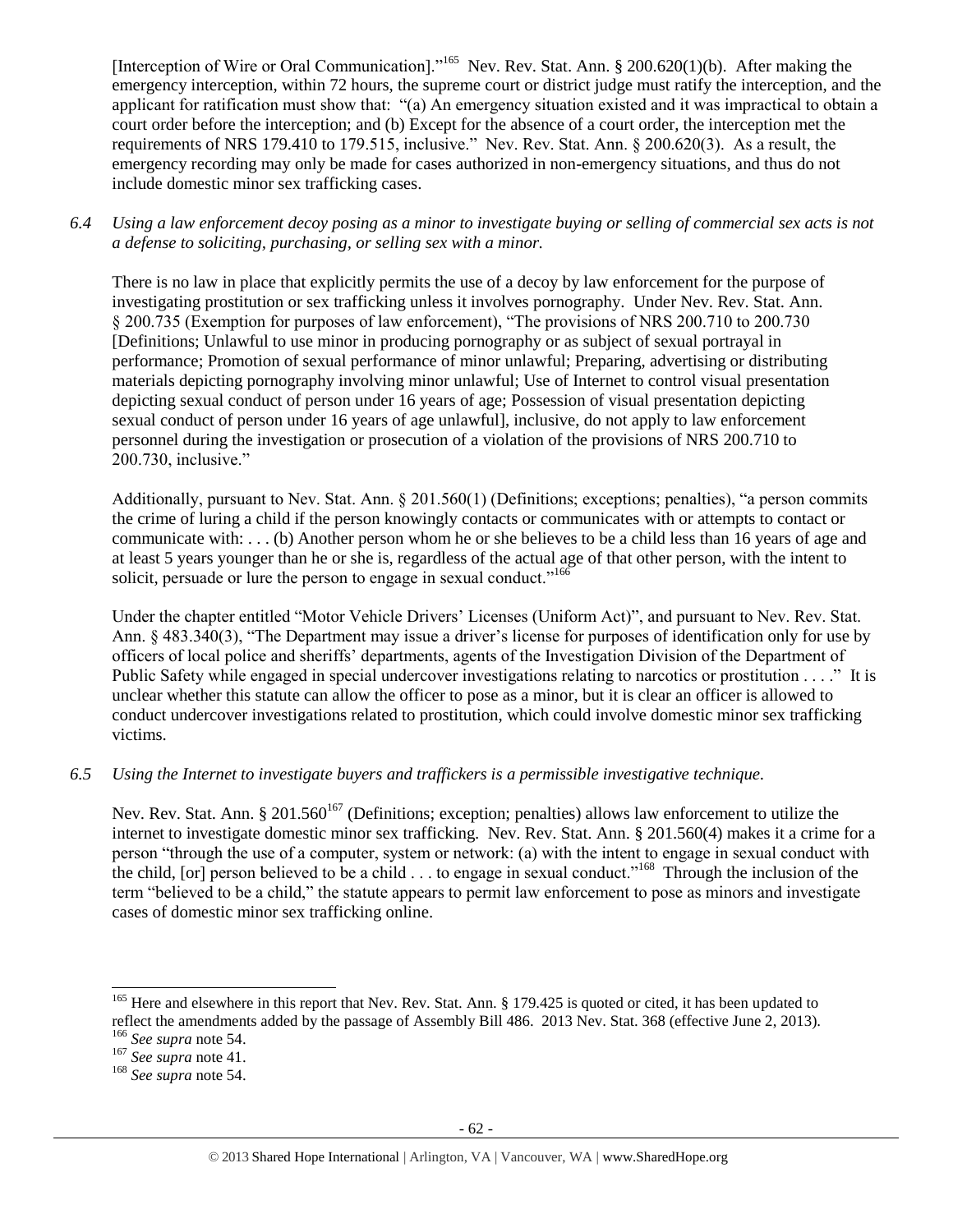[Interception of Wire or Oral Communication]."[165] Nev. Rev. Stat. Ann. § 200.620(1)(b). After making the emergency interception, within 72 hours, the supreme court or district judge must ratify the interception, and the applicant for ratification must show that: "(a) An emergency situation existed and it was impractical to obtain a court order before the interception; and (b) Except for the absence of a court order, the interception met the requirements of NRS 179.410 to 179.515, inclusive." Nev. Rev. Stat. Ann. § 200.620(3). As a result, the emergency recording may only be made for cases authorized in non-emergency situations, and thus do not include domestic minor sex trafficking cases.

*6.4 Using a law enforcement decoy posing as a minor to investigate buying or selling of commercial sex acts is not a defense to soliciting, purchasing, or selling sex with a minor.*

There is no law in place that explicitly permits the use of a decoy by law enforcement for the purpose of investigating prostitution or sex trafficking unless it involves pornography. Under Nev. Rev. Stat. Ann. § 200.735 (Exemption for purposes of law enforcement), "The provisions of NRS 200.710 to 200.730 [Definitions; Unlawful to use minor in producing pornography or as subject of sexual portrayal in performance; Promotion of sexual performance of minor unlawful; Preparing, advertising or distributing materials depicting pornography involving minor unlawful; Use of Internet to control visual presentation depicting sexual conduct of person under 16 years of age; Possession of visual presentation depicting sexual conduct of person under 16 years of age unlawful], inclusive, do not apply to law enforcement personnel during the investigation or prosecution of a violation of the provisions of NRS 200.710 to 200.730, inclusive."

Additionally, pursuant to Nev. Stat. Ann. § 201.560(1) (Definitions; exceptions; penalties), "a person commits the crime of luring a child if the person knowingly contacts or communicates with or attempts to contact or communicate with: . . . (b) Another person whom he or she believes to be a child less than 16 years of age and at least 5 years younger than he or she is, regardless of the actual age of that other person, with the intent to solicit, persuade or lure the person to engage in sexual conduct."[166]

Under the chapter entitled "Motor Vehicle Drivers' Licenses (Uniform Act)", and pursuant to Nev. Rev. Stat. Ann. § 483.340(3), "The Department may issue a driver's license for purposes of identification only for use by officers of local police and sheriffs' departments, agents of the Investigation Division of the Department of Public Safety while engaged in special undercover investigations relating to narcotics or prostitution . . . ." It is unclear whether this statute can allow the officer to pose as a minor, but it is clear an officer is allowed to conduct undercover investigations related to prostitution, which could involve domestic minor sex trafficking victims.

*6.5 Using the Internet to investigate buyers and traffickers is a permissible investigative technique.*

Nev. Rev. Stat. Ann. § 201.560[167] (Definitions; exception; penalties) allows law enforcement to utilize the internet to investigate domestic minor sex trafficking. Nev. Rev. Stat. Ann. § 201.560(4) makes it a crime for a person "through the use of a computer, system or network: (a) with the intent to engage in sexual conduct with the child, [or] person believed to be a child . . . to engage in sexual conduct."[168] Through the inclusion of the term "believed to be a child," the statute appears to permit law enforcement to pose as minors and investigate cases of domestic minor sex trafficking online.

---

[165] Here and elsewhere in this report that Nev. Rev. Stat. Ann. § 179.425 is quoted or cited, it has been updated to reflect the amendments added by the passage of Assembly Bill 486. 2013 Nev. Stat. 368 (effective June 2, 2013).

[166] *See supra* note 54.

[167] *See supra* note 41.

[168] *See supra* note 54.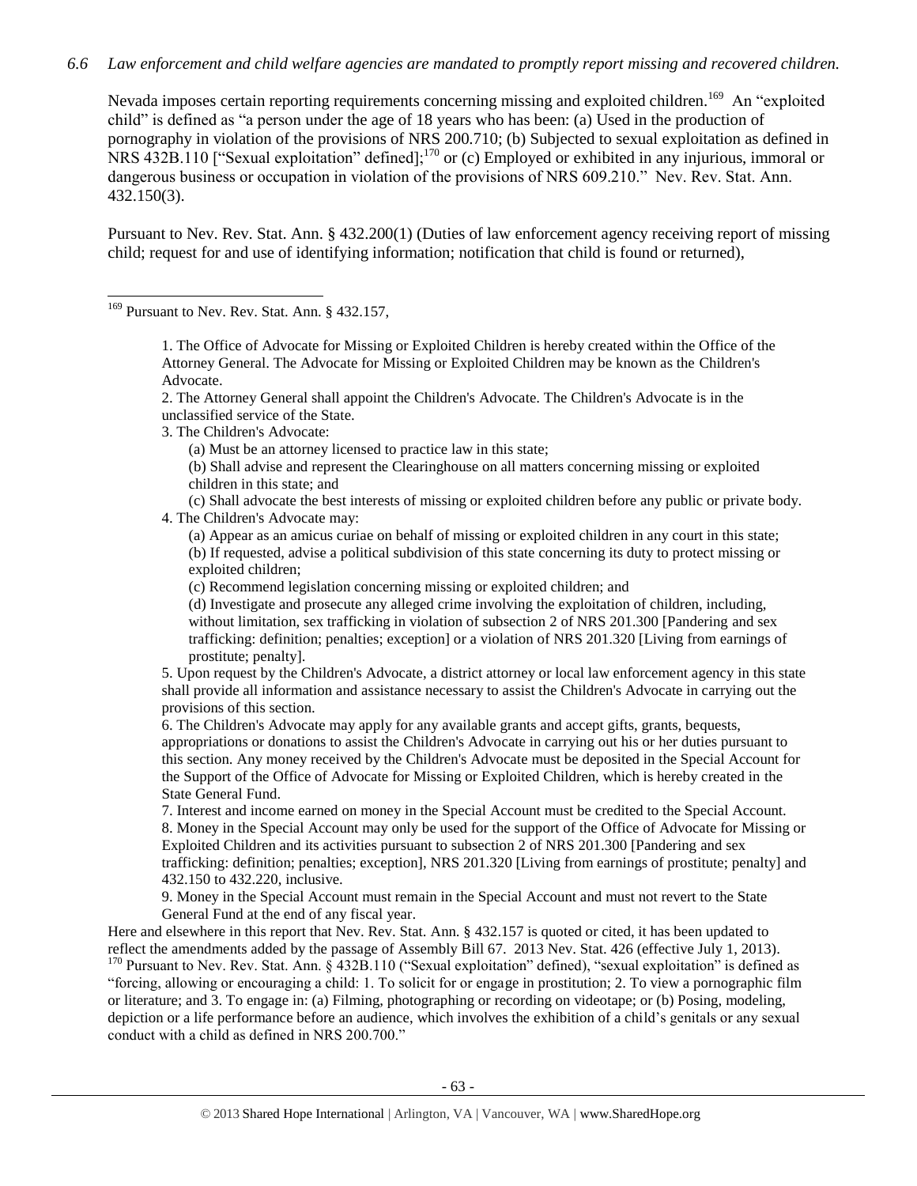*6.6 Law enforcement and child welfare agencies are mandated to promptly report missing and recovered children.*

Nevada imposes certain reporting requirements concerning missing and exploited children.[169] An "exploited child" is defined as "a person under the age of 18 years who has been: (a) Used in the production of pornography in violation of the provisions of NRS 200.710; (b) Subjected to sexual exploitation as defined in NRS 432B.110 ["Sexual exploitation" defined];[170] or (c) Employed or exhibited in any injurious, immoral or dangerous business or occupation in violation of the provisions of NRS 609.210." Nev. Rev. Stat. Ann. 432.150(3).

Pursuant to Nev. Rev. Stat. Ann. § 432.200(1) (Duties of law enforcement agency receiving report of missing child; request for and use of identifying information; notification that child is found or returned),

---

[169] Pursuant to Nev. Rev. Stat. Ann. § 432.157,

> 1. The Office of Advocate for Missing or Exploited Children is hereby created within the Office of the Attorney General. The Advocate for Missing or Exploited Children may be known as the Children's Advocate.
> 2. The Attorney General shall appoint the Children's Advocate. The Children's Advocate is in the unclassified service of the State.
> 3. The Children's Advocate:
>     (a) Must be an attorney licensed to practice law in this state;
>     (b) Shall advise and represent the Clearinghouse on all matters concerning missing or exploited children in this state; and
>     (c) Shall advocate the best interests of missing or exploited children before any public or private body.
> 4. The Children's Advocate may:
>     (a) Appear as an amicus curiae on behalf of missing or exploited children in any court in this state;
>     (b) If requested, advise a political subdivision of this state concerning its duty to protect missing or exploited children;
>     (c) Recommend legislation concerning missing or exploited children; and
>     (d) Investigate and prosecute any alleged crime involving the exploitation of children, including, without limitation, sex trafficking in violation of subsection 2 of NRS 201.300 [Pandering and sex trafficking: definition; penalties; exception] or a violation of NRS 201.320 [Living from earnings of prostitute; penalty].
> 5. Upon request by the Children's Advocate, a district attorney or local law enforcement agency in this state shall provide all information and assistance necessary to assist the Children's Advocate in carrying out the provisions of this section.
> 6. The Children's Advocate may apply for any available grants and accept gifts, grants, bequests, appropriations or donations to assist the Children's Advocate in carrying out his or her duties pursuant to this section. Any money received by the Children's Advocate must be deposited in the Special Account for the Support of the Office of Advocate for Missing or Exploited Children, which is hereby created in the State General Fund.
> 7. Interest and income earned on money in the Special Account must be credited to the Special Account.
> 8. Money in the Special Account may only be used for the support of the Office of Advocate for Missing or Exploited Children and its activities pursuant to subsection 2 of NRS 201.300 [Pandering and sex trafficking: definition; penalties; exception], NRS 201.320 [Living from earnings of prostitute; penalty] and 432.150 to 432.220, inclusive.
> 9. Money in the Special Account must remain in the Special Account and must not revert to the State General Fund at the end of any fiscal year.

Here and elsewhere in this report that Nev. Rev. Stat. Ann. § 432.157 is quoted or cited, it has been updated to reflect the amendments added by the passage of Assembly Bill 67. 2013 Nev. Stat. 426 (effective July 1, 2013).

[170] Pursuant to Nev. Rev. Stat. Ann. § 432B.110 ("Sexual exploitation" defined), "sexual exploitation" is defined as "forcing, allowing or encouraging a child: 1. To solicit for or engage in prostitution; 2. To view a pornographic film or literature; and 3. To engage in: (a) Filming, photographing or recording on videotape; or (b) Posing, modeling, depiction or a life performance before an audience, which involves the exhibition of a child's genitals or any sexual conduct with a child as defined in NRS 200.700."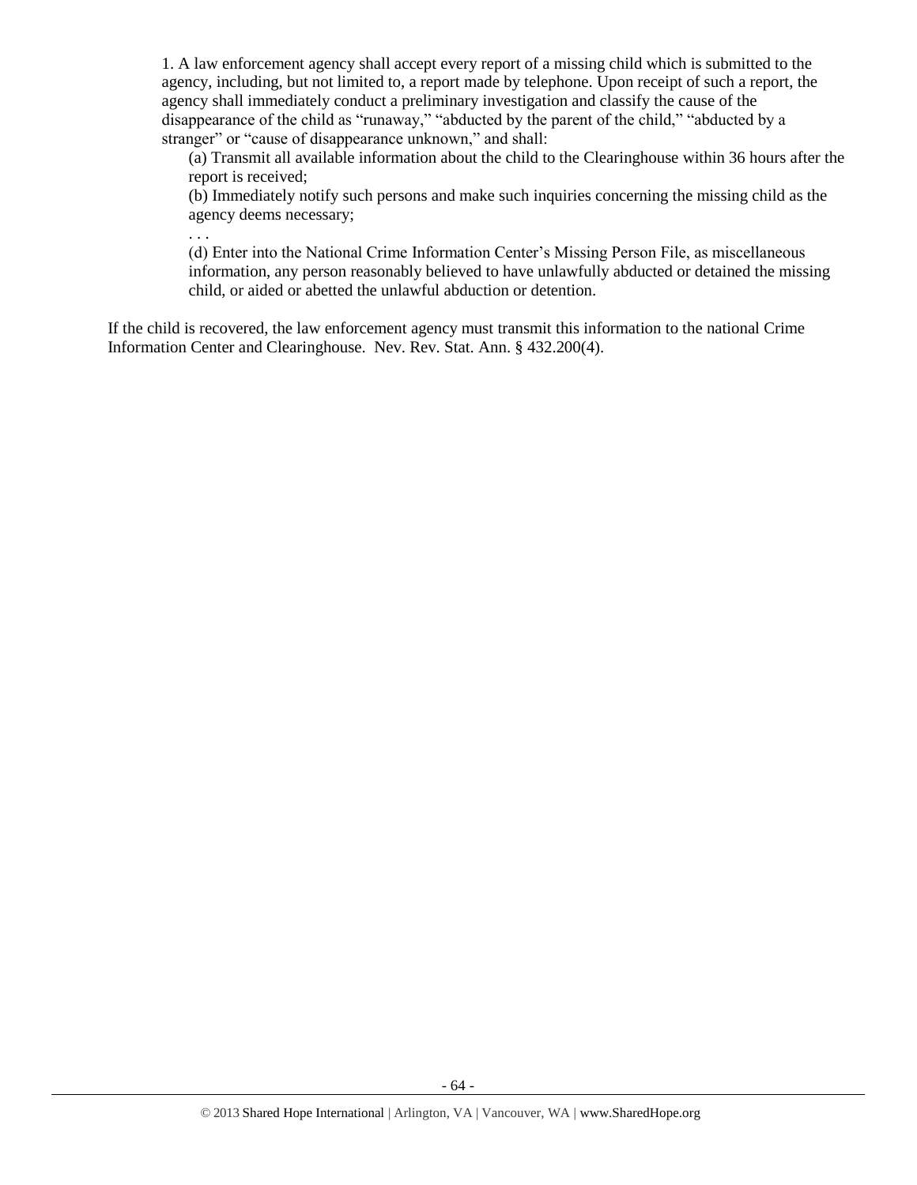> 1. A law enforcement agency shall accept every report of a missing child which is submitted to the agency, including, but not limited to, a report made by telephone. Upon receipt of such a report, the agency shall immediately conduct a preliminary investigation and classify the cause of the disappearance of the child as "runaway," "abducted by the parent of the child," "abducted by a stranger" or "cause of disappearance unknown," and shall:
>
> > (a) Transmit all available information about the child to the Clearinghouse within 36 hours after the report is received;
> >
> > (b) Immediately notify such persons and make such inquiries concerning the missing child as the agency deems necessary;
> >
> > . . .
> >
> > (d) Enter into the National Crime Information Center's Missing Person File, as miscellaneous information, any person reasonably believed to have unlawfully abducted or detained the missing child, or aided or abetted the unlawful abduction or detention.

If the child is recovered, the law enforcement agency must transmit this information to the national Crime Information Center and Clearinghouse. Nev. Rev. Stat. Ann. § 432.200(4).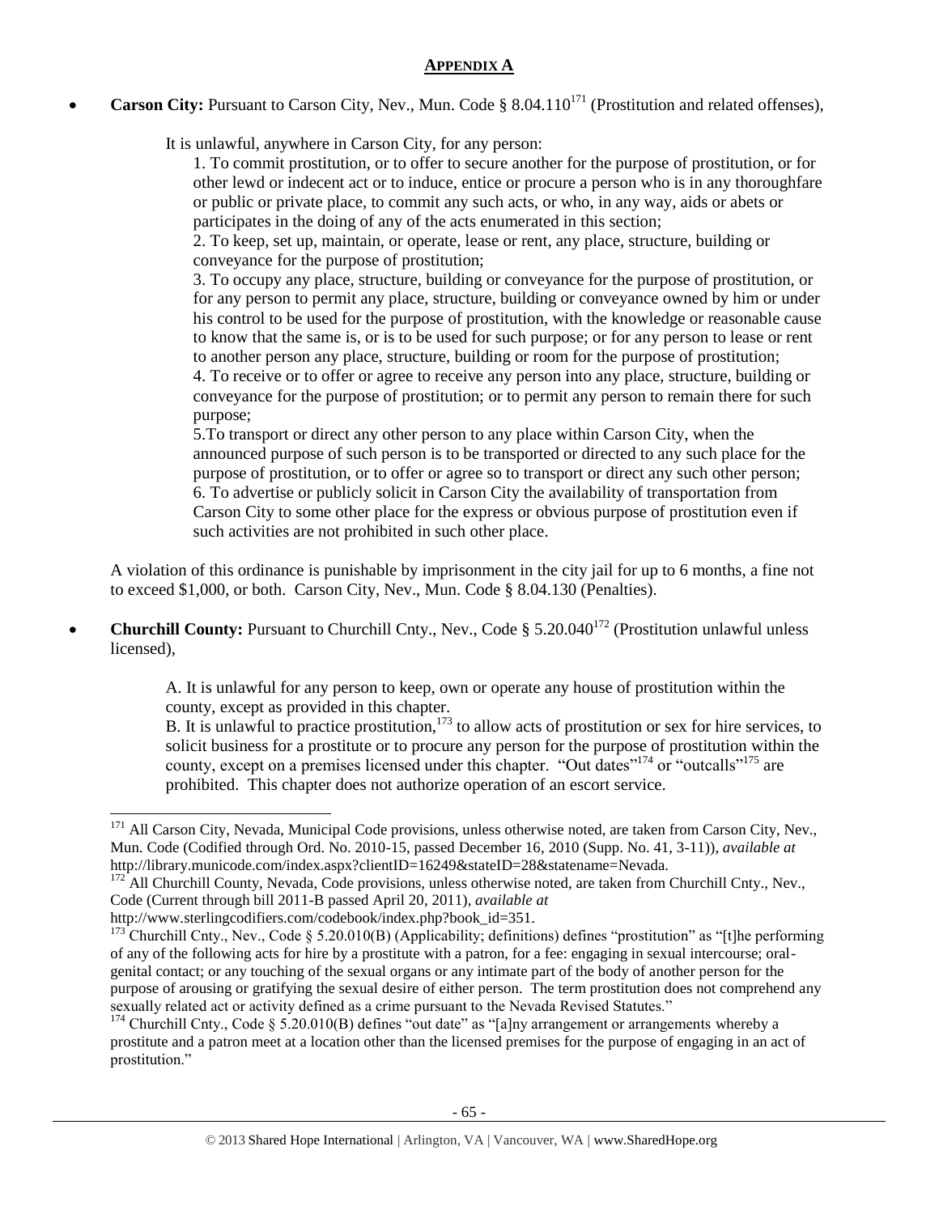## APPENDIX A

- **Carson City:** Pursuant to Carson City, Nev., Mun. Code § 8.04.110[171] (Prostitution and related offenses),

  > It is unlawful, anywhere in Carson City, for any person:
  >
  > 1. To commit prostitution, or to offer to secure another for the purpose of prostitution, or for other lewd or indecent act or to induce, entice or procure a person who is in any thoroughfare or public or private place, to commit any such acts, or who, in any way, aids or abets or participates in the doing of any of the acts enumerated in this section;
  > 2. To keep, set up, maintain, or operate, lease or rent, any place, structure, building or conveyance for the purpose of prostitution;
  > 3. To occupy any place, structure, building or conveyance for the purpose of prostitution, or for any person to permit any place, structure, building or conveyance owned by him or under his control to be used for the purpose of prostitution, with the knowledge or reasonable cause to know that the same is, or is to be used for such purpose; or for any person to lease or rent to another person any place, structure, building or room for the purpose of prostitution;
  > 4. To receive or to offer or agree to receive any person into any place, structure, building or conveyance for the purpose of prostitution; or to permit any person to remain there for such purpose;
  > 5. To transport or direct any other person to any place within Carson City, when the announced purpose of such person is to be transported or directed to any such place for the purpose of prostitution, or to offer or agree so to transport or direct any such other person;
  > 6. To advertise or publicly solicit in Carson City the availability of transportation from Carson City to some other place for the express or obvious purpose of prostitution even if such activities are not prohibited in such other place.

  A violation of this ordinance is punishable by imprisonment in the city jail for up to 6 months, a fine not to exceed $1,000, or both. Carson City, Nev., Mun. Code § 8.04.130 (Penalties).

- **Churchill County:** Pursuant to Churchill Cnty., Nev., Code § 5.20.040[172] (Prostitution unlawful unless licensed),

  > A. It is unlawful for any person to keep, own or operate any house of prostitution within the county, except as provided in this chapter.
  >
  > B. It is unlawful to practice prostitution,[173] to allow acts of prostitution or sex for hire services, to solicit business for a prostitute or to procure any person for the purpose of prostitution within the county, except on a premises licensed under this chapter. "Out dates"[174] or "outcalls"[175] are prohibited. This chapter does not authorize operation of an escort service.

---

[171] All Carson City, Nevada, Municipal Code provisions, unless otherwise noted, are taken from Carson City, Nev., Mun. Code (Codified through Ord. No. 2010-15, passed December 16, 2010 (Supp. No. 41, 3-11)), *available at* http://library.municode.com/index.aspx?clientID=16249&stateID=28&statename=Nevada.

[172] All Churchill County, Nevada, Code provisions, unless otherwise noted, are taken from Churchill Cnty., Nev., Code (Current through bill 2011-B passed April 20, 2011), *available at* http://www.sterlingcodifiers.com/codebook/index.php?book_id=351.

[173] Churchill Cnty., Nev., Code § 5.20.010(B) (Applicability; definitions) defines "prostitution" as "[t]he performing of any of the following acts for hire by a prostitute with a patron, for a fee: engaging in sexual intercourse; oral-genital contact; or any touching of the sexual organs or any intimate part of the body of another person for the purpose of arousing or gratifying the sexual desire of either person. The term prostitution does not comprehend any sexually related act or activity defined as a crime pursuant to the Nevada Revised Statutes."

[174] Churchill Cnty., Code § 5.20.010(B) defines "out date" as "[a]ny arrangement or arrangements whereby a prostitute and a patron meet at a location other than the licensed premises for the purpose of engaging in an act of prostitution."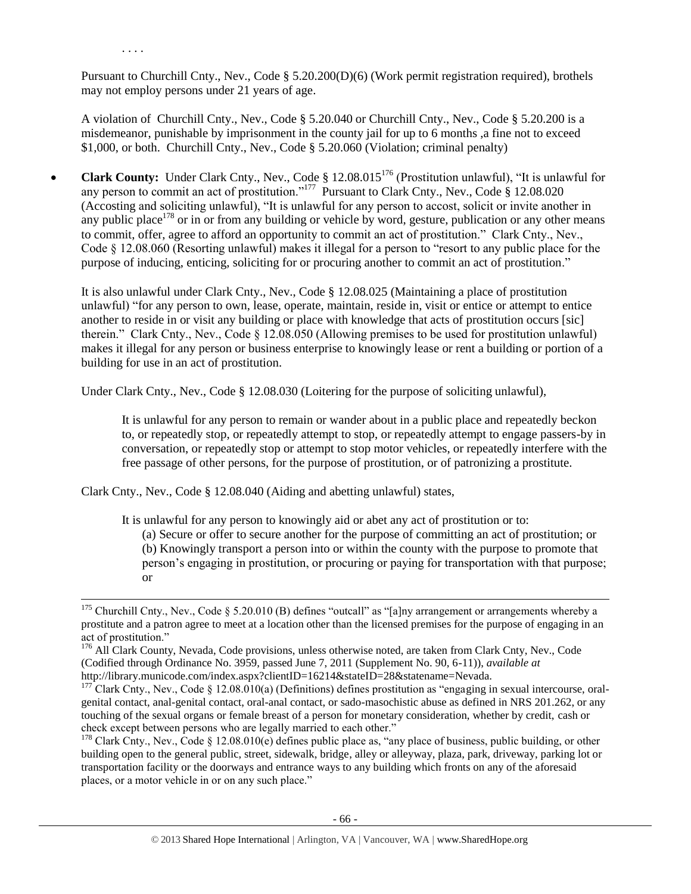. . . .

Pursuant to Churchill Cnty., Nev., Code § 5.20.200(D)(6) (Work permit registration required), brothels may not employ persons under 21 years of age.

A violation of Churchill Cnty., Nev., Code § 5.20.040 or Churchill Cnty., Nev., Code § 5.20.200 is a misdemeanor, punishable by imprisonment in the county jail for up to 6 months ,a fine not to exceed $1,000, or both. Churchill Cnty., Nev., Code § 5.20.060 (Violation; criminal penalty)

- **Clark County:** Under Clark Cnty., Nev., Code § 12.08.015[176] (Prostitution unlawful), "It is unlawful for any person to commit an act of prostitution."[177] Pursuant to Clark Cnty., Nev., Code § 12.08.020 (Accosting and soliciting unlawful), "It is unlawful for any person to accost, solicit or invite another in any public place[178] or in or from any building or vehicle by word, gesture, publication or any other means to commit, offer, agree to afford an opportunity to commit an act of prostitution." Clark Cnty., Nev., Code § 12.08.060 (Resorting unlawful) makes it illegal for a person to "resort to any public place for the purpose of inducing, enticing, soliciting for or procuring another to commit an act of prostitution."

  It is also unlawful under Clark Cnty., Nev., Code § 12.08.025 (Maintaining a place of prostitution unlawful) "for any person to own, lease, operate, maintain, reside in, visit or entice or attempt to entice another to reside in or visit any building or place with knowledge that acts of prostitution occurs [sic] therein." Clark Cnty., Nev., Code § 12.08.050 (Allowing premises to be used for prostitution unlawful) makes it illegal for any person or business enterprise to knowingly lease or rent a building or portion of a building for use in an act of prostitution.

  Under Clark Cnty., Nev., Code § 12.08.030 (Loitering for the purpose of soliciting unlawful),

  > It is unlawful for any person to remain or wander about in a public place and repeatedly beckon to, or repeatedly stop, or repeatedly attempt to stop, or repeatedly attempt to engage passers-by in conversation, or repeatedly stop or attempt to stop motor vehicles, or repeatedly interfere with the free passage of other persons, for the purpose of prostitution, or of patronizing a prostitute.

  Clark Cnty., Nev., Code § 12.08.040 (Aiding and abetting unlawful) states,

  > It is unlawful for any person to knowingly aid or abet any act of prostitution or to:
  > (a) Secure or offer to secure another for the purpose of committing an act of prostitution; or
  > (b) Knowingly transport a person into or within the county with the purpose to promote that person's engaging in prostitution, or procuring or paying for transportation with that purpose; or

---

[175] Churchill Cnty., Nev., Code § 5.20.010 (B) defines "outcall" as "[a]ny arrangement or arrangements whereby a prostitute and a patron agree to meet at a location other than the licensed premises for the purpose of engaging in an act of prostitution."

[176] All Clark County, Nevada, Code provisions, unless otherwise noted, are taken from Clark Cnty, Nev., Code (Codified through Ordinance No. 3959, passed June 7, 2011 (Supplement No. 90, 6-11)), *available at* http://library.municode.com/index.aspx?clientID=16214&stateID=28&statename=Nevada.

[177] Clark Cnty., Nev., Code § 12.08.010(a) (Definitions) defines prostitution as "engaging in sexual intercourse, oral-genital contact, anal-genital contact, oral-anal contact, or sado-masochistic abuse as defined in NRS 201.262, or any touching of the sexual organs or female breast of a person for monetary consideration, whether by credit, cash or check except between persons who are legally married to each other."

[178] Clark Cnty., Nev., Code § 12.08.010(e) defines public place as, "any place of business, public building, or other building open to the general public, street, sidewalk, bridge, alley or alleyway, plaza, park, driveway, parking lot or transportation facility or the doorways and entrance ways to any building which fronts on any of the aforesaid places, or a motor vehicle in or on any such place."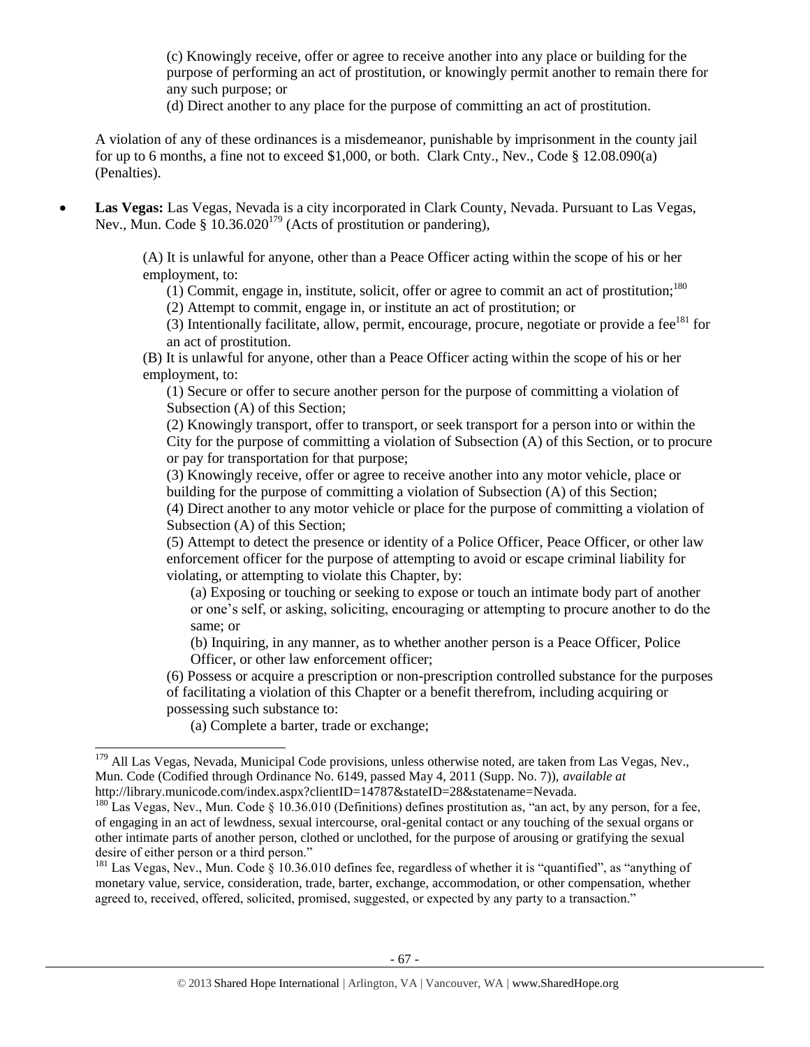(c) Knowingly receive, offer or agree to receive another into any place or building for the purpose of performing an act of prostitution, or knowingly permit another to remain there for any such purpose; or

(d) Direct another to any place for the purpose of committing an act of prostitution.

A violation of any of these ordinances is a misdemeanor, punishable by imprisonment in the county jail for up to 6 months, a fine not to exceed $1,000, or both. Clark Cnty., Nev., Code § 12.08.090(a) (Penalties).

- **Las Vegas:** Las Vegas, Nevada is a city incorporated in Clark County, Nevada. Pursuant to Las Vegas, Nev., Mun. Code § 10.36.020[179] (Acts of prostitution or pandering),

  (A) It is unlawful for anyone, other than a Peace Officer acting within the scope of his or her employment, to:

  (1) Commit, engage in, institute, solicit, offer or agree to commit an act of prostitution;[180]

  (2) Attempt to commit, engage in, or institute an act of prostitution; or

  (3) Intentionally facilitate, allow, permit, encourage, procure, negotiate or provide a fee[181] for an act of prostitution.

  (B) It is unlawful for anyone, other than a Peace Officer acting within the scope of his or her employment, to:

  (1) Secure or offer to secure another person for the purpose of committing a violation of Subsection (A) of this Section;

  (2) Knowingly transport, offer to transport, or seek transport for a person into or within the City for the purpose of committing a violation of Subsection (A) of this Section, or to procure or pay for transportation for that purpose;

  (3) Knowingly receive, offer or agree to receive another into any motor vehicle, place or building for the purpose of committing a violation of Subsection (A) of this Section;

  (4) Direct another to any motor vehicle or place for the purpose of committing a violation of Subsection (A) of this Section;

  (5) Attempt to detect the presence or identity of a Police Officer, Peace Officer, or other law enforcement officer for the purpose of attempting to avoid or escape criminal liability for violating, or attempting to violate this Chapter, by:

  (a) Exposing or touching or seeking to expose or touch an intimate body part of another or one's self, or asking, soliciting, encouraging or attempting to procure another to do the same; or

  (b) Inquiring, in any manner, as to whether another person is a Peace Officer, Police Officer, or other law enforcement officer;

  (6) Possess or acquire a prescription or non-prescription controlled substance for the purposes of facilitating a violation of this Chapter or a benefit therefrom, including acquiring or possessing such substance to:

  (a) Complete a barter, trade or exchange;

---

[179] All Las Vegas, Nevada, Municipal Code provisions, unless otherwise noted, are taken from Las Vegas, Nev., Mun. Code (Codified through Ordinance No. 6149, passed May 4, 2011 (Supp. No. 7)), *available at* http://library.municode.com/index.aspx?clientID=14787&stateID=28&statename=Nevada.

[180] Las Vegas, Nev., Mun. Code § 10.36.010 (Definitions) defines prostitution as, "an act, by any person, for a fee, of engaging in an act of lewdness, sexual intercourse, oral-genital contact or any touching of the sexual organs or other intimate parts of another person, clothed or unclothed, for the purpose of arousing or gratifying the sexual desire of either person or a third person."

[181] Las Vegas, Nev., Mun. Code § 10.36.010 defines fee, regardless of whether it is "quantified", as "anything of monetary value, service, consideration, trade, barter, exchange, accommodation, or other compensation, whether agreed to, received, offered, solicited, promised, suggested, or expected by any party to a transaction."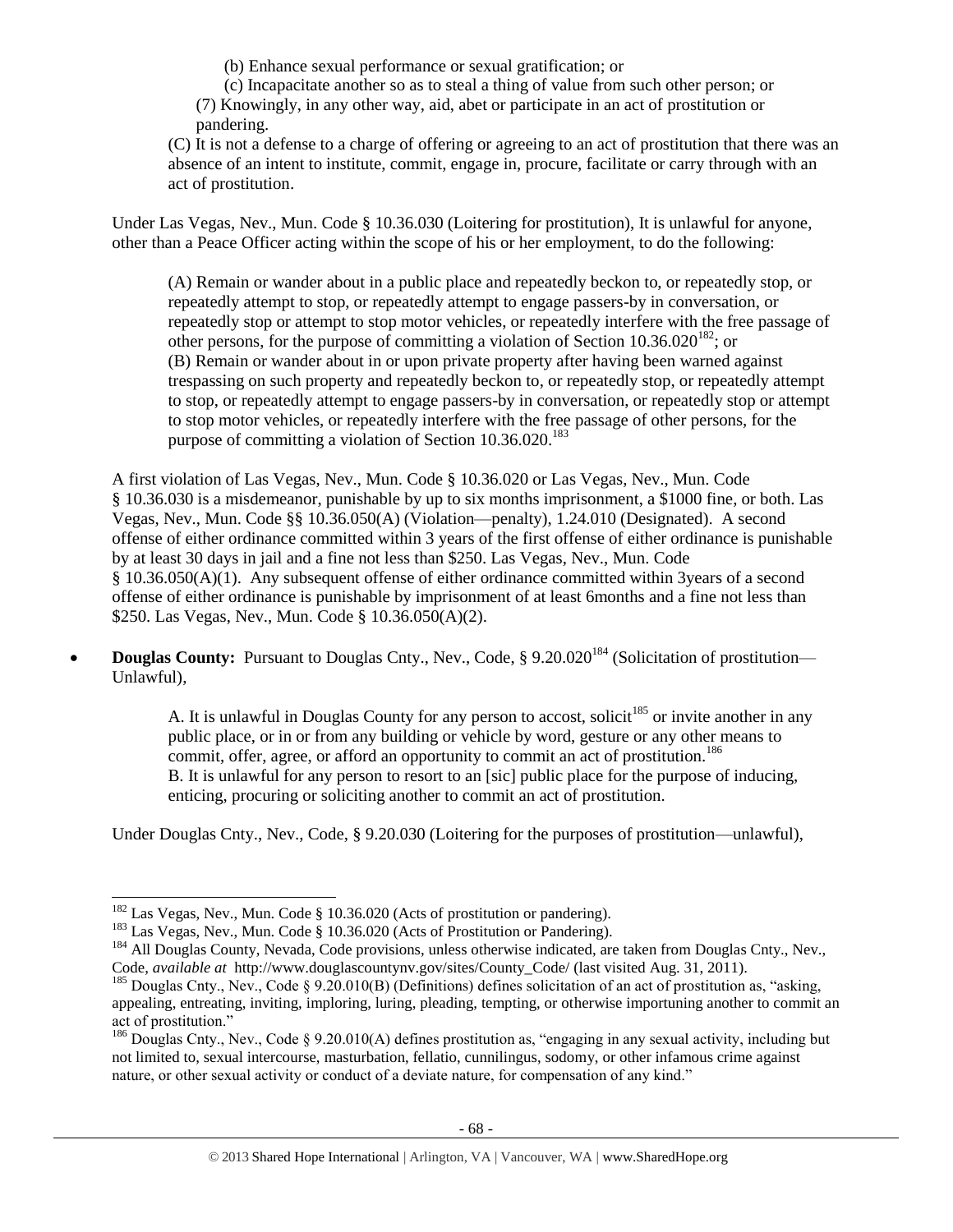(b) Enhance sexual performance or sexual gratification; or

(c) Incapacitate another so as to steal a thing of value from such other person; or

(7) Knowingly, in any other way, aid, abet or participate in an act of prostitution or pandering.

(C) It is not a defense to a charge of offering or agreeing to an act of prostitution that there was an absence of an intent to institute, commit, engage in, procure, facilitate or carry through with an act of prostitution.

Under Las Vegas, Nev., Mun. Code § 10.36.030 (Loitering for prostitution), It is unlawful for anyone, other than a Peace Officer acting within the scope of his or her employment, to do the following:

> (A) Remain or wander about in a public place and repeatedly beckon to, or repeatedly stop, or repeatedly attempt to stop, or repeatedly attempt to engage passers-by in conversation, or repeatedly stop or attempt to stop motor vehicles, or repeatedly interfere with the free passage of other persons, for the purpose of committing a violation of Section 10.36.020[182]; or
> (B) Remain or wander about in or upon private property after having been warned against trespassing on such property and repeatedly beckon to, or repeatedly stop, or repeatedly attempt to stop, or repeatedly attempt to engage passers-by in conversation, or repeatedly stop or attempt to stop motor vehicles, or repeatedly interfere with the free passage of other persons, for the purpose of committing a violation of Section 10.36.020.[183]

A first violation of Las Vegas, Nev., Mun. Code § 10.36.020 or Las Vegas, Nev., Mun. Code § 10.36.030 is a misdemeanor, punishable by up to six months imprisonment, a $1000 fine, or both. Las Vegas, Nev., Mun. Code §§ 10.36.050(A) (Violation—penalty), 1.24.010 (Designated). A second offense of either ordinance committed within 3 years of the first offense of either ordinance is punishable by at least 30 days in jail and a fine not less than $250. Las Vegas, Nev., Mun. Code § 10.36.050(A)(1). Any subsequent offense of either ordinance committed within 3years of a second offense of either ordinance is punishable by imprisonment of at least 6months and a fine not less than $250. Las Vegas, Nev., Mun. Code § 10.36.050(A)(2).

- **Douglas County:** Pursuant to Douglas Cnty., Nev., Code, § 9.20.020[184] (Solicitation of prostitution—Unlawful),

> A. It is unlawful in Douglas County for any person to accost, solicit[185] or invite another in any public place, or in or from any building or vehicle by word, gesture or any other means to commit, offer, agree, or afford an opportunity to commit an act of prostitution.[186]
> B. It is unlawful for any person to resort to an [sic] public place for the purpose of inducing, enticing, procuring or soliciting another to commit an act of prostitution.

Under Douglas Cnty., Nev., Code, § 9.20.030 (Loitering for the purposes of prostitution—unlawful),

---

[182] Las Vegas, Nev., Mun. Code § 10.36.020 (Acts of prostitution or pandering).

[183] Las Vegas, Nev., Mun. Code § 10.36.020 (Acts of Prostitution or Pandering).

[184] All Douglas County, Nevada, Code provisions, unless otherwise indicated, are taken from Douglas Cnty., Nev., Code, *available at* http://www.douglascountynv.gov/sites/County_Code/ (last visited Aug. 31, 2011).

[185] Douglas Cnty., Nev., Code § 9.20.010(B) (Definitions) defines solicitation of an act of prostitution as, "asking, appealing, entreating, inviting, imploring, luring, pleading, tempting, or otherwise importuning another to commit an act of prostitution."

[186] Douglas Cnty., Nev., Code § 9.20.010(A) defines prostitution as, "engaging in any sexual activity, including but not limited to, sexual intercourse, masturbation, fellatio, cunnilingus, sodomy, or other infamous crime against nature, or other sexual activity or conduct of a deviate nature, for compensation of any kind."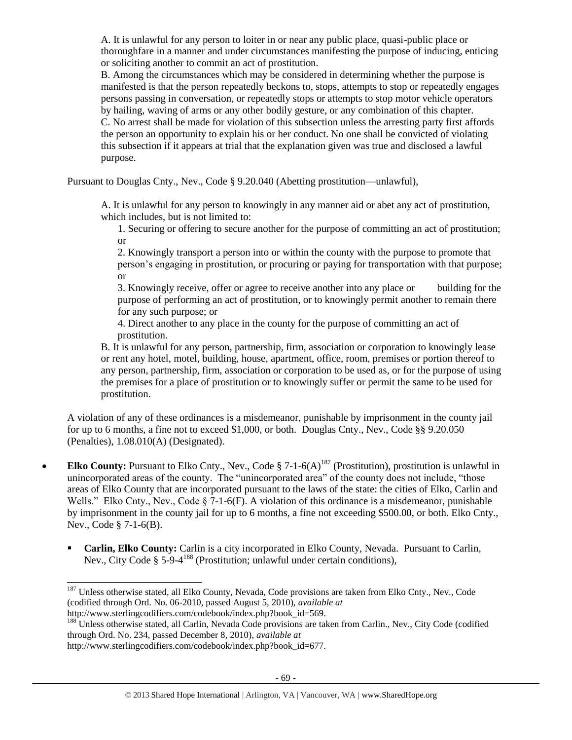> A. It is unlawful for any person to loiter in or near any public place, quasi-public place or thoroughfare in a manner and under circumstances manifesting the purpose of inducing, enticing or soliciting another to commit an act of prostitution.
> B. Among the circumstances which may be considered in determining whether the purpose is manifested is that the person repeatedly beckons to, stops, attempts to stop or repeatedly engages persons passing in conversation, or repeatedly stops or attempts to stop motor vehicle operators by hailing, waving of arms or any other bodily gesture, or any combination of this chapter.
> C. No arrest shall be made for violation of this subsection unless the arresting party first affords the person an opportunity to explain his or her conduct. No one shall be convicted of violating this subsection if it appears at trial that the explanation given was true and disclosed a lawful purpose.

Pursuant to Douglas Cnty., Nev., Code § 9.20.040 (Abetting prostitution—unlawful),

> A. It is unlawful for any person to knowingly in any manner aid or abet any act of prostitution, which includes, but is not limited to:
>
> 1. Securing or offering to secure another for the purpose of committing an act of prostitution; or
> 2. Knowingly transport a person into or within the county with the purpose to promote that person's engaging in prostitution, or procuring or paying for transportation with that purpose; or
> 3. Knowingly receive, offer or agree to receive another into any place or building for the purpose of performing an act of prostitution, or to knowingly permit another to remain there for any such purpose; or
> 4. Direct another to any place in the county for the purpose of committing an act of prostitution.
>
> B. It is unlawful for any person, partnership, firm, association or corporation to knowingly lease or rent any hotel, motel, building, house, apartment, office, room, premises or portion thereof to any person, partnership, firm, association or corporation to be used as, or for the purpose of using the premises for a place of prostitution or to knowingly suffer or permit the same to be used for prostitution.

A violation of any of these ordinances is a misdemeanor, punishable by imprisonment in the county jail for up to 6 months, a fine not to exceed $1,000, or both. Douglas Cnty., Nev., Code §§ 9.20.050 (Penalties), 1.08.010(A) (Designated).

- **Elko County:** Pursuant to Elko Cnty., Nev., Code § 7-1-6(A)[187] (Prostitution), prostitution is unlawful in unincorporated areas of the county. The "unincorporated area" of the county does not include, "those areas of Elko County that are incorporated pursuant to the laws of the state: the cities of Elko, Carlin and Wells." Elko Cnty., Nev., Code § 7-1-6(F). A violation of this ordinance is a misdemeanor, punishable by imprisonment in the county jail for up to 6 months, a fine not exceeding $500.00, or both. Elko Cnty., Nev., Code § 7-1-6(B).
  - **Carlin, Elko County:** Carlin is a city incorporated in Elko County, Nevada. Pursuant to Carlin, Nev., City Code § 5-9-4[188] (Prostitution; unlawful under certain conditions),

---

[187] Unless otherwise stated, all Elko County, Nevada, Code provisions are taken from Elko Cnty., Nev., Code (codified through Ord. No. 06-2010, passed August 5, 2010), *available at* http://www.sterlingcodifiers.com/codebook/index.php?book_id=569.

[188] Unless otherwise stated, all Carlin, Nevada Code provisions are taken from Carlin., Nev., City Code (codified through Ord. No. 234, passed December 8, 2010), *available at* http://www.sterlingcodifiers.com/codebook/index.php?book_id=677.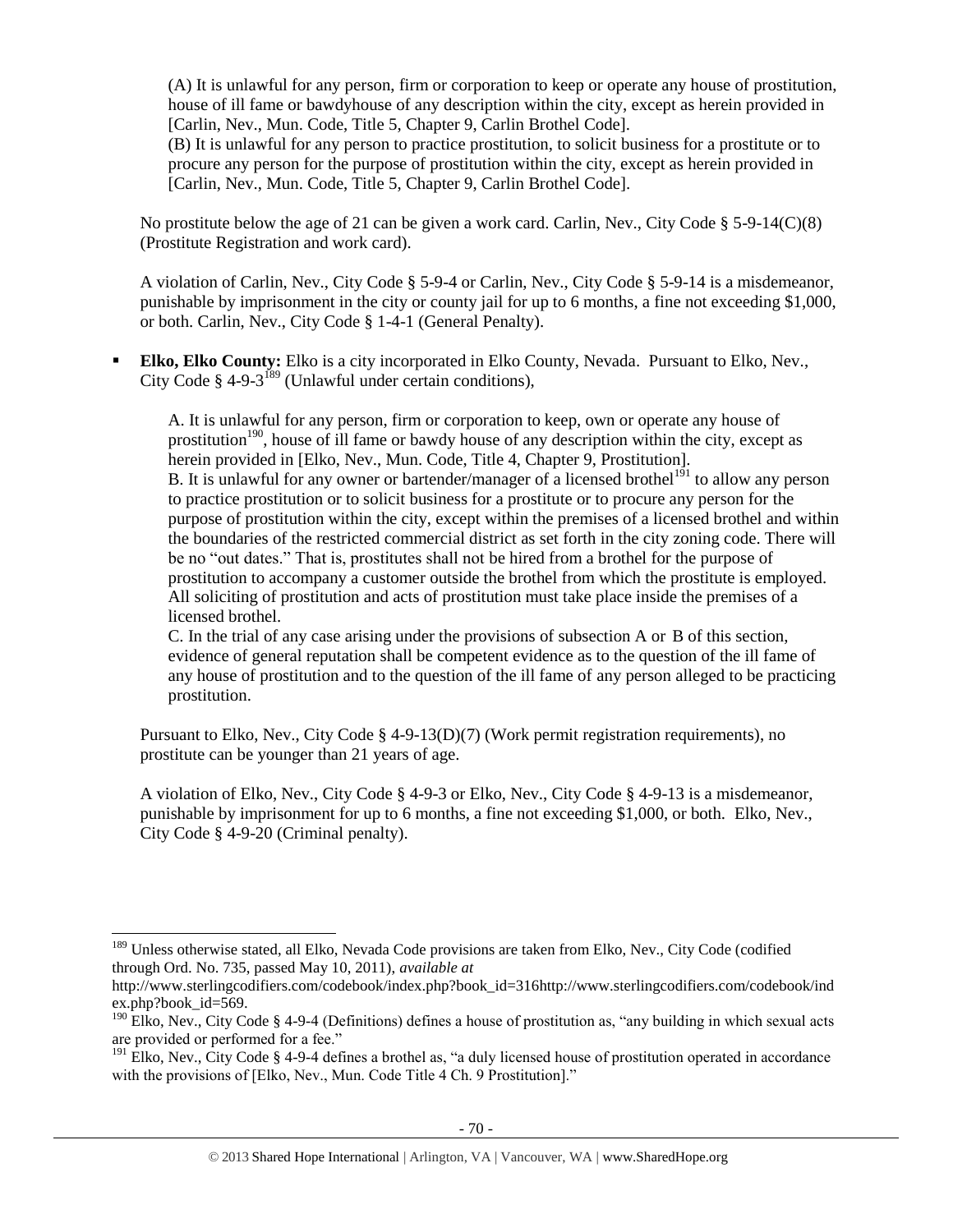(A) It is unlawful for any person, firm or corporation to keep or operate any house of prostitution, house of ill fame or bawdyhouse of any description within the city, except as herein provided in [Carlin, Nev., Mun. Code, Title 5, Chapter 9, Carlin Brothel Code].
(B) It is unlawful for any person to practice prostitution, to solicit business for a prostitute or to procure any person for the purpose of prostitution within the city, except as herein provided in [Carlin, Nev., Mun. Code, Title 5, Chapter 9, Carlin Brothel Code].

No prostitute below the age of 21 can be given a work card. Carlin, Nev., City Code § 5-9-14(C)(8) (Prostitute Registration and work card).

A violation of Carlin, Nev., City Code § 5-9-4 or Carlin, Nev., City Code § 5-9-14 is a misdemeanor, punishable by imprisonment in the city or county jail for up to 6 months, a fine not exceeding $1,000, or both. Carlin, Nev., City Code § 1-4-1 (General Penalty).

- **Elko, Elko County:** Elko is a city incorporated in Elko County, Nevada. Pursuant to Elko, Nev., City Code § 4-9-3[189] (Unlawful under certain conditions),

A. It is unlawful for any person, firm or corporation to keep, own or operate any house of prostitution[190], house of ill fame or bawdy house of any description within the city, except as herein provided in [Elko, Nev., Mun. Code, Title 4, Chapter 9, Prostitution].
B. It is unlawful for any owner or bartender/manager of a licensed brothel[191] to allow any person to practice prostitution or to solicit business for a prostitute or to procure any person for the purpose of prostitution within the city, except within the premises of a licensed brothel and within the boundaries of the restricted commercial district as set forth in the city zoning code. There will be no "out dates." That is, prostitutes shall not be hired from a brothel for the purpose of prostitution to accompany a customer outside the brothel from which the prostitute is employed. All soliciting of prostitution and acts of prostitution must take place inside the premises of a licensed brothel.
C. In the trial of any case arising under the provisions of subsection A or B of this section, evidence of general reputation shall be competent evidence as to the question of the ill fame of any house of prostitution and to the question of the ill fame of any person alleged to be practicing prostitution.

Pursuant to Elko, Nev., City Code § 4-9-13(D)(7) (Work permit registration requirements), no prostitute can be younger than 21 years of age.

A violation of Elko, Nev., City Code § 4-9-3 or Elko, Nev., City Code § 4-9-13 is a misdemeanor, punishable by imprisonment for up to 6 months, a fine not exceeding $1,000, or both. Elko, Nev., City Code § 4-9-20 (Criminal penalty).

---

[189] Unless otherwise stated, all Elko, Nevada Code provisions are taken from Elko, Nev., City Code (codified through Ord. No. 735, passed May 10, 2011), *available at* http://www.sterlingcodifiers.com/codebook/index.php?book_id=316http://www.sterlingcodifiers.com/codebook/index.php?book_id=569.

[190] Elko, Nev., City Code § 4-9-4 (Definitions) defines a house of prostitution as, "any building in which sexual acts are provided or performed for a fee."

[191] Elko, Nev., City Code § 4-9-4 defines a brothel as, "a duly licensed house of prostitution operated in accordance with the provisions of [Elko, Nev., Mun. Code Title 4 Ch. 9 Prostitution]."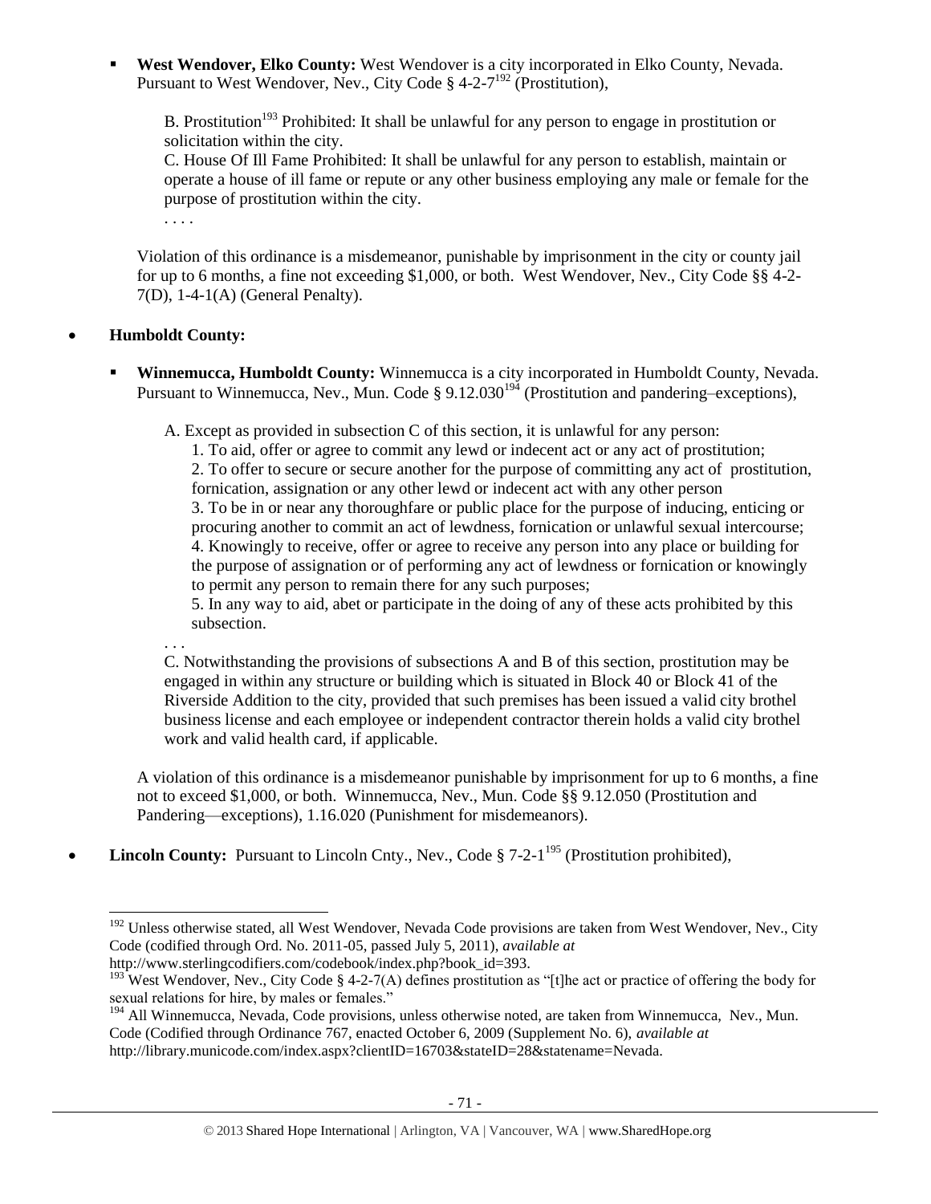- **West Wendover, Elko County:** West Wendover is a city incorporated in Elko County, Nevada. Pursuant to West Wendover, Nev., City Code § 4-2-7[192] (Prostitution),

  > B. Prostitution[193] Prohibited: It shall be unlawful for any person to engage in prostitution or solicitation within the city.
  >
  > C. House Of Ill Fame Prohibited: It shall be unlawful for any person to establish, maintain or operate a house of ill fame or repute or any other business employing any male or female for the purpose of prostitution within the city.
  >
  > . . . .

  Violation of this ordinance is a misdemeanor, punishable by imprisonment in the city or county jail for up to 6 months, a fine not exceeding $1,000, or both. West Wendover, Nev., City Code §§ 4-2-7(D), 1-4-1(A) (General Penalty).

- **Humboldt County:**
  - **Winnemucca, Humboldt County:** Winnemucca is a city incorporated in Humboldt County, Nevada. Pursuant to Winnemucca, Nev., Mun. Code § 9.12.030[194] (Prostitution and pandering–exceptions),

    > A. Except as provided in subsection C of this section, it is unlawful for any person:
    >
    > 1. To aid, offer or agree to commit any lewd or indecent act or any act of prostitution;
    > 2. To offer to secure or secure another for the purpose of committing any act of prostitution, fornication, assignation or any other lewd or indecent act with any other person
    > 3. To be in or near any thoroughfare or public place for the purpose of inducing, enticing or procuring another to commit an act of lewdness, fornication or unlawful sexual intercourse;
    > 4. Knowingly to receive, offer or agree to receive any person into any place or building for the purpose of assignation or of performing any act of lewdness or fornication or knowingly to permit any person to remain there for any such purposes;
    > 5. In any way to aid, abet or participate in the doing of any of these acts prohibited by this subsection.
    >
    > . . .
    >
    > C. Notwithstanding the provisions of subsections A and B of this section, prostitution may be engaged in within any structure or building which is situated in Block 40 or Block 41 of the Riverside Addition to the city, provided that such premises has been issued a valid city brothel business license and each employee or independent contractor therein holds a valid city brothel work and valid health card, if applicable.

    A violation of this ordinance is a misdemeanor punishable by imprisonment for up to 6 months, a fine not to exceed $1,000, or both. Winnemucca, Nev., Mun. Code §§ 9.12.050 (Prostitution and Pandering—exceptions), 1.16.020 (Punishment for misdemeanors).

- **Lincoln County:** Pursuant to Lincoln Cnty., Nev., Code § 7-2-1[195] (Prostitution prohibited),

---

[192] Unless otherwise stated, all West Wendover, Nevada Code provisions are taken from West Wendover, Nev., City Code (codified through Ord. No. 2011-05, passed July 5, 2011), *available at* http://www.sterlingcodifiers.com/codebook/index.php?book_id=393.

[193] West Wendover, Nev., City Code § 4-2-7(A) defines prostitution as "[t]he act or practice of offering the body for sexual relations for hire, by males or females."

[194] All Winnemucca, Nevada, Code provisions, unless otherwise noted, are taken from Winnemucca, Nev., Mun. Code (Codified through Ordinance 767, enacted October 6, 2009 (Supplement No. 6), *available at* http://library.municode.com/index.aspx?clientID=16703&stateID=28&statename=Nevada.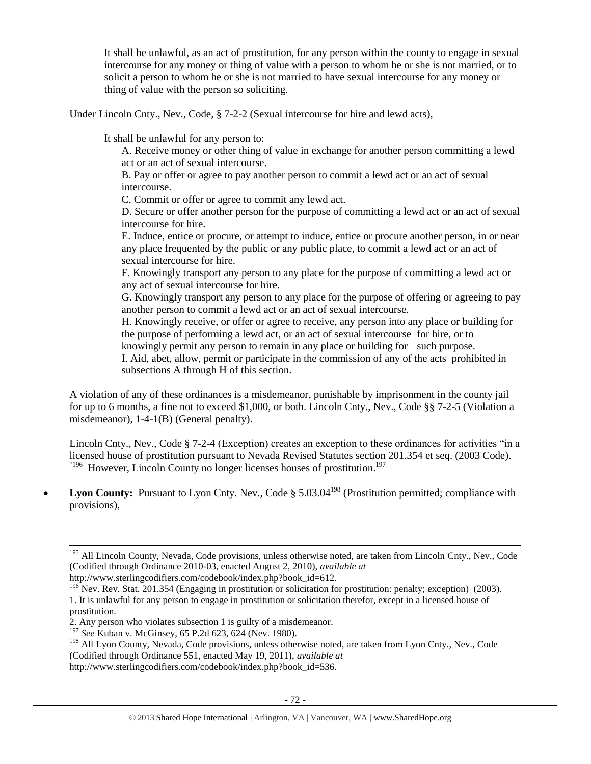> It shall be unlawful, as an act of prostitution, for any person within the county to engage in sexual intercourse for any money or thing of value with a person to whom he or she is not married, or to solicit a person to whom he or she is not married to have sexual intercourse for any money or thing of value with the person so soliciting.

Under Lincoln Cnty., Nev., Code, § 7-2-2 (Sexual intercourse for hire and lewd acts),

> It shall be unlawful for any person to:
>
> A. Receive money or other thing of value in exchange for another person committing a lewd act or an act of sexual intercourse.
>
> B. Pay or offer or agree to pay another person to commit a lewd act or an act of sexual intercourse.
>
> C. Commit or offer or agree to commit any lewd act.
>
> D. Secure or offer another person for the purpose of committing a lewd act or an act of sexual intercourse for hire.
>
> E. Induce, entice or procure, or attempt to induce, entice or procure another person, in or near any place frequented by the public or any public place, to commit a lewd act or an act of sexual intercourse for hire.
>
> F. Knowingly transport any person to any place for the purpose of committing a lewd act or any act of sexual intercourse for hire.
>
> G. Knowingly transport any person to any place for the purpose of offering or agreeing to pay another person to commit a lewd act or an act of sexual intercourse.
>
> H. Knowingly receive, or offer or agree to receive, any person into any place or building for the purpose of performing a lewd act, or an act of sexual intercourse for hire, or to knowingly permit any person to remain in any place or building for such purpose.
>
> I. Aid, abet, allow, permit or participate in the commission of any of the acts prohibited in subsections A through H of this section.

A violation of any of these ordinances is a misdemeanor, punishable by imprisonment in the county jail for up to 6 months, a fine not to exceed $1,000, or both. Lincoln Cnty., Nev., Code §§ 7-2-5 (Violation a misdemeanor), 1-4-1(B) (General penalty).

Lincoln Cnty., Nev., Code § 7-2-4 (Exception) creates an exception to these ordinances for activities "in a licensed house of prostitution pursuant to Nevada Revised Statutes section 201.354 et seq. (2003 Code)."[196] However, Lincoln County no longer licenses houses of prostitution.[197]

- **Lyon County:** Pursuant to Lyon Cnty. Nev., Code § 5.03.04[198] (Prostitution permitted; compliance with provisions),

---

[195] All Lincoln County, Nevada, Code provisions, unless otherwise noted, are taken from Lincoln Cnty., Nev., Code (Codified through Ordinance 2010-03, enacted August 2, 2010), *available at* http://www.sterlingcodifiers.com/codebook/index.php?book_id=612.

[196] Nev. Rev. Stat. 201.354 (Engaging in prostitution or solicitation for prostitution: penalty; exception) (2003).
1. It is unlawful for any person to engage in prostitution or solicitation therefor, except in a licensed house of prostitution.
2. Any person who violates subsection 1 is guilty of a misdemeanor.

[197] *See* Kuban v. McGinsey, 65 P.2d 623, 624 (Nev. 1980).

[198] All Lyon County, Nevada, Code provisions, unless otherwise noted, are taken from Lyon Cnty., Nev., Code (Codified through Ordinance 551, enacted May 19, 2011), *available at* http://www.sterlingcodifiers.com/codebook/index.php?book_id=536.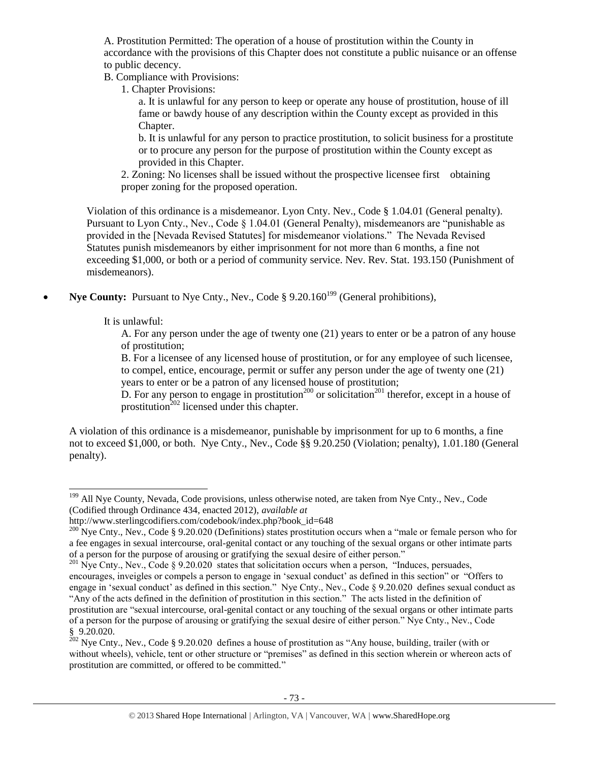A. Prostitution Permitted: The operation of a house of prostitution within the County in accordance with the provisions of this Chapter does not constitute a public nuisance or an offense to public decency.

B. Compliance with Provisions:

1. Chapter Provisions:

a. It is unlawful for any person to keep or operate any house of prostitution, house of ill fame or bawdy house of any description within the County except as provided in this Chapter.

b. It is unlawful for any person to practice prostitution, to solicit business for a prostitute or to procure any person for the purpose of prostitution within the County except as provided in this Chapter.

2. Zoning: No licenses shall be issued without the prospective licensee first obtaining proper zoning for the proposed operation.

Violation of this ordinance is a misdemeanor. Lyon Cnty. Nev., Code § 1.04.01 (General penalty). Pursuant to Lyon Cnty., Nev., Code § 1.04.01 (General Penalty), misdemeanors are "punishable as provided in the [Nevada Revised Statutes] for misdemeanor violations." The Nevada Revised Statutes punish misdemeanors by either imprisonment for not more than 6 months, a fine not exceeding $1,000, or both or a period of community service. Nev. Rev. Stat. 193.150 (Punishment of misdemeanors).

- **Nye County:** Pursuant to Nye Cnty., Nev., Code § 9.20.160[199] (General prohibitions),

It is unlawful:

A. For any person under the age of twenty one (21) years to enter or be a patron of any house of prostitution;

B. For a licensee of any licensed house of prostitution, or for any employee of such licensee, to compel, entice, encourage, permit or suffer any person under the age of twenty one (21) years to enter or be a patron of any licensed house of prostitution;

D. For any person to engage in prostitution[200] or solicitation[201] therefor, except in a house of prostitution[202] licensed under this chapter.

A violation of this ordinance is a misdemeanor, punishable by imprisonment for up to 6 months, a fine not to exceed $1,000, or both. Nye Cnty., Nev., Code §§ 9.20.250 (Violation; penalty), 1.01.180 (General penalty).

---

[199] All Nye County, Nevada, Code provisions, unless otherwise noted, are taken from Nye Cnty., Nev., Code (Codified through Ordinance 434, enacted 2012), *available at* http://www.sterlingcodifiers.com/codebook/index.php?book_id=648

[200] Nye Cnty., Nev., Code § 9.20.020 (Definitions) states prostitution occurs when a "male or female person who for a fee engages in sexual intercourse, oral-genital contact or any touching of the sexual organs or other intimate parts of a person for the purpose of arousing or gratifying the sexual desire of either person."

[201] Nye Cnty., Nev., Code § 9.20.020 states that solicitation occurs when a person, "Induces, persuades, encourages, inveigles or compels a person to engage in 'sexual conduct' as defined in this section" or "Offers to engage in 'sexual conduct' as defined in this section." Nye Cnty., Nev., Code § 9.20.020 defines sexual conduct as "Any of the acts defined in the definition of prostitution in this section." The acts listed in the definition of prostitution are "sexual intercourse, oral-genital contact or any touching of the sexual organs or other intimate parts of a person for the purpose of arousing or gratifying the sexual desire of either person." Nye Cnty., Nev., Code § 9.20.020.

[202] Nye Cnty., Nev., Code § 9.20.020 defines a house of prostitution as "Any house, building, trailer (with or without wheels), vehicle, tent or other structure or "premises" as defined in this section wherein or whereon acts of prostitution are committed, or offered to be committed."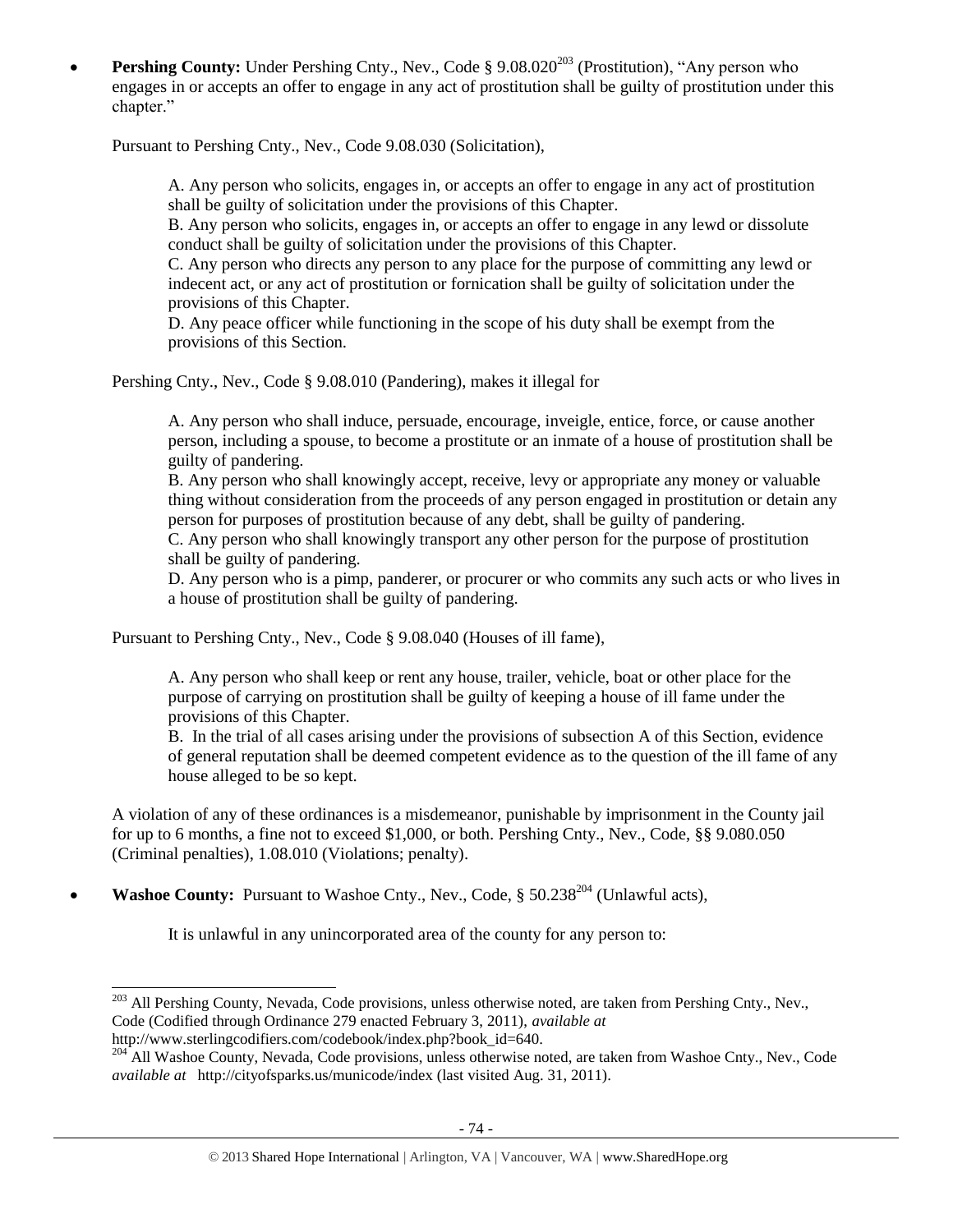- **Pershing County:** Under Pershing Cnty., Nev., Code § 9.08.020[203] (Prostitution), "Any person who engages in or accepts an offer to engage in any act of prostitution shall be guilty of prostitution under this chapter."

  Pursuant to Pershing Cnty., Nev., Code 9.08.030 (Solicitation),

  > A. Any person who solicits, engages in, or accepts an offer to engage in any act of prostitution shall be guilty of solicitation under the provisions of this Chapter.
  > B. Any person who solicits, engages in, or accepts an offer to engage in any lewd or dissolute conduct shall be guilty of solicitation under the provisions of this Chapter.
  > C. Any person who directs any person to any place for the purpose of committing any lewd or indecent act, or any act of prostitution or fornication shall be guilty of solicitation under the provisions of this Chapter.
  > D. Any peace officer while functioning in the scope of his duty shall be exempt from the provisions of this Section.

  Pershing Cnty., Nev., Code § 9.08.010 (Pandering), makes it illegal for

  > A. Any person who shall induce, persuade, encourage, inveigle, entice, force, or cause another person, including a spouse, to become a prostitute or an inmate of a house of prostitution shall be guilty of pandering.
  > B. Any person who shall knowingly accept, receive, levy or appropriate any money or valuable thing without consideration from the proceeds of any person engaged in prostitution or detain any person for purposes of prostitution because of any debt, shall be guilty of pandering.
  > C. Any person who shall knowingly transport any other person for the purpose of prostitution shall be guilty of pandering.
  > D. Any person who is a pimp, panderer, or procurer or who commits any such acts or who lives in a house of prostitution shall be guilty of pandering.

  Pursuant to Pershing Cnty., Nev., Code § 9.08.040 (Houses of ill fame),

  > A. Any person who shall keep or rent any house, trailer, vehicle, boat or other place for the purpose of carrying on prostitution shall be guilty of keeping a house of ill fame under the provisions of this Chapter.
  > B. In the trial of all cases arising under the provisions of subsection A of this Section, evidence of general reputation shall be deemed competent evidence as to the question of the ill fame of any house alleged to be so kept.

  A violation of any of these ordinances is a misdemeanor, punishable by imprisonment in the County jail for up to 6 months, a fine not to exceed $1,000, or both. Pershing Cnty., Nev., Code, §§ 9.080.050 (Criminal penalties), 1.08.010 (Violations; penalty).

- **Washoe County:** Pursuant to Washoe Cnty., Nev., Code, § 50.238[204] (Unlawful acts),

  > It is unlawful in any unincorporated area of the county for any person to:

---

[203] All Pershing County, Nevada, Code provisions, unless otherwise noted, are taken from Pershing Cnty., Nev., Code (Codified through Ordinance 279 enacted February 3, 2011), *available at* http://www.sterlingcodifiers.com/codebook/index.php?book_id=640.

[204] All Washoe County, Nevada, Code provisions, unless otherwise noted, are taken from Washoe Cnty., Nev., Code *available at* http://cityofsparks.us/municode/index (last visited Aug. 31, 2011).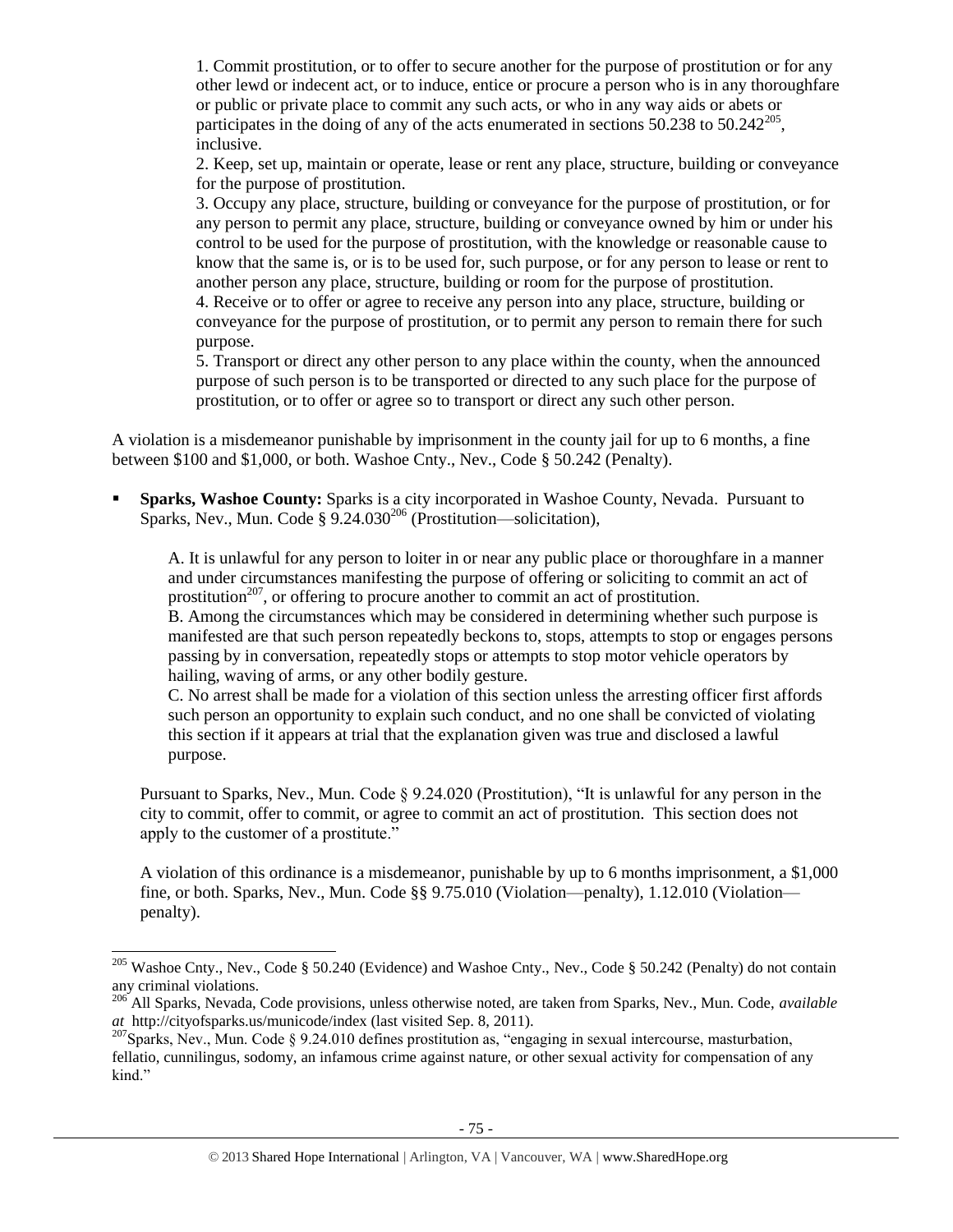1. Commit prostitution, or to offer to secure another for the purpose of prostitution or for any other lewd or indecent act, or to induce, entice or procure a person who is in any thoroughfare or public or private place to commit any such acts, or who in any way aids or abets or participates in the doing of any of the acts enumerated in sections 50.238 to 50.242[205], inclusive.

2. Keep, set up, maintain or operate, lease or rent any place, structure, building or conveyance for the purpose of prostitution.

3. Occupy any place, structure, building or conveyance for the purpose of prostitution, or for any person to permit any place, structure, building or conveyance owned by him or under his control to be used for the purpose of prostitution, with the knowledge or reasonable cause to know that the same is, or is to be used for, such purpose, or for any person to lease or rent to another person any place, structure, building or room for the purpose of prostitution.

4. Receive or to offer or agree to receive any person into any place, structure, building or conveyance for the purpose of prostitution, or to permit any person to remain there for such purpose.

5. Transport or direct any other person to any place within the county, when the announced purpose of such person is to be transported or directed to any such place for the purpose of prostitution, or to offer or agree so to transport or direct any such other person.

A violation is a misdemeanor punishable by imprisonment in the county jail for up to 6 months, a fine between $100 and $1,000, or both. Washoe Cnty., Nev., Code § 50.242 (Penalty).

- **Sparks, Washoe County:** Sparks is a city incorporated in Washoe County, Nevada. Pursuant to Sparks, Nev., Mun. Code § 9.24.030[206] (Prostitution—solicitation),

  A. It is unlawful for any person to loiter in or near any public place or thoroughfare in a manner and under circumstances manifesting the purpose of offering or soliciting to commit an act of prostitution[207], or offering to procure another to commit an act of prostitution.

  B. Among the circumstances which may be considered in determining whether such purpose is manifested are that such person repeatedly beckons to, stops, attempts to stop or engages persons passing by in conversation, repeatedly stops or attempts to stop motor vehicle operators by hailing, waving of arms, or any other bodily gesture.

  C. No arrest shall be made for a violation of this section unless the arresting officer first affords such person an opportunity to explain such conduct, and no one shall be convicted of violating this section if it appears at trial that the explanation given was true and disclosed a lawful purpose.

  Pursuant to Sparks, Nev., Mun. Code § 9.24.020 (Prostitution), "It is unlawful for any person in the city to commit, offer to commit, or agree to commit an act of prostitution. This section does not apply to the customer of a prostitute."

  A violation of this ordinance is a misdemeanor, punishable by up to 6 months imprisonment, a $1,000 fine, or both. Sparks, Nev., Mun. Code §§ 9.75.010 (Violation—penalty), 1.12.010 (Violation—penalty).

---

[205] Washoe Cnty., Nev., Code § 50.240 (Evidence) and Washoe Cnty., Nev., Code § 50.242 (Penalty) do not contain any criminal violations.

[206] All Sparks, Nevada, Code provisions, unless otherwise noted, are taken from Sparks, Nev., Mun. Code, *available at* http://cityofsparks.us/municode/index (last visited Sep. 8, 2011).

[207] Sparks, Nev., Mun. Code § 9.24.010 defines prostitution as, "engaging in sexual intercourse, masturbation, fellatio, cunnilingus, sodomy, an infamous crime against nature, or other sexual activity for compensation of any kind."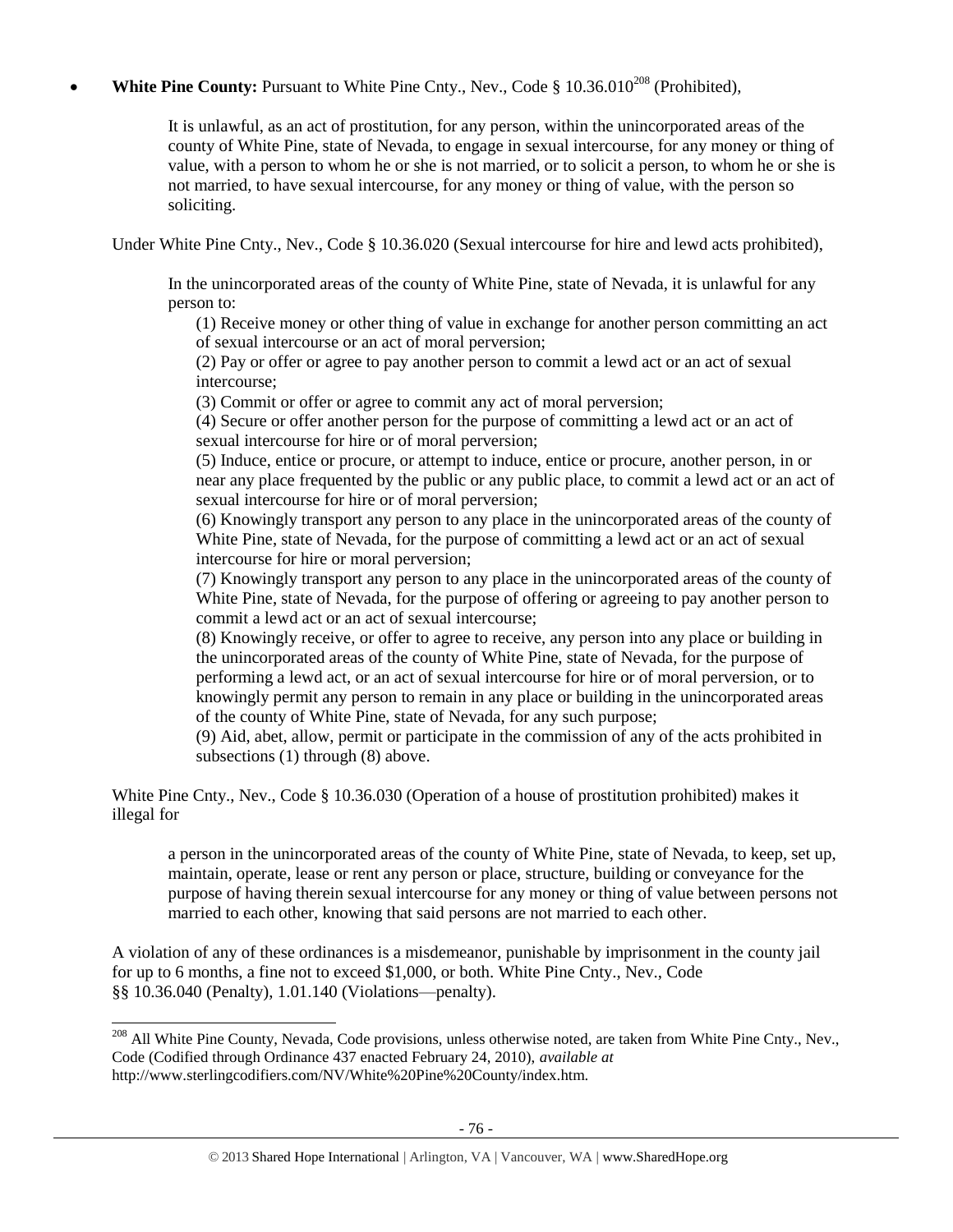- **White Pine County:** Pursuant to White Pine Cnty., Nev., Code § 10.36.010[208] (Prohibited),

> It is unlawful, as an act of prostitution, for any person, within the unincorporated areas of the county of White Pine, state of Nevada, to engage in sexual intercourse, for any money or thing of value, with a person to whom he or she is not married, or to solicit a person, to whom he or she is not married, to have sexual intercourse, for any money or thing of value, with the person so soliciting.

Under White Pine Cnty., Nev., Code § 10.36.020 (Sexual intercourse for hire and lewd acts prohibited),

> In the unincorporated areas of the county of White Pine, state of Nevada, it is unlawful for any person to:
>
> (1) Receive money or other thing of value in exchange for another person committing an act of sexual intercourse or an act of moral perversion;
>
> (2) Pay or offer or agree to pay another person to commit a lewd act or an act of sexual intercourse;
>
> (3) Commit or offer or agree to commit any act of moral perversion;
>
> (4) Secure or offer another person for the purpose of committing a lewd act or an act of sexual intercourse for hire or of moral perversion;
>
> (5) Induce, entice or procure, or attempt to induce, entice or procure, another person, in or near any place frequented by the public or any public place, to commit a lewd act or an act of sexual intercourse for hire or of moral perversion;
>
> (6) Knowingly transport any person to any place in the unincorporated areas of the county of White Pine, state of Nevada, for the purpose of committing a lewd act or an act of sexual intercourse for hire or moral perversion;
>
> (7) Knowingly transport any person to any place in the unincorporated areas of the county of White Pine, state of Nevada, for the purpose of offering or agreeing to pay another person to commit a lewd act or an act of sexual intercourse;
>
> (8) Knowingly receive, or offer to agree to receive, any person into any place or building in the unincorporated areas of the county of White Pine, state of Nevada, for the purpose of performing a lewd act, or an act of sexual intercourse for hire or of moral perversion, or to knowingly permit any person to remain in any place or building in the unincorporated areas of the county of White Pine, state of Nevada, for any such purpose;
>
> (9) Aid, abet, allow, permit or participate in the commission of any of the acts prohibited in subsections (1) through (8) above.

White Pine Cnty., Nev., Code § 10.36.030 (Operation of a house of prostitution prohibited) makes it illegal for

> a person in the unincorporated areas of the county of White Pine, state of Nevada, to keep, set up, maintain, operate, lease or rent any person or place, structure, building or conveyance for the purpose of having therein sexual intercourse for any money or thing of value between persons not married to each other, knowing that said persons are not married to each other.

A violation of any of these ordinances is a misdemeanor, punishable by imprisonment in the county jail for up to 6 months, a fine not to exceed $1,000, or both. White Pine Cnty., Nev., Code §§ 10.36.040 (Penalty), 1.01.140 (Violations—penalty).

---

[208] All White Pine County, Nevada, Code provisions, unless otherwise noted, are taken from White Pine Cnty., Nev., Code (Codified through Ordinance 437 enacted February 24, 2010), *available at* http://www.sterlingcodifiers.com/NV/White%20Pine%20County/index.htm.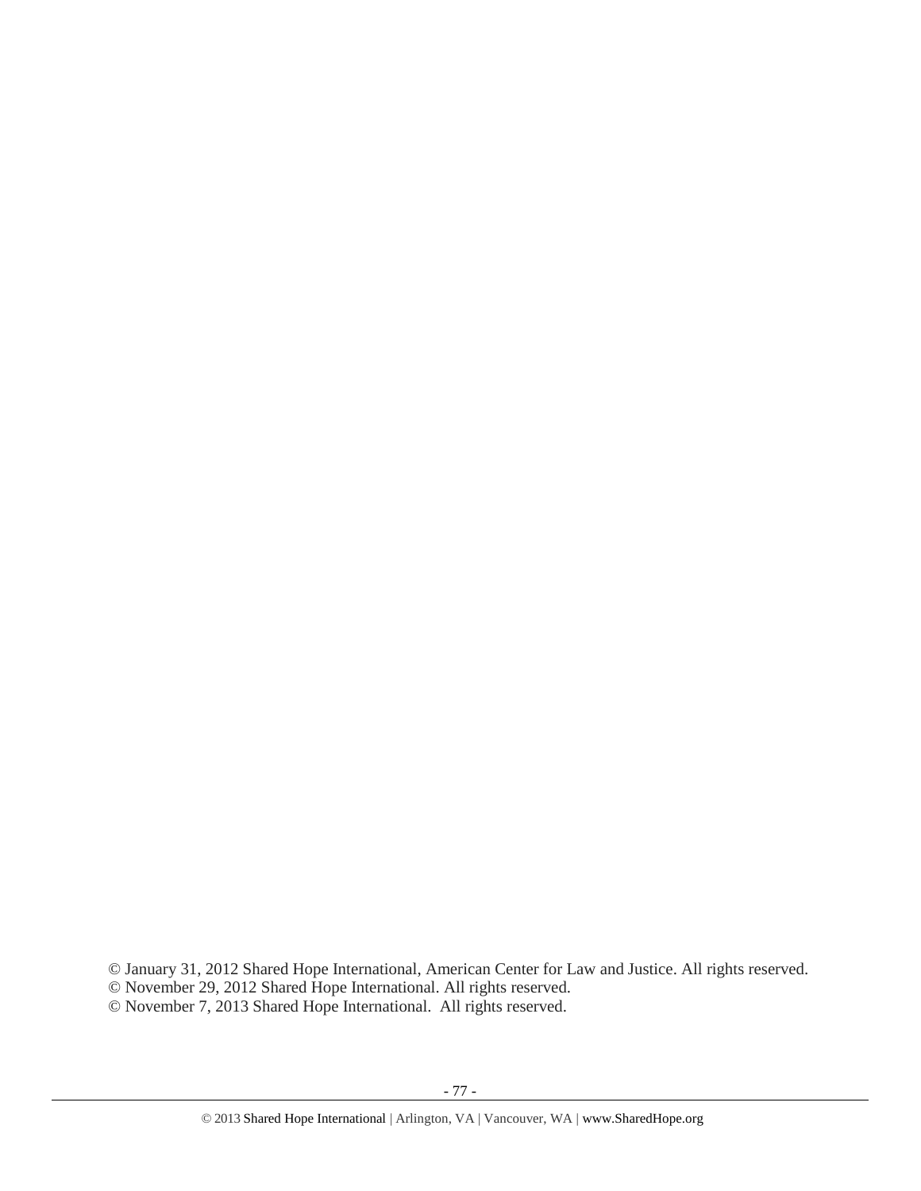© January 31, 2012 Shared Hope International, American Center for Law and Justice. All rights reserved.
© November 29, 2012 Shared Hope International. All rights reserved.
© November 7, 2013 Shared Hope International. All rights reserved.